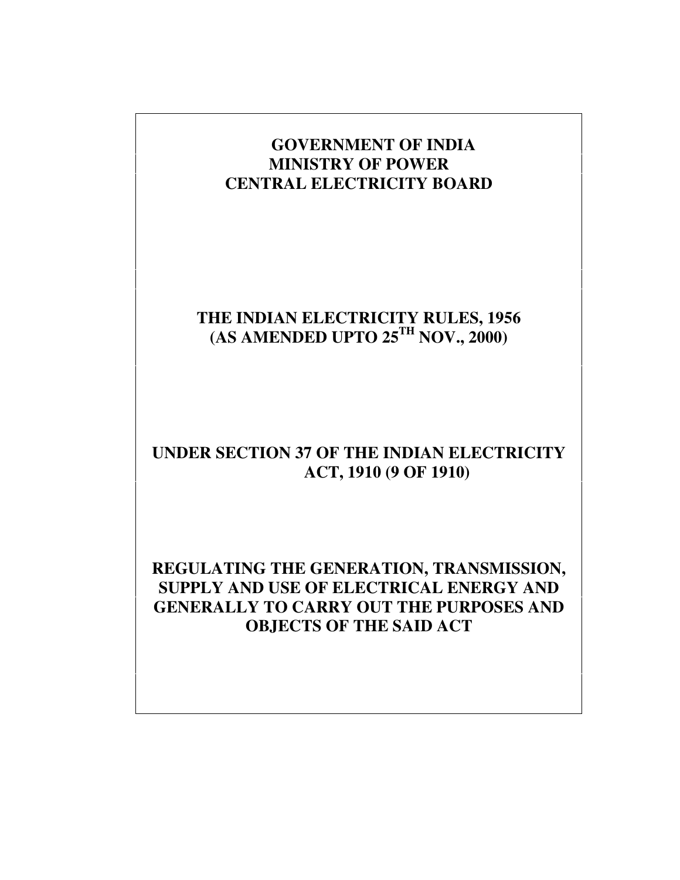# GOVERNMENT OF INDIA
# MINISTRY OF POWER
# CENTRAL ELECTRICITY BOARD

## THE INDIAN ELECTRICITY RULES, 1956
## (AS AMENDED UPTO 25TH NOV., 2000)

## UNDER SECTION 37 OF THE INDIAN ELECTRICITY ACT, 1910 (9 OF 1910)

## REGULATING THE GENERATION, TRANSMISSION, SUPPLY AND USE OF ELECTRICAL ENERGY AND GENERALLY TO CARRY OUT THE PURPOSES AND OBJECTS OF THE SAID ACT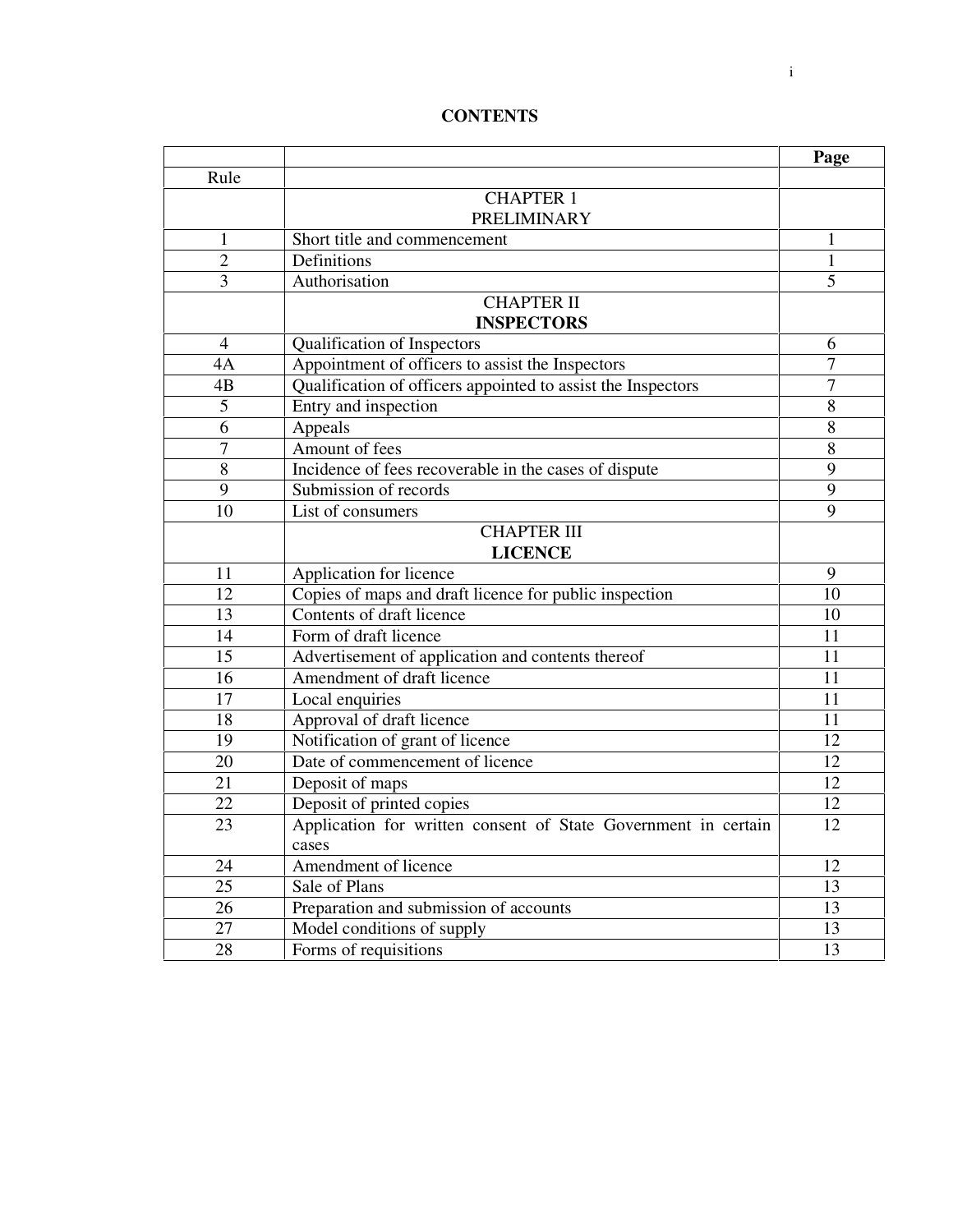# CONTENTS

| | | Page |
|---|---|---|
| Rule | | |
| | CHAPTER 1<br>PRELIMINARY | |
| 1 | Short title and commencement | 1 |
| 2 | Definitions | 1 |
| 3 | Authorisation | 5 |
| | CHAPTER II<br>**INSPECTORS** | |
| 4 | Qualification of Inspectors | 6 |
| 4A | Appointment of officers to assist the Inspectors | 7 |
| 4B | Qualification of officers appointed to assist the Inspectors | 7 |
| 5 | Entry and inspection | 8 |
| 6 | Appeals | 8 |
| 7 | Amount of fees | 8 |
| 8 | Incidence of fees recoverable in the cases of dispute | 9 |
| 9 | Submission of records | 9 |
| 10 | List of consumers | 9 |
| | CHAPTER III<br>**LICENCE** | |
| 11 | Application for licence | 9 |
| 12 | Copies of maps and draft licence for public inspection | 10 |
| 13 | Contents of draft licence | 10 |
| 14 | Form of draft licence | 11 |
| 15 | Advertisement of application and contents thereof | 11 |
| 16 | Amendment of draft licence | 11 |
| 17 | Local enquiries | 11 |
| 18 | Approval of draft licence | 11 |
| 19 | Notification of grant of licence | 12 |
| 20 | Date of commencement of licence | 12 |
| 21 | Deposit of maps | 12 |
| 22 | Deposit of printed copies | 12 |
| 23 | Application for written consent of State Government in certain cases | 12 |
| 24 | Amendment of licence | 12 |
| 25 | Sale of Plans | 13 |
| 26 | Preparation and submission of accounts | 13 |
| 27 | Model conditions of supply | 13 |
| 28 | Forms of requisitions | 13 |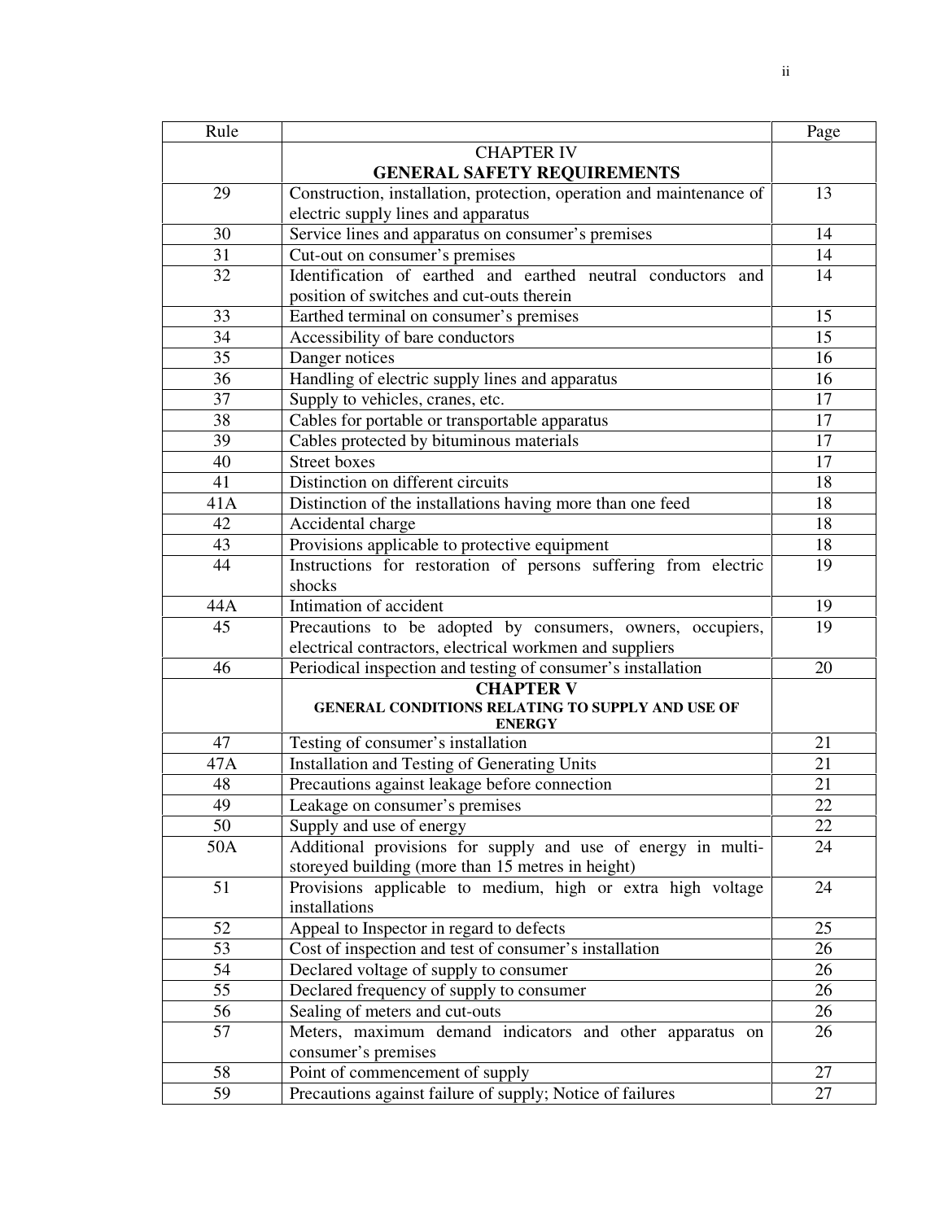| Rule | | Page |
|---|---|---|
| | **CHAPTER IV**<br>**GENERAL SAFETY REQUIREMENTS** | |
| 29 | Construction, installation, protection, operation and maintenance of electric supply lines and apparatus | 13 |
| 30 | Service lines and apparatus on consumer's premises | 14 |
| 31 | Cut-out on consumer's premises | 14 |
| 32 | Identification of earthed and earthed neutral conductors and position of switches and cut-outs therein | 14 |
| 33 | Earthed terminal on consumer's premises | 15 |
| 34 | Accessibility of bare conductors | 15 |
| 35 | Danger notices | 16 |
| 36 | Handling of electric supply lines and apparatus | 16 |
| 37 | Supply to vehicles, cranes, etc. | 17 |
| 38 | Cables for portable or transportable apparatus | 17 |
| 39 | Cables protected by bituminous materials | 17 |
| 40 | Street boxes | 17 |
| 41 | Distinction on different circuits | 18 |
| 41A | Distinction of the installations having more than one feed | 18 |
| 42 | Accidental charge | 18 |
| 43 | Provisions applicable to protective equipment | 18 |
| 44 | Instructions for restoration of persons suffering from electric shocks | 19 |
| 44A | Intimation of accident | 19 |
| 45 | Precautions to be adopted by consumers, owners, occupiers, electrical contractors, electrical workmen and suppliers | 19 |
| 46 | Periodical inspection and testing of consumer's installation | 20 |
| | **CHAPTER V**<br>**GENERAL CONDITIONS RELATING TO SUPPLY AND USE OF ENERGY** | |
| 47 | Testing of consumer's installation | 21 |
| 47A | Installation and Testing of Generating Units | 21 |
| 48 | Precautions against leakage before connection | 21 |
| 49 | Leakage on consumer's premises | 22 |
| 50 | Supply and use of energy | 22 |
| 50A | Additional provisions for supply and use of energy in multi-storeyed building (more than 15 metres in height) | 24 |
| 51 | Provisions applicable to medium, high or extra high voltage installations | 24 |
| 52 | Appeal to Inspector in regard to defects | 25 |
| 53 | Cost of inspection and test of consumer's installation | 26 |
| 54 | Declared voltage of supply to consumer | 26 |
| 55 | Declared frequency of supply to consumer | 26 |
| 56 | Sealing of meters and cut-outs | 26 |
| 57 | Meters, maximum demand indicators and other apparatus on consumer's premises | 26 |
| 58 | Point of commencement of supply | 27 |
| 59 | Precautions against failure of supply; Notice of failures | 27 |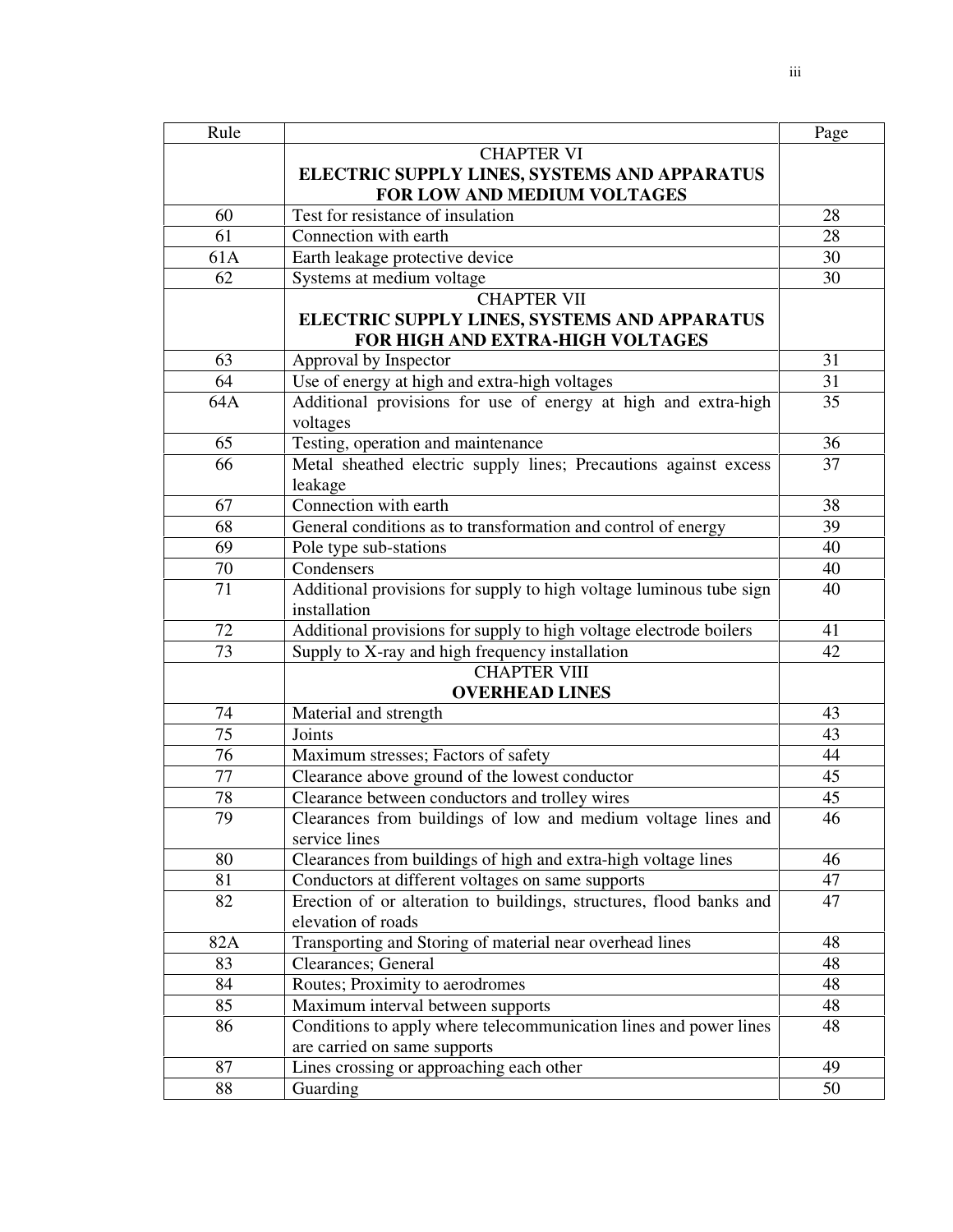| Rule | | Page |
|---|---|---|
| | CHAPTER VI<br>**ELECTRIC SUPPLY LINES, SYSTEMS AND APPARATUS FOR LOW AND MEDIUM VOLTAGES** | |
| 60 | Test for resistance of insulation | 28 |
| 61 | Connection with earth | 28 |
| 61A | Earth leakage protective device | 30 |
| 62 | Systems at medium voltage | 30 |
| | CHAPTER VII<br>**ELECTRIC SUPPLY LINES, SYSTEMS AND APPARATUS FOR HIGH AND EXTRA-HIGH VOLTAGES** | |
| 63 | Approval by Inspector | 31 |
| 64 | Use of energy at high and extra-high voltages | 31 |
| 64A | Additional provisions for use of energy at high and extra-high voltages | 35 |
| 65 | Testing, operation and maintenance | 36 |
| 66 | Metal sheathed electric supply lines; Precautions against excess leakage | 37 |
| 67 | Connection with earth | 38 |
| 68 | General conditions as to transformation and control of energy | 39 |
| 69 | Pole type sub-stations | 40 |
| 70 | Condensers | 40 |
| 71 | Additional provisions for supply to high voltage luminous tube sign installation | 40 |
| 72 | Additional provisions for supply to high voltage electrode boilers | 41 |
| 73 | Supply to X-ray and high frequency installation | 42 |
| | CHAPTER VIII<br>**OVERHEAD LINES** | |
| 74 | Material and strength | 43 |
| 75 | Joints | 43 |
| 76 | Maximum stresses; Factors of safety | 44 |
| 77 | Clearance above ground of the lowest conductor | 45 |
| 78 | Clearance between conductors and trolley wires | 45 |
| 79 | Clearances from buildings of low and medium voltage lines and service lines | 46 |
| 80 | Clearances from buildings of high and extra-high voltage lines | 46 |
| 81 | Conductors at different voltages on same supports | 47 |
| 82 | Erection of or alteration to buildings, structures, flood banks and elevation of roads | 47 |
| 82A | Transporting and Storing of material near overhead lines | 48 |
| 83 | Clearances; General | 48 |
| 84 | Routes; Proximity to aerodromes | 48 |
| 85 | Maximum interval between supports | 48 |
| 86 | Conditions to apply where telecommunication lines and power lines are carried on same supports | 48 |
| 87 | Lines crossing or approaching each other | 49 |
| 88 | Guarding | 50 |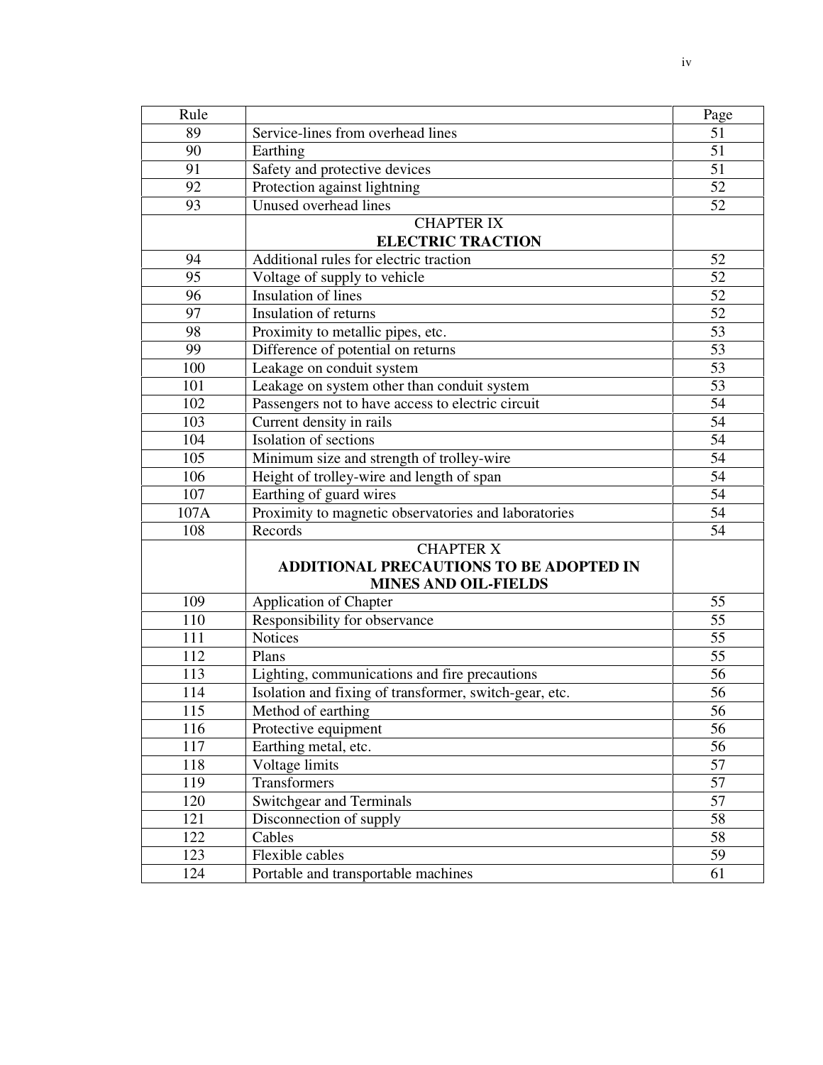| Rule | | Page |
|---|---|---|
| 89 | Service-lines from overhead lines | 51 |
| 90 | Earthing | 51 |
| 91 | Safety and protective devices | 51 |
| 92 | Protection against lightning | 52 |
| 93 | Unused overhead lines | 52 |
| | CHAPTER IX<br>**ELECTRIC TRACTION** | |
| 94 | Additional rules for electric traction | 52 |
| 95 | Voltage of supply to vehicle | 52 |
| 96 | Insulation of lines | 52 |
| 97 | Insulation of returns | 52 |
| 98 | Proximity to metallic pipes, etc. | 53 |
| 99 | Difference of potential on returns | 53 |
| 100 | Leakage on conduit system | 53 |
| 101 | Leakage on system other than conduit system | 53 |
| 102 | Passengers not to have access to electric circuit | 54 |
| 103 | Current density in rails | 54 |
| 104 | Isolation of sections | 54 |
| 105 | Minimum size and strength of trolley-wire | 54 |
| 106 | Height of trolley-wire and length of span | 54 |
| 107 | Earthing of guard wires | 54 |
| 107A | Proximity to magnetic observatories and laboratories | 54 |
| 108 | Records | 54 |
| | CHAPTER X<br>**ADDITIONAL PRECAUTIONS TO BE ADOPTED IN MINES AND OIL-FIELDS** | |
| 109 | Application of Chapter | 55 |
| 110 | Responsibility for observance | 55 |
| 111 | Notices | 55 |
| 112 | Plans | 55 |
| 113 | Lighting, communications and fire precautions | 56 |
| 114 | Isolation and fixing of transformer, switch-gear, etc. | 56 |
| 115 | Method of earthing | 56 |
| 116 | Protective equipment | 56 |
| 117 | Earthing metal, etc. | 56 |
| 118 | Voltage limits | 57 |
| 119 | Transformers | 57 |
| 120 | Switchgear and Terminals | 57 |
| 121 | Disconnection of supply | 58 |
| 122 | Cables | 58 |
| 123 | Flexible cables | 59 |
| 124 | Portable and transportable machines | 61 |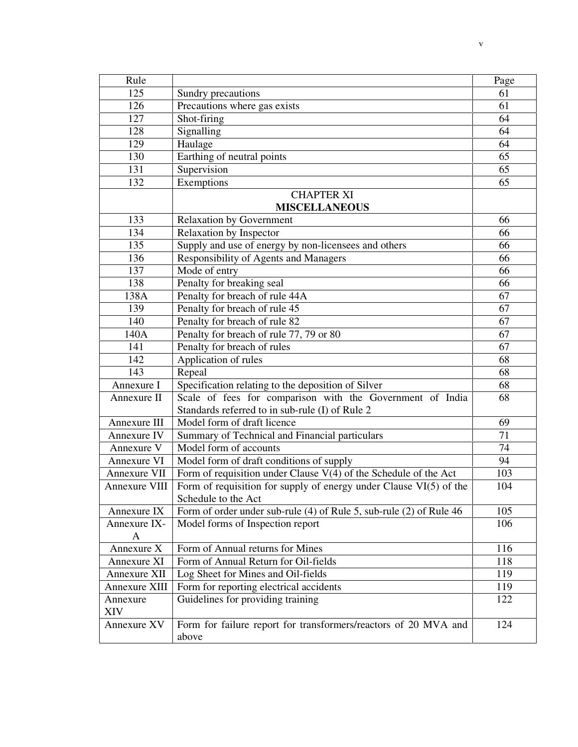| Rule | | Page |
|---|---|---|
| 125 | Sundry precautions | 61 |
| 126 | Precautions where gas exists | 61 |
| 127 | Shot-firing | 64 |
| 128 | Signalling | 64 |
| 129 | Haulage | 64 |
| 130 | Earthing of neutral points | 65 |
| 131 | Supervision | 65 |
| 132 | Exemptions | 65 |
| | CHAPTER XI **MISCELLANEOUS** | |
| 133 | Relaxation by Government | 66 |
| 134 | Relaxation by Inspector | 66 |
| 135 | Supply and use of energy by non-licensees and others | 66 |
| 136 | Responsibility of Agents and Managers | 66 |
| 137 | Mode of entry | 66 |
| 138 | Penalty for breaking seal | 66 |
| 138A | Penalty for breach of rule 44A | 67 |
| 139 | Penalty for breach of rule 45 | 67 |
| 140 | Penalty for breach of rule 82 | 67 |
| 140A | Penalty for breach of rule 77, 79 or 80 | 67 |
| 141 | Penalty for breach of rules | 67 |
| 142 | Application of rules | 68 |
| 143 | Repeal | 68 |
| Annexure I | Specification relating to the deposition of Silver | 68 |
| Annexure II | Scale of fees for comparison with the Government of India Standards referred to in sub-rule (I) of Rule 2 | 68 |
| Annexure III | Model form of draft licence | 69 |
| Annexure IV | Summary of Technical and Financial particulars | 71 |
| Annexure V | Model form of accounts | 74 |
| Annexure VI | Model form of draft conditions of supply | 94 |
| Annexure VII | Form of requisition under Clause V(4) of the Schedule of the Act | 103 |
| Annexure VIII | Form of requisition for supply of energy under Clause VI(5) of the Schedule to the Act | 104 |
| Annexure IX | Form of order under sub-rule (4) of Rule 5, sub-rule (2) of Rule 46 | 105 |
| Annexure IX-A | Model forms of Inspection report | 106 |
| Annexure X | Form of Annual returns for Mines | 116 |
| Annexure XI | Form of Annual Return for Oil-fields | 118 |
| Annexure XII | Log Sheet for Mines and Oil-fields | 119 |
| Annexure XIII | Form for reporting electrical accidents | 119 |
| Annexure XIV | Guidelines for providing training | 122 |
| Annexure XV | Form for failure report for transformers/reactors of 20 MVA and above | 124 |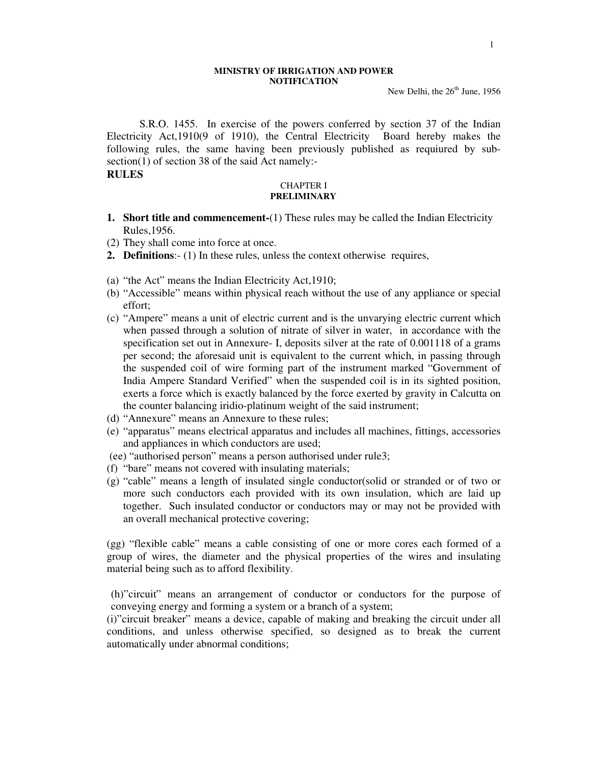**MINISTRY OF IRRIGATION AND POWER**
**NOTIFICATION**

New Delhi, the 26th June, 1956

S.R.O. 1455. In exercise of the powers conferred by section 37 of the Indian Electricity Act,1910(9 of 1910), the Central Electricity Board hereby makes the following rules, the same having been previously published as requiured by sub-section(1) of section 38 of the said Act namely:-

**RULES**

CHAPTER I
**PRELIMINARY**

1. **Short title and commencement-**(1) These rules may be called the Indian Electricity Rules,1956.

(2) They shall come into force at once.

2. **Definitions**:- (1) In these rules, unless the context otherwise requires,

(a) "the Act" means the Indian Electricity Act,1910;

(b) "Accessible" means within physical reach without the use of any appliance or special effort;

(c) "Ampere" means a unit of electric current and is the unvarying electric current which when passed through a solution of nitrate of silver in water, in accordance with the specification set out in Annexure- I, deposits silver at the rate of 0.001118 of a grams per second; the aforesaid unit is equivalent to the current which, in passing through the suspended coil of wire forming part of the instrument marked "Government of India Ampere Standard Verified" when the suspended coil is in its sighted position, exerts a force which is exactly balanced by the force exerted by gravity in Calcutta on the counter balancing iridio-platinum weight of the said instrument;

(d) "Annexure" means an Annexure to these rules;

(e) "apparatus" means electrical apparatus and includes all machines, fittings, accessories and appliances in which conductors are used;

(ee) "authorised person" means a person authorised under rule3;

(f) "bare" means not covered with insulating materials;

(g) "cable" means a length of insulated single conductor(solid or stranded or of two or more such conductors each provided with its own insulation, which are laid up together. Such insulated conductor or conductors may or may not be provided with an overall mechanical protective covering;

(gg) "flexible cable" means a cable consisting of one or more cores each formed of a group of wires, the diameter and the physical properties of the wires and insulating material being such as to afford flexibility.

(h)"circuit" means an arrangement of conductor or conductors for the purpose of conveying energy and forming a system or a branch of a system;

(i)"circuit breaker" means a device, capable of making and breaking the circuit under all conditions, and unless otherwise specified, so designed as to break the current automatically under abnormal conditions;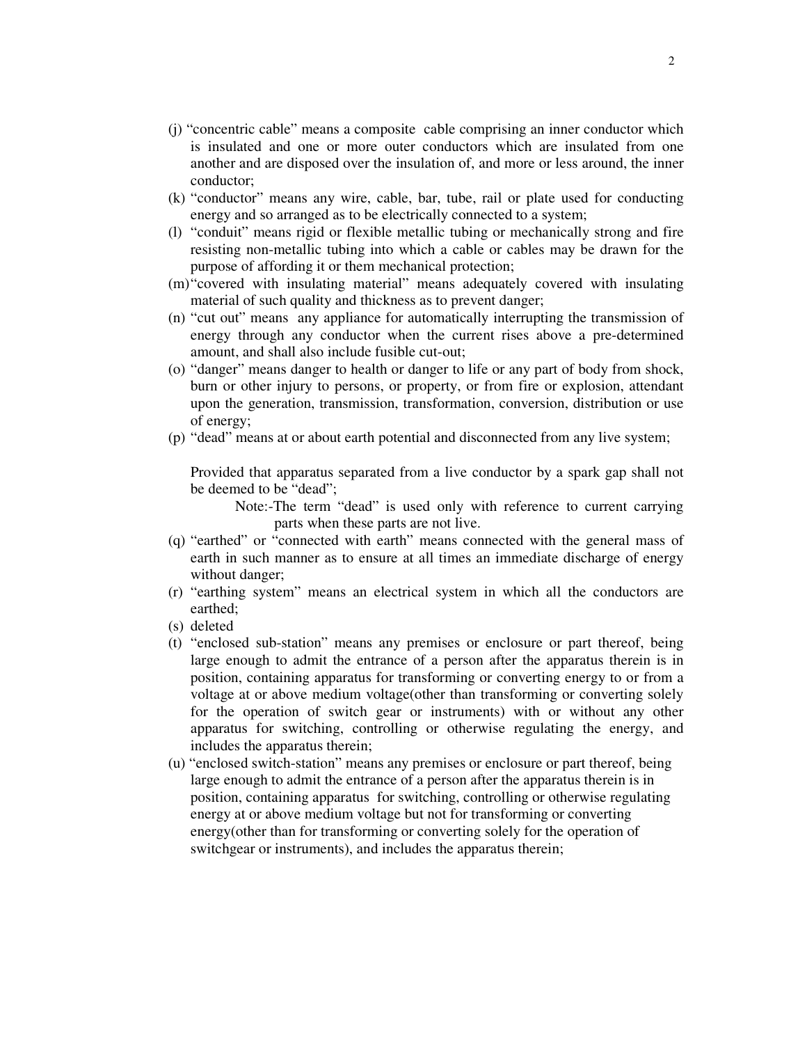(j) "concentric cable" means a composite cable comprising an inner conductor which is insulated and one or more outer conductors which are insulated from one another and are disposed over the insulation of, and more or less around, the inner conductor;

(k) "conductor" means any wire, cable, bar, tube, rail or plate used for conducting energy and so arranged as to be electrically connected to a system;

(l) "conduit" means rigid or flexible metallic tubing or mechanically strong and fire resisting non-metallic tubing into which a cable or cables may be drawn for the purpose of affording it or them mechanical protection;

(m) "covered with insulating material" means adequately covered with insulating material of such quality and thickness as to prevent danger;

(n) "cut out" means any appliance for automatically interrupting the transmission of energy through any conductor when the current rises above a pre-determined amount, and shall also include fusible cut-out;

(o) "danger" means danger to health or danger to life or any part of body from shock, burn or other injury to persons, or property, or from fire or explosion, attendant upon the generation, transmission, transformation, conversion, distribution or use of energy;

(p) "dead" means at or about earth potential and disconnected from any live system;

Provided that apparatus separated from a live conductor by a spark gap shall not be deemed to be "dead";

Note:-The term "dead" is used only with reference to current carrying parts when these parts are not live.

(q) "earthed" or "connected with earth" means connected with the general mass of earth in such manner as to ensure at all times an immediate discharge of energy without danger;

(r) "earthing system" means an electrical system in which all the conductors are earthed;

(s) deleted

(t) "enclosed sub-station" means any premises or enclosure or part thereof, being large enough to admit the entrance of a person after the apparatus therein is in position, containing apparatus for transforming or converting energy to or from a voltage at or above medium voltage(other than transforming or converting solely for the operation of switch gear or instruments) with or without any other apparatus for switching, controlling or otherwise regulating the energy, and includes the apparatus therein;

(u) "enclosed switch-station" means any premises or enclosure or part thereof, being large enough to admit the entrance of a person after the apparatus therein is in position, containing apparatus for switching, controlling or otherwise regulating energy at or above medium voltage but not for transforming or converting energy(other than for transforming or converting solely for the operation of switchgear or instruments), and includes the apparatus therein;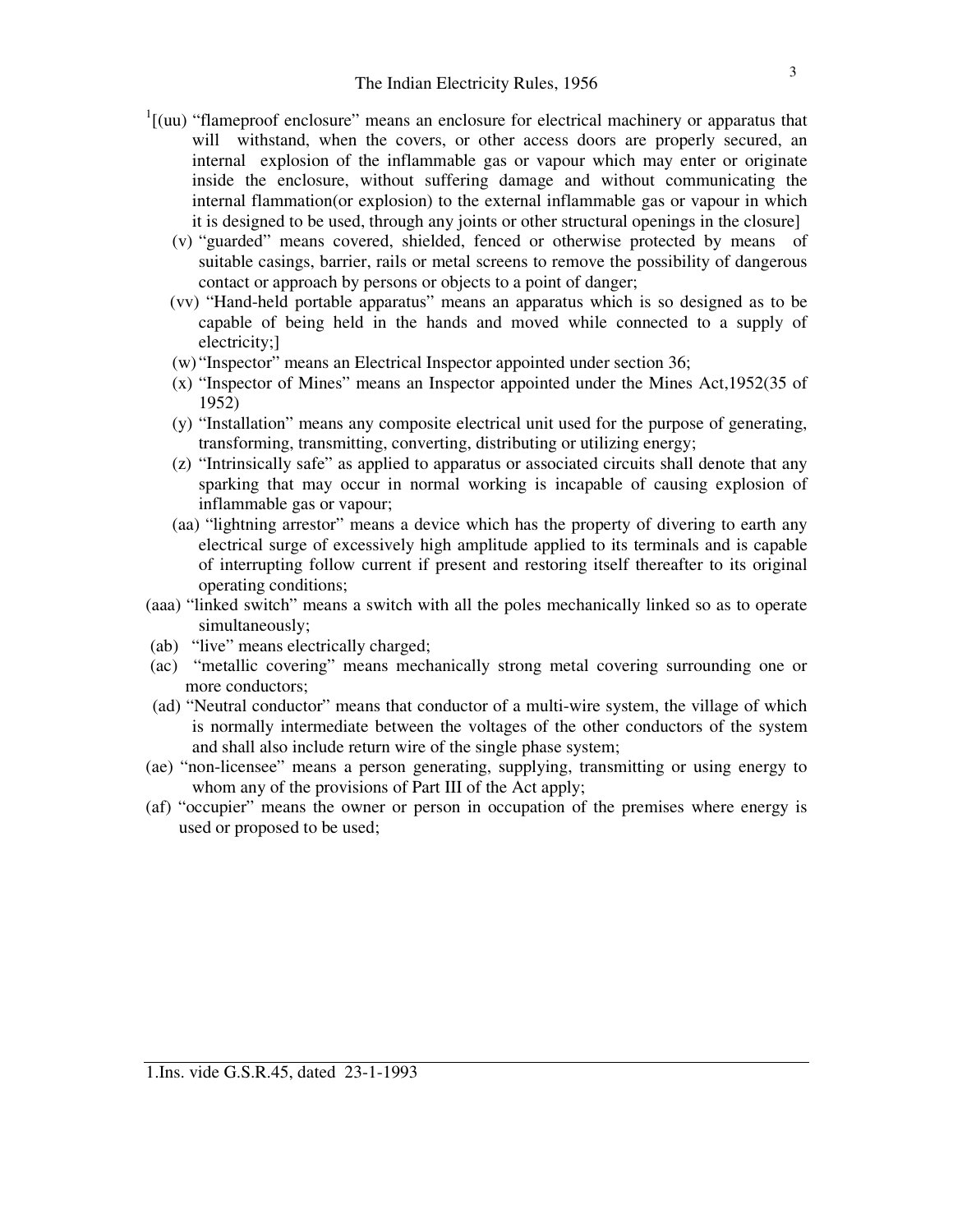[1][(uu) "flameproof enclosure" means an enclosure for electrical machinery or apparatus that will withstand, when the covers, or other access doors are properly secured, an internal explosion of the inflammable gas or vapour which may enter or originate inside the enclosure, without suffering damage and without communicating the internal flammation(or explosion) to the external inflammable gas or vapour in which it is designed to be used, through any joints or other structural openings in the closure]

(v) "guarded" means covered, shielded, fenced or otherwise protected by means of suitable casings, barrier, rails or metal screens to remove the possibility of dangerous contact or approach by persons or objects to a point of danger;

(vv) "Hand-held portable apparatus" means an apparatus which is so designed as to be capable of being held in the hands and moved while connected to a supply of electricity;]

(w) "Inspector" means an Electrical Inspector appointed under section 36;

(x) "Inspector of Mines" means an Inspector appointed under the Mines Act,1952(35 of 1952)

(y) "Installation" means any composite electrical unit used for the purpose of generating, transforming, transmitting, converting, distributing or utilizing energy;

(z) "Intrinsically safe" as applied to apparatus or associated circuits shall denote that any sparking that may occur in normal working is incapable of causing explosion of inflammable gas or vapour;

(aa) "lightning arrestor" means a device which has the property of divering to earth any electrical surge of excessively high amplitude applied to its terminals and is capable of interrupting follow current if present and restoring itself thereafter to its original operating conditions;

(aaa) "linked switch" means a switch with all the poles mechanically linked so as to operate simultaneously;

(ab) "live" means electrically charged;

(ac) "metallic covering" means mechanically strong metal covering surrounding one or more conductors;

(ad) "Neutral conductor" means that conductor of a multi-wire system, the village of which is normally intermediate between the voltages of the other conductors of the system and shall also include return wire of the single phase system;

(ae) "non-licensee" means a person generating, supplying, transmitting or using energy to whom any of the provisions of Part III of the Act apply;

(af) "occupier" means the owner or person in occupation of the premises where energy is used or proposed to be used;

---

1.Ins. vide G.S.R.45, dated 23-1-1993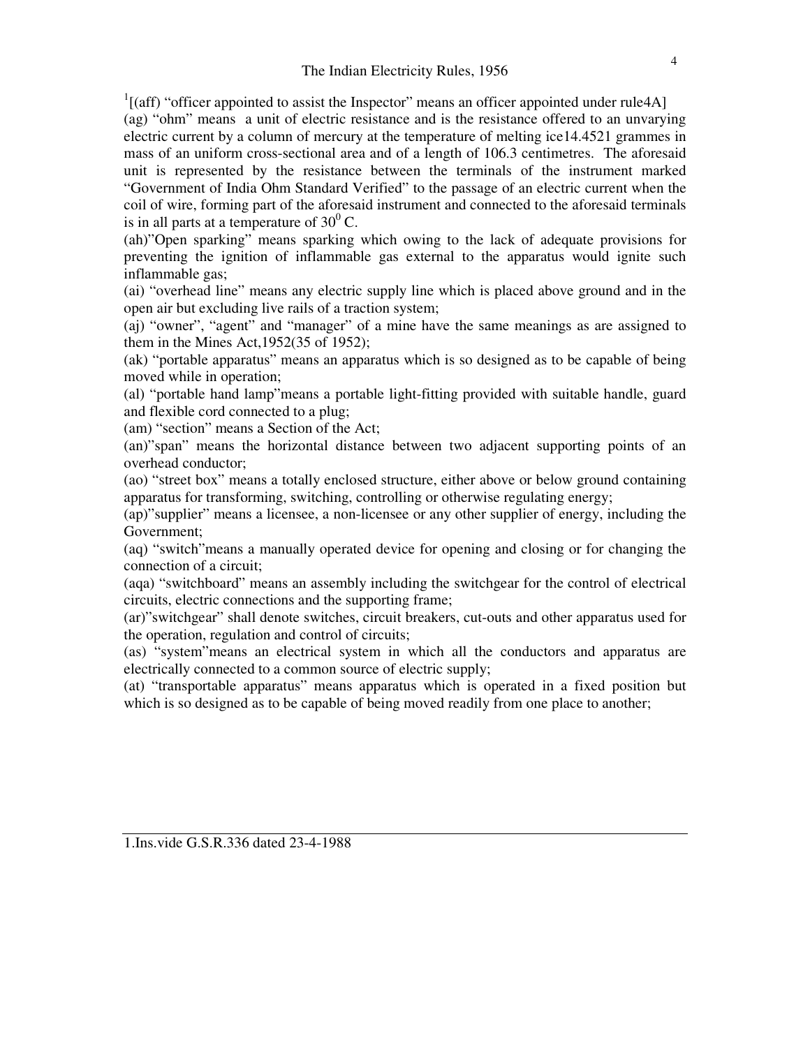[1][(aff) "officer appointed to assist the Inspector" means an officer appointed under rule4A]

(ag) "ohm" means a unit of electric resistance and is the resistance offered to an unvarying electric current by a column of mercury at the temperature of melting ice14.4521 grammes in mass of an uniform cross-sectional area and of a length of 106.3 centimetres. The aforesaid unit is represented by the resistance between the terminals of the instrument marked "Government of India Ohm Standard Verified" to the passage of an electric current when the coil of wire, forming part of the aforesaid instrument and connected to the aforesaid terminals is in all parts at a temperature of $30^0$ C.

(ah)"Open sparking" means sparking which owing to the lack of adequate provisions for preventing the ignition of inflammable gas external to the apparatus would ignite such inflammable gas;

(ai) "overhead line" means any electric supply line which is placed above ground and in the open air but excluding live rails of a traction system;

(aj) "owner", "agent" and "manager" of a mine have the same meanings as are assigned to them in the Mines Act,1952(35 of 1952);

(ak) "portable apparatus" means an apparatus which is so designed as to be capable of being moved while in operation;

(al) "portable hand lamp"means a portable light-fitting provided with suitable handle, guard and flexible cord connected to a plug;

(am) "section" means a Section of the Act;

(an)"span" means the horizontal distance between two adjacent supporting points of an overhead conductor;

(ao) "street box" means a totally enclosed structure, either above or below ground containing apparatus for transforming, switching, controlling or otherwise regulating energy;

(ap)"supplier" means a licensee, a non-licensee or any other supplier of energy, including the Government;

(aq) "switch"means a manually operated device for opening and closing or for changing the connection of a circuit;

(aqa) "switchboard" means an assembly including the switchgear for the control of electrical circuits, electric connections and the supporting frame;

(ar)"switchgear" shall denote switches, circuit breakers, cut-outs and other apparatus used for the operation, regulation and control of circuits;

(as) "system"means an electrical system in which all the conductors and apparatus are electrically connected to a common source of electric supply;

(at) "transportable apparatus" means apparatus which is operated in a fixed position but which is so designed as to be capable of being moved readily from one place to another;

---

1.Ins.vide G.S.R.336 dated 23-4-1988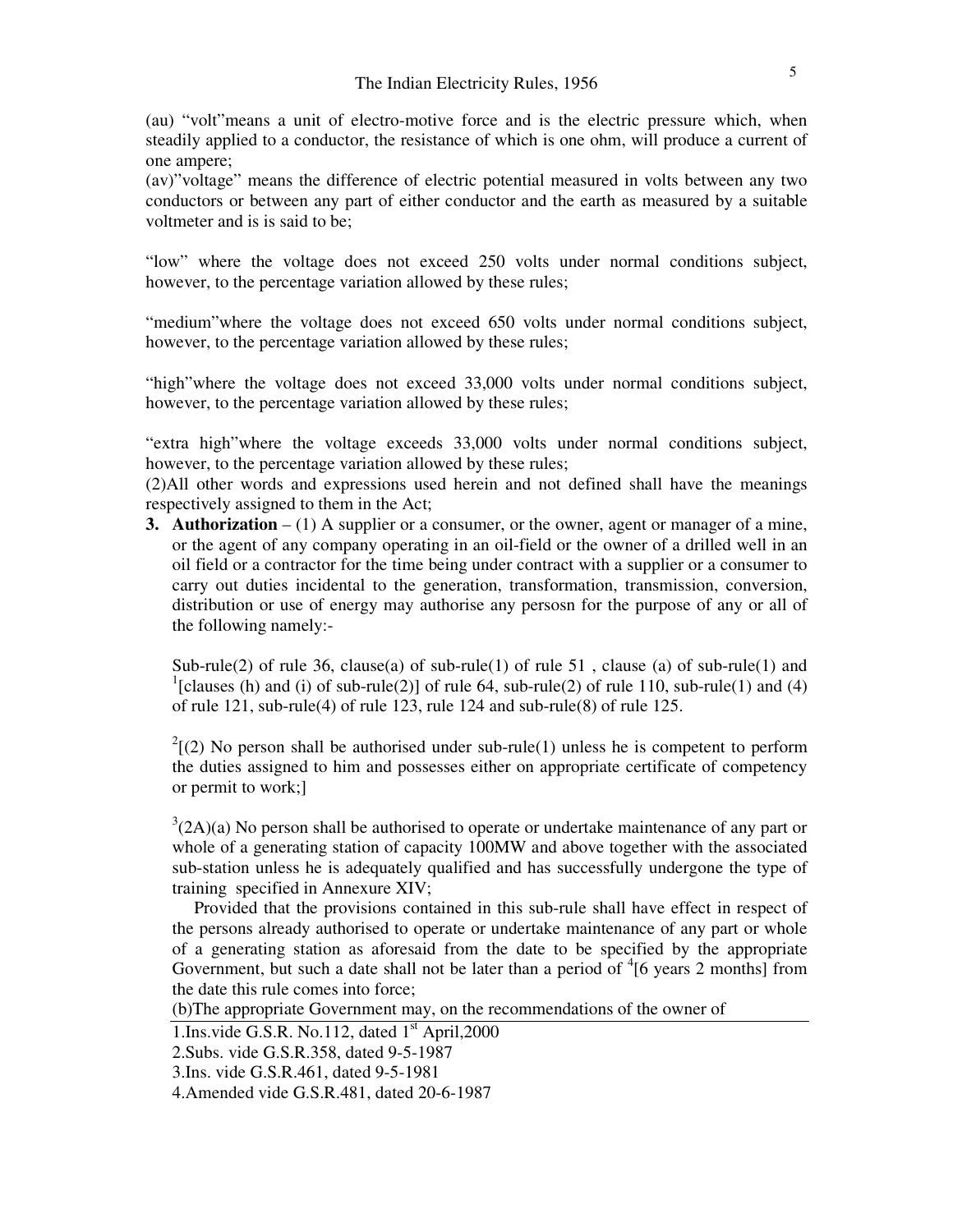(au) "volt"means a unit of electro-motive force and is the electric pressure which, when steadily applied to a conductor, the resistance of which is one ohm, will produce a current of one ampere;

(av)"voltage" means the difference of electric potential measured in volts between any two conductors or between any part of either conductor and the earth as measured by a suitable voltmeter and is is said to be;

"low" where the voltage does not exceed 250 volts under normal conditions subject, however, to the percentage variation allowed by these rules;

"medium"where the voltage does not exceed 650 volts under normal conditions subject, however, to the percentage variation allowed by these rules;

"high"where the voltage does not exceed 33,000 volts under normal conditions subject, however, to the percentage variation allowed by these rules;

"extra high"where the voltage exceeds 33,000 volts under normal conditions subject, however, to the percentage variation allowed by these rules;

(2)All other words and expressions used herein and not defined shall have the meanings respectively assigned to them in the Act;

**3. Authorization** – (1) A supplier or a consumer, or the owner, agent or manager of a mine, or the agent of any company operating in an oil-field or the owner of a drilled well in an oil field or a contractor for the time being under contract with a supplier or a consumer to carry out duties incidental to the generation, transformation, transmission, conversion, distribution or use of energy may authorise any persosn for the purpose of any or all of the following namely:-

Sub-rule(2) of rule 36, clause(a) of sub-rule(1) of rule 51 , clause (a) of sub-rule(1) and [1][clauses (h) and (i) of sub-rule(2)] of rule 64, sub-rule(2) of rule 110, sub-rule(1) and (4) of rule 121, sub-rule(4) of rule 123, rule 124 and sub-rule(8) of rule 125.

[2][(2) No person shall be authorised under sub-rule(1) unless he is competent to perform the duties assigned to him and possesses either on appropriate certificate of competency or permit to work;]

[3](2A)(a) No person shall be authorised to operate or undertake maintenance of any part or whole of a generating station of capacity 100MW and above together with the associated sub-station unless he is adequately qualified and has successfully undergone the type of training specified in Annexure XIV;

Provided that the provisions contained in this sub-rule shall have effect in respect of the persons already authorised to operate or undertake maintenance of any part or whole of a generating station as aforesaid from the date to be specified by the appropriate Government, but such a date shall not be later than a period of [4][6 years 2 months] from the date this rule comes into force;

(b)The appropriate Government may, on the recommendations of the owner of

---

1.Ins.vide G.S.R. No.112, dated 1st April,2000

2.Subs. vide G.S.R.358, dated 9-5-1987

3.Ins. vide G.S.R.461, dated 9-5-1981

4.Amended vide G.S.R.481, dated 20-6-1987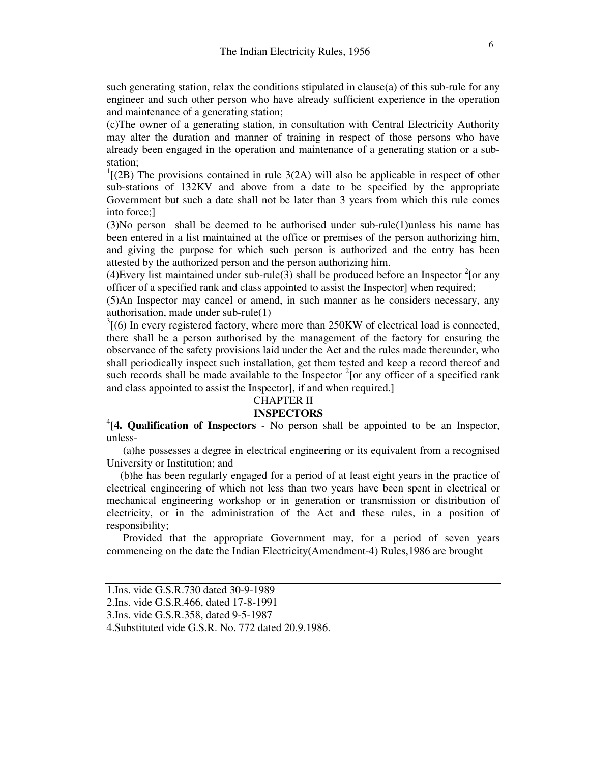such generating station, relax the conditions stipulated in clause(a) of this sub-rule for any engineer and such other person who have already sufficient experience in the operation and maintenance of a generating station;

(c)The owner of a generating station, in consultation with Central Electricity Authority may alter the duration and manner of training in respect of those persons who have already been engaged in the operation and maintenance of a generating station or a sub-station;

[1][(2B) The provisions contained in rule 3(2A) will also be applicable in respect of other sub-stations of 132KV and above from a date to be specified by the appropriate Government but such a date shall not be later than 3 years from which this rule comes into force;]

(3)No person shall be deemed to be authorised under sub-rule(1)unless his name has been entered in a list maintained at the office or premises of the person authorizing him, and giving the purpose for which such person is authorized and the entry has been attested by the authorized person and the person authorizing him.

(4)Every list maintained under sub-rule(3) shall be produced before an Inspector [2][or any officer of a specified rank and class appointed to assist the Inspector] when required;

(5)An Inspector may cancel or amend, in such manner as he considers necessary, any authorisation, made under sub-rule(1)

[3][(6) In every registered factory, where more than 250KW of electrical load is connected, there shall be a person authorised by the management of the factory for ensuring the observance of the safety provisions laid under the Act and the rules made thereunder, who shall periodically inspect such installation, get them tested and keep a record thereof and such records shall be made available to the Inspector [2][or any officer of a specified rank and class appointed to assist the Inspector], if and when required.]

## CHAPTER II

## INSPECTORS

[4][**4. Qualification of Inspectors** - No person shall be appointed to be an Inspector, unless-

(a)he possesses a degree in electrical engineering or its equivalent from a recognised University or Institution; and

(b)he has been regularly engaged for a period of at least eight years in the practice of electrical engineering of which not less than two years have been spent in electrical or mechanical engineering workshop or in generation or transmission or distribution of electricity, or in the administration of the Act and these rules, in a position of responsibility;

Provided that the appropriate Government may, for a period of seven years commencing on the date the Indian Electricity(Amendment-4) Rules,1986 are brought

---

1.Ins. vide G.S.R.730 dated 30-9-1989

2.Ins. vide G.S.R.466, dated 17-8-1991

3.Ins. vide G.S.R.358, dated 9-5-1987

4.Substituted vide G.S.R. No. 772 dated 20.9.1986.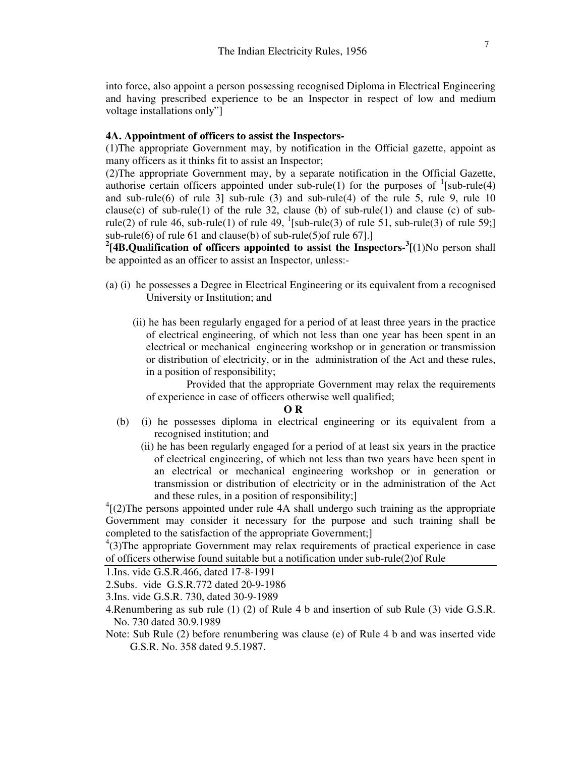into force, also appoint a person possessing recognised Diploma in Electrical Engineering and having prescribed experience to be an Inspector in respect of low and medium voltage installations only"]

**4A. Appointment of officers to assist the Inspectors-**

(1)The appropriate Government may, by notification in the Official gazette, appoint as many officers as it thinks fit to assist an Inspector;

(2)The appropriate Government may, by a separate notification in the Official Gazette, authorise certain officers appointed under sub-rule(1) for the purposes of [1][sub-rule(4) and sub-rule(6) of rule 3] sub-rule (3) and sub-rule(4) of the rule 5, rule 9, rule 10 clause(c) of sub-rule(1) of the rule 32, clause (b) of sub-rule(1) and clause (c) of sub-rule(2) of rule 46, sub-rule(1) of rule 49, [1][sub-rule(3) of rule 51, sub-rule(3) of rule 59;] sub-rule(6) of rule 61 and clause(b) of sub-rule(5)of rule 67].]

[2]**[4B.Qualification of officers appointed to assist the Inspectors-**[3][(1)No person shall be appointed as an officer to assist an Inspector, unless:-

(a) (i) he possesses a Degree in Electrical Engineering or its equivalent from a recognised University or Institution; and

(ii) he has been regularly engaged for a period of at least three years in the practice of electrical engineering, of which not less than one year has been spent in an electrical or mechanical engineering workshop or in generation or transmission or distribution of electricity, or in the administration of the Act and these rules, in a position of responsibility;

Provided that the appropriate Government may relax the requirements of experience in case of officers otherwise well qualified;

**O R**

(b) (i) he possesses diploma in electrical engineering or its equivalent from a recognised institution; and

(ii) he has been regularly engaged for a period of at least six years in the practice of electrical engineering, of which not less than two years have been spent in an electrical or mechanical engineering workshop or in generation or transmission or distribution of electricity or in the administration of the Act and these rules, in a position of responsibility;]

[4][(2)The persons appointed under rule 4A shall undergo such training as the appropriate Government may consider it necessary for the purpose and such training shall be completed to the satisfaction of the appropriate Government;]

[4](3)The appropriate Government may relax requirements of practical experience in case of officers otherwise found suitable but a notification under sub-rule(2)of Rule

---

1.Ins. vide G.S.R.466, dated 17-8-1991

2.Subs. vide G.S.R.772 dated 20-9-1986

3.Ins. vide G.S.R. 730, dated 30-9-1989

4.Renumbering as sub rule (1) (2) of Rule 4 b and insertion of sub Rule (3) vide G.S.R. No. 730 dated 30.9.1989

Note: Sub Rule (2) before renumbering was clause (e) of Rule 4 b and was inserted vide G.S.R. No. 358 dated 9.5.1987.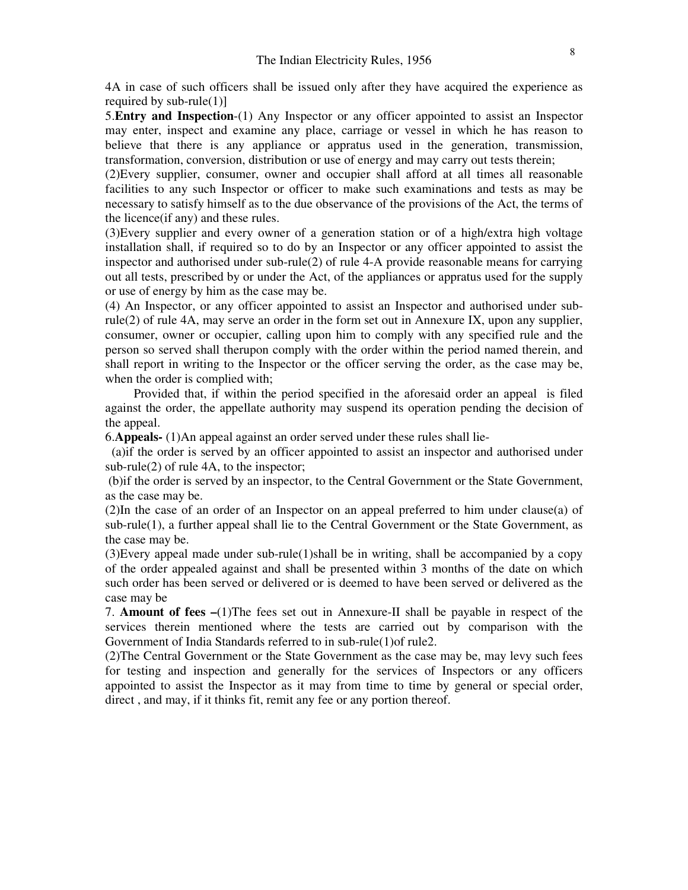4A in case of such officers shall be issued only after they have acquired the experience as required by sub-rule(1)]

5.**Entry and Inspection**-(1) Any Inspector or any officer appointed to assist an Inspector may enter, inspect and examine any place, carriage or vessel in which he has reason to believe that there is any appliance or appratus used in the generation, transmission, transformation, conversion, distribution or use of energy and may carry out tests therein;

(2)Every supplier, consumer, owner and occupier shall afford at all times all reasonable facilities to any such Inspector or officer to make such examinations and tests as may be necessary to satisfy himself as to the due observance of the provisions of the Act, the terms of the licence(if any) and these rules.

(3)Every supplier and every owner of a generation station or of a high/extra high voltage installation shall, if required so to do by an Inspector or any officer appointed to assist the inspector and authorised under sub-rule(2) of rule 4-A provide reasonable means for carrying out all tests, prescribed by or under the Act, of the appliances or appratus used for the supply or use of energy by him as the case may be.

(4) An Inspector, or any officer appointed to assist an Inspector and authorised under sub-rule(2) of rule 4A, may serve an order in the form set out in Annexure IX, upon any supplier, consumer, owner or occupier, calling upon him to comply with any specified rule and the person so served shall therupon comply with the order within the period named therein, and shall report in writing to the Inspector or the officer serving the order, as the case may be, when the order is complied with;

Provided that, if within the period specified in the aforesaid order an appeal is filed against the order, the appellate authority may suspend its operation pending the decision of the appeal.

6.**Appeals-** (1)An appeal against an order served under these rules shall lie-

(a)if the order is served by an officer appointed to assist an inspector and authorised under sub-rule(2) of rule 4A, to the inspector;

(b)if the order is served by an inspector, to the Central Government or the State Government, as the case may be.

(2)In the case of an order of an Inspector on an appeal preferred to him under clause(a) of sub-rule(1), a further appeal shall lie to the Central Government or the State Government, as the case may be.

(3)Every appeal made under sub-rule(1)shall be in writing, shall be accompanied by a copy of the order appealed against and shall be presented within 3 months of the date on which such order has been served or delivered or is deemed to have been served or delivered as the case may be

7. **Amount of fees –**(1)The fees set out in Annexure-II shall be payable in respect of the services therein mentioned where the tests are carried out by comparison with the Government of India Standards referred to in sub-rule(1)of rule2.

(2)The Central Government or the State Government as the case may be, may levy such fees for testing and inspection and generally for the services of Inspectors or any officers appointed to assist the Inspector as it may from time to time by general or special order, direct , and may, if it thinks fit, remit any fee or any portion thereof.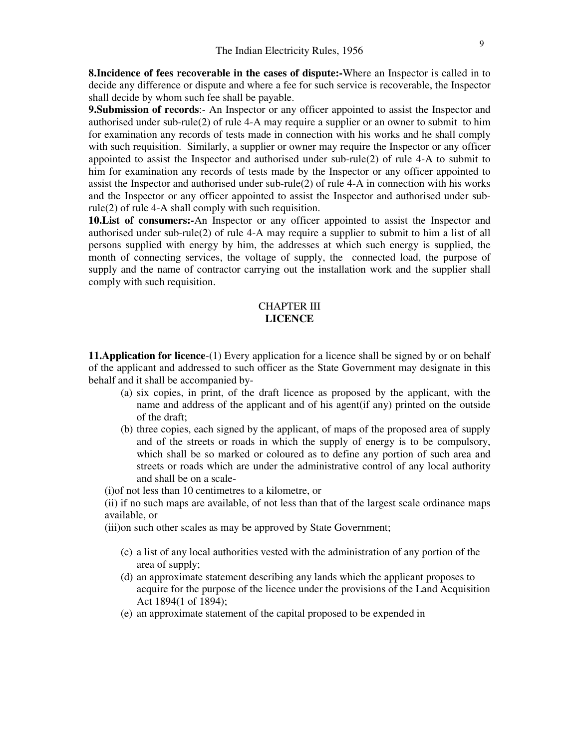**8.Incidence of fees recoverable in the cases of dispute:-**Where an Inspector is called in to decide any difference or dispute and where a fee for such service is recoverable, the Inspector shall decide by whom such fee shall be payable.

**9.Submission of records**:- An Inspector or any officer appointed to assist the Inspector and authorised under sub-rule(2) of rule 4-A may require a supplier or an owner to submit to him for examination any records of tests made in connection with his works and he shall comply with such requisition. Similarly, a supplier or owner may require the Inspector or any officer appointed to assist the Inspector and authorised under sub-rule(2) of rule 4-A to submit to him for examination any records of tests made by the Inspector or any officer appointed to assist the Inspector and authorised under sub-rule(2) of rule 4-A in connection with his works and the Inspector or any officer appointed to assist the Inspector and authorised under sub-rule(2) of rule 4-A shall comply with such requisition.

**10.List of consumers:-**An Inspector or any officer appointed to assist the Inspector and authorised under sub-rule(2) of rule 4-A may require a supplier to submit to him a list of all persons supplied with energy by him, the addresses at which such energy is supplied, the month of connecting services, the voltage of supply, the connected load, the purpose of supply and the name of contractor carrying out the installation work and the supplier shall comply with such requisition.

## CHAPTER III
## LICENCE

**11.Application for licence**-(1) Every application for a licence shall be signed by or on behalf of the applicant and addressed to such officer as the State Government may designate in this behalf and it shall be accompanied by-

(a) six copies, in print, of the draft licence as proposed by the applicant, with the name and address of the applicant and of his agent(if any) printed on the outside of the draft;

(b) three copies, each signed by the applicant, of maps of the proposed area of supply and of the streets or roads in which the supply of energy is to be compulsory, which shall be so marked or coloured as to define any portion of such area and streets or roads which are under the administrative control of any local authority and shall be on a scale-

(i)of not less than 10 centimetres to a kilometre, or

(ii) if no such maps are available, of not less than that of the largest scale ordinance maps available, or

(iii)on such other scales as may be approved by State Government;

(c) a list of any local authorities vested with the administration of any portion of the area of supply;

(d) an approximate statement describing any lands which the applicant proposes to acquire for the purpose of the licence under the provisions of the Land Acquisition Act 1894(1 of 1894);

(e) an approximate statement of the capital proposed to be expended in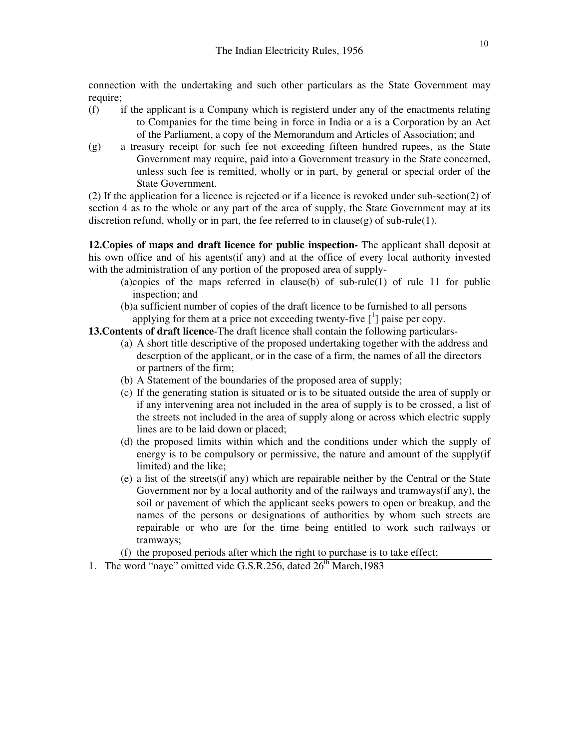connection with the undertaking and such other particulars as the State Government may require;

(f) if the applicant is a Company which is registerd under any of the enactments relating to Companies for the time being in force in India or a is a Corporation by an Act of the Parliament, a copy of the Memorandum and Articles of Association; and

(g) a treasury receipt for such fee not exceeding fifteen hundred rupees, as the State Government may require, paid into a Government treasury in the State concerned, unless such fee is remitted, wholly or in part, by general or special order of the State Government.

(2) If the application for a licence is rejected or if a licence is revoked under sub-section(2) of section 4 as to the whole or any part of the area of supply, the State Government may at its discretion refund, wholly or in part, the fee referred to in clause(g) of sub-rule(1).

**12.Copies of maps and draft licence for public inspection-** The applicant shall deposit at his own office and of his agents(if any) and at the office of every local authority invested with the administration of any portion of the proposed area of supply-

(a)copies of the maps referred in clause(b) of sub-rule(1) of rule 11 for public inspection; and

(b)a sufficient number of copies of the draft licence to be furnished to all persons applying for them at a price not exceeding twenty-five [[1]] paise per copy.

**13.Contents of draft licence**-The draft licence shall contain the following particulars-

(a) A short title descriptive of the proposed undertaking together with the address and descrption of the applicant, or in the case of a firm, the names of all the directors or partners of the firm;

(b) A Statement of the boundaries of the proposed area of supply;

(c) If the generating station is situated or is to be situated outside the area of supply or if any intervening area not included in the area of supply is to be crossed, a list of the streets not included in the area of supply along or across which electric supply lines are to be laid down or placed;

(d) the proposed limits within which and the conditions under which the supply of energy is to be compulsory or permissive, the nature and amount of the supply(if limited) and the like;

(e) a list of the streets(if any) which are repairable neither by the Central or the State Government nor by a local authority and of the railways and tramways(if any), the soil or pavement of which the applicant seeks powers to open or breakup, and the names of the persons or designations of authorities by whom such streets are repairable or who are for the time being entitled to work such railways or tramways;

(f) the proposed periods after which the right to purchase is to take effect;

---

1. The word "naye" omitted vide G.S.R.256, dated 26th March,1983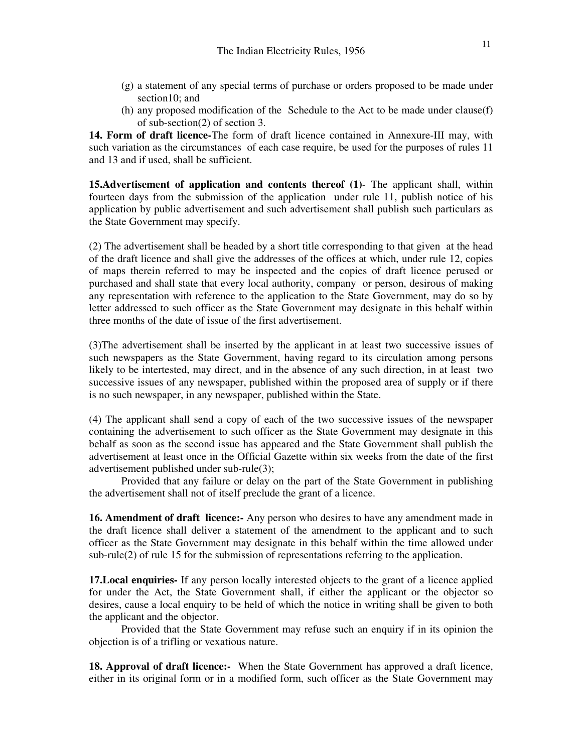(g) a statement of any special terms of purchase or orders proposed to be made under section10; and

(h) any proposed modification of the Schedule to the Act to be made under clause(f) of sub-section(2) of section 3.

**14. Form of draft licence-**The form of draft licence contained in Annexure-III may, with such variation as the circumstances of each case require, be used for the purposes of rules 11 and 13 and if used, shall be sufficient.

**15.Advertisement of application and contents thereof (1)**- The applicant shall, within fourteen days from the submission of the application under rule 11, publish notice of his application by public advertisement and such advertisement shall publish such particulars as the State Government may specify.

(2) The advertisement shall be headed by a short title corresponding to that given at the head of the draft licence and shall give the addresses of the offices at which, under rule 12, copies of maps therein referred to may be inspected and the copies of draft licence perused or purchased and shall state that every local authority, company or person, desirous of making any representation with reference to the application to the State Government, may do so by letter addressed to such officer as the State Government may designate in this behalf within three months of the date of issue of the first advertisement.

(3)The advertisement shall be inserted by the applicant in at least two successive issues of such newspapers as the State Government, having regard to its circulation among persons likely to be intertested, may direct, and in the absence of any such direction, in at least two successive issues of any newspaper, published within the proposed area of supply or if there is no such newspaper, in any newspaper, published within the State.

(4) The applicant shall send a copy of each of the two successive issues of the newspaper containing the advertisement to such officer as the State Government may designate in this behalf as soon as the second issue has appeared and the State Government shall publish the advertisement at least once in the Official Gazette within six weeks from the date of the first advertisement published under sub-rule(3);

Provided that any failure or delay on the part of the State Government in publishing the advertisement shall not of itself preclude the grant of a licence.

**16. Amendment of draft licence:-** Any person who desires to have any amendment made in the draft licence shall deliver a statement of the amendment to the applicant and to such officer as the State Government may designate in this behalf within the time allowed under sub-rule(2) of rule 15 for the submission of representations referring to the application.

**17.Local enquiries-** If any person locally interested objects to the grant of a licence applied for under the Act, the State Government shall, if either the applicant or the objector so desires, cause a local enquiry to be held of which the notice in writing shall be given to both the applicant and the objector.

Provided that the State Government may refuse such an enquiry if in its opinion the objection is of a trifling or vexatious nature.

**18. Approval of draft licence:-** When the State Government has approved a draft licence, either in its original form or in a modified form, such officer as the State Government may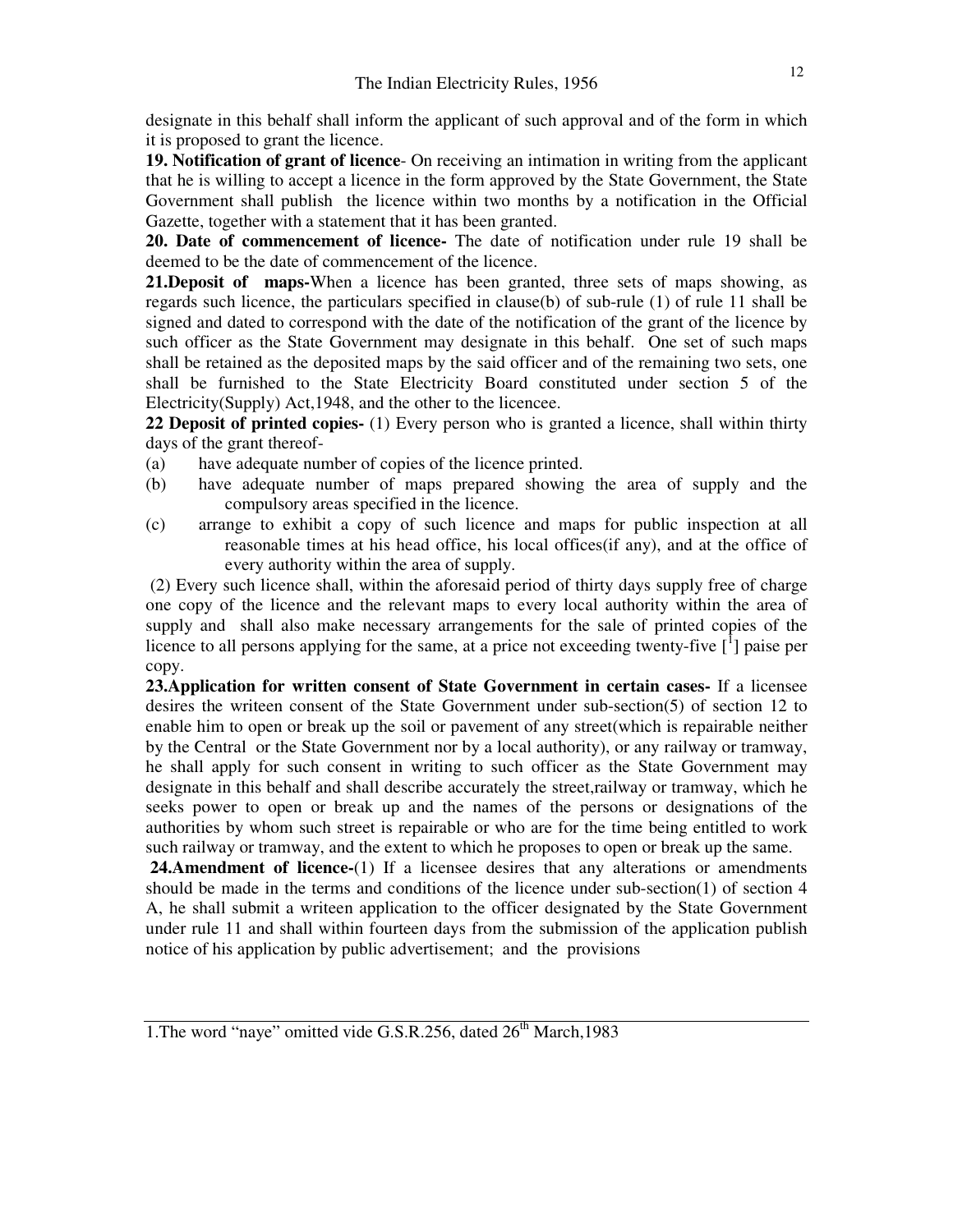designate in this behalf shall inform the applicant of such approval and of the form in which it is proposed to grant the licence.

**19. Notification of grant of licence**- On receiving an intimation in writing from the applicant that he is willing to accept a licence in the form approved by the State Government, the State Government shall publish the licence within two months by a notification in the Official Gazette, together with a statement that it has been granted.

**20. Date of commencement of licence-** The date of notification under rule 19 shall be deemed to be the date of commencement of the licence.

**21.Deposit of maps-**When a licence has been granted, three sets of maps showing, as regards such licence, the particulars specified in clause(b) of sub-rule (1) of rule 11 shall be signed and dated to correspond with the date of the notification of the grant of the licence by such officer as the State Government may designate in this behalf. One set of such maps shall be retained as the deposited maps by the said officer and of the remaining two sets, one shall be furnished to the State Electricity Board constituted under section 5 of the Electricity(Supply) Act,1948, and the other to the licencee.

**22 Deposit of printed copies-** (1) Every person who is granted a licence, shall within thirty days of the grant thereof-

(a) have adequate number of copies of the licence printed.

(b) have adequate number of maps prepared showing the area of supply and the compulsory areas specified in the licence.

(c) arrange to exhibit a copy of such licence and maps for public inspection at all reasonable times at his head office, his local offices(if any), and at the office of every authority within the area of supply.

(2) Every such licence shall, within the aforesaid period of thirty days supply free of charge one copy of the licence and the relevant maps to every local authority within the area of supply and shall also make necessary arrangements for the sale of printed copies of the licence to all persons applying for the same, at a price not exceeding twenty-five [[1]] paise per copy.

**23.Application for written consent of State Government in certain cases-** If a licensee desires the writeen consent of the State Government under sub-section(5) of section 12 to enable him to open or break up the soil or pavement of any street(which is repairable neither by the Central or the State Government nor by a local authority), or any railway or tramway, he shall apply for such consent in writing to such officer as the State Government may designate in this behalf and shall describe accurately the street,railway or tramway, which he seeks power to open or break up and the names of the persons or designations of the authorities by whom such street is repairable or who are for the time being entitled to work such railway or tramway, and the extent to which he proposes to open or break up the same.

**24.Amendment of licence-**(1) If a licensee desires that any alterations or amendments should be made in the terms and conditions of the licence under sub-section(1) of section 4 A, he shall submit a writeen application to the officer designated by the State Government under rule 11 and shall within fourteen days from the submission of the application publish notice of his application by public advertisement; and the provisions

---

1.The word "naye" omitted vide G.S.R.256, dated 26th March,1983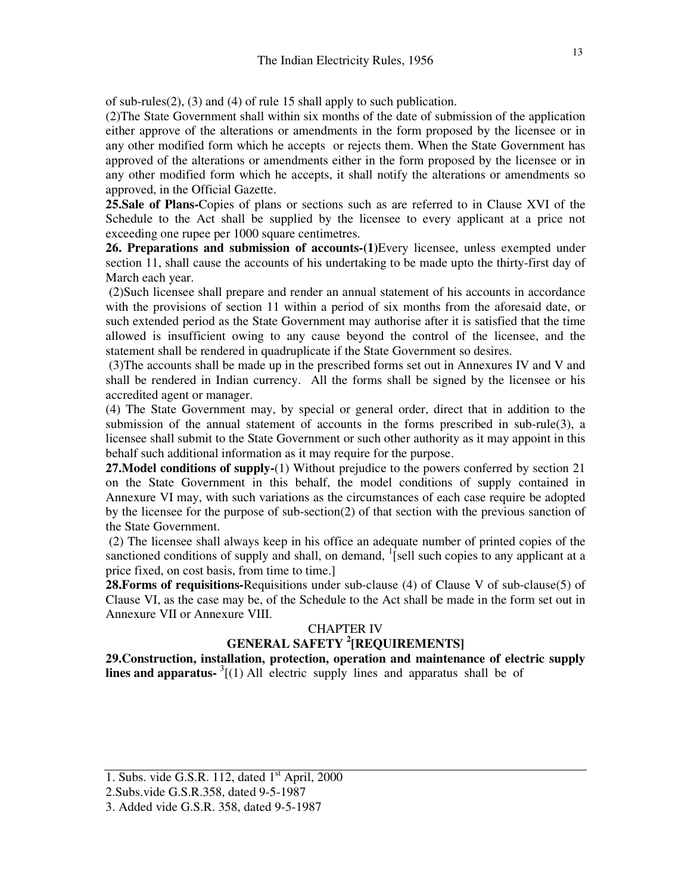of sub-rules(2), (3) and (4) of rule 15 shall apply to such publication.

(2)The State Government shall within six months of the date of submission of the application either approve of the alterations or amendments in the form proposed by the licensee or in any other modified form which he accepts or rejects them. When the State Government has approved of the alterations or amendments either in the form proposed by the licensee or in any other modified form which he accepts, it shall notify the alterations or amendments so approved, in the Official Gazette.

**25.Sale of Plans-**Copies of plans or sections such as are referred to in Clause XVI of the Schedule to the Act shall be supplied by the licensee to every applicant at a price not exceeding one rupee per 1000 square centimetres.

**26. Preparations and submission of accounts-(1)**Every licensee, unless exempted under section 11, shall cause the accounts of his undertaking to be made upto the thirty-first day of March each year.

(2)Such licensee shall prepare and render an annual statement of his accounts in accordance with the provisions of section 11 within a period of six months from the aforesaid date, or such extended period as the State Government may authorise after it is satisfied that the time allowed is insufficient owing to any cause beyond the control of the licensee, and the statement shall be rendered in quadruplicate if the State Government so desires.

(3)The accounts shall be made up in the prescribed forms set out in Annexures IV and V and shall be rendered in Indian currency. All the forms shall be signed by the licensee or his accredited agent or manager.

(4) The State Government may, by special or general order, direct that in addition to the submission of the annual statement of accounts in the forms prescribed in sub-rule(3), a licensee shall submit to the State Government or such other authority as it may appoint in this behalf such additional information as it may require for the purpose.

**27.Model conditions of supply-**(1) Without prejudice to the powers conferred by section 21 on the State Government in this behalf, the model conditions of supply contained in Annexure VI may, with such variations as the circumstances of each case require be adopted by the licensee for the purpose of sub-section(2) of that section with the previous sanction of the State Government.

(2) The licensee shall always keep in his office an adequate number of printed copies of the sanctioned conditions of supply and shall, on demand, [1][sell such copies to any applicant at a price fixed, on cost basis, from time to time.]

**28.Forms of requisitions-**Requisitions under sub-clause (4) of Clause V of sub-clause(5) of Clause VI, as the case may be, of the Schedule to the Act shall be made in the form set out in Annexure VII or Annexure VIII.

## CHAPTER IV

## GENERAL SAFETY [2][REQUIREMENTS]

**29.Construction, installation, protection, operation and maintenance of electric supply lines and apparatus-** [3][(1) All electric supply lines and apparatus shall be of

---

1. Subs. vide G.S.R. 112, dated 1st April, 2000
2. Subs.vide G.S.R.358, dated 9-5-1987
3. Added vide G.S.R. 358, dated 9-5-1987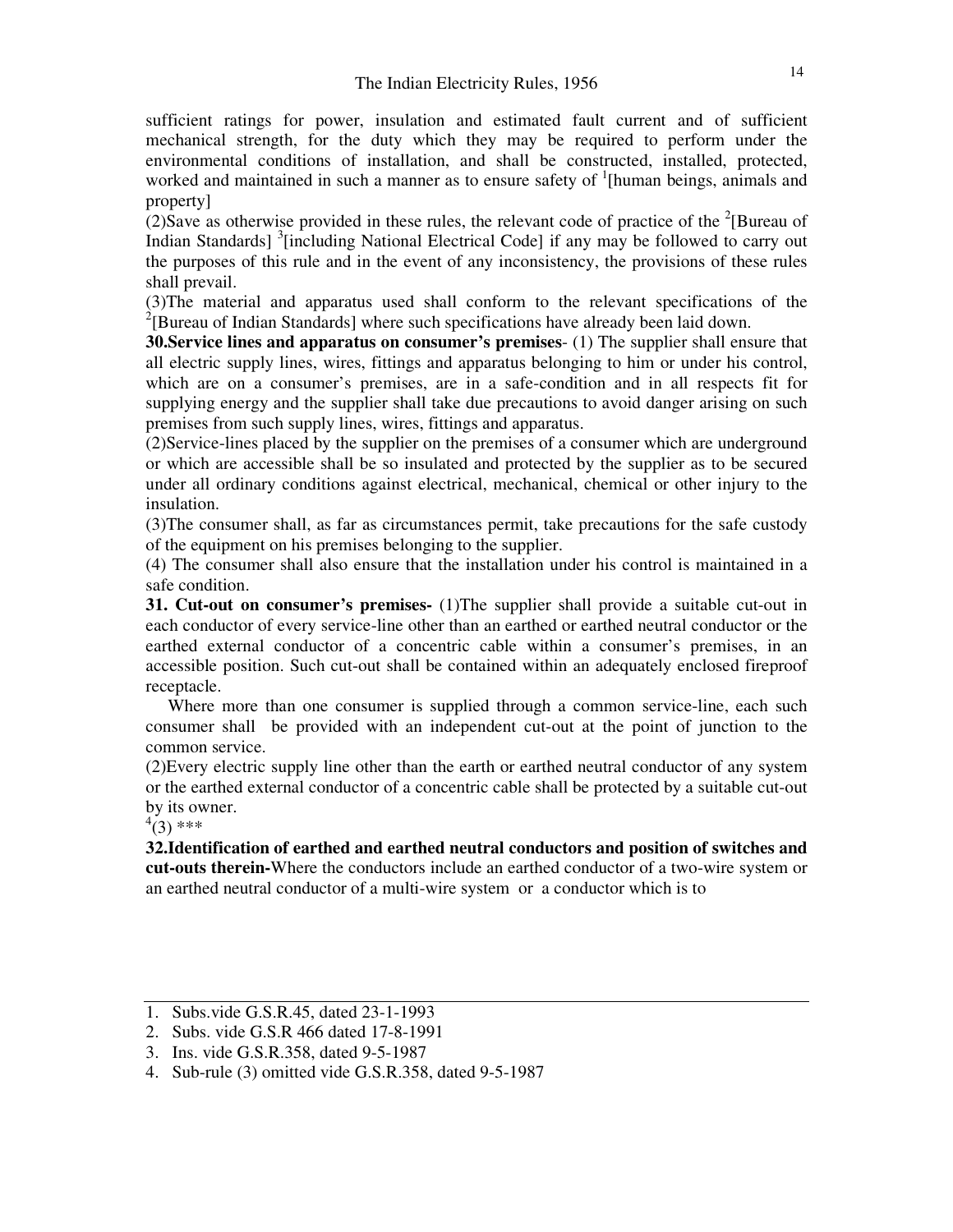sufficient ratings for power, insulation and estimated fault current and of sufficient mechanical strength, for the duty which they may be required to perform under the environmental conditions of installation, and shall be constructed, installed, protected, worked and maintained in such a manner as to ensure safety of [1][human beings, animals and property]

(2)Save as otherwise provided in these rules, the relevant code of practice of the [2][Bureau of Indian Standards] [3][including National Electrical Code] if any may be followed to carry out the purposes of this rule and in the event of any inconsistency, the provisions of these rules shall prevail.

(3)The material and apparatus used shall conform to the relevant specifications of the [2][Bureau of Indian Standards] where such specifications have already been laid down.

**30.Service lines and apparatus on consumer's premises**- (1) The supplier shall ensure that all electric supply lines, wires, fittings and apparatus belonging to him or under his control, which are on a consumer's premises, are in a safe-condition and in all respects fit for supplying energy and the supplier shall take due precautions to avoid danger arising on such premises from such supply lines, wires, fittings and apparatus.

(2)Service-lines placed by the supplier on the premises of a consumer which are underground or which are accessible shall be so insulated and protected by the supplier as to be secured under all ordinary conditions against electrical, mechanical, chemical or other injury to the insulation.

(3)The consumer shall, as far as circumstances permit, take precautions for the safe custody of the equipment on his premises belonging to the supplier.

(4) The consumer shall also ensure that the installation under his control is maintained in a safe condition.

**31. Cut-out on consumer's premises-** (1)The supplier shall provide a suitable cut-out in each conductor of every service-line other than an earthed or earthed neutral conductor or the earthed external conductor of a concentric cable within a consumer's premises, in an accessible position. Such cut-out shall be contained within an adequately enclosed fireproof receptacle.

Where more than one consumer is supplied through a common service-line, each such consumer shall be provided with an independent cut-out at the point of junction to the common service.

(2)Every electric supply line other than the earth or earthed neutral conductor of any system or the earthed external conductor of a concentric cable shall be protected by a suitable cut-out by its owner.

[4](3) ***

**32.Identification of earthed and earthed neutral conductors and position of switches and cut-outs therein-**Where the conductors include an earthed conductor of a two-wire system or an earthed neutral conductor of a multi-wire system or a conductor which is to

---

1. Subs.vide G.S.R.45, dated 23-1-1993
2. Subs. vide G.S.R 466 dated 17-8-1991
3. Ins. vide G.S.R.358, dated 9-5-1987
4. Sub-rule (3) omitted vide G.S.R.358, dated 9-5-1987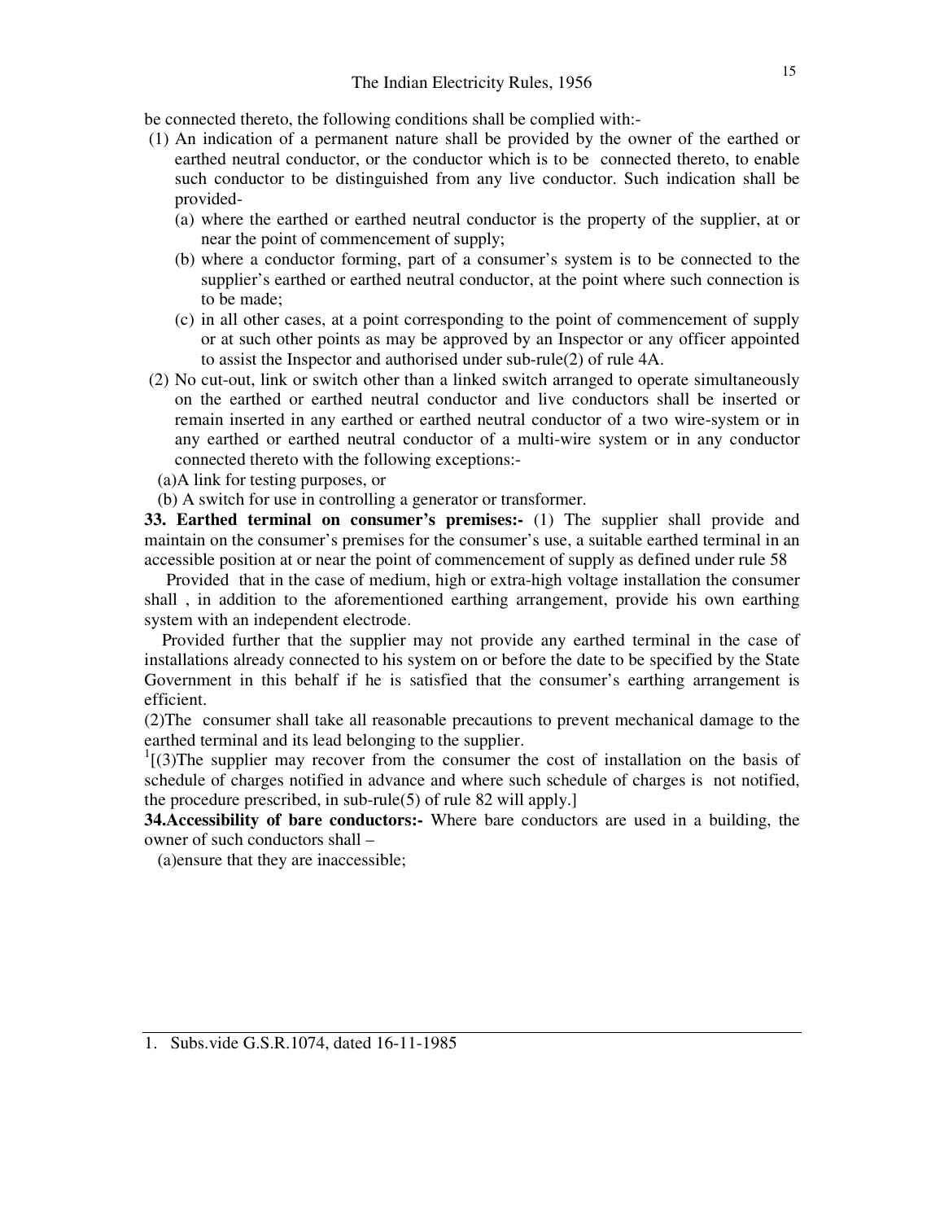be connected thereto, the following conditions shall be complied with:-

(1) An indication of a permanent nature shall be provided by the owner of the earthed or earthed neutral conductor, or the conductor which is to be connected thereto, to enable such conductor to be distinguished from any live conductor. Such indication shall be provided-

(a) where the earthed or earthed neutral conductor is the property of the supplier, at or near the point of commencement of supply;

(b) where a conductor forming, part of a consumer's system is to be connected to the supplier's earthed or earthed neutral conductor, at the point where such connection is to be made;

(c) in all other cases, at a point corresponding to the point of commencement of supply or at such other points as may be approved by an Inspector or any officer appointed to assist the Inspector and authorised under sub-rule(2) of rule 4A.

(2) No cut-out, link or switch other than a linked switch arranged to operate simultaneously on the earthed or earthed neutral conductor and live conductors shall be inserted or remain inserted in any earthed or earthed neutral conductor of a two wire-system or in any earthed or earthed neutral conductor of a multi-wire system or in any conductor connected thereto with the following exceptions:-

(a)A link for testing purposes, or

(b) A switch for use in controlling a generator or transformer.

**33. Earthed terminal on consumer's premises:-** (1) The supplier shall provide and maintain on the consumer's premises for the consumer's use, a suitable earthed terminal in an accessible position at or near the point of commencement of supply as defined under rule 58

Provided that in the case of medium, high or extra-high voltage installation the consumer shall , in addition to the aforementioned earthing arrangement, provide his own earthing system with an independent electrode.

Provided further that the supplier may not provide any earthed terminal in the case of installations already connected to his system on or before the date to be specified by the State Government in this behalf if he is satisfied that the consumer's earthing arrangement is efficient.

(2)The consumer shall take all reasonable precautions to prevent mechanical damage to the earthed terminal and its lead belonging to the supplier.

[1][(3)The supplier may recover from the consumer the cost of installation on the basis of schedule of charges notified in advance and where such schedule of charges is not notified, the procedure prescribed, in sub-rule(5) of rule 82 will apply.]

**34.Accessibility of bare conductors:-** Where bare conductors are used in a building, the owner of such conductors shall –

(a)ensure that they are inaccessible;

---

1. Subs.vide G.S.R.1074, dated 16-11-1985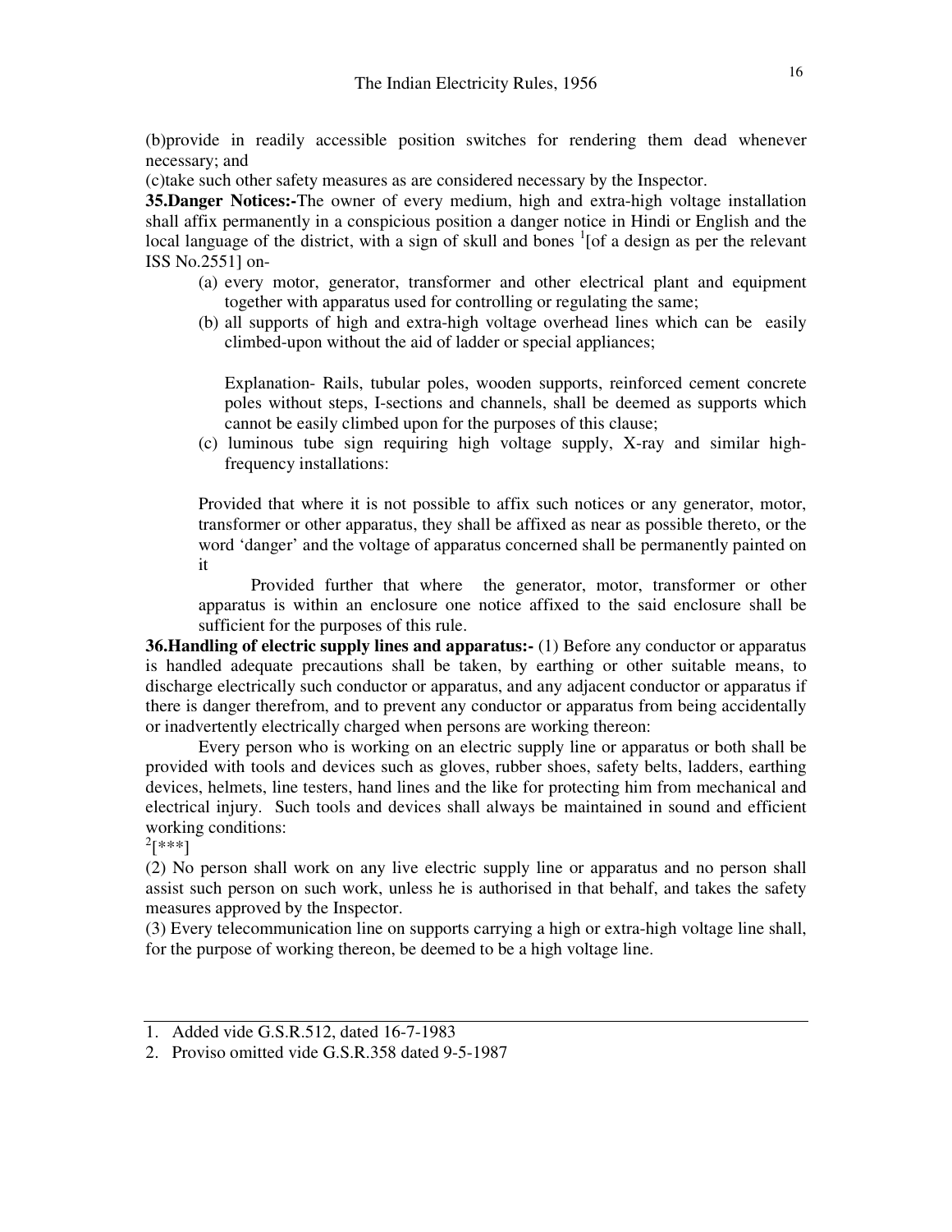(b)provide in readily accessible position switches for rendering them dead whenever necessary; and

(c)take such other safety measures as are considered necessary by the Inspector.

**35.Danger Notices:-**The owner of every medium, high and extra-high voltage installation shall affix permanently in a conspicious position a danger notice in Hindi or English and the local language of the district, with a sign of skull and bones [1][of a design as per the relevant ISS No.2551] on-

(a) every motor, generator, transformer and other electrical plant and equipment together with apparatus used for controlling or regulating the same;

(b) all supports of high and extra-high voltage overhead lines which can be easily climbed-upon without the aid of ladder or special appliances;

Explanation- Rails, tubular poles, wooden supports, reinforced cement concrete poles without steps, I-sections and channels, shall be deemed as supports which cannot be easily climbed upon for the purposes of this clause;

(c) luminous tube sign requiring high voltage supply, X-ray and similar high-frequency installations:

Provided that where it is not possible to affix such notices or any generator, motor, transformer or other apparatus, they shall be affixed as near as possible thereto, or the word 'danger' and the voltage of apparatus concerned shall be permanently painted on it

Provided further that where the generator, motor, transformer or other apparatus is within an enclosure one notice affixed to the said enclosure shall be sufficient for the purposes of this rule.

**36.Handling of electric supply lines and apparatus:-** (1) Before any conductor or apparatus is handled adequate precautions shall be taken, by earthing or other suitable means, to discharge electrically such conductor or apparatus, and any adjacent conductor or apparatus if there is danger therefrom, and to prevent any conductor or apparatus from being accidentally or inadvertently electrically charged when persons are working thereon:

Every person who is working on an electric supply line or apparatus or both shall be provided with tools and devices such as gloves, rubber shoes, safety belts, ladders, earthing devices, helmets, line testers, hand lines and the like for protecting him from mechanical and electrical injury. Such tools and devices shall always be maintained in sound and efficient working conditions:

[2][***]

(2) No person shall work on any live electric supply line or apparatus and no person shall assist such person on such work, unless he is authorised in that behalf, and takes the safety measures approved by the Inspector.

(3) Every telecommunication line on supports carrying a high or extra-high voltage line shall, for the purpose of working thereon, be deemed to be a high voltage line.

---

1. Added vide G.S.R.512, dated 16-7-1983
2. Proviso omitted vide G.S.R.358 dated 9-5-1987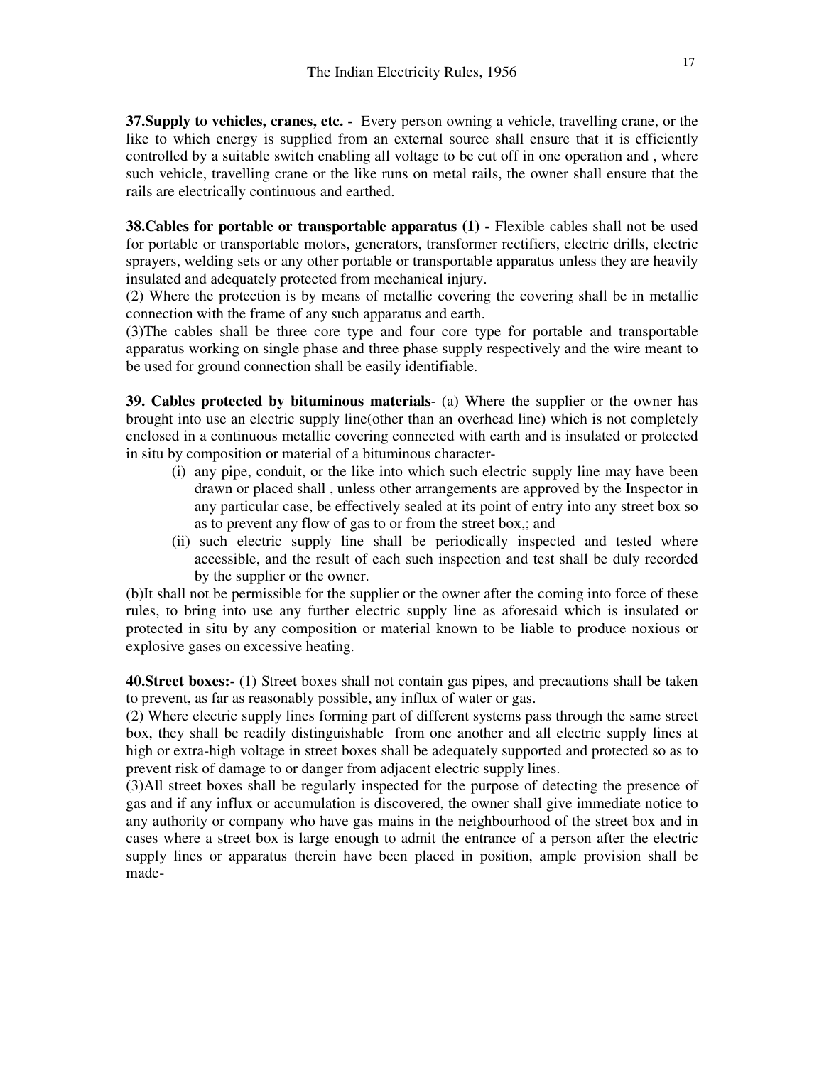**37.Supply to vehicles, cranes, etc. -** Every person owning a vehicle, travelling crane, or the like to which energy is supplied from an external source shall ensure that it is efficiently controlled by a suitable switch enabling all voltage to be cut off in one operation and , where such vehicle, travelling crane or the like runs on metal rails, the owner shall ensure that the rails are electrically continuous and earthed.

**38.Cables for portable or transportable apparatus (1) -** Flexible cables shall not be used for portable or transportable motors, generators, transformer rectifiers, electric drills, electric sprayers, welding sets or any other portable or transportable apparatus unless they are heavily insulated and adequately protected from mechanical injury.

(2) Where the protection is by means of metallic covering the covering shall be in metallic connection with the frame of any such apparatus and earth.

(3)The cables shall be three core type and four core type for portable and transportable apparatus working on single phase and three phase supply respectively and the wire meant to be used for ground connection shall be easily identifiable.

**39. Cables protected by bituminous materials**- (a) Where the supplier or the owner has brought into use an electric supply line(other than an overhead line) which is not completely enclosed in a continuous metallic covering connected with earth and is insulated or protected in situ by composition or material of a bituminous character-

(i) any pipe, conduit, or the like into which such electric supply line may have been drawn or placed shall , unless other arrangements are approved by the Inspector in any particular case, be effectively sealed at its point of entry into any street box so as to prevent any flow of gas to or from the street box,; and

(ii) such electric supply line shall be periodically inspected and tested where accessible, and the result of each such inspection and test shall be duly recorded by the supplier or the owner.

(b)It shall not be permissible for the supplier or the owner after the coming into force of these rules, to bring into use any further electric supply line as aforesaid which is insulated or protected in situ by any composition or material known to be liable to produce noxious or explosive gases on excessive heating.

**40.Street boxes:-** (1) Street boxes shall not contain gas pipes, and precautions shall be taken to prevent, as far as reasonably possible, any influx of water or gas.

(2) Where electric supply lines forming part of different systems pass through the same street box, they shall be readily distinguishable from one another and all electric supply lines at high or extra-high voltage in street boxes shall be adequately supported and protected so as to prevent risk of damage to or danger from adjacent electric supply lines.

(3)All street boxes shall be regularly inspected for the purpose of detecting the presence of gas and if any influx or accumulation is discovered, the owner shall give immediate notice to any authority or company who have gas mains in the neighbourhood of the street box and in cases where a street box is large enough to admit the entrance of a person after the electric supply lines or apparatus therein have been placed in position, ample provision shall be made-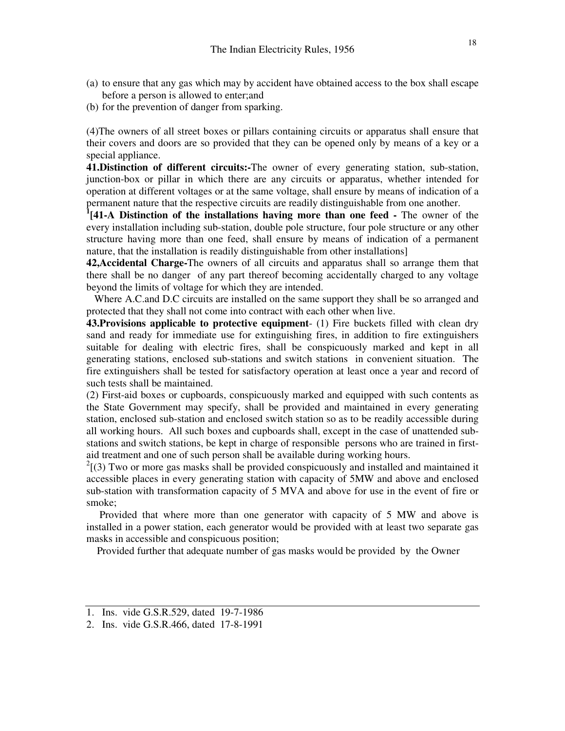(a) to ensure that any gas which may by accident have obtained access to the box shall escape before a person is allowed to enter;and
(b) for the prevention of danger from sparking.

(4)The owners of all street boxes or pillars containing circuits or apparatus shall ensure that their covers and doors are so provided that they can be opened only by means of a key or a special appliance.

**41.Distinction of different circuits:-**The owner of every generating station, sub-station, junction-box or pillar in which there are any circuits or apparatus, whether intended for operation at different voltages or at the same voltage, shall ensure by means of indication of a permanent nature that the respective circuits are readily distinguishable from one another.

[1]**[41-A Distinction of the installations having more than one feed -** The owner of the every installation including sub-station, double pole structure, four pole structure or any other structure having more than one feed, shall ensure by means of indication of a permanent nature, that the installation is readily distinguishable from other installations]

**42,Accidental Charge-**The owners of all circuits and apparatus shall so arrange them that there shall be no danger of any part thereof becoming accidentally charged to any voltage beyond the limits of voltage for which they are intended.

Where A.C.and D.C circuits are installed on the same support they shall be so arranged and protected that they shall not come into contract with each other when live.

**43.Provisions applicable to protective equipment**- (1) Fire buckets filled with clean dry sand and ready for immediate use for extinguishing fires, in addition to fire extinguishers suitable for dealing with electric fires, shall be conspicuously marked and kept in all generating stations, enclosed sub-stations and switch stations in convenient situation. The fire extinguishers shall be tested for satisfactory operation at least once a year and record of such tests shall be maintained.

(2) First-aid boxes or cupboards, conspicuously marked and equipped with such contents as the State Government may specify, shall be provided and maintained in every generating station, enclosed sub-station and enclosed switch station so as to be readily accessible during all working hours. All such boxes and cupboards shall, except in the case of unattended sub-stations and switch stations, be kept in charge of responsible persons who are trained in first-aid treatment and one of such person shall be available during working hours.

[2][(3) Two or more gas masks shall be provided conspicuously and installed and maintained it accessible places in every generating station with capacity of 5MW and above and enclosed sub-station with transformation capacity of 5 MVA and above for use in the event of fire or smoke;

Provided that where more than one generator with capacity of 5 MW and above is installed in a power station, each generator would be provided with at least two separate gas masks in accessible and conspicuous position;

Provided further that adequate number of gas masks would be provided by the Owner

---

1. Ins. vide G.S.R.529, dated 19-7-1986
2. Ins. vide G.S.R.466, dated 17-8-1991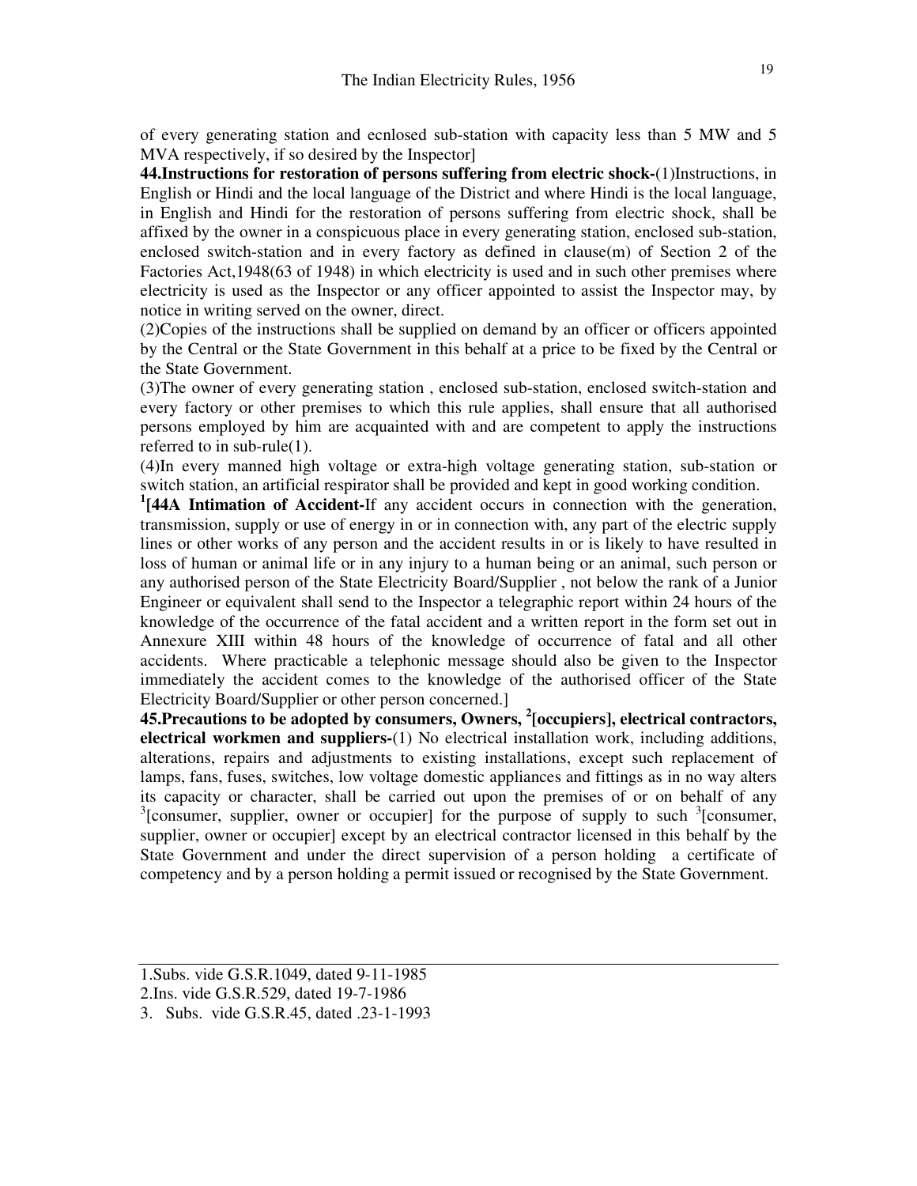of every generating station and ecnlosed sub-station with capacity less than 5 MW and 5 MVA respectively, if so desired by the Inspector]

**44.Instructions for restoration of persons suffering from electric shock-**(1)Instructions, in English or Hindi and the local language of the District and where Hindi is the local language, in English and Hindi for the restoration of persons suffering from electric shock, shall be affixed by the owner in a conspicuous place in every generating station, enclosed sub-station, enclosed switch-station and in every factory as defined in clause(m) of Section 2 of the Factories Act,1948(63 of 1948) in which electricity is used and in such other premises where electricity is used as the Inspector or any officer appointed to assist the Inspector may, by notice in writing served on the owner, direct.

(2)Copies of the instructions shall be supplied on demand by an officer or officers appointed by the Central or the State Government in this behalf at a price to be fixed by the Central or the State Government.

(3)The owner of every generating station , enclosed sub-station, enclosed switch-station and every factory or other premises to which this rule applies, shall ensure that all authorised persons employed by him are acquainted with and are competent to apply the instructions referred to in sub-rule(1).

(4)In every manned high voltage or extra-high voltage generating station, sub-station or switch station, an artificial respirator shall be provided and kept in good working condition.

[1]**[44A Intimation of Accident-**If any accident occurs in connection with the generation, transmission, supply or use of energy in or in connection with, any part of the electric supply lines or other works of any person and the accident results in or is likely to have resulted in loss of human or animal life or in any injury to a human being or an animal, such person or any authorised person of the State Electricity Board/Supplier , not below the rank of a Junior Engineer or equivalent shall send to the Inspector a telegraphic report within 24 hours of the knowledge of the occurrence of the fatal accident and a written report in the form set out in Annexure XIII within 48 hours of the knowledge of occurrence of fatal and all other accidents. Where practicable a telephonic message should also be given to the Inspector immediately the accident comes to the knowledge of the authorised officer of the State Electricity Board/Supplier or other person concerned.]

**45.Precautions to be adopted by consumers, Owners, [2][occupiers], electrical contractors, electrical workmen and suppliers-**(1) No electrical installation work, including additions, alterations, repairs and adjustments to existing installations, except such replacement of lamps, fans, fuses, switches, low voltage domestic appliances and fittings as in no way alters its capacity or character, shall be carried out upon the premises of or on behalf of any [3][consumer, supplier, owner or occupier] for the purpose of supply to such [3][consumer, supplier, owner or occupier] except by an electrical contractor licensed in this behalf by the State Government and under the direct supervision of a person holding a certificate of competency and by a person holding a permit issued or recognised by the State Government.

---

1.Subs. vide G.S.R.1049, dated 9-11-1985

2.Ins. vide G.S.R.529, dated 19-7-1986

3. Subs. vide G.S.R.45, dated .23-1-1993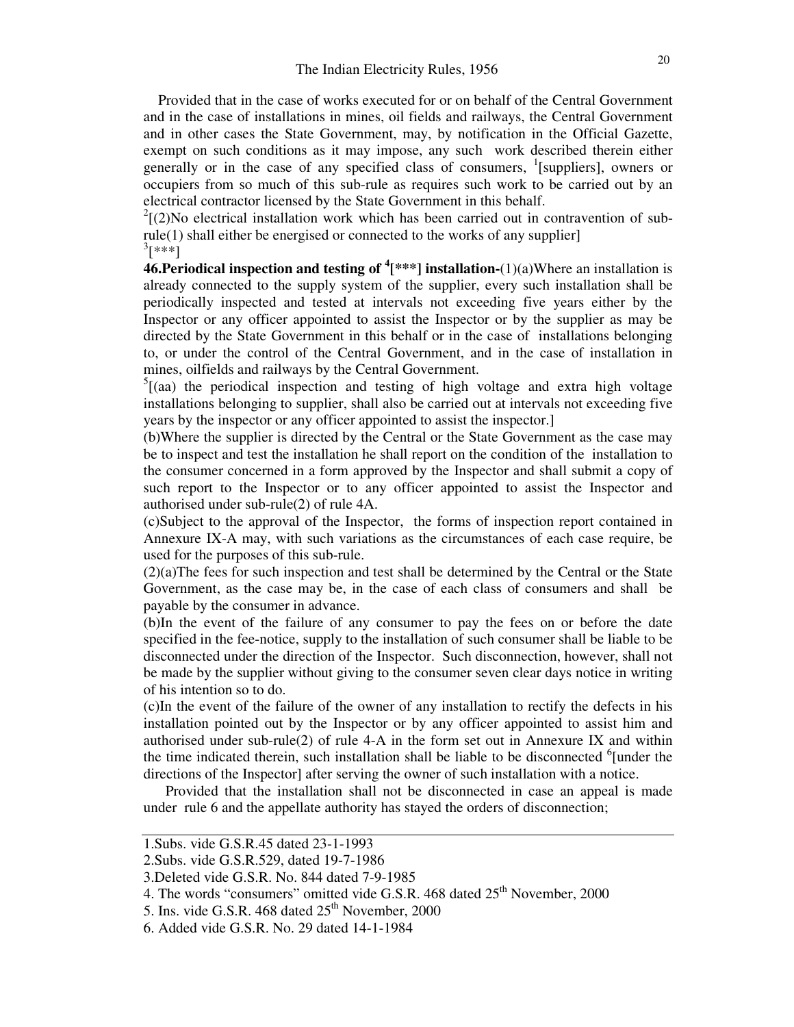Provided that in the case of works executed for or on behalf of the Central Government and in the case of installations in mines, oil fields and railways, the Central Government and in other cases the State Government, may, by notification in the Official Gazette, exempt on such conditions as it may impose, any such work described therein either generally or in the case of any specified class of consumers, [1][suppliers], owners or occupiers from so much of this sub-rule as requires such work to be carried out by an electrical contractor licensed by the State Government in this behalf.

[2][(2)No electrical installation work which has been carried out in contravention of sub-rule(1) shall either be energised or connected to the works of any supplier]

[3][***]

**46.Periodical inspection and testing of [4][***] installation-**(1)(a)Where an installation is already connected to the supply system of the supplier, every such installation shall be periodically inspected and tested at intervals not exceeding five years either by the Inspector or any officer appointed to assist the Inspector or by the supplier as may be directed by the State Government in this behalf or in the case of installations belonging to, or under the control of the Central Government, and in the case of installation in mines, oilfields and railways by the Central Government.

[5][(aa) the periodical inspection and testing of high voltage and extra high voltage installations belonging to supplier, shall also be carried out at intervals not exceeding five years by the inspector or any officer appointed to assist the inspector.]

(b)Where the supplier is directed by the Central or the State Government as the case may be to inspect and test the installation he shall report on the condition of the installation to the consumer concerned in a form approved by the Inspector and shall submit a copy of such report to the Inspector or to any officer appointed to assist the Inspector and authorised under sub-rule(2) of rule 4A.

(c)Subject to the approval of the Inspector, the forms of inspection report contained in Annexure IX-A may, with such variations as the circumstances of each case require, be used for the purposes of this sub-rule.

(2)(a)The fees for such inspection and test shall be determined by the Central or the State Government, as the case may be, in the case of each class of consumers and shall be payable by the consumer in advance.

(b)In the event of the failure of any consumer to pay the fees on or before the date specified in the fee-notice, supply to the installation of such consumer shall be liable to be disconnected under the direction of the Inspector. Such disconnection, however, shall not be made by the supplier without giving to the consumer seven clear days notice in writing of his intention so to do.

(c)In the event of the failure of the owner of any installation to rectify the defects in his installation pointed out by the Inspector or by any officer appointed to assist him and authorised under sub-rule(2) of rule 4-A in the form set out in Annexure IX and within the time indicated therein, such installation shall be liable to be disconnected [6][under the directions of the Inspector] after serving the owner of such installation with a notice.

Provided that the installation shall not be disconnected in case an appeal is made under rule 6 and the appellate authority has stayed the orders of disconnection;

---

1.Subs. vide G.S.R.45 dated 23-1-1993

2.Subs. vide G.S.R.529, dated 19-7-1986

3.Deleted vide G.S.R. No. 844 dated 7-9-1985

4. The words "consumers" omitted vide G.S.R. 468 dated 25th November, 2000

5. Ins. vide G.S.R. 468 dated 25th November, 2000

6. Added vide G.S.R. No. 29 dated 14-1-1984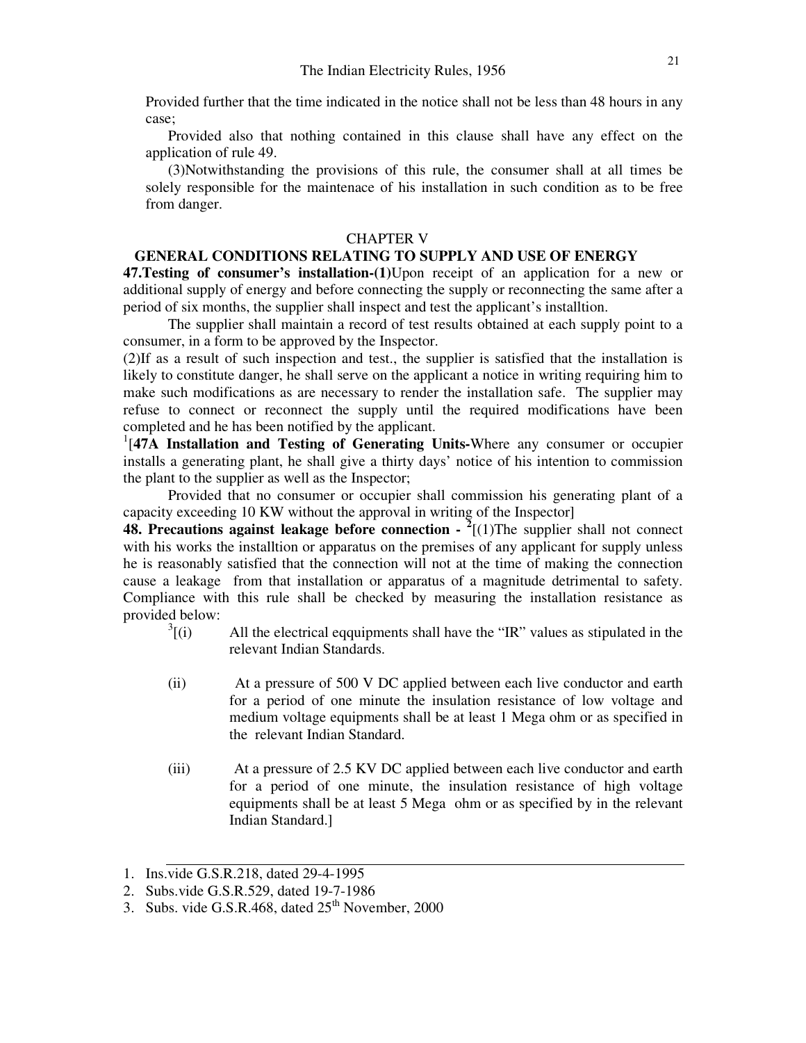Provided further that the time indicated in the notice shall not be less than 48 hours in any case;

Provided also that nothing contained in this clause shall have any effect on the application of rule 49.

(3)Notwithstanding the provisions of this rule, the consumer shall at all times be solely responsible for the maintenace of his installation in such condition as to be free from danger.

## CHAPTER V

## GENERAL CONDITIONS RELATING TO SUPPLY AND USE OF ENERGY

**47.Testing of consumer's installation-(1)**Upon receipt of an application for a new or additional supply of energy and before connecting the supply or reconnecting the same after a period of six months, the supplier shall inspect and test the applicant's installtion.

The supplier shall maintain a record of test results obtained at each supply point to a consumer, in a form to be approved by the Inspector.

(2)If as a result of such inspection and test., the supplier is satisfied that the installation is likely to constitute danger, he shall serve on the applicant a notice in writing requiring him to make such modifications as are necessary to render the installation safe. The supplier may refuse to connect or reconnect the supply until the required modifications have been completed and he has been notified by the applicant.

[1][**47A Installation and Testing of Generating Units-**Where any consumer or occupier installs a generating plant, he shall give a thirty days' notice of his intention to commission the plant to the supplier as well as the Inspector;

Provided that no consumer or occupier shall commission his generating plant of a capacity exceeding 10 KW without the approval in writing of the Inspector]

**48. Precautions against leakage before connection -** [2][(1)The supplier shall not connect with his works the installtion or apparatus on the premises of any applicant for supply unless he is reasonably satisfied that the connection will not at the time of making the connection cause a leakage from that installation or apparatus of a magnitude detrimental to safety. Compliance with this rule shall be checked by measuring the installation resistance as provided below:

[3][(i) All the electrical eqquipments shall have the "IR" values as stipulated in the relevant Indian Standards.

(ii) At a pressure of 500 V DC applied between each live conductor and earth for a period of one minute the insulation resistance of low voltage and medium voltage equipments shall be at least 1 Mega ohm or as specified in the relevant Indian Standard.

(iii) At a pressure of 2.5 KV DC applied between each live conductor and earth for a period of one minute, the insulation resistance of high voltage equipments shall be at least 5 Mega ohm or as specified by in the relevant Indian Standard.]

---

1. Ins.vide G.S.R.218, dated 29-4-1995
2. Subs.vide G.S.R.529, dated 19-7-1986
3. Subs. vide G.S.R.468, dated 25th November, 2000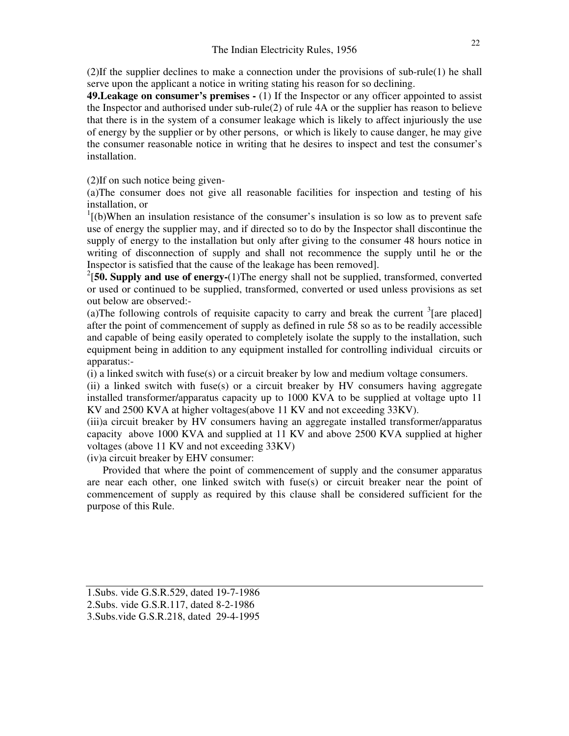(2)If the supplier declines to make a connection under the provisions of sub-rule(1) he shall serve upon the applicant a notice in writing stating his reason for so declining.

**49.Leakage on consumer's premises -** (1) If the Inspector or any officer appointed to assist the Inspector and authorised under sub-rule(2) of rule 4A or the supplier has reason to believe that there is in the system of a consumer leakage which is likely to affect injuriously the use of energy by the supplier or by other persons, or which is likely to cause danger, he may give the consumer reasonable notice in writing that he desires to inspect and test the consumer's installation.

(2)If on such notice being given-

(a)The consumer does not give all reasonable facilities for inspection and testing of his installation, or

[1][(b)When an insulation resistance of the consumer's insulation is so low as to prevent safe use of energy the supplier may, and if directed so to do by the Inspector shall discontinue the supply of energy to the installation but only after giving to the consumer 48 hours notice in writing of disconnection of supply and shall not recommence the supply until he or the Inspector is satisfied that the cause of the leakage has been removed].

[2][**50. Supply and use of energy-**(1)The energy shall not be supplied, transformed, converted or used or continued to be supplied, transformed, converted or used unless provisions as set out below are observed:-

(a)The following controls of requisite capacity to carry and break the current [3][are placed] after the point of commencement of supply as defined in rule 58 so as to be readily accessible and capable of being easily operated to completely isolate the supply to the installation, such equipment being in addition to any equipment installed for controlling individual circuits or apparatus:-

(i) a linked switch with fuse(s) or a circuit breaker by low and medium voltage consumers.

(ii) a linked switch with fuse(s) or a circuit breaker by HV consumers having aggregate installed transformer/apparatus capacity up to 1000 KVA to be supplied at voltage upto 11 KV and 2500 KVA at higher voltages(above 11 KV and not exceeding 33KV).

(iii)a circuit breaker by HV consumers having an aggregate installed transformer/apparatus capacity above 1000 KVA and supplied at 11 KV and above 2500 KVA supplied at higher voltages (above 11 KV and not exceeding 33KV)

(iv)a circuit breaker by EHV consumer:

Provided that where the point of commencement of supply and the consumer apparatus are near each other, one linked switch with fuse(s) or circuit breaker near the point of commencement of supply as required by this clause shall be considered sufficient for the purpose of this Rule.

---

1.Subs. vide G.S.R.529, dated 19-7-1986

2.Subs. vide G.S.R.117, dated 8-2-1986

3.Subs.vide G.S.R.218, dated 29-4-1995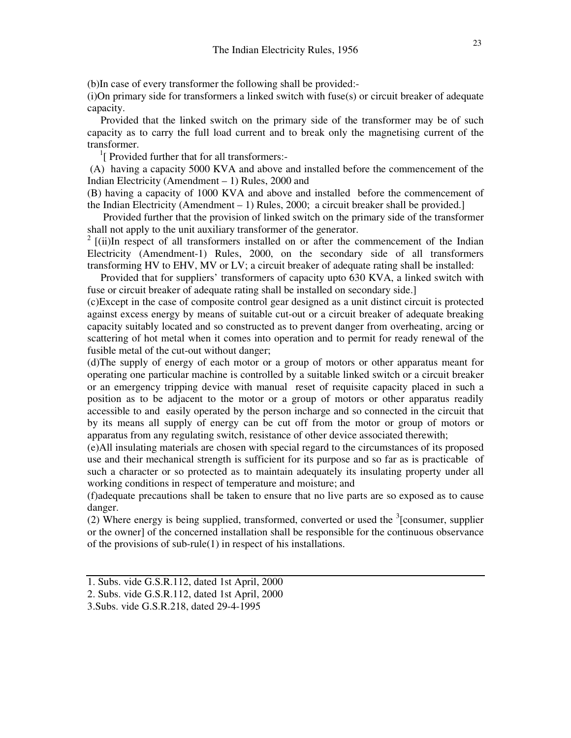(b)In case of every transformer the following shall be provided:-

(i)On primary side for transformers a linked switch with fuse(s) or circuit breaker of adequate capacity.

Provided that the linked switch on the primary side of the transformer may be of such capacity as to carry the full load current and to break only the magnetising current of the transformer.

[1][ Provided further that for all transformers:-

(A) having a capacity 5000 KVA and above and installed before the commencement of the Indian Electricity (Amendment – 1) Rules, 2000 and

(B) having a capacity of 1000 KVA and above and installed before the commencement of the Indian Electricity (Amendment – 1) Rules, 2000; a circuit breaker shall be provided.]

Provided further that the provision of linked switch on the primary side of the transformer shall not apply to the unit auxiliary transformer of the generator.

[2] [(ii)In respect of all transformers installed on or after the commencement of the Indian Electricity (Amendment-1) Rules, 2000, on the secondary side of all transformers transforming HV to EHV, MV or LV; a circuit breaker of adequate rating shall be installed:

Provided that for suppliers' transformers of capacity upto 630 KVA, a linked switch with fuse or circuit breaker of adequate rating shall be installed on secondary side.]

(c)Except in the case of composite control gear designed as a unit distinct circuit is protected against excess energy by means of suitable cut-out or a circuit breaker of adequate breaking capacity suitably located and so constructed as to prevent danger from overheating, arcing or scattering of hot metal when it comes into operation and to permit for ready renewal of the fusible metal of the cut-out without danger;

(d)The supply of energy of each motor or a group of motors or other apparatus meant for operating one particular machine is controlled by a suitable linked switch or a circuit breaker or an emergency tripping device with manual reset of requisite capacity placed in such a position as to be adjacent to the motor or a group of motors or other apparatus readily accessible to and easily operated by the person incharge and so connected in the circuit that by its means all supply of energy can be cut off from the motor or group of motors or apparatus from any regulating switch, resistance of other device associated therewith;

(e)All insulating materials are chosen with special regard to the circumstances of its proposed use and their mechanical strength is sufficient for its purpose and so far as is practicable of such a character or so protected as to maintain adequately its insulating property under all working conditions in respect of temperature and moisture; and

(f)adequate precautions shall be taken to ensure that no live parts are so exposed as to cause danger.

(2) Where energy is being supplied, transformed, converted or used the [3][consumer, supplier or the owner] of the concerned installation shall be responsible for the continuous observance of the provisions of sub-rule(1) in respect of his installations.

---

1. Subs. vide G.S.R.112, dated 1st April, 2000
2. Subs. vide G.S.R.112, dated 1st April, 2000
3. Subs. vide G.S.R.218, dated 29-4-1995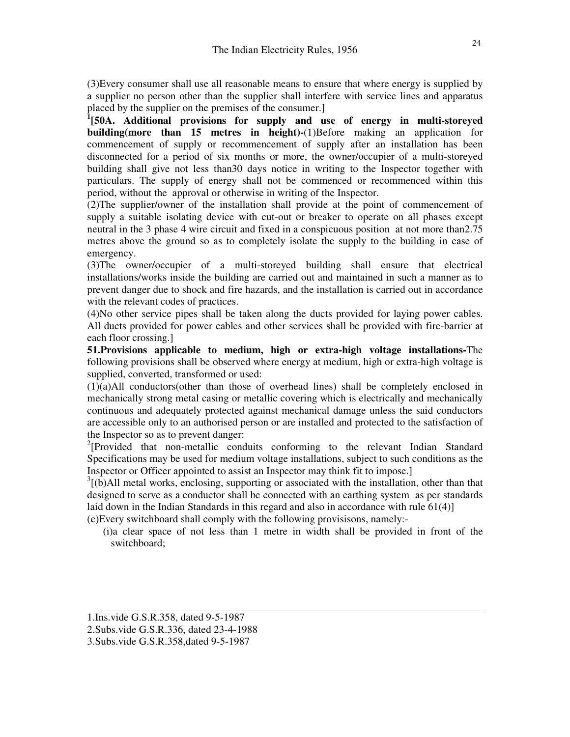(3)Every consumer shall use all reasonable means to ensure that where energy is supplied by a supplier no person other than the supplier shall interfere with service lines and apparatus placed by the supplier on the premises of the consumer.]

[1]**[50A. Additional provisions for supply and use of energy in multi-storeyed building(more than 15 metres in height)-**(1)Before making an application for commencement of supply or recommencement of supply after an installation has been disconnected for a period of six months or more, the owner/occupier of a multi-storeyed building shall give not less than30 days notice in writing to the Inspector together with particulars. The supply of energy shall not be commenced or recommenced within this period, without the approval or otherwise in writing of the Inspector.

(2)The supplier/owner of the installation shall provide at the point of commencement of supply a suitable isolating device with cut-out or breaker to operate on all phases except neutral in the 3 phase 4 wire circuit and fixed in a conspicuous position at not more than2.75 metres above the ground so as to completely isolate the supply to the building in case of emergency.

(3)The owner/occupier of a multi-storeyed building shall ensure that electrical installations/works inside the building are carried out and maintained in such a manner as to prevent danger due to shock and fire hazards, and the installation is carried out in accordance with the relevant codes of practices.

(4)No other service pipes shall be taken along the ducts provided for laying power cables. All ducts provided for power cables and other services shall be provided with fire-barrier at each floor crossing.]

**51.Provisions applicable to medium, high or extra-high voltage installations-**The following provisions shall be observed where energy at medium, high or extra-high voltage is supplied, converted, transformed or used:

(1)(a)All conductors(other than those of overhead lines) shall be completely enclosed in mechanically strong metal casing or metallic covering which is electrically and mechanically continuous and adequately protected against mechanical damage unless the said conductors are accessible only to an authorised person or are installed and protected to the satisfaction of the Inspector so as to prevent danger:

[2][Provided that non-metallic conduits conforming to the relevant Indian Standard Specifications may be used for medium voltage installations, subject to such conditions as the Inspector or Officer appointed to assist an Inspector may think fit to impose.]

[3][(b)All metal works, enclosing, supporting or associated with the installation, other than that designed to serve as a conductor shall be connected with an earthing system as per standards laid down in the Indian Standards in this regard and also in accordance with rule 61(4)]

(c)Every switchboard shall comply with the following provisisons, namely:-

(i)a clear space of not less than 1 metre in width shall be provided in front of the switchboard;

---

1.Ins.vide G.S.R.358, dated 9-5-1987

2.Subs.vide G.S.R.336, dated 23-4-1988

3.Subs.vide G.S.R.358,dated 9-5-1987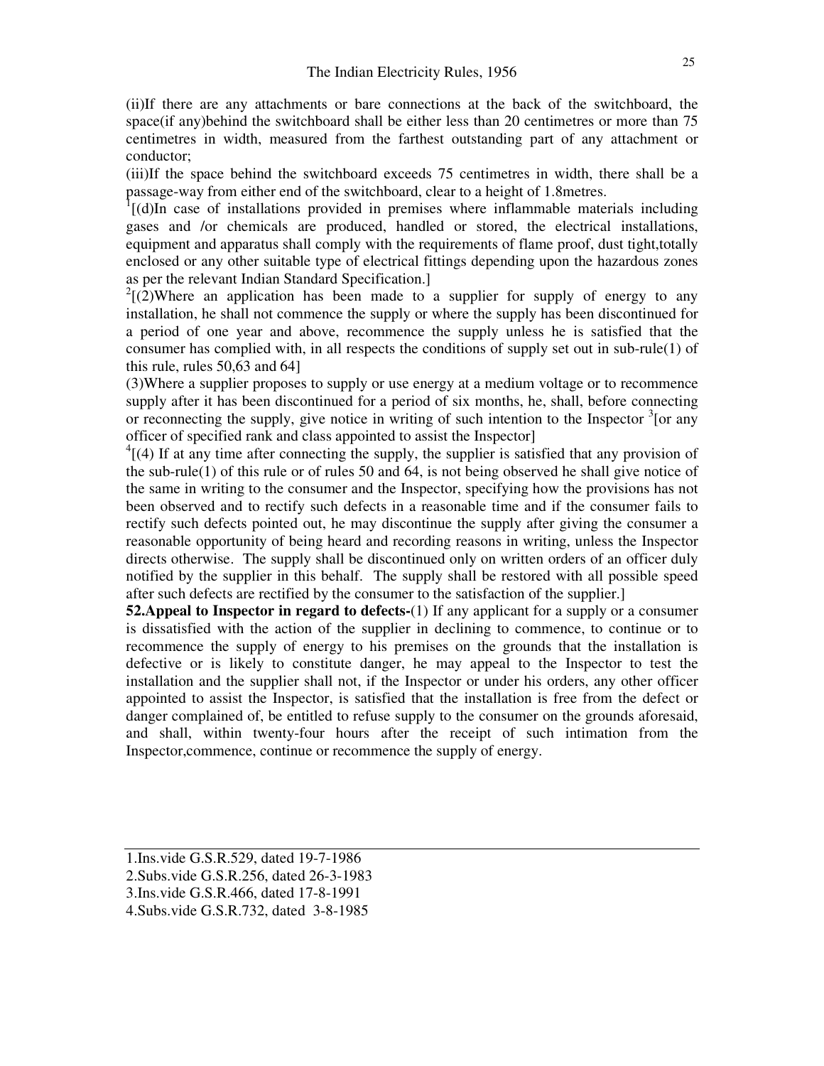(ii)If there are any attachments or bare connections at the back of the switchboard, the space(if any)behind the switchboard shall be either less than 20 centimetres or more than 75 centimetres in width, measured from the farthest outstanding part of any attachment or conductor;

(iii)If the space behind the switchboard exceeds 75 centimetres in width, there shall be a passage-way from either end of the switchboard, clear to a height of 1.8metres.

[1][(d)In case of installations provided in premises where inflammable materials including gases and /or chemicals are produced, handled or stored, the electrical installations, equipment and apparatus shall comply with the requirements of flame proof, dust tight,totally enclosed or any other suitable type of electrical fittings depending upon the hazardous zones as per the relevant Indian Standard Specification.]

[2][(2)Where an application has been made to a supplier for supply of energy to any installation, he shall not commence the supply or where the supply has been discontinued for a period of one year and above, recommence the supply unless he is satisfied that the consumer has complied with, in all respects the conditions of supply set out in sub-rule(1) of this rule, rules 50,63 and 64]

(3)Where a supplier proposes to supply or use energy at a medium voltage or to recommence supply after it has been discontinued for a period of six months, he, shall, before connecting or reconnecting the supply, give notice in writing of such intention to the Inspector [3][or any officer of specified rank and class appointed to assist the Inspector]

[4][(4) If at any time after connecting the supply, the supplier is satisfied that any provision of the sub-rule(1) of this rule or of rules 50 and 64, is not being observed he shall give notice of the same in writing to the consumer and the Inspector, specifying how the provisions has not been observed and to rectify such defects in a reasonable time and if the consumer fails to rectify such defects pointed out, he may discontinue the supply after giving the consumer a reasonable opportunity of being heard and recording reasons in writing, unless the Inspector directs otherwise. The supply shall be discontinued only on written orders of an officer duly notified by the supplier in this behalf. The supply shall be restored with all possible speed after such defects are rectified by the consumer to the satisfaction of the supplier.]

**52.Appeal to Inspector in regard to defects-**(1) If any applicant for a supply or a consumer is dissatisfied with the action of the supplier in declining to commence, to continue or to recommence the supply of energy to his premises on the grounds that the installation is defective or is likely to constitute danger, he may appeal to the Inspector to test the installation and the supplier shall not, if the Inspector or under his orders, any other officer appointed to assist the Inspector, is satisfied that the installation is free from the defect or danger complained of, be entitled to refuse supply to the consumer on the grounds aforesaid, and shall, within twenty-four hours after the receipt of such intimation from the Inspector,commence, continue or recommence the supply of energy.

---

1.Ins.vide G.S.R.529, dated 19-7-1986
2.Subs.vide G.S.R.256, dated 26-3-1983
3.Ins.vide G.S.R.466, dated 17-8-1991
4.Subs.vide G.S.R.732, dated 3-8-1985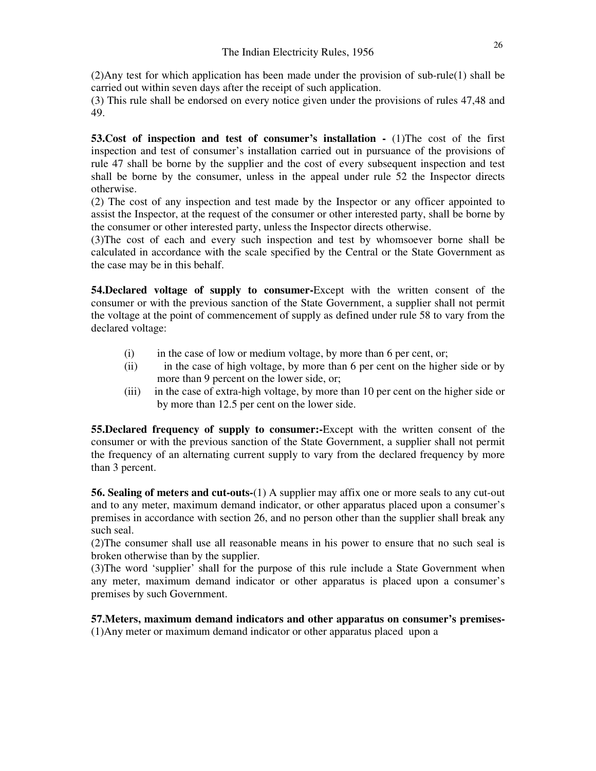(2)Any test for which application has been made under the provision of sub-rule(1) shall be carried out within seven days after the receipt of such application.

(3) This rule shall be endorsed on every notice given under the provisions of rules 47,48 and 49.

**53.Cost of inspection and test of consumer's installation -** (1)The cost of the first inspection and test of consumer's installation carried out in pursuance of the provisions of rule 47 shall be borne by the supplier and the cost of every subsequent inspection and test shall be borne by the consumer, unless in the appeal under rule 52 the Inspector directs otherwise.

(2) The cost of any inspection and test made by the Inspector or any officer appointed to assist the Inspector, at the request of the consumer or other interested party, shall be borne by the consumer or other interested party, unless the Inspector directs otherwise.

(3)The cost of each and every such inspection and test by whomsoever borne shall be calculated in accordance with the scale specified by the Central or the State Government as the case may be in this behalf.

**54.Declared voltage of supply to consumer-**Except with the written consent of the consumer or with the previous sanction of the State Government, a supplier shall not permit the voltage at the point of commencement of supply as defined under rule 58 to vary from the declared voltage:

(i) in the case of low or medium voltage, by more than 6 per cent, or;

(ii) in the case of high voltage, by more than 6 per cent on the higher side or by more than 9 percent on the lower side, or;

(iii) in the case of extra-high voltage, by more than 10 per cent on the higher side or by more than 12.5 per cent on the lower side.

**55.Declared frequency of supply to consumer:-**Except with the written consent of the consumer or with the previous sanction of the State Government, a supplier shall not permit the frequency of an alternating current supply to vary from the declared frequency by more than 3 percent.

**56. Sealing of meters and cut-outs-**(1) A supplier may affix one or more seals to any cut-out and to any meter, maximum demand indicator, or other apparatus placed upon a consumer's premises in accordance with section 26, and no person other than the supplier shall break any such seal.

(2)The consumer shall use all reasonable means in his power to ensure that no such seal is broken otherwise than by the supplier.

(3)The word 'supplier' shall for the purpose of this rule include a State Government when any meter, maximum demand indicator or other apparatus is placed upon a consumer's premises by such Government.

**57.Meters, maximum demand indicators and other apparatus on consumer's premises-**
(1)Any meter or maximum demand indicator or other apparatus placed upon a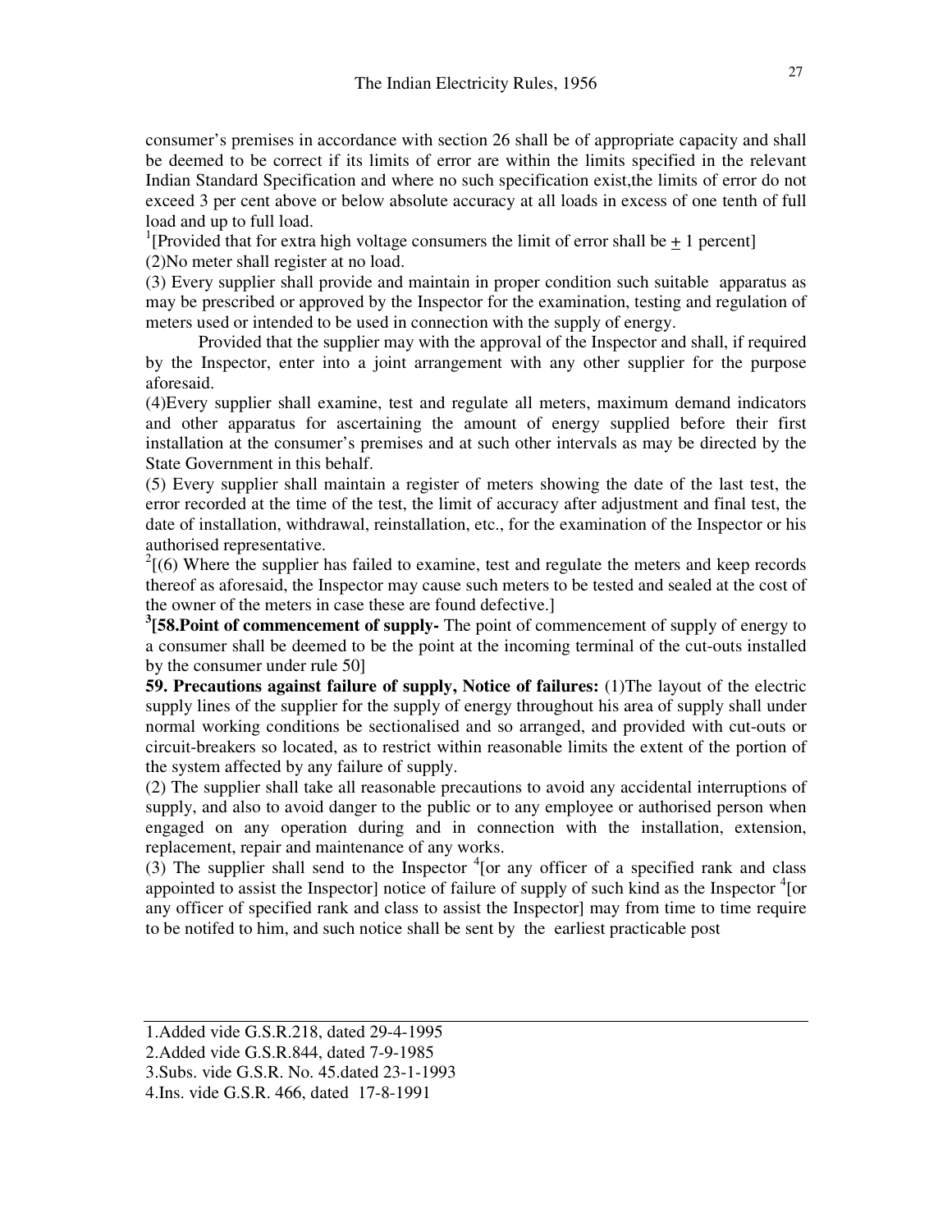consumer's premises in accordance with section 26 shall be of appropriate capacity and shall be deemed to be correct if its limits of error are within the limits specified in the relevant Indian Standard Specification and where no such specification exist,the limits of error do not exceed 3 per cent above or below absolute accuracy at all loads in excess of one tenth of full load and up to full load.

[1][Provided that for extra high voltage consumers the limit of error shall be $\pm$ 1 percent]

(2)No meter shall register at no load.

(3) Every supplier shall provide and maintain in proper condition such suitable apparatus as may be prescribed or approved by the Inspector for the examination, testing and regulation of meters used or intended to be used in connection with the supply of energy.

Provided that the supplier may with the approval of the Inspector and shall, if required by the Inspector, enter into a joint arrangement with any other supplier for the purpose aforesaid.

(4)Every supplier shall examine, test and regulate all meters, maximum demand indicators and other apparatus for ascertaining the amount of energy supplied before their first installation at the consumer's premises and at such other intervals as may be directed by the State Government in this behalf.

(5) Every supplier shall maintain a register of meters showing the date of the last test, the error recorded at the time of the test, the limit of accuracy after adjustment and final test, the date of installation, withdrawal, reinstallation, etc., for the examination of the Inspector or his authorised representative.

[2][(6) Where the supplier has failed to examine, test and regulate the meters and keep records thereof as aforesaid, the Inspector may cause such meters to be tested and sealed at the cost of the owner of the meters in case these are found defective.]

[3]**[58.Point of commencement of supply-** The point of commencement of supply of energy to a consumer shall be deemed to be the point at the incoming terminal of the cut-outs installed by the consumer under rule 50]

**59. Precautions against failure of supply, Notice of failures:** (1)The layout of the electric supply lines of the supplier for the supply of energy throughout his area of supply shall under normal working conditions be sectionalised and so arranged, and provided with cut-outs or circuit-breakers so located, as to restrict within reasonable limits the extent of the portion of the system affected by any failure of supply.

(2) The supplier shall take all reasonable precautions to avoid any accidental interruptions of supply, and also to avoid danger to the public or to any employee or authorised person when engaged on any operation during and in connection with the installation, extension, replacement, repair and maintenance of any works.

(3) The supplier shall send to the Inspector [4][or any officer of a specified rank and class appointed to assist the Inspector] notice of failure of supply of such kind as the Inspector [4][or any officer of specified rank and class to assist the Inspector] may from time to time require to be notifed to him, and such notice shall be sent by the earliest practicable post

---

1.Added vide G.S.R.218, dated 29-4-1995

2.Added vide G.S.R.844, dated 7-9-1985

3.Subs. vide G.S.R. No. 45.dated 23-1-1993

4.Ins. vide G.S.R. 466, dated 17-8-1991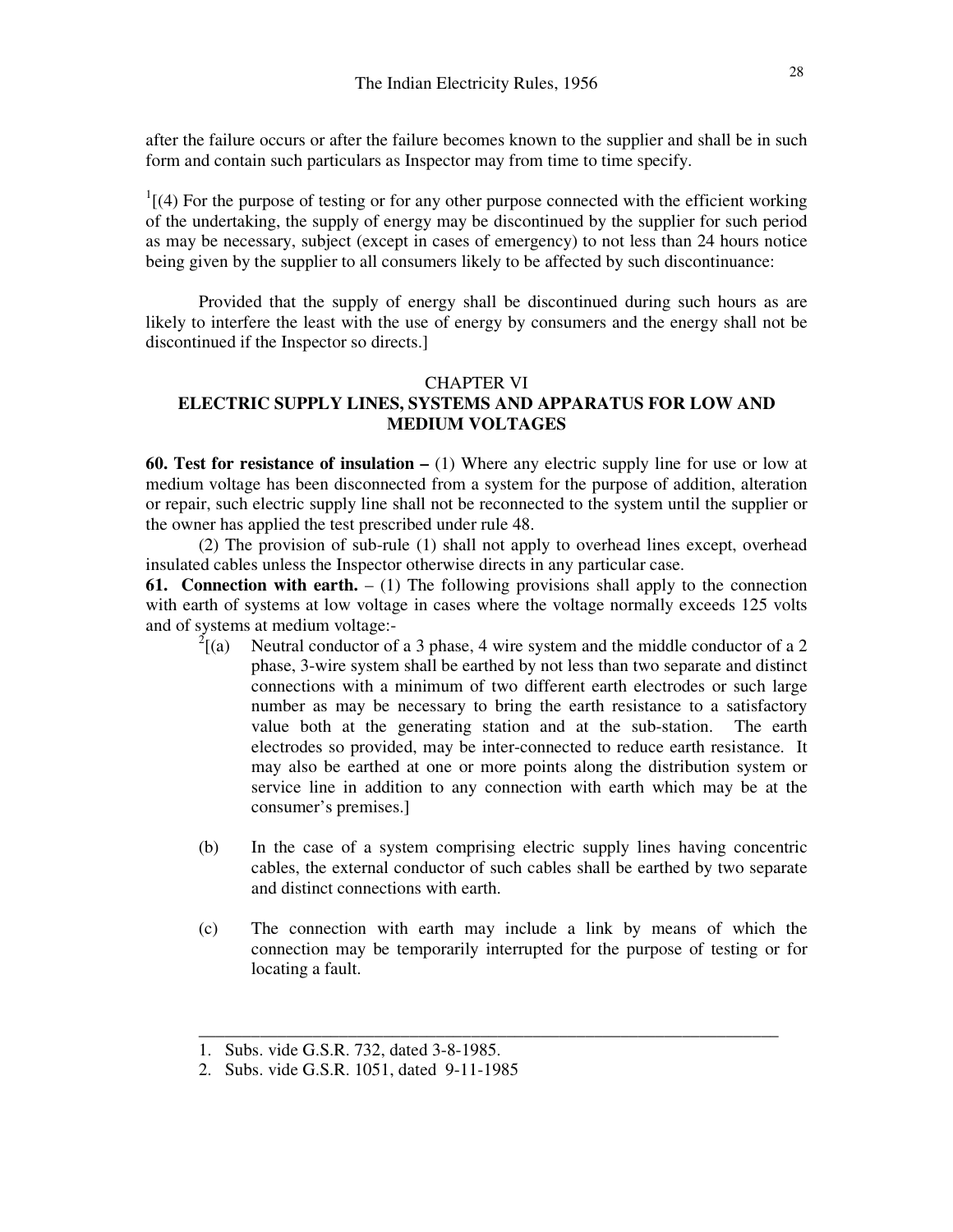after the failure occurs or after the failure becomes known to the supplier and shall be in such form and contain such particulars as Inspector may from time to time specify.

[1][(4) For the purpose of testing or for any other purpose connected with the efficient working of the undertaking, the supply of energy may be discontinued by the supplier for such period as may be necessary, subject (except in cases of emergency) to not less than 24 hours notice being given by the supplier to all consumers likely to be affected by such discontinuance:

Provided that the supply of energy shall be discontinued during such hours as are likely to interfere the least with the use of energy by consumers and the energy shall not be discontinued if the Inspector so directs.]

## CHAPTER VI
## ELECTRIC SUPPLY LINES, SYSTEMS AND APPARATUS FOR LOW AND MEDIUM VOLTAGES

**60. Test for resistance of insulation –** (1) Where any electric supply line for use or low at medium voltage has been disconnected from a system for the purpose of addition, alteration or repair, such electric supply line shall not be reconnected to the system until the supplier or the owner has applied the test prescribed under rule 48.

(2) The provision of sub-rule (1) shall not apply to overhead lines except, overhead insulated cables unless the Inspector otherwise directs in any particular case.

**61. Connection with earth.** – (1) The following provisions shall apply to the connection with earth of systems at low voltage in cases where the voltage normally exceeds 125 volts and of systems at medium voltage:-

[2][(a) Neutral conductor of a 3 phase, 4 wire system and the middle conductor of a 2 phase, 3-wire system shall be earthed by not less than two separate and distinct connections with a minimum of two different earth electrodes or such large number as may be necessary to bring the earth resistance to a satisfactory value both at the generating station and at the sub-station. The earth electrodes so provided, may be inter-connected to reduce earth resistance. It may also be earthed at one or more points along the distribution system or service line in addition to any connection with earth which may be at the consumer's premises.]

(b) In the case of a system comprising electric supply lines having concentric cables, the external conductor of such cables shall be earthed by two separate and distinct connections with earth.

(c) The connection with earth may include a link by means of which the connection may be temporarily interrupted for the purpose of testing or for locating a fault.

---

1. Subs. vide G.S.R. 732, dated 3-8-1985.
2. Subs. vide G.S.R. 1051, dated 9-11-1985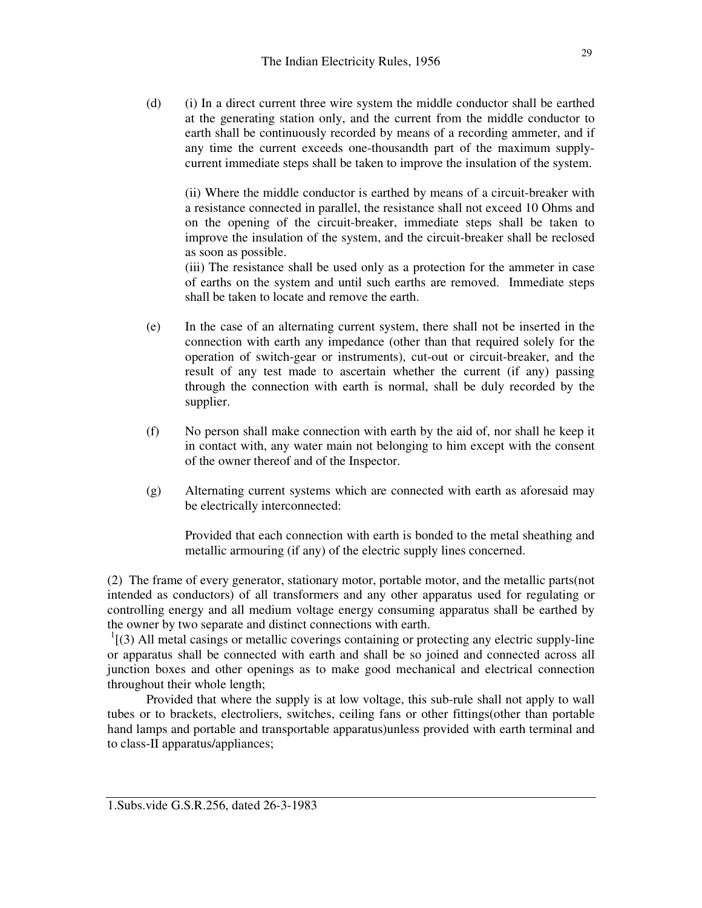(d) (i) In a direct current three wire system the middle conductor shall be earthed at the generating station only, and the current from the middle conductor to earth shall be continuously recorded by means of a recording ammeter, and if any time the current exceeds one-thousandth part of the maximum supply-current immediate steps shall be taken to improve the insulation of the system.

(ii) Where the middle conductor is earthed by means of a circuit-breaker with a resistance connected in parallel, the resistance shall not exceed 10 Ohms and on the opening of the circuit-breaker, immediate steps shall be taken to improve the insulation of the system, and the circuit-breaker shall be reclosed as soon as possible.

(iii) The resistance shall be used only as a protection for the ammeter in case of earths on the system and until such earths are removed. Immediate steps shall be taken to locate and remove the earth.

(e) In the case of an alternating current system, there shall not be inserted in the connection with earth any impedance (other than that required solely for the operation of switch-gear or instruments), cut-out or circuit-breaker, and the result of any test made to ascertain whether the current (if any) passing through the connection with earth is normal, shall be duly recorded by the supplier.

(f) No person shall make connection with earth by the aid of, nor shall he keep it in contact with, any water main not belonging to him except with the consent of the owner thereof and of the Inspector.

(g) Alternating current systems which are connected with earth as aforesaid may be electrically interconnected:

Provided that each connection with earth is bonded to the metal sheathing and metallic armouring (if any) of the electric supply lines concerned.

(2) The frame of every generator, stationary motor, portable motor, and the metallic parts(not intended as conductors) of all transformers and any other apparatus used for regulating or controlling energy and all medium voltage energy consuming apparatus shall be earthed by the owner by two separate and distinct connections with earth.

[1][(3) All metal casings or metallic coverings containing or protecting any electric supply-line or apparatus shall be connected with earth and shall be so joined and connected across all junction boxes and other openings as to make good mechanical and electrical connection throughout their whole length;

Provided that where the supply is at low voltage, this sub-rule shall not apply to wall tubes or to brackets, electroliers, switches, ceiling fans or other fittings(other than portable hand lamps and portable and transportable apparatus)unless provided with earth terminal and to class-II apparatus/appliances;

1.Subs.vide G.S.R.256, dated 26-3-1983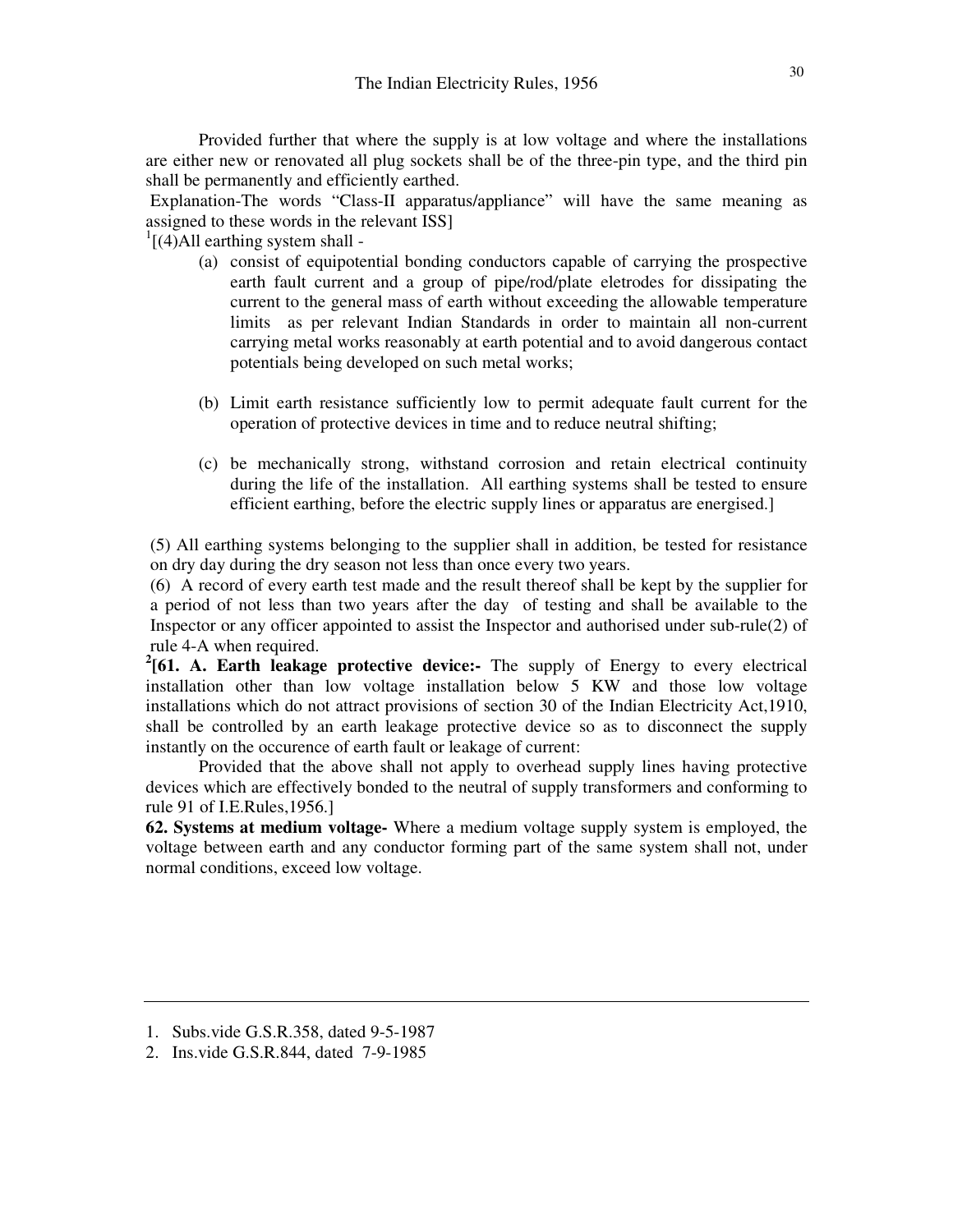Provided further that where the supply is at low voltage and where the installations are either new or renovated all plug sockets shall be of the three-pin type, and the third pin shall be permanently and efficiently earthed.

Explanation-The words "Class-II apparatus/appliance" will have the same meaning as assigned to these words in the relevant ISS]

[1][(4)All earthing system shall -

(a) consist of equipotential bonding conductors capable of carrying the prospective earth fault current and a group of pipe/rod/plate eletrodes for dissipating the current to the general mass of earth without exceeding the allowable temperature limits as per relevant Indian Standards in order to maintain all non-current carrying metal works reasonably at earth potential and to avoid dangerous contact potentials being developed on such metal works;

(b) Limit earth resistance sufficiently low to permit adequate fault current for the operation of protective devices in time and to reduce neutral shifting;

(c) be mechanically strong, withstand corrosion and retain electrical continuity during the life of the installation. All earthing systems shall be tested to ensure efficient earthing, before the electric supply lines or apparatus are energised.]

(5) All earthing systems belonging to the supplier shall in addition, be tested for resistance on dry day during the dry season not less than once every two years.

(6) A record of every earth test made and the result thereof shall be kept by the supplier for a period of not less than two years after the day of testing and shall be available to the Inspector or any officer appointed to assist the Inspector and authorised under sub-rule(2) of rule 4-A when required.

[2]**[61. A. Earth leakage protective device:-** The supply of Energy to every electrical installation other than low voltage installation below 5 KW and those low voltage installations which do not attract provisions of section 30 of the Indian Electricity Act,1910, shall be controlled by an earth leakage protective device so as to disconnect the supply instantly on the occurence of earth fault or leakage of current:

Provided that the above shall not apply to overhead supply lines having protective devices which are effectively bonded to the neutral of supply transformers and conforming to rule 91 of I.E.Rules,1956.]

**62. Systems at medium voltage-** Where a medium voltage supply system is employed, the voltage between earth and any conductor forming part of the same system shall not, under normal conditions, exceed low voltage.

---

1. Subs.vide G.S.R.358, dated 9-5-1987
2. Ins.vide G.S.R.844, dated 7-9-1985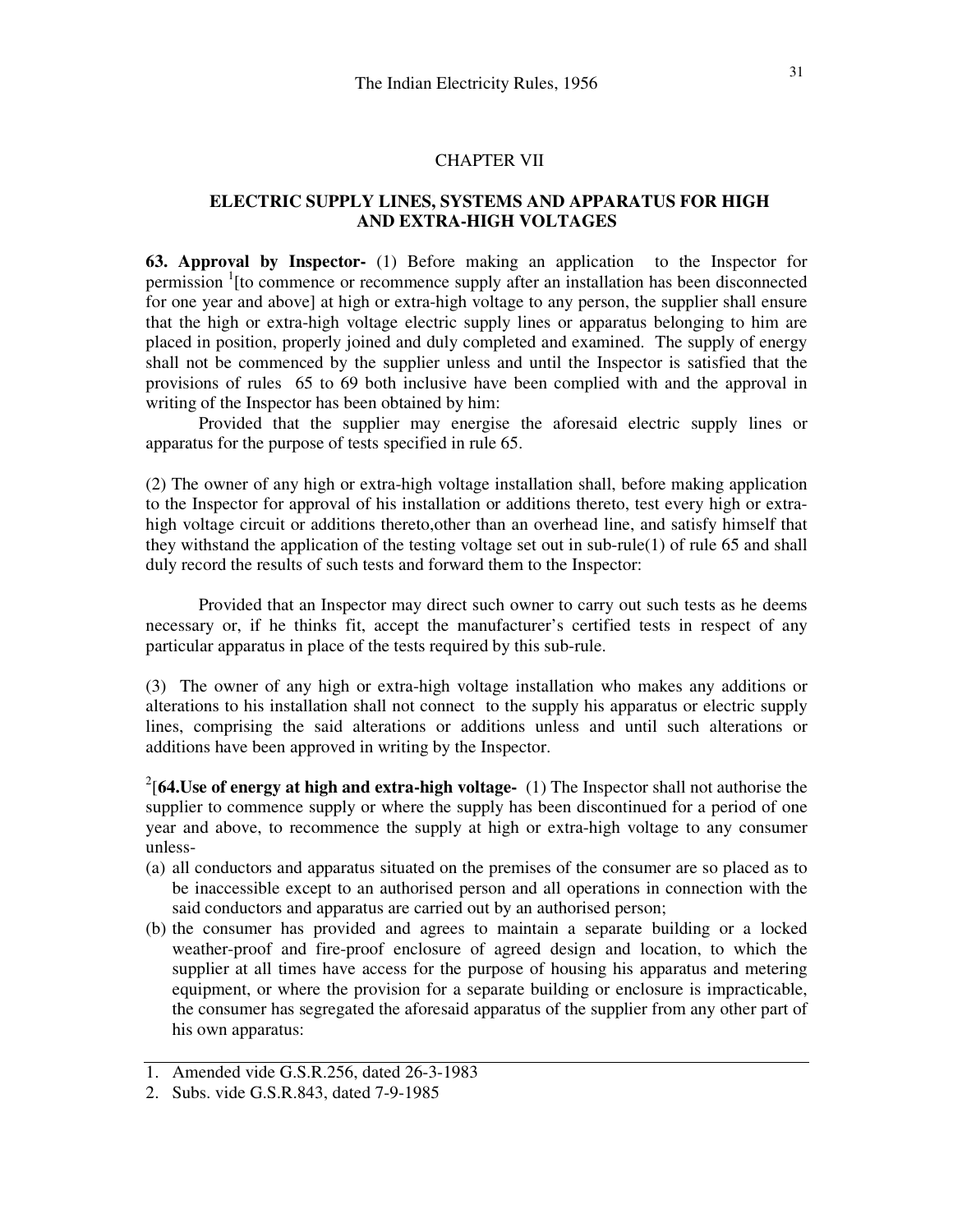## CHAPTER VII

### ELECTRIC SUPPLY LINES, SYSTEMS AND APPARATUS FOR HIGH AND EXTRA-HIGH VOLTAGES

**63. Approval by Inspector-** (1) Before making an application to the Inspector for permission [1][to commence or recommence supply after an installation has been disconnected for one year and above] at high or extra-high voltage to any person, the supplier shall ensure that the high or extra-high voltage electric supply lines or apparatus belonging to him are placed in position, properly joined and duly completed and examined. The supply of energy shall not be commenced by the supplier unless and until the Inspector is satisfied that the provisions of rules 65 to 69 both inclusive have been complied with and the approval in writing of the Inspector has been obtained by him:

Provided that the supplier may energise the aforesaid electric supply lines or apparatus for the purpose of tests specified in rule 65.

(2) The owner of any high or extra-high voltage installation shall, before making application to the Inspector for approval of his installation or additions thereto, test every high or extra-high voltage circuit or additions thereto,other than an overhead line, and satisfy himself that they withstand the application of the testing voltage set out in sub-rule(1) of rule 65 and shall duly record the results of such tests and forward them to the Inspector:

Provided that an Inspector may direct such owner to carry out such tests as he deems necessary or, if he thinks fit, accept the manufacturer's certified tests in respect of any particular apparatus in place of the tests required by this sub-rule.

(3) The owner of any high or extra-high voltage installation who makes any additions or alterations to his installation shall not connect to the supply his apparatus or electric supply lines, comprising the said alterations or additions unless and until such alterations or additions have been approved in writing by the Inspector.

[2][**64.Use of energy at high and extra-high voltage-** (1) The Inspector shall not authorise the supplier to commence supply or where the supply has been discontinued for a period of one year and above, to recommence the supply at high or extra-high voltage to any consumer unless-

(a) all conductors and apparatus situated on the premises of the consumer are so placed as to be inaccessible except to an authorised person and all operations in connection with the said conductors and apparatus are carried out by an authorised person;
(b) the consumer has provided and agrees to maintain a separate building or a locked weather-proof and fire-proof enclosure of agreed design and location, to which the supplier at all times have access for the purpose of housing his apparatus and metering equipment, or where the provision for a separate building or enclosure is impracticable, the consumer has segregated the aforesaid apparatus of the supplier from any other part of his own apparatus:

---

1. Amended vide G.S.R.256, dated 26-3-1983
2. Subs. vide G.S.R.843, dated 7-9-1985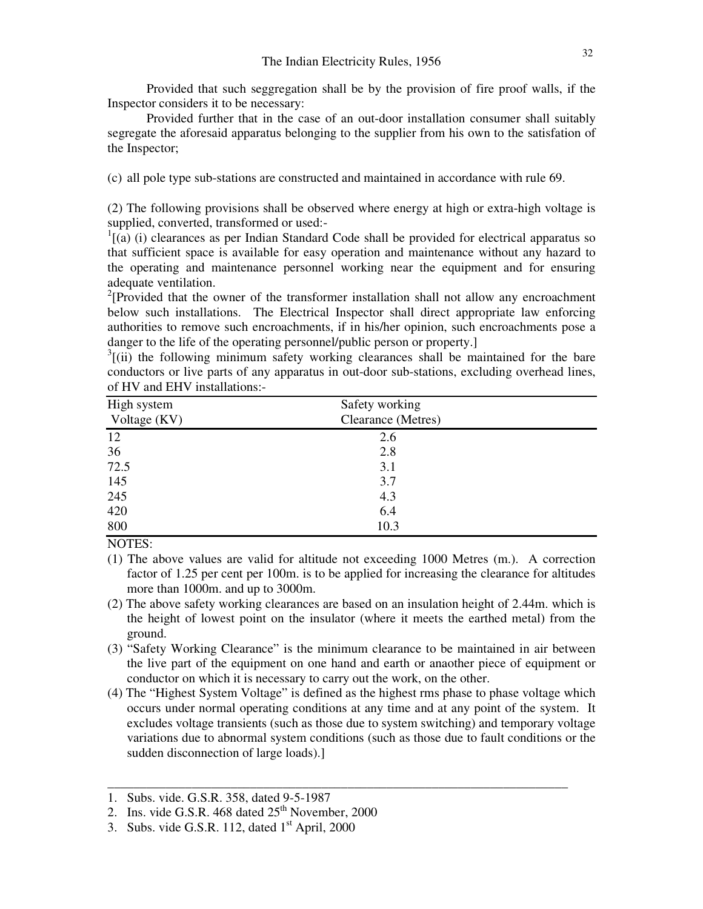Provided that such seggregation shall be by the provision of fire proof walls, if the Inspector considers it to be necessary:

Provided further that in the case of an out-door installation consumer shall suitably segregate the aforesaid apparatus belonging to the supplier from his own to the satisfation of the Inspector;

(c) all pole type sub-stations are constructed and maintained in accordance with rule 69.

(2) The following provisions shall be observed where energy at high or extra-high voltage is supplied, converted, transformed or used:-

[1][(a) (i) clearances as per Indian Standard Code shall be provided for electrical apparatus so that sufficient space is available for easy operation and maintenance without any hazard to the operating and maintenance personnel working near the equipment and for ensuring adequate ventilation.

[2][Provided that the owner of the transformer installation shall not allow any encroachment below such installations. The Electrical Inspector shall direct appropriate law enforcing authorities to remove such encroachments, if in his/her opinion, such encroachments pose a danger to the life of the operating personnel/public person or property.]

[3][(ii) the following minimum safety working clearances shall be maintained for the bare conductors or live parts of any apparatus in out-door sub-stations, excluding overhead lines, of HV and EHV installations:-

| High system Voltage (KV) | Safety working Clearance (Metres) |
|---|---|
| 12 | 2.6 |
| 36 | 2.8 |
| 72.5 | 3.1 |
| 145 | 3.7 |
| 245 | 4.3 |
| 420 | 6.4 |
| 800 | 10.3 |

NOTES:

(1) The above values are valid for altitude not exceeding 1000 Metres (m.). A correction factor of 1.25 per cent per 100m. is to be applied for increasing the clearance for altitudes more than 1000m. and up to 3000m.

(2) The above safety working clearances are based on an insulation height of 2.44m. which is the height of lowest point on the insulator (where it meets the earthed metal) from the ground.

(3) "Safety Working Clearance" is the minimum clearance to be maintained in air between the live part of the equipment on one hand and earth or anaother piece of equipment or conductor on which it is necessary to carry out the work, on the other.

(4) The "Highest System Voltage" is defined as the highest rms phase to phase voltage which occurs under normal operating conditions at any time and at any point of the system. It excludes voltage transients (such as those due to system switching) and temporary voltage variations due to abnormal system conditions (such as those due to fault conditions or the sudden disconnection of large loads).]

---

1. Subs. vide. G.S.R. 358, dated 9-5-1987
2. Ins. vide G.S.R. 468 dated 25th November, 2000
3. Subs. vide G.S.R. 112, dated 1st April, 2000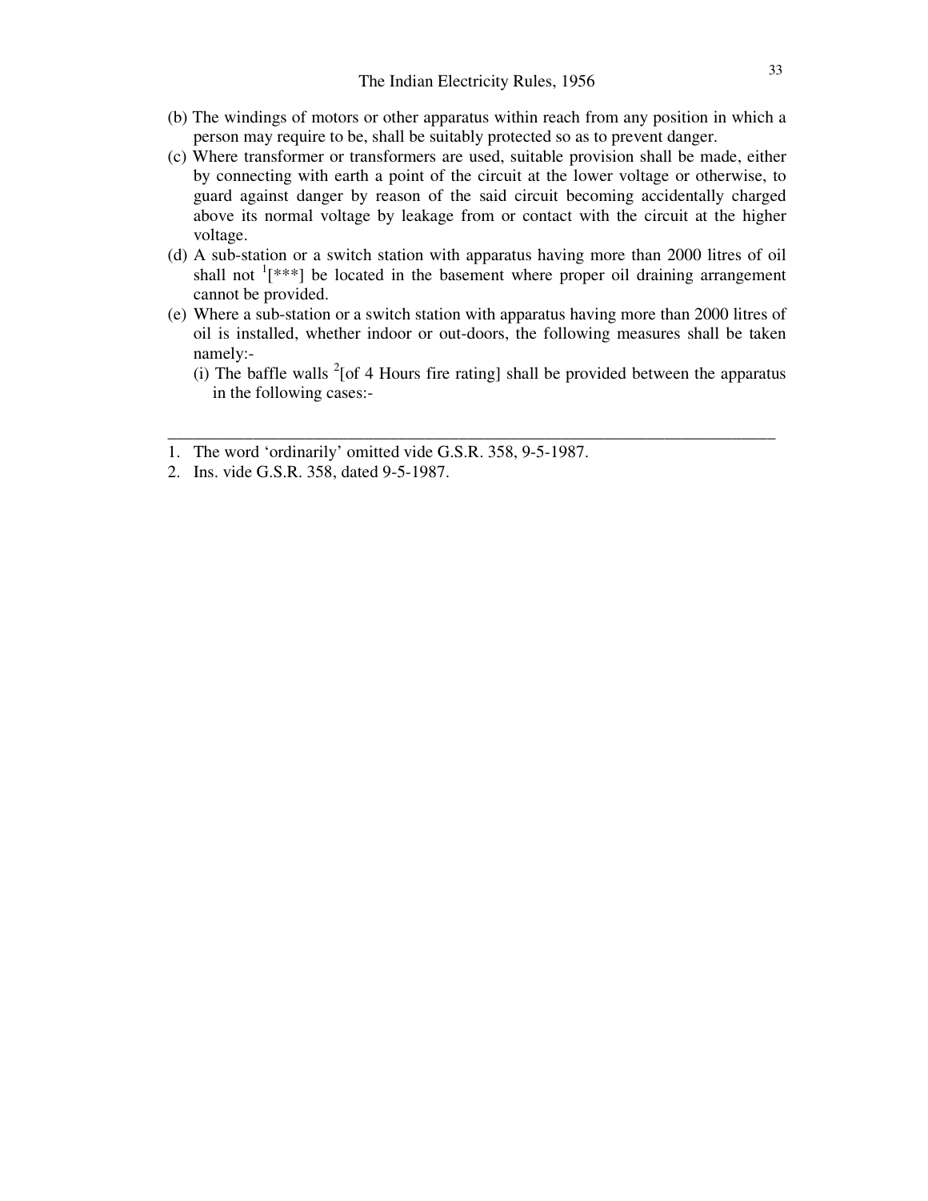(b) The windings of motors or other apparatus within reach from any position in which a person may require to be, shall be suitably protected so as to prevent danger.

(c) Where transformer or transformers are used, suitable provision shall be made, either by connecting with earth a point of the circuit at the lower voltage or otherwise, to guard against danger by reason of the said circuit becoming accidentally charged above its normal voltage by leakage from or contact with the circuit at the higher voltage.

(d) A sub-station or a switch station with apparatus having more than 2000 litres of oil shall not [1][***] be located in the basement where proper oil draining arrangement cannot be provided.

(e) Where a sub-station or a switch station with apparatus having more than 2000 litres of oil is installed, whether indoor or out-doors, the following measures shall be taken namely:-

(i) The baffle walls [2][of 4 Hours fire rating] shall be provided between the apparatus in the following cases:-

---

1. The word 'ordinarily' omitted vide G.S.R. 358, 9-5-1987.
2. Ins. vide G.S.R. 358, dated 9-5-1987.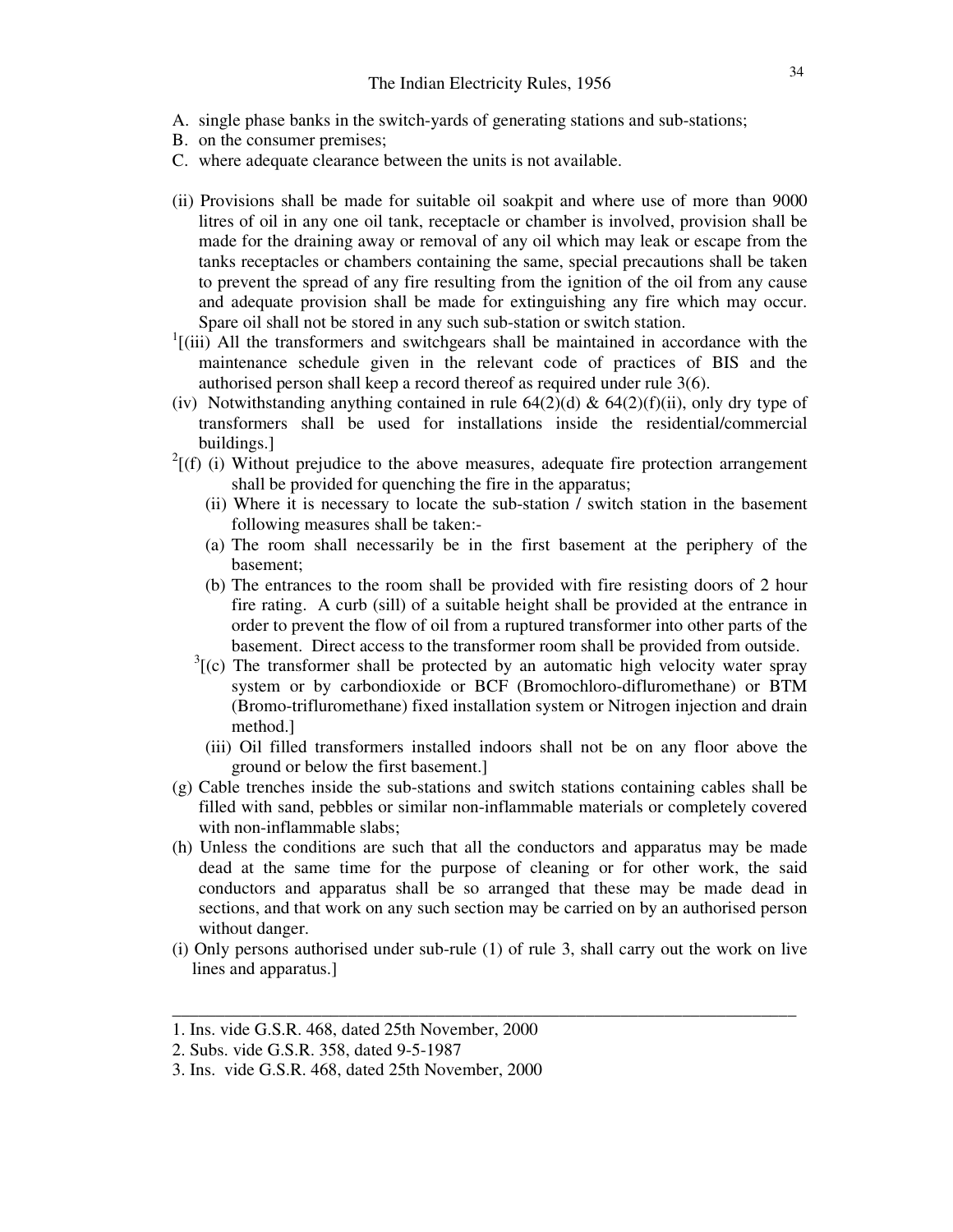A. single phase banks in the switch-yards of generating stations and sub-stations;
B. on the consumer premises;
C. where adequate clearance between the units is not available.

(ii) Provisions shall be made for suitable oil soakpit and where use of more than 9000 litres of oil in any one oil tank, receptacle or chamber is involved, provision shall be made for the draining away or removal of any oil which may leak or escape from the tanks receptacles or chambers containing the same, special precautions shall be taken to prevent the spread of any fire resulting from the ignition of the oil from any cause and adequate provision shall be made for extinguishing any fire which may occur. Spare oil shall not be stored in any such sub-station or switch station.

[1][(iii) All the transformers and switchgears shall be maintained in accordance with the maintenance schedule given in the relevant code of practices of BIS and the authorised person shall keep a record thereof as required under rule 3(6).

(iv) Notwithstanding anything contained in rule 64(2)(d) & 64(2)(f)(ii), only dry type of transformers shall be used for installations inside the residential/commercial buildings.]

[2][(f) (i) Without prejudice to the above measures, adequate fire protection arrangement shall be provided for quenching the fire in the apparatus;

(ii) Where it is necessary to locate the sub-station / switch station in the basement following measures shall be taken:-

(a) The room shall necessarily be in the first basement at the periphery of the basement;

(b) The entrances to the room shall be provided with fire resisting doors of 2 hour fire rating. A curb (sill) of a suitable height shall be provided at the entrance in order to prevent the flow of oil from a ruptured transformer into other parts of the basement. Direct access to the transformer room shall be provided from outside.

[3][(c) The transformer shall be protected by an automatic high velocity water spray system or by carbondioxide or BCF (Bromochloro-difluromethane) or BTM (Bromo-trifluromethane) fixed installation system or Nitrogen injection and drain method.]

(iii) Oil filled transformers installed indoors shall not be on any floor above the ground or below the first basement.]

(g) Cable trenches inside the sub-stations and switch stations containing cables shall be filled with sand, pebbles or similar non-inflammable materials or completely covered with non-inflammable slabs;

(h) Unless the conditions are such that all the conductors and apparatus may be made dead at the same time for the purpose of cleaning or for other work, the said conductors and apparatus shall be so arranged that these may be made dead in sections, and that work on any such section may be carried on by an authorised person without danger.

(i) Only persons authorised under sub-rule (1) of rule 3, shall carry out the work on live lines and apparatus.]

---

1. Ins. vide G.S.R. 468, dated 25th November, 2000
2. Subs. vide G.S.R. 358, dated 9-5-1987
3. Ins. vide G.S.R. 468, dated 25th November, 2000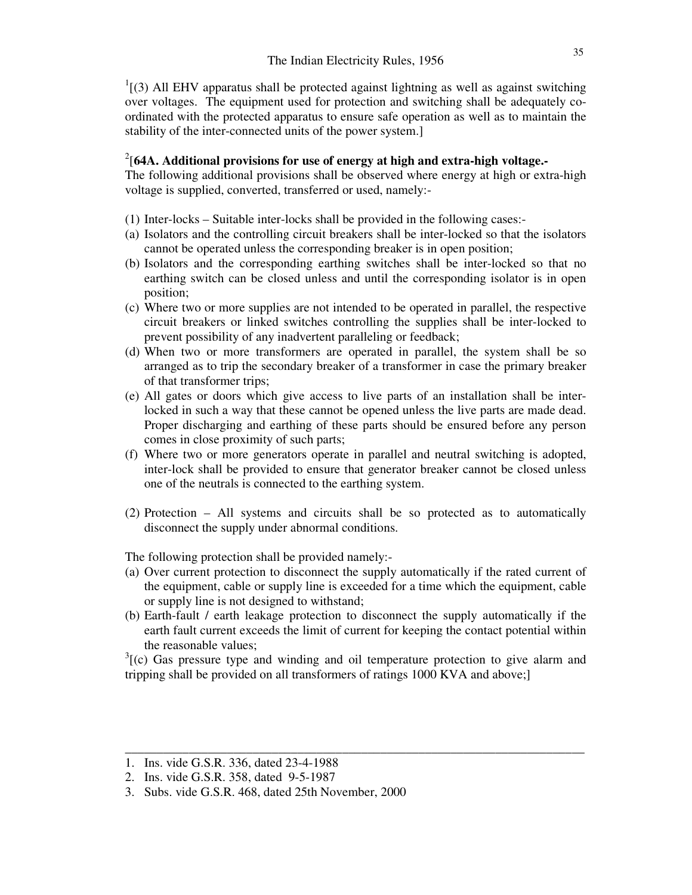[1][(3) All EHV apparatus shall be protected against lightning as well as against switching over voltages. The equipment used for protection and switching shall be adequately co-ordinated with the protected apparatus to ensure safe operation as well as to maintain the stability of the inter-connected units of the power system.]

[2][**64A. Additional provisions for use of energy at high and extra-high voltage.-**
The following additional provisions shall be observed where energy at high or extra-high voltage is supplied, converted, transferred or used, namely:-

(1) Inter-locks – Suitable inter-locks shall be provided in the following cases:-

(a) Isolators and the controlling circuit breakers shall be inter-locked so that the isolators cannot be operated unless the corresponding breaker is in open position;

(b) Isolators and the corresponding earthing switches shall be inter-locked so that no earthing switch can be closed unless and until the corresponding isolator is in open position;

(c) Where two or more supplies are not intended to be operated in parallel, the respective circuit breakers or linked switches controlling the supplies shall be inter-locked to prevent possibility of any inadvertent paralleling or feedback;

(d) When two or more transformers are operated in parallel, the system shall be so arranged as to trip the secondary breaker of a transformer in case the primary breaker of that transformer trips;

(e) All gates or doors which give access to live parts of an installation shall be inter-locked in such a way that these cannot be opened unless the live parts are made dead. Proper discharging and earthing of these parts should be ensured before any person comes in close proximity of such parts;

(f) Where two or more generators operate in parallel and neutral switching is adopted, inter-lock shall be provided to ensure that generator breaker cannot be closed unless one of the neutrals is connected to the earthing system.

(2) Protection – All systems and circuits shall be so protected as to automatically disconnect the supply under abnormal conditions.

The following protection shall be provided namely:-

(a) Over current protection to disconnect the supply automatically if the rated current of the equipment, cable or supply line is exceeded for a time which the equipment, cable or supply line is not designed to withstand;

(b) Earth-fault / earth leakage protection to disconnect the supply automatically if the earth fault current exceeds the limit of current for keeping the contact potential within the reasonable values;

[3][(c) Gas pressure type and winding and oil temperature protection to give alarm and tripping shall be provided on all transformers of ratings 1000 KVA and above;]

---

1. Ins. vide G.S.R. 336, dated 23-4-1988
2. Ins. vide G.S.R. 358, dated 9-5-1987
3. Subs. vide G.S.R. 468, dated 25th November, 2000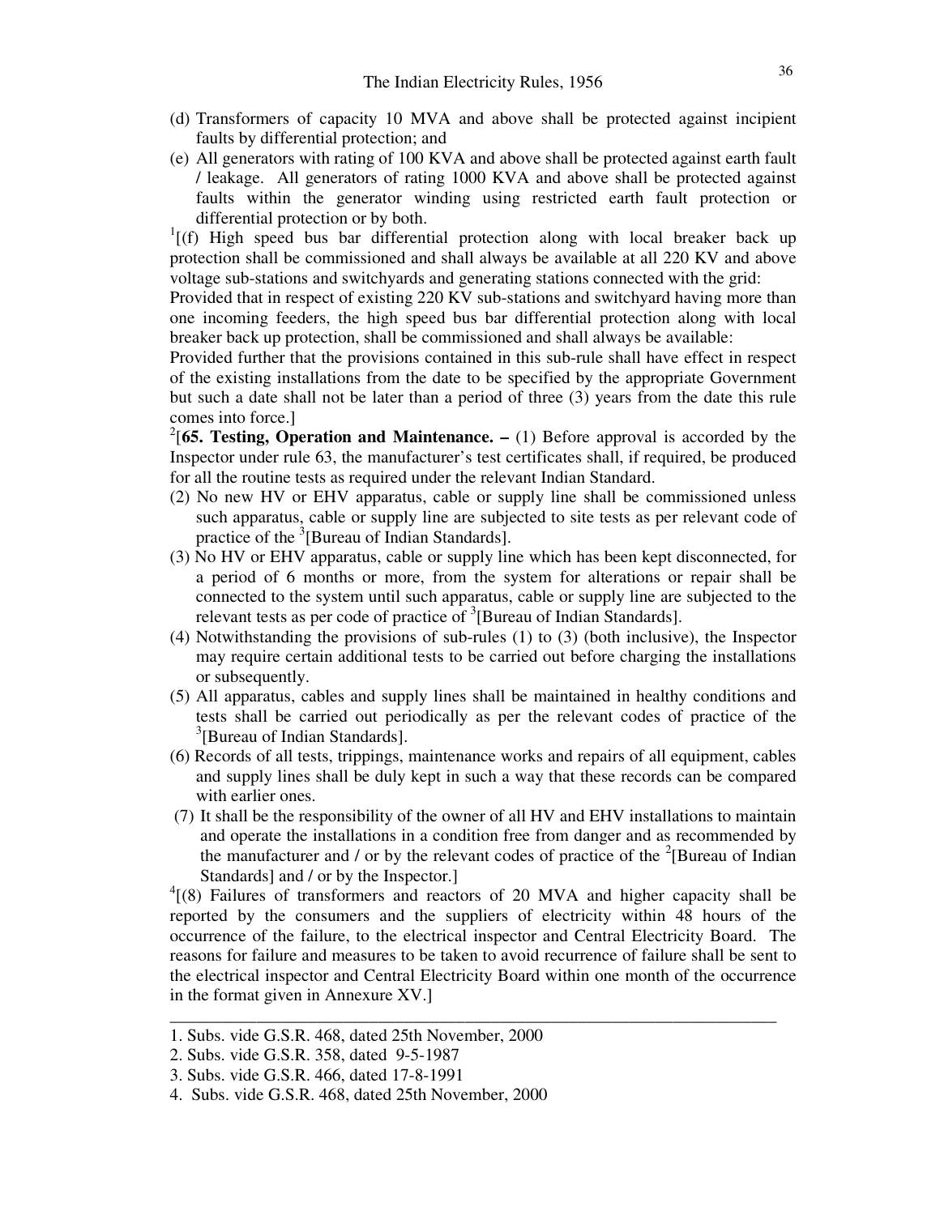(d) Transformers of capacity 10 MVA and above shall be protected against incipient faults by differential protection; and

(e) All generators with rating of 100 KVA and above shall be protected against earth fault / leakage. All generators of rating 1000 KVA and above shall be protected against faults within the generator winding using restricted earth fault protection or differential protection or by both.

[1][(f) High speed bus bar differential protection along with local breaker back up protection shall be commissioned and shall always be available at all 220 KV and above voltage sub-stations and switchyards and generating stations connected with the grid:

Provided that in respect of existing 220 KV sub-stations and switchyard having more than one incoming feeders, the high speed bus bar differential protection along with local breaker back up protection, shall be commissioned and shall always be available:

Provided further that the provisions contained in this sub-rule shall have effect in respect of the existing installations from the date to be specified by the appropriate Government but such a date shall not be later than a period of three (3) years from the date this rule comes into force.]

[2][**65. Testing, Operation and Maintenance. –** (1) Before approval is accorded by the Inspector under rule 63, the manufacturer's test certificates shall, if required, be produced for all the routine tests as required under the relevant Indian Standard.

(2) No new HV or EHV apparatus, cable or supply line shall be commissioned unless such apparatus, cable or supply line are subjected to site tests as per relevant code of practice of the [3][Bureau of Indian Standards].

(3) No HV or EHV apparatus, cable or supply line which has been kept disconnected, for a period of 6 months or more, from the system for alterations or repair shall be connected to the system until such apparatus, cable or supply line are subjected to the relevant tests as per code of practice of [3][Bureau of Indian Standards].

(4) Notwithstanding the provisions of sub-rules (1) to (3) (both inclusive), the Inspector may require certain additional tests to be carried out before charging the installations or subsequently.

(5) All apparatus, cables and supply lines shall be maintained in healthy conditions and tests shall be carried out periodically as per the relevant codes of practice of the [3][Bureau of Indian Standards].

(6) Records of all tests, trippings, maintenance works and repairs of all equipment, cables and supply lines shall be duly kept in such a way that these records can be compared with earlier ones.

(7) It shall be the responsibility of the owner of all HV and EHV installations to maintain and operate the installations in a condition free from danger and as recommended by the manufacturer and / or by the relevant codes of practice of the [2][Bureau of Indian Standards] and / or by the Inspector.]

[4][(8) Failures of transformers and reactors of 20 MVA and higher capacity shall be reported by the consumers and the suppliers of electricity within 48 hours of the occurrence of the failure, to the electrical inspector and Central Electricity Board. The reasons for failure and measures to be taken to avoid recurrence of failure shall be sent to the electrical inspector and Central Electricity Board within one month of the occurrence in the format given in Annexure XV.]

---

1. Subs. vide G.S.R. 468, dated 25th November, 2000
2. Subs. vide G.S.R. 358, dated 9-5-1987
3. Subs. vide G.S.R. 466, dated 17-8-1991
4. Subs. vide G.S.R. 468, dated 25th November, 2000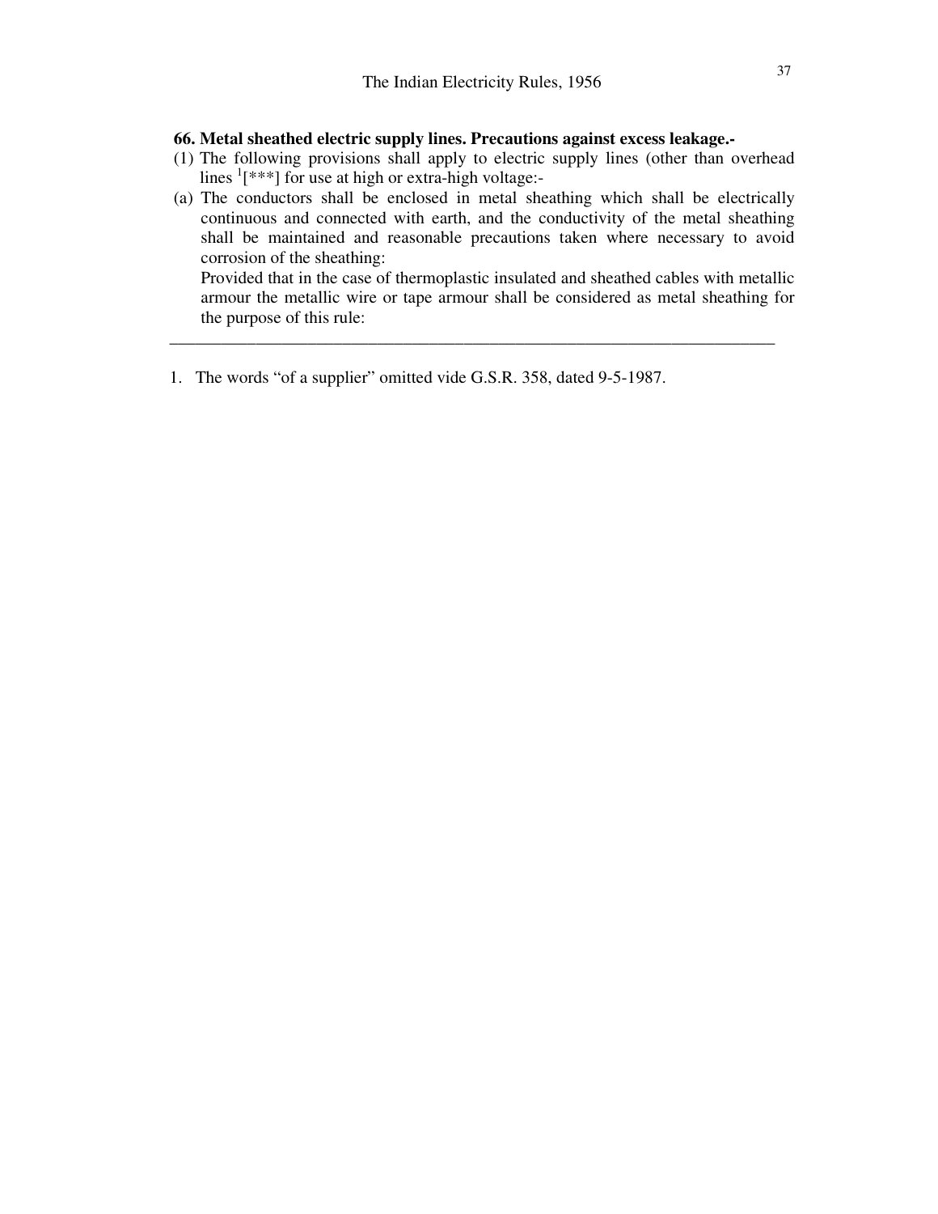**66. Metal sheathed electric supply lines. Precautions against excess leakage.-**

(1) The following provisions shall apply to electric supply lines (other than overhead lines [1][***] for use at high or extra-high voltage:-

(a) The conductors shall be enclosed in metal sheathing which shall be electrically continuous and connected with earth, and the conductivity of the metal sheathing shall be maintained and reasonable precautions taken where necessary to avoid corrosion of the sheathing:

Provided that in the case of thermoplastic insulated and sheathed cables with metallic armour the metallic wire or tape armour shall be considered as metal sheathing for the purpose of this rule:

---

1. The words "of a supplier" omitted vide G.S.R. 358, dated 9-5-1987.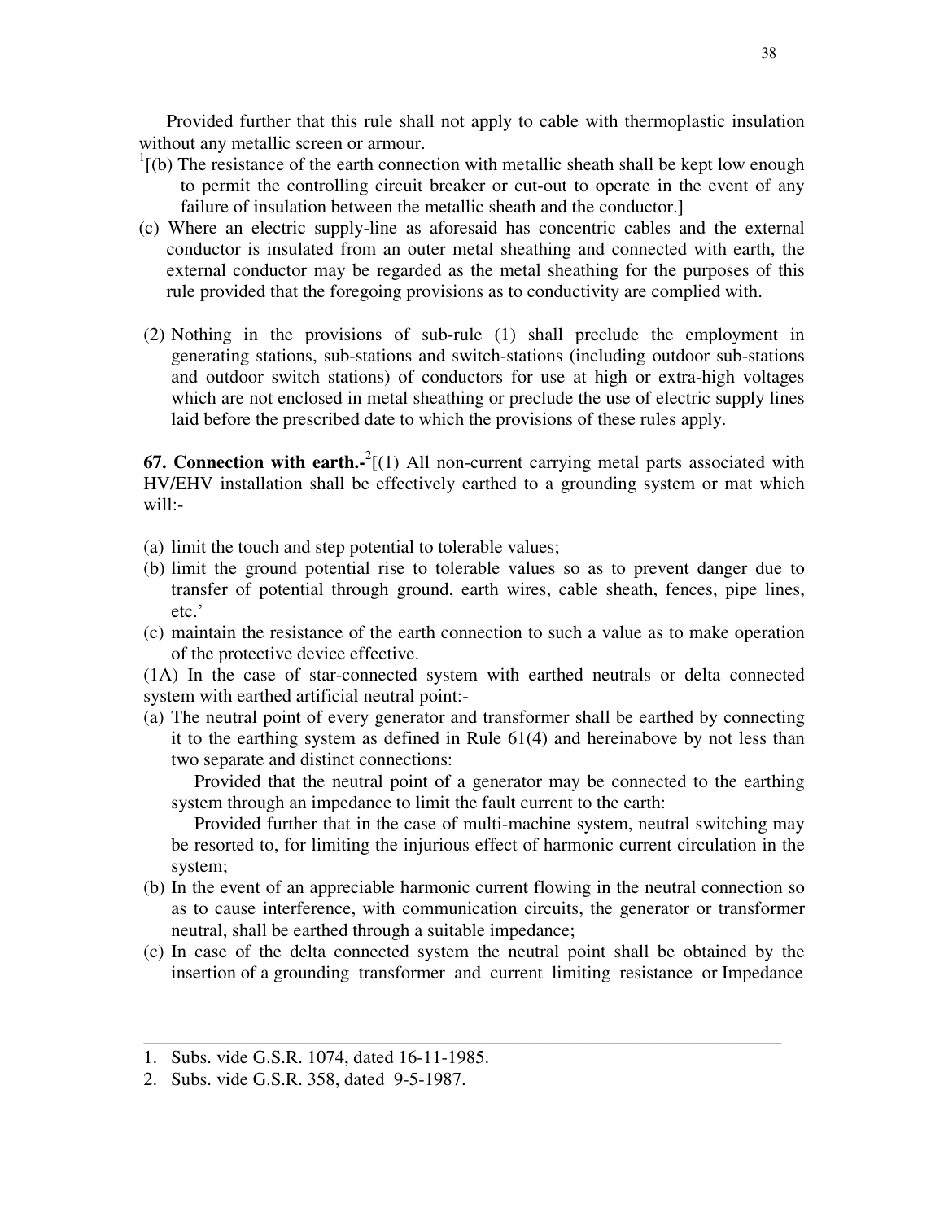Provided further that this rule shall not apply to cable with thermoplastic insulation without any metallic screen or armour.

[1][(b) The resistance of the earth connection with metallic sheath shall be kept low enough to permit the controlling circuit breaker or cut-out to operate in the event of any failure of insulation between the metallic sheath and the conductor.]

(c) Where an electric supply-line as aforesaid has concentric cables and the external conductor is insulated from an outer metal sheathing and connected with earth, the external conductor may be regarded as the metal sheathing for the purposes of this rule provided that the foregoing provisions as to conductivity are complied with.

(2) Nothing in the provisions of sub-rule (1) shall preclude the employment in generating stations, sub-stations and switch-stations (including outdoor sub-stations and outdoor switch stations) of conductors for use at high or extra-high voltages which are not enclosed in metal sheathing or preclude the use of electric supply lines laid before the prescribed date to which the provisions of these rules apply.

**67. Connection with earth.-**[2][(1) All non-current carrying metal parts associated with HV/EHV installation shall be effectively earthed to a grounding system or mat which will:-

(a) limit the touch and step potential to tolerable values;

(b) limit the ground potential rise to tolerable values so as to prevent danger due to transfer of potential through ground, earth wires, cable sheath, fences, pipe lines, etc.'

(c) maintain the resistance of the earth connection to such a value as to make operation of the protective device effective.

(1A) In the case of star-connected system with earthed neutrals or delta connected system with earthed artificial neutral point:-

(a) The neutral point of every generator and transformer shall be earthed by connecting it to the earthing system as defined in Rule 61(4) and hereinabove by not less than two separate and distinct connections:

Provided that the neutral point of a generator may be connected to the earthing system through an impedance to limit the fault current to the earth:

Provided further that in the case of multi-machine system, neutral switching may be resorted to, for limiting the injurious effect of harmonic current circulation in the system;

(b) In the event of an appreciable harmonic current flowing in the neutral connection so as to cause interference, with communication circuits, the generator or transformer neutral, shall be earthed through a suitable impedance;

(c) In case of the delta connected system the neutral point shall be obtained by the insertion of a grounding transformer and current limiting resistance or Impedance

---

1. Subs. vide G.S.R. 1074, dated 16-11-1985.
2. Subs. vide G.S.R. 358, dated 9-5-1987.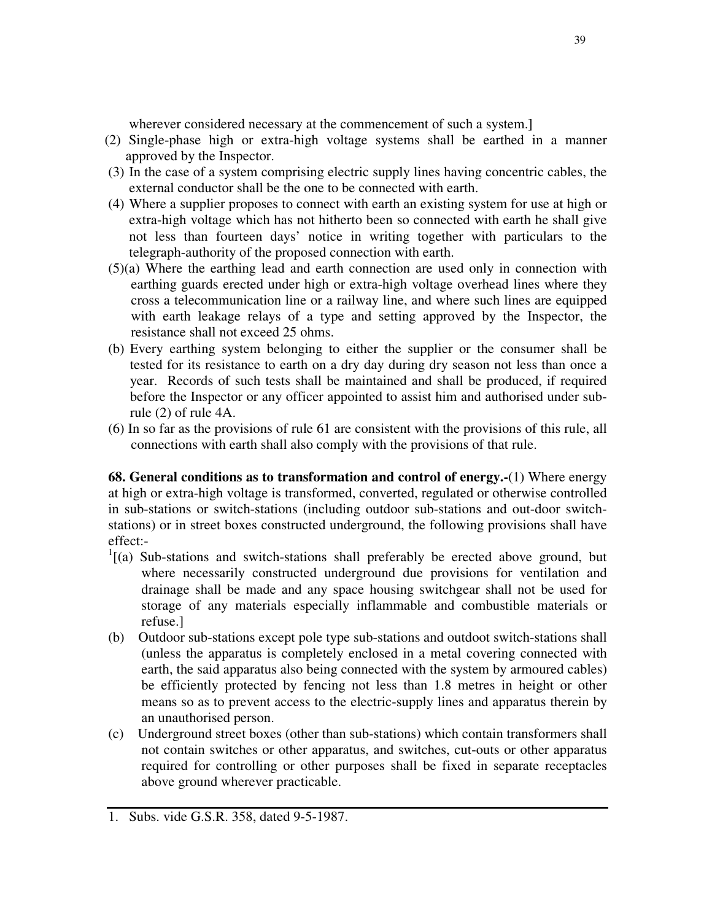wherever considered necessary at the commencement of such a system.]

(2) Single-phase high or extra-high voltage systems shall be earthed in a manner approved by the Inspector.

(3) In the case of a system comprising electric supply lines having concentric cables, the external conductor shall be the one to be connected with earth.

(4) Where a supplier proposes to connect with earth an existing system for use at high or extra-high voltage which has not hitherto been so connected with earth he shall give not less than fourteen days' notice in writing together with particulars to the telegraph-authority of the proposed connection with earth.

(5)(a) Where the earthing lead and earth connection are used only in connection with earthing guards erected under high or extra-high voltage overhead lines where they cross a telecommunication line or a railway line, and where such lines are equipped with earth leakage relays of a type and setting approved by the Inspector, the resistance shall not exceed 25 ohms.

(b) Every earthing system belonging to either the supplier or the consumer shall be tested for its resistance to earth on a dry day during dry season not less than once a year. Records of such tests shall be maintained and shall be produced, if required before the Inspector or any officer appointed to assist him and authorised under sub-rule (2) of rule 4A.

(6) In so far as the provisions of rule 61 are consistent with the provisions of this rule, all connections with earth shall also comply with the provisions of that rule.

**68. General conditions as to transformation and control of energy.-**(1) Where energy at high or extra-high voltage is transformed, converted, regulated or otherwise controlled in sub-stations or switch-stations (including outdoor sub-stations and out-door switch-stations) or in street boxes constructed underground, the following provisions shall have effect:-

[1][(a) Sub-stations and switch-stations shall preferably be erected above ground, but where necessarily constructed underground due provisions for ventilation and drainage shall be made and any space housing switchgear shall not be used for storage of any materials especially inflammable and combustible materials or refuse.]

(b) Outdoor sub-stations except pole type sub-stations and outdoot switch-stations shall (unless the apparatus is completely enclosed in a metal covering connected with earth, the said apparatus also being connected with the system by armoured cables) be efficiently protected by fencing not less than 1.8 metres in height or other means so as to prevent access to the electric-supply lines and apparatus therein by an unauthorised person.

(c) Underground street boxes (other than sub-stations) which contain transformers shall not contain switches or other apparatus, and switches, cut-outs or other apparatus required for controlling or other purposes shall be fixed in separate receptacles above ground wherever practicable.

---

1. Subs. vide G.S.R. 358, dated 9-5-1987.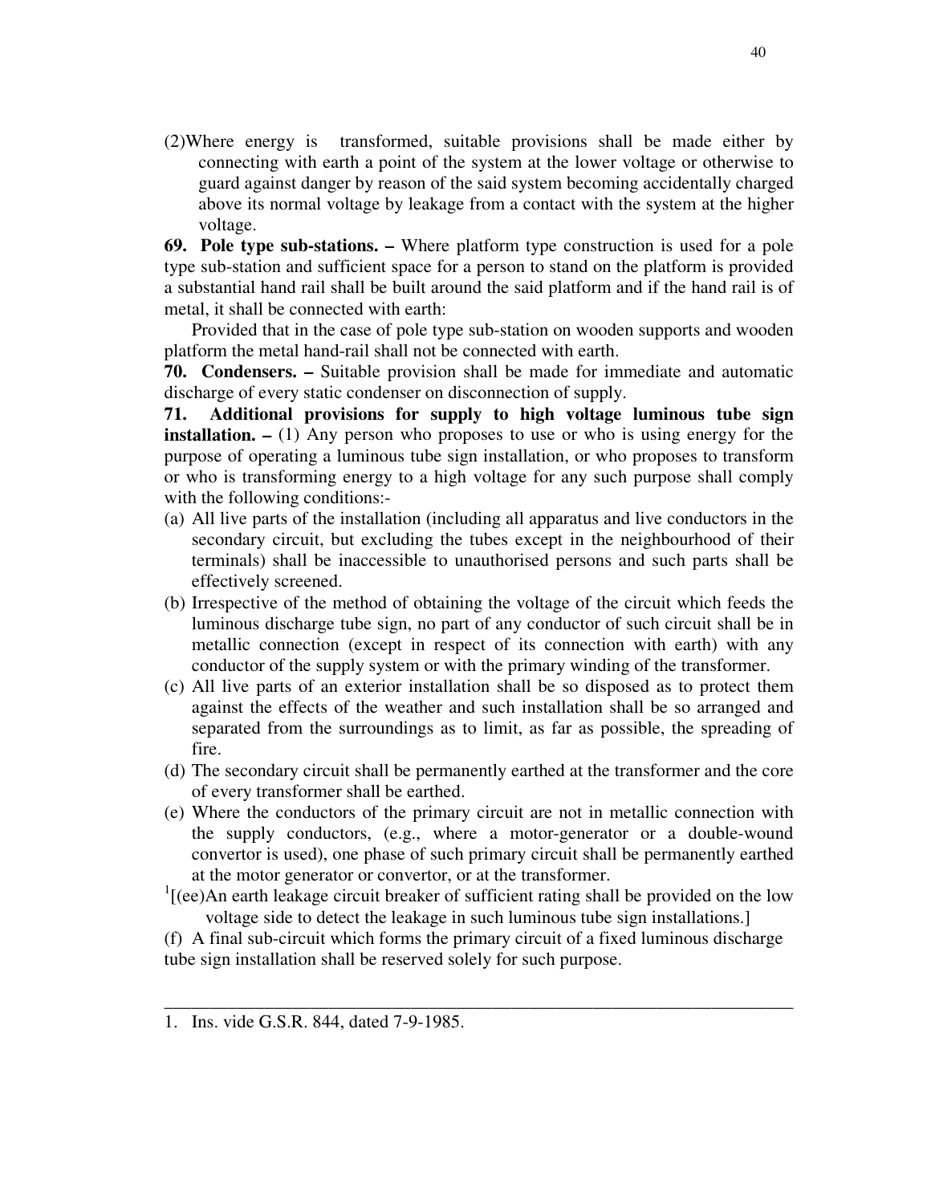(2) Where energy is transformed, suitable provisions shall be made either by connecting with earth a point of the system at the lower voltage or otherwise to guard against danger by reason of the said system becoming accidentally charged above its normal voltage by leakage from a contact with the system at the higher voltage.

**69. Pole type sub-stations. –** Where platform type construction is used for a pole type sub-station and sufficient space for a person to stand on the platform is provided a substantial hand rail shall be built around the said platform and if the hand rail is of metal, it shall be connected with earth:

Provided that in the case of pole type sub-station on wooden supports and wooden platform the metal hand-rail shall not be connected with earth.

**70. Condensers. –** Suitable provision shall be made for immediate and automatic discharge of every static condenser on disconnection of supply.

**71. Additional provisions for supply to high voltage luminous tube sign installation. –** (1) Any person who proposes to use or who is using energy for the purpose of operating a luminous tube sign installation, or who proposes to transform or who is transforming energy to a high voltage for any such purpose shall comply with the following conditions:-

(a) All live parts of the installation (including all apparatus and live conductors in the secondary circuit, but excluding the tubes except in the neighbourhood of their terminals) shall be inaccessible to unauthorised persons and such parts shall be effectively screened.

(b) Irrespective of the method of obtaining the voltage of the circuit which feeds the luminous discharge tube sign, no part of any conductor of such circuit shall be in metallic connection (except in respect of its connection with earth) with any conductor of the supply system or with the primary winding of the transformer.

(c) All live parts of an exterior installation shall be so disposed as to protect them against the effects of the weather and such installation shall be so arranged and separated from the surroundings as to limit, as far as possible, the spreading of fire.

(d) The secondary circuit shall be permanently earthed at the transformer and the core of every transformer shall be earthed.

(e) Where the conductors of the primary circuit are not in metallic connection with the supply conductors, (e.g., where a motor-generator or a double-wound convertor is used), one phase of such primary circuit shall be permanently earthed at the motor generator or convertor, or at the transformer.

[1][(ee) An earth leakage circuit breaker of sufficient rating shall be provided on the low voltage side to detect the leakage in such luminous tube sign installations.]

(f) A final sub-circuit which forms the primary circuit of a fixed luminous discharge tube sign installation shall be reserved solely for such purpose.

---

1. Ins. vide G.S.R. 844, dated 7-9-1985.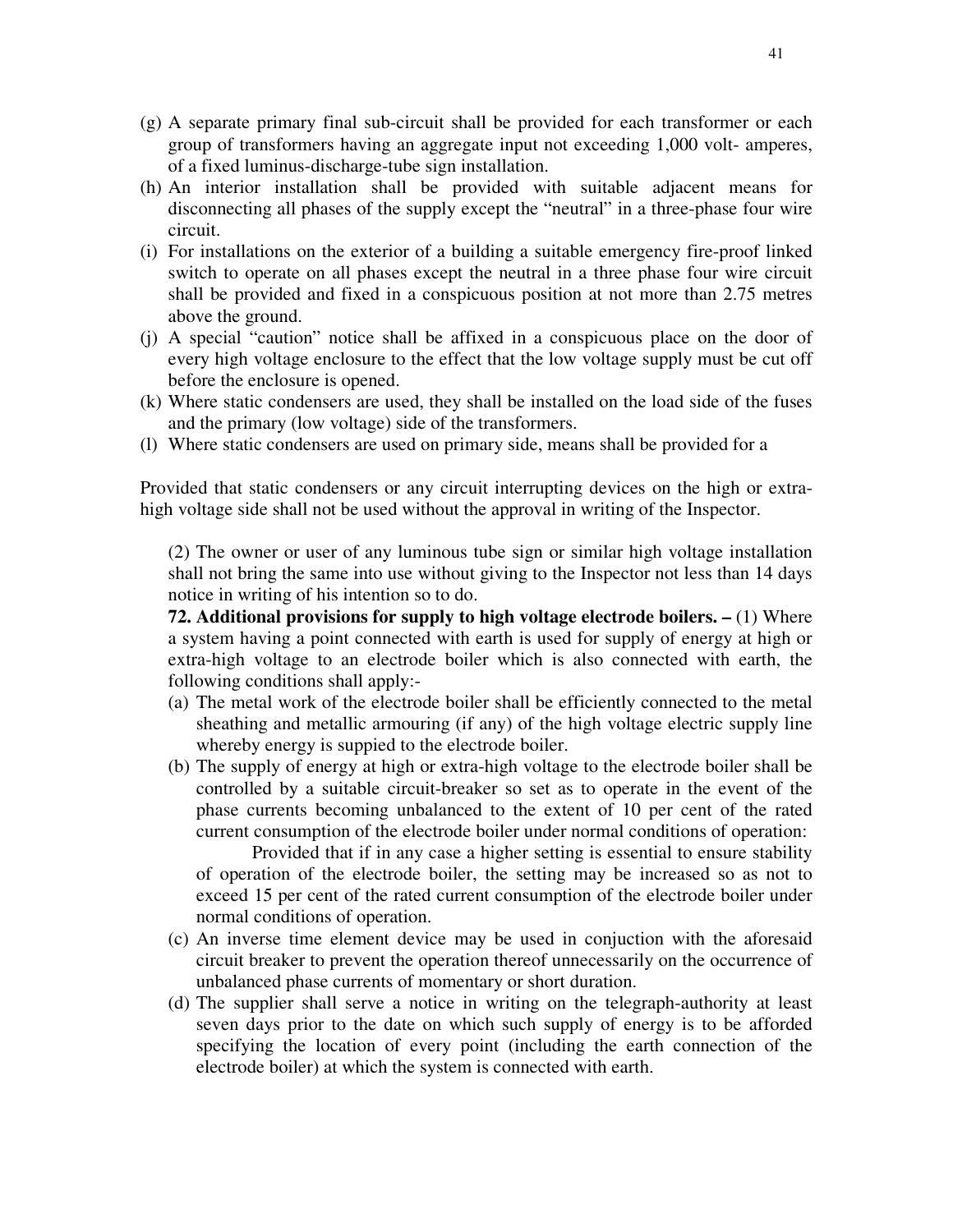(g) A separate primary final sub-circuit shall be provided for each transformer or each group of transformers having an aggregate input not exceeding 1,000 volt- amperes, of a fixed luminus-discharge-tube sign installation.

(h) An interior installation shall be provided with suitable adjacent means for disconnecting all phases of the supply except the "neutral" in a three-phase four wire circuit.

(i) For installations on the exterior of a building a suitable emergency fire-proof linked switch to operate on all phases except the neutral in a three phase four wire circuit shall be provided and fixed in a conspicuous position at not more than 2.75 metres above the ground.

(j) A special "caution" notice shall be affixed in a conspicuous place on the door of every high voltage enclosure to the effect that the low voltage supply must be cut off before the enclosure is opened.

(k) Where static condensers are used, they shall be installed on the load side of the fuses and the primary (low voltage) side of the transformers.

(l) Where static condensers are used on primary side, means shall be provided for a

Provided that static condensers or any circuit interrupting devices on the high or extra-high voltage side shall not be used without the approval in writing of the Inspector.

(2) The owner or user of any luminous tube sign or similar high voltage installation shall not bring the same into use without giving to the Inspector not less than 14 days notice in writing of his intention so to do.

**72. Additional provisions for supply to high voltage electrode boilers. –** (1) Where a system having a point connected with earth is used for supply of energy at high or extra-high voltage to an electrode boiler which is also connected with earth, the following conditions shall apply:-

(a) The metal work of the electrode boiler shall be efficiently connected to the metal sheathing and metallic armouring (if any) of the high voltage electric supply line whereby energy is suppied to the electrode boiler.

(b) The supply of energy at high or extra-high voltage to the electrode boiler shall be controlled by a suitable circuit-breaker so set as to operate in the event of the phase currents becoming unbalanced to the extent of 10 per cent of the rated current consumption of the electrode boiler under normal conditions of operation:

    Provided that if in any case a higher setting is essential to ensure stability of operation of the electrode boiler, the setting may be increased so as not to exceed 15 per cent of the rated current consumption of the electrode boiler under normal conditions of operation.

(c) An inverse time element device may be used in conjuction with the aforesaid circuit breaker to prevent the operation thereof unnecessarily on the occurrence of unbalanced phase currents of momentary or short duration.

(d) The supplier shall serve a notice in writing on the telegraph-authority at least seven days prior to the date on which such supply of energy is to be afforded specifying the location of every point (including the earth connection of the electrode boiler) at which the system is connected with earth.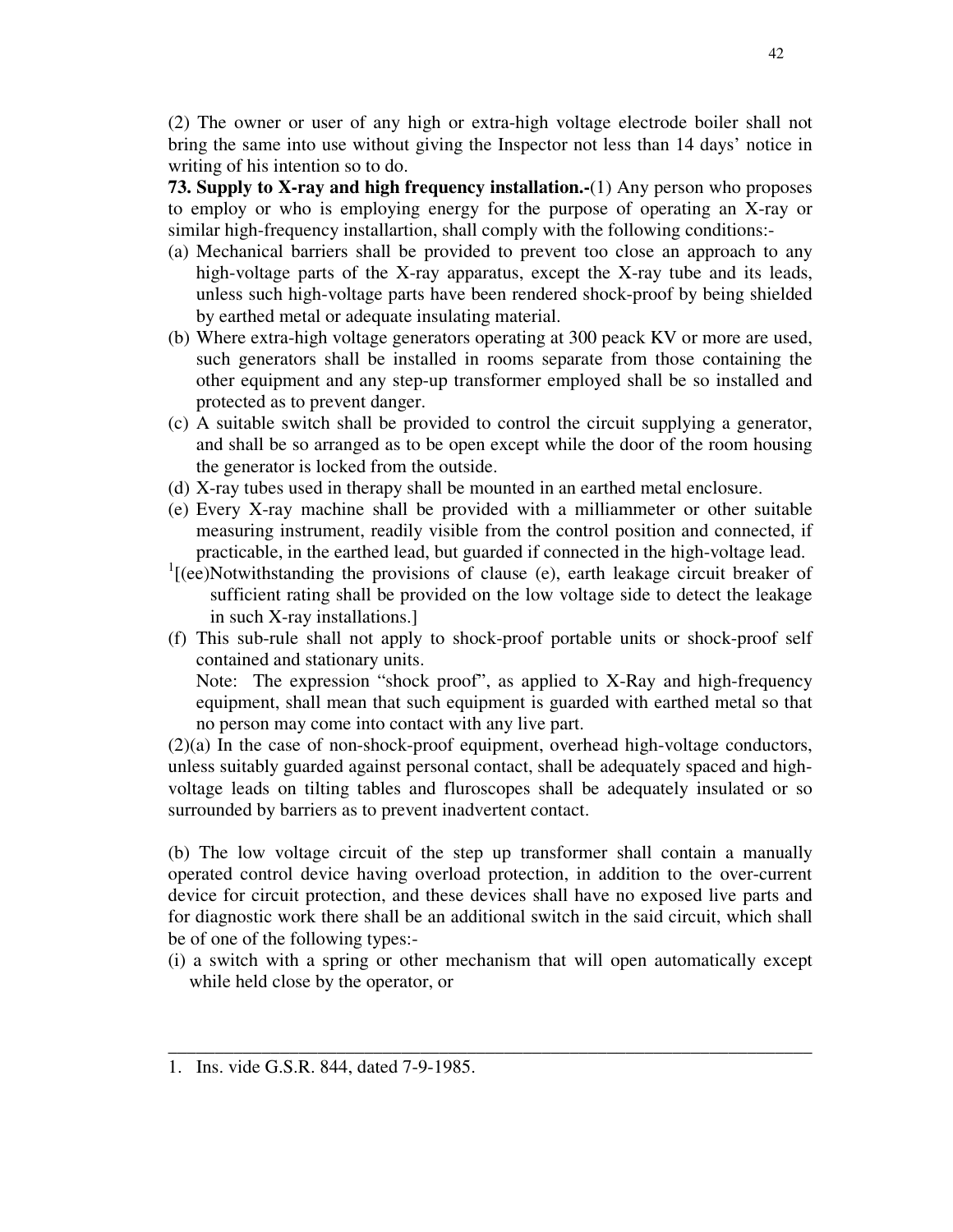(2) The owner or user of any high or extra-high voltage electrode boiler shall not bring the same into use without giving the Inspector not less than 14 days' notice in writing of his intention so to do.

**73. Supply to X-ray and high frequency installation.-**(1) Any person who proposes to employ or who is employing energy for the purpose of operating an X-ray or similar high-frequency installartion, shall comply with the following conditions:-

(a) Mechanical barriers shall be provided to prevent too close an approach to any high-voltage parts of the X-ray apparatus, except the X-ray tube and its leads, unless such high-voltage parts have been rendered shock-proof by being shielded by earthed metal or adequate insulating material.

(b) Where extra-high voltage generators operating at 300 peack KV or more are used, such generators shall be installed in rooms separate from those containing the other equipment and any step-up transformer employed shall be so installed and protected as to prevent danger.

(c) A suitable switch shall be provided to control the circuit supplying a generator, and shall be so arranged as to be open except while the door of the room housing the generator is locked from the outside.

(d) X-ray tubes used in therapy shall be mounted in an earthed metal enclosure.

(e) Every X-ray machine shall be provided with a milliammeter or other suitable measuring instrument, readily visible from the control position and connected, if practicable, in the earthed lead, but guarded if connected in the high-voltage lead.

[1][(ee)Notwithstanding the provisions of clause (e), earth leakage circuit breaker of sufficient rating shall be provided on the low voltage side to detect the leakage in such X-ray installations.]

(f) This sub-rule shall not apply to shock-proof portable units or shock-proof self contained and stationary units.

Note: The expression "shock proof", as applied to X-Ray and high-frequency equipment, shall mean that such equipment is guarded with earthed metal so that no person may come into contact with any live part.

(2)(a) In the case of non-shock-proof equipment, overhead high-voltage conductors, unless suitably guarded against personal contact, shall be adequately spaced and high-voltage leads on tilting tables and fluroscopes shall be adequately insulated or so surrounded by barriers as to prevent inadvertent contact.

(b) The low voltage circuit of the step up transformer shall contain a manually operated control device having overload protection, in addition to the over-current device for circuit protection, and these devices shall have no exposed live parts and for diagnostic work there shall be an additional switch in the said circuit, which shall be of one of the following types:-

(i) a switch with a spring or other mechanism that will open automatically except while held close by the operator, or

---

1. Ins. vide G.S.R. 844, dated 7-9-1985.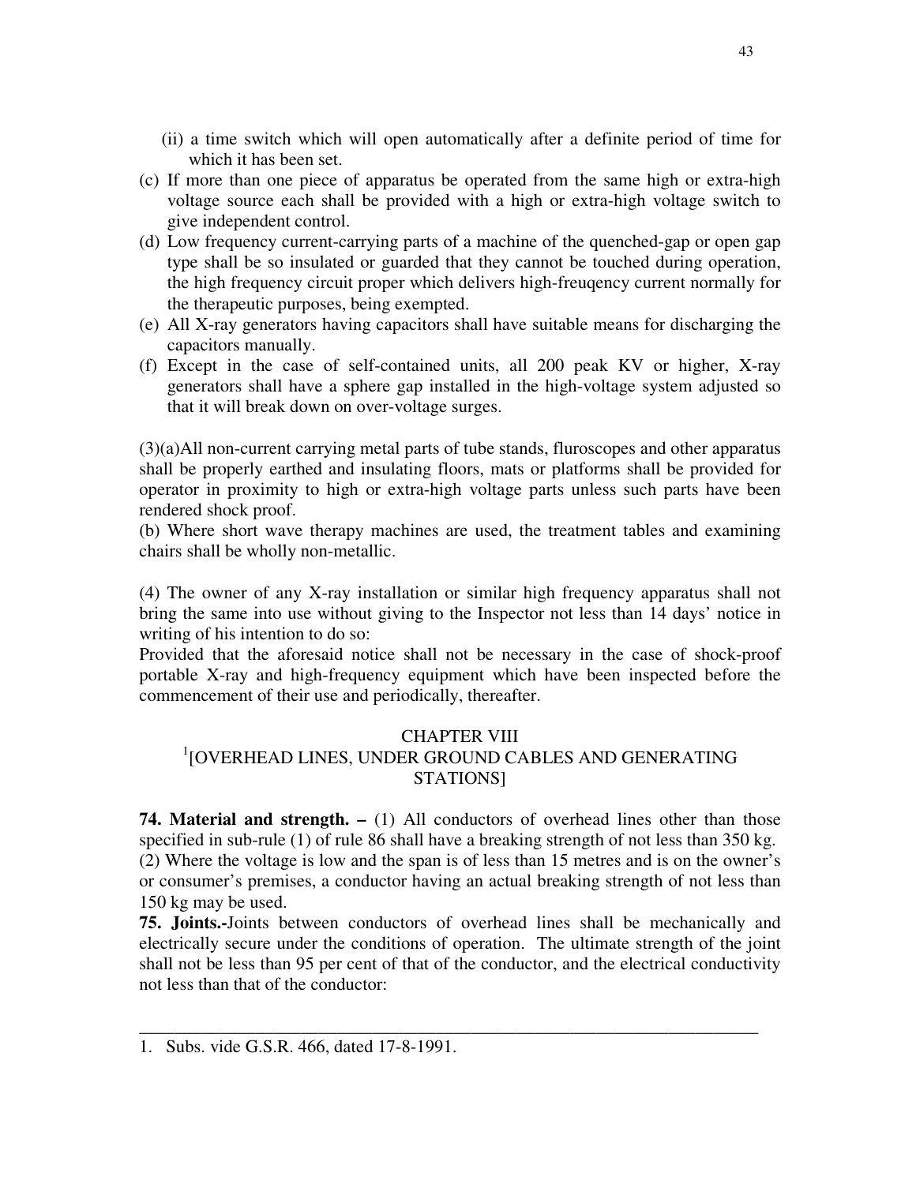(ii) a time switch which will open automatically after a definite period of time for which it has been set.

(c) If more than one piece of apparatus be operated from the same high or extra-high voltage source each shall be provided with a high or extra-high voltage switch to give independent control.

(d) Low frequency current-carrying parts of a machine of the quenched-gap or open gap type shall be so insulated or guarded that they cannot be touched during operation, the high frequency circuit proper which delivers high-freuqency current normally for the therapeutic purposes, being exempted.

(e) All X-ray generators having capacitors shall have suitable means for discharging the capacitors manually.

(f) Except in the case of self-contained units, all 200 peak KV or higher, X-ray generators shall have a sphere gap installed in the high-voltage system adjusted so that it will break down on over-voltage surges.

(3)(a)All non-current carrying metal parts of tube stands, fluroscopes and other apparatus shall be properly earthed and insulating floors, mats or platforms shall be provided for operator in proximity to high or extra-high voltage parts unless such parts have been rendered shock proof.

(b) Where short wave therapy machines are used, the treatment tables and examining chairs shall be wholly non-metallic.

(4) The owner of any X-ray installation or similar high frequency apparatus shall not bring the same into use without giving to the Inspector not less than 14 days' notice in writing of his intention to do so:

Provided that the aforesaid notice shall not be necessary in the case of shock-proof portable X-ray and high-frequency equipment which have been inspected before the commencement of their use and periodically, thereafter.

## CHAPTER VIII
## [1][OVERHEAD LINES, UNDER GROUND CABLES AND GENERATING STATIONS]

**74. Material and strength. –** (1) All conductors of overhead lines other than those specified in sub-rule (1) of rule 86 shall have a breaking strength of not less than 350 kg.

(2) Where the voltage is low and the span is of less than 15 metres and is on the owner's or consumer's premises, a conductor having an actual breaking strength of not less than 150 kg may be used.

**75. Joints.-**Joints between conductors of overhead lines shall be mechanically and electrically secure under the conditions of operation. The ultimate strength of the joint shall not be less than 95 per cent of that of the conductor, and the electrical conductivity not less than that of the conductor:

---

1. Subs. vide G.S.R. 466, dated 17-8-1991.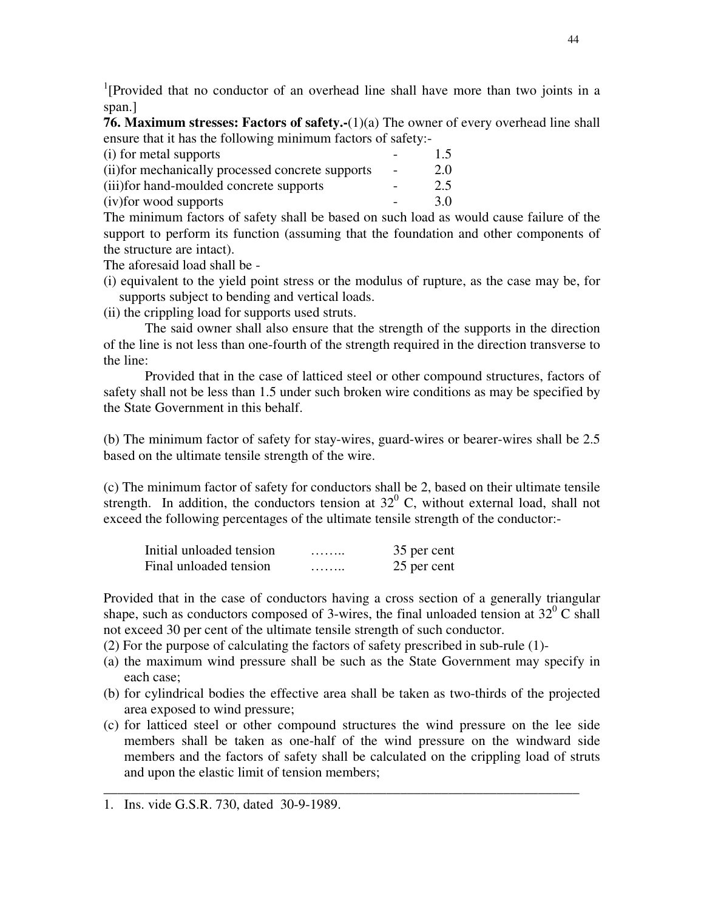[1][Provided that no conductor of an overhead line shall have more than two joints in a span.]

**76. Maximum stresses: Factors of safety.-**(1)(a) The owner of every overhead line shall ensure that it has the following minimum factors of safety:-

| | | |
|---|---|---|
| (i) for metal supports | - | 1.5 |
| (ii)for mechanically processed concrete supports | - | 2.0 |
| (iii)for hand-moulded concrete supports | - | 2.5 |
| (iv)for wood supports | - | 3.0 |

The minimum factors of safety shall be based on such load as would cause failure of the support to perform its function (assuming that the foundation and other components of the structure are intact).

The aforesaid load shall be -

(i) equivalent to the yield point stress or the modulus of rupture, as the case may be, for supports subject to bending and vertical loads.

(ii) the crippling load for supports used struts.

The said owner shall also ensure that the strength of the supports in the direction of the line is not less than one-fourth of the strength required in the direction transverse to the line:

Provided that in the case of latticed steel or other compound structures, factors of safety shall not be less than 1.5 under such broken wire conditions as may be specified by the State Government in this behalf.

(b) The minimum factor of safety for stay-wires, guard-wires or bearer-wires shall be 2.5 based on the ultimate tensile strength of the wire.

(c) The minimum factor of safety for conductors shall be 2, based on their ultimate tensile strength. In addition, the conductors tension at $32^0$ C, without external load, shall not exceed the following percentages of the ultimate tensile strength of the conductor:-

| | | |
|---|---|---|
| Initial unloaded tension | …….. | 35 per cent |
| Final unloaded tension | …….. | 25 per cent |

Provided that in the case of conductors having a cross section of a generally triangular shape, such as conductors composed of 3-wires, the final unloaded tension at $32^0$ C shall not exceed 30 per cent of the ultimate tensile strength of such conductor.

(2) For the purpose of calculating the factors of safety prescribed in sub-rule (1)-

(a) the maximum wind pressure shall be such as the State Government may specify in each case;

(b) for cylindrical bodies the effective area shall be taken as two-thirds of the projected area exposed to wind pressure;

(c) for latticed steel or other compound structures the wind pressure on the lee side members shall be taken as one-half of the wind pressure on the windward side members and the factors of safety shall be calculated on the crippling load of struts and upon the elastic limit of tension members;

---

1. Ins. vide G.S.R. 730, dated 30-9-1989.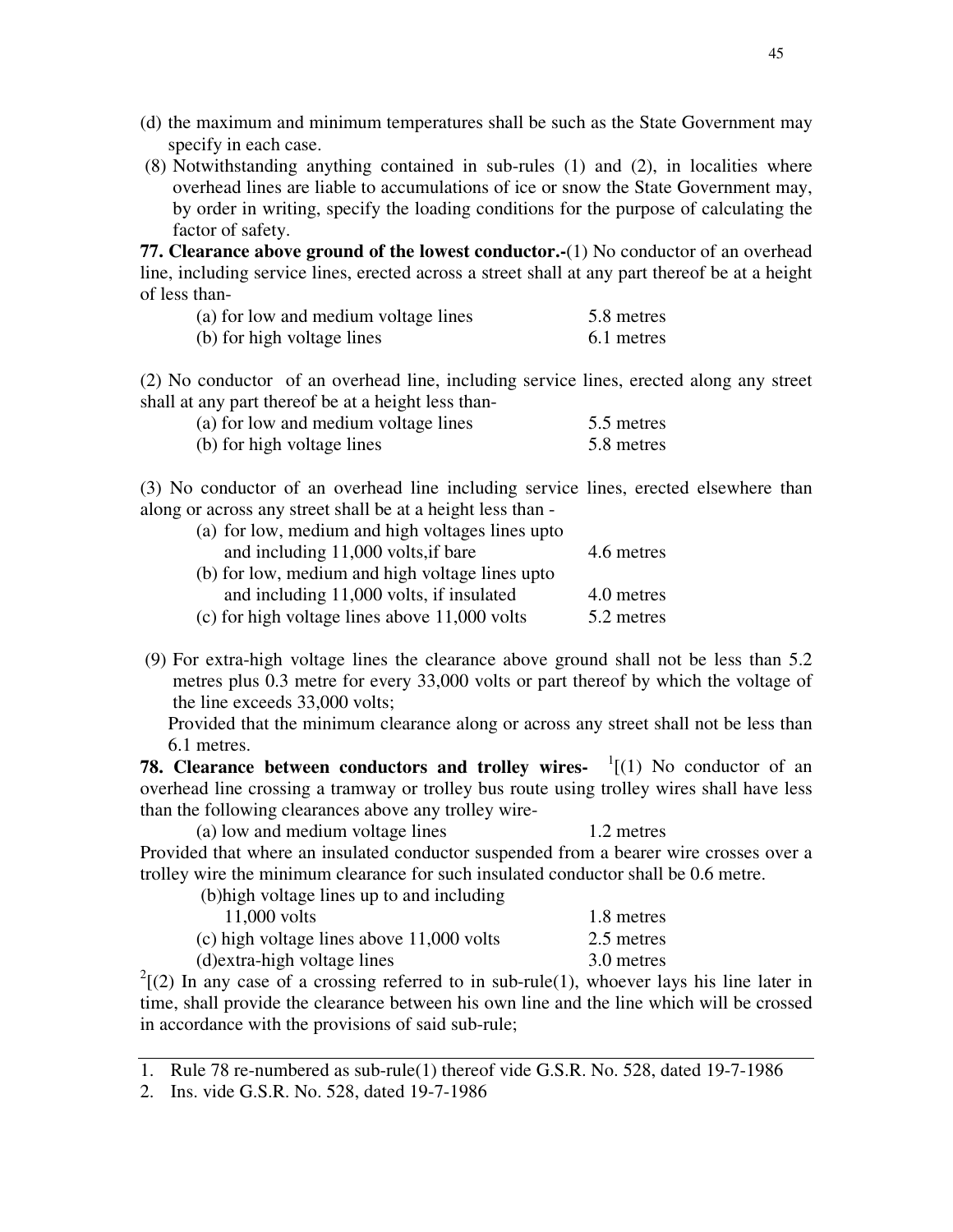(d) the maximum and minimum temperatures shall be such as the State Government may specify in each case.

(8) Notwithstanding anything contained in sub-rules (1) and (2), in localities where overhead lines are liable to accumulations of ice or snow the State Government may, by order in writing, specify the loading conditions for the purpose of calculating the factor of safety.

**77. Clearance above ground of the lowest conductor.-**(1) No conductor of an overhead line, including service lines, erected across a street shall at any part thereof be at a height of less than-

| | |
|---|---|
| (a) for low and medium voltage lines | 5.8 metres |
| (b) for high voltage lines | 6.1 metres |

(2) No conductor of an overhead line, including service lines, erected along any street shall at any part thereof be at a height less than-

| | |
|---|---|
| (a) for low and medium voltage lines | 5.5 metres |
| (b) for high voltage lines | 5.8 metres |

(3) No conductor of an overhead line including service lines, erected elsewhere than along or across any street shall be at a height less than -

| | |
|---|---|
| (a) for low, medium and high voltages lines upto and including 11,000 volts,if bare | 4.6 metres |
| (b) for low, medium and high voltage lines upto and including 11,000 volts, if insulated | 4.0 metres |
| (c) for high voltage lines above 11,000 volts | 5.2 metres |

(9) For extra-high voltage lines the clearance above ground shall not be less than 5.2 metres plus 0.3 metre for every 33,000 volts or part thereof by which the voltage of the line exceeds 33,000 volts;

Provided that the minimum clearance along or across any street shall not be less than 6.1 metres.

**78. Clearance between conductors and trolley wires-** [1][(1) No conductor of an overhead line crossing a tramway or trolley bus route using trolley wires shall have less than the following clearances above any trolley wire-

| | |
|---|---|
| (a) low and medium voltage lines | 1.2 metres |

Provided that where an insulated conductor suspended from a bearer wire crosses over a trolley wire the minimum clearance for such insulated conductor shall be 0.6 metre.

| | |
|---|---|
| (b)high voltage lines up to and including 11,000 volts | 1.8 metres |
| (c) high voltage lines above 11,000 volts | 2.5 metres |
| (d)extra-high voltage lines | 3.0 metres |

[2][(2) In any case of a crossing referred to in sub-rule(1), whoever lays his line later in time, shall provide the clearance between his own line and the line which will be crossed in accordance with the provisions of said sub-rule;

---

1. Rule 78 re-numbered as sub-rule(1) thereof vide G.S.R. No. 528, dated 19-7-1986
2. Ins. vide G.S.R. No. 528, dated 19-7-1986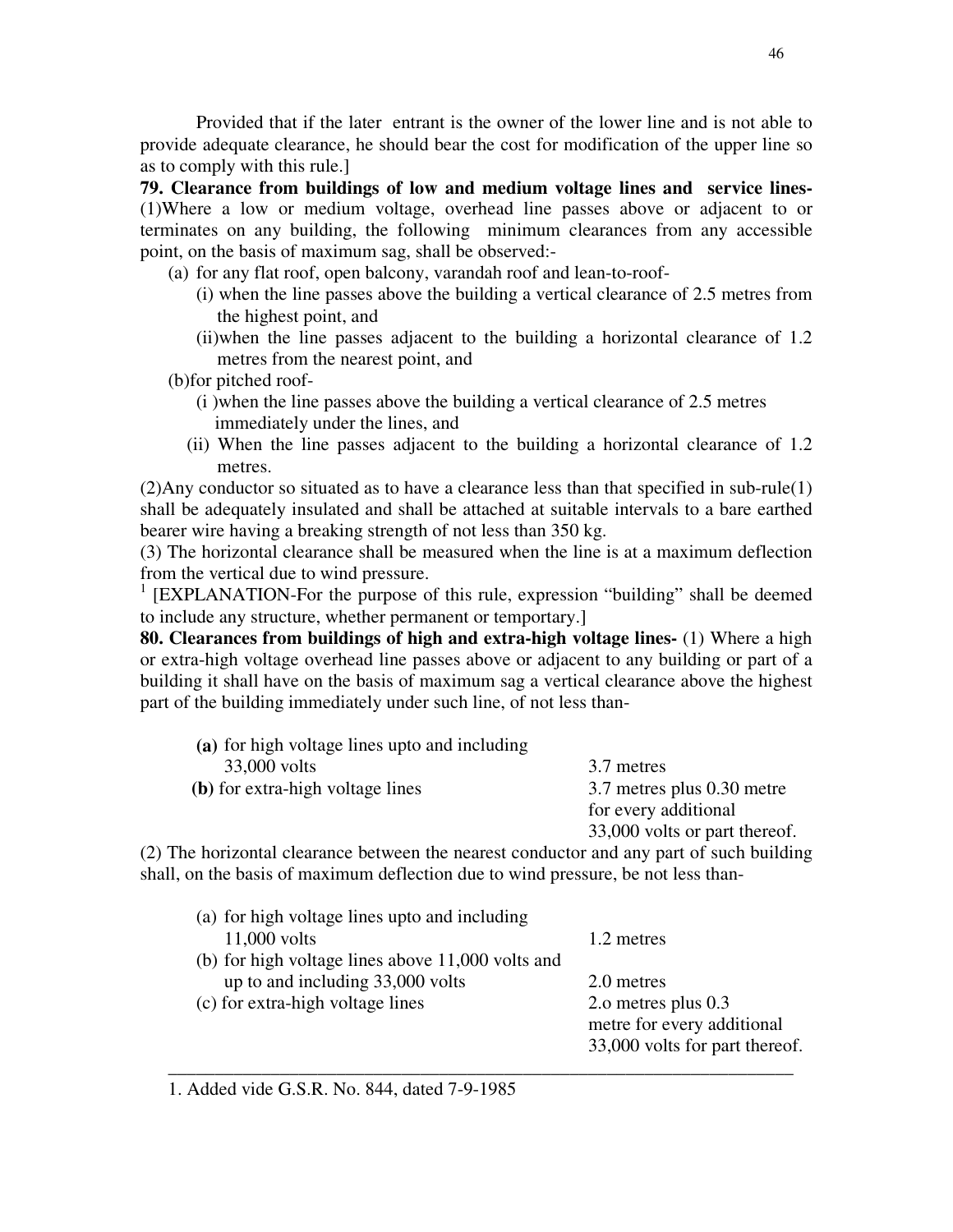Provided that if the later entrant is the owner of the lower line and is not able to provide adequate clearance, he should bear the cost for modification of the upper line so as to comply with this rule.]

**79. Clearance from buildings of low and medium voltage lines and service lines-** (1)Where a low or medium voltage, overhead line passes above or adjacent to or terminates on any building, the following minimum clearances from any accessible point, on the basis of maximum sag, shall be observed:-

(a) for any flat roof, open balcony, varandah roof and lean-to-roof-

(i) when the line passes above the building a vertical clearance of 2.5 metres from the highest point, and

(ii)when the line passes adjacent to the building a horizontal clearance of 1.2 metres from the nearest point, and

(b)for pitched roof-

(i )when the line passes above the building a vertical clearance of 2.5 metres immediately under the lines, and

(ii) When the line passes adjacent to the building a horizontal clearance of 1.2 metres.

(2)Any conductor so situated as to have a clearance less than that specified in sub-rule(1) shall be adequately insulated and shall be attached at suitable intervals to a bare earthed bearer wire having a breaking strength of not less than 350 kg.

(3) The horizontal clearance shall be measured when the line is at a maximum deflection from the vertical due to wind pressure.

[1] [EXPLANATION-For the purpose of this rule, expression "building" shall be deemed to include any structure, whether permanent or temportary.]

**80. Clearances from buildings of high and extra-high voltage lines-** (1) Where a high or extra-high voltage overhead line passes above or adjacent to any building or part of a building it shall have on the basis of maximum sag a vertical clearance above the highest part of the building immediately under such line, of not less than-

| | |
|---|---|
| **(a)** for high voltage lines upto and including 33,000 volts | 3.7 metres |
| **(b)** for extra-high voltage lines | 3.7 metres plus 0.30 metre for every additional 33,000 volts or part thereof. |

(2) The horizontal clearance between the nearest conductor and any part of such building shall, on the basis of maximum deflection due to wind pressure, be not less than-

| | |
|---|---|
| (a) for high voltage lines upto and including 11,000 volts | 1.2 metres |
| (b) for high voltage lines above 11,000 volts and up to and including 33,000 volts | 2.0 metres |
| (c) for extra-high voltage lines | 2.o metres plus 0.3 metre for every additional 33,000 volts for part thereof. |

---

1. Added vide G.S.R. No. 844, dated 7-9-1985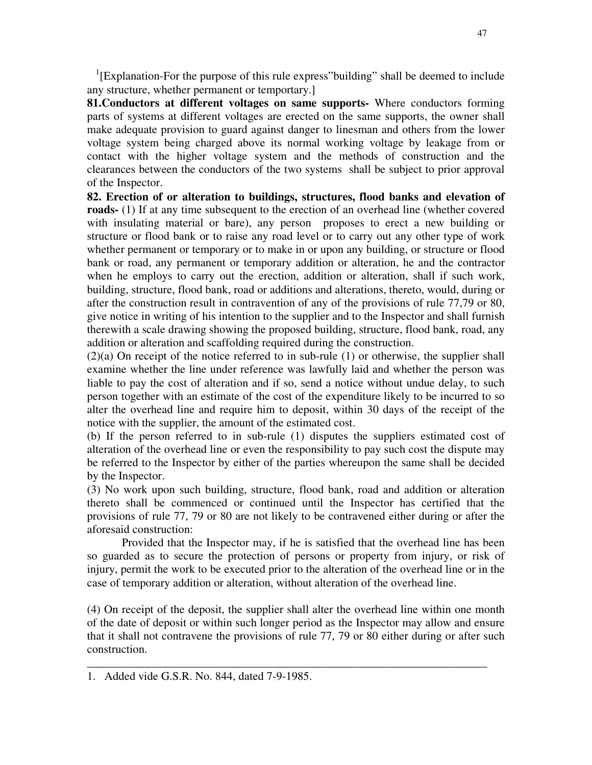[1][Explanation-For the purpose of this rule express"building" shall be deemed to include any structure, whether permanent or temporary.]

**81.Conductors at different voltages on same supports-** Where conductors forming parts of systems at different voltages are erected on the same supports, the owner shall make adequate provision to guard against danger to linesman and others from the lower voltage system being charged above its normal working voltage by leakage from or contact with the higher voltage system and the methods of construction and the clearances between the conductors of the two systems shall be subject to prior approval of the Inspector.

**82. Erection of or alteration to buildings, structures, flood banks and elevation of roads-** (1) If at any time subsequent to the erection of an overhead line (whether covered with insulating material or bare), any person proposes to erect a new building or structure or flood bank or to raise any road level or to carry out any other type of work whether permanent or temporary or to make in or upon any building, or structure or flood bank or road, any permanent or temporary addition or alteration, he and the contractor when he employs to carry out the erection, addition or alteration, shall if such work, building, structure, flood bank, road or additions and alterations, thereto, would, during or after the construction result in contravention of any of the provisions of rule 77,79 or 80, give notice in writing of his intention to the supplier and to the Inspector and shall furnish therewith a scale drawing showing the proposed building, structure, flood bank, road, any addition or alteration and scaffolding required during the construction.

(2)(a) On receipt of the notice referred to in sub-rule (1) or otherwise, the supplier shall examine whether the line under reference was lawfully laid and whether the person was liable to pay the cost of alteration and if so, send a notice without undue delay, to such person together with an estimate of the cost of the expenditure likely to be incurred to so alter the overhead line and require him to deposit, within 30 days of the receipt of the notice with the supplier, the amount of the estimated cost.

(b) If the person referred to in sub-rule (1) disputes the suppliers estimated cost of alteration of the overhead line or even the responsibility to pay such cost the dispute may be referred to the Inspector by either of the parties whereupon the same shall be decided by the Inspector.

(3) No work upon such building, structure, flood bank, road and addition or alteration thereto shall be commenced or continued until the Inspector has certified that the provisions of rule 77, 79 or 80 are not likely to be contravened either during or after the aforesaid construction:

Provided that the Inspector may, if he is satisfied that the overhead line has been so guarded as to secure the protection of persons or property from injury, or risk of injury, permit the work to be executed prior to the alteration of the overhead line or in the case of temporary addition or alteration, without alteration of the overhead line.

(4) On receipt of the deposit, the supplier shall alter the overhead line within one month of the date of deposit or within such longer period as the Inspector may allow and ensure that it shall not contravene the provisions of rule 77, 79 or 80 either during or after such construction.

---

1. Added vide G.S.R. No. 844, dated 7-9-1985.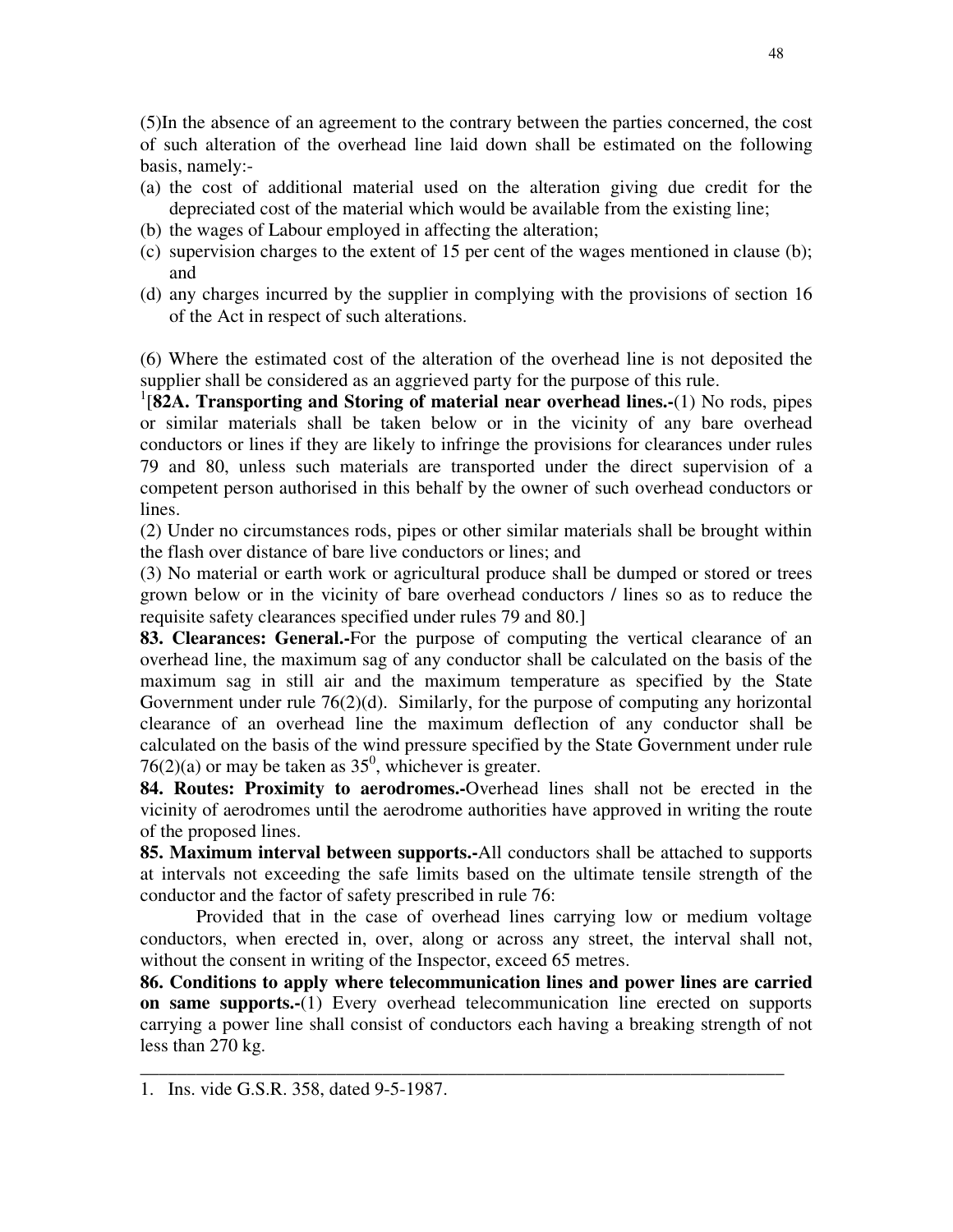(5)In the absence of an agreement to the contrary between the parties concerned, the cost of such alteration of the overhead line laid down shall be estimated on the following basis, namely:-

(a) the cost of additional material used on the alteration giving due credit for the depreciated cost of the material which would be available from the existing line;
(b) the wages of Labour employed in affecting the alteration;
(c) supervision charges to the extent of 15 per cent of the wages mentioned in clause (b); and
(d) any charges incurred by the supplier in complying with the provisions of section 16 of the Act in respect of such alterations.

(6) Where the estimated cost of the alteration of the overhead line is not deposited the supplier shall be considered as an aggrieved party for the purpose of this rule.

[1][**82A. Transporting and Storing of material near overhead lines.-**(1) No rods, pipes or similar materials shall be taken below or in the vicinity of any bare overhead conductors or lines if they are likely to infringe the provisions for clearances under rules 79 and 80, unless such materials are transported under the direct supervision of a competent person authorised in this behalf by the owner of such overhead conductors or lines.

(2) Under no circumstances rods, pipes or other similar materials shall be brought within the flash over distance of bare live conductors or lines; and

(3) No material or earth work or agricultural produce shall be dumped or stored or trees grown below or in the vicinity of bare overhead conductors / lines so as to reduce the requisite safety clearances specified under rules 79 and 80.]

**83. Clearances: General.-**For the purpose of computing the vertical clearance of an overhead line, the maximum sag of any conductor shall be calculated on the basis of the maximum sag in still air and the maximum temperature as specified by the State Government under rule 76(2)(d). Similarly, for the purpose of computing any horizontal clearance of an overhead line the maximum deflection of any conductor shall be calculated on the basis of the wind pressure specified by the State Government under rule 76(2)(a) or may be taken as $35^0$, whichever is greater.

**84. Routes: Proximity to aerodromes.-**Overhead lines shall not be erected in the vicinity of aerodromes until the aerodrome authorities have approved in writing the route of the proposed lines.

**85. Maximum interval between supports.-**All conductors shall be attached to supports at intervals not exceeding the safe limits based on the ultimate tensile strength of the conductor and the factor of safety prescribed in rule 76:

Provided that in the case of overhead lines carrying low or medium voltage conductors, when erected in, over, along or across any street, the interval shall not, without the consent in writing of the Inspector, exceed 65 metres.

**86. Conditions to apply where telecommunication lines and power lines are carried on same supports.-**(1) Every overhead telecommunication line erected on supports carrying a power line shall consist of conductors each having a breaking strength of not less than 270 kg.

---

1. Ins. vide G.S.R. 358, dated 9-5-1987.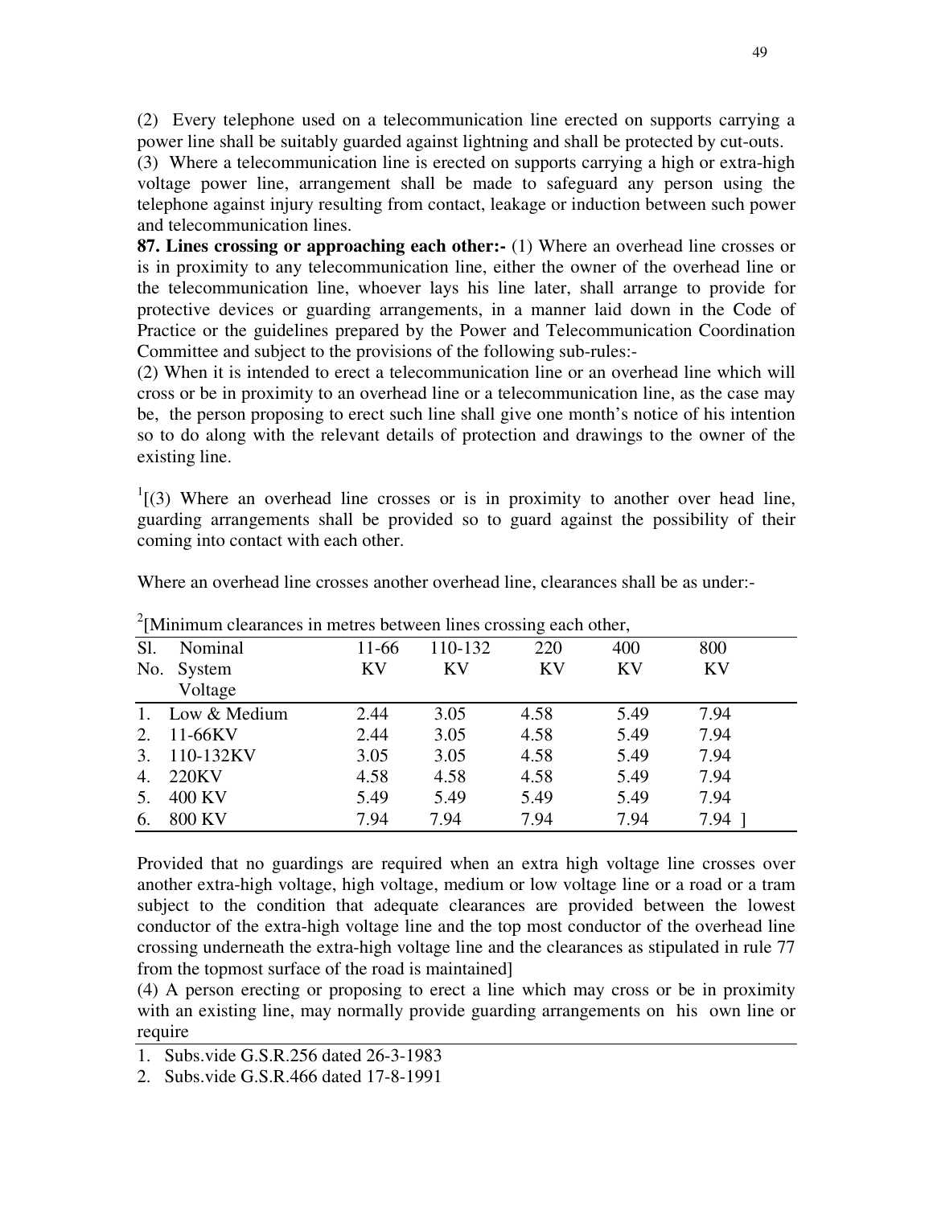(2) Every telephone used on a telecommunication line erected on supports carrying a power line shall be suitably guarded against lightning and shall be protected by cut-outs.

(3) Where a telecommunication line is erected on supports carrying a high or extra-high voltage power line, arrangement shall be made to safeguard any person using the telephone against injury resulting from contact, leakage or induction between such power and telecommunication lines.

**87. Lines crossing or approaching each other:-** (1) Where an overhead line crosses or is in proximity to any telecommunication line, either the owner of the overhead line or the telecommunication line, whoever lays his line later, shall arrange to provide for protective devices or guarding arrangements, in a manner laid down in the Code of Practice or the guidelines prepared by the Power and Telecommunication Coordination Committee and subject to the provisions of the following sub-rules:-

(2) When it is intended to erect a telecommunication line or an overhead line which will cross or be in proximity to an overhead line or a telecommunication line, as the case may be, the person proposing to erect such line shall give one month's notice of his intention so to do along with the relevant details of protection and drawings to the owner of the existing line.

[1][(3) Where an overhead line crosses or is in proximity to another over head line, guarding arrangements shall be provided so to guard against the possibility of their coming into contact with each other.

Where an overhead line crosses another overhead line, clearances shall be as under:-

[2][Minimum clearances in metres between lines crossing each other,

| Sl. No. | Nominal System Voltage | 11-66 KV | 110-132 KV | 220 KV | 400 KV | 800 KV |
|---|---|---|---|---|---|---|
| 1. | Low & Medium | 2.44 | 3.05 | 4.58 | 5.49 | 7.94 |
| 2. | 11-66KV | 2.44 | 3.05 | 4.58 | 5.49 | 7.94 |
| 3. | 110-132KV | 3.05 | 3.05 | 4.58 | 5.49 | 7.94 |
| 4. | 220KV | 4.58 | 4.58 | 4.58 | 5.49 | 7.94 |
| 5. | 400 KV | 5.49 | 5.49 | 5.49 | 5.49 | 7.94 |
| 6. | 800 KV | 7.94 | 7.94 | 7.94 | 7.94 | 7.94 ] |

Provided that no guardings are required when an extra high voltage line crosses over another extra-high voltage, high voltage, medium or low voltage line or a road or a tram subject to the condition that adequate clearances are provided between the lowest conductor of the extra-high voltage line and the top most conductor of the overhead line crossing underneath the extra-high voltage line and the clearances as stipulated in rule 77 from the topmost surface of the road is maintained]

(4) A person erecting or proposing to erect a line which may cross or be in proximity with an existing line, may normally provide guarding arrangements on his own line or require

1. Subs.vide G.S.R.256 dated 26-3-1983
2. Subs.vide G.S.R.466 dated 17-8-1991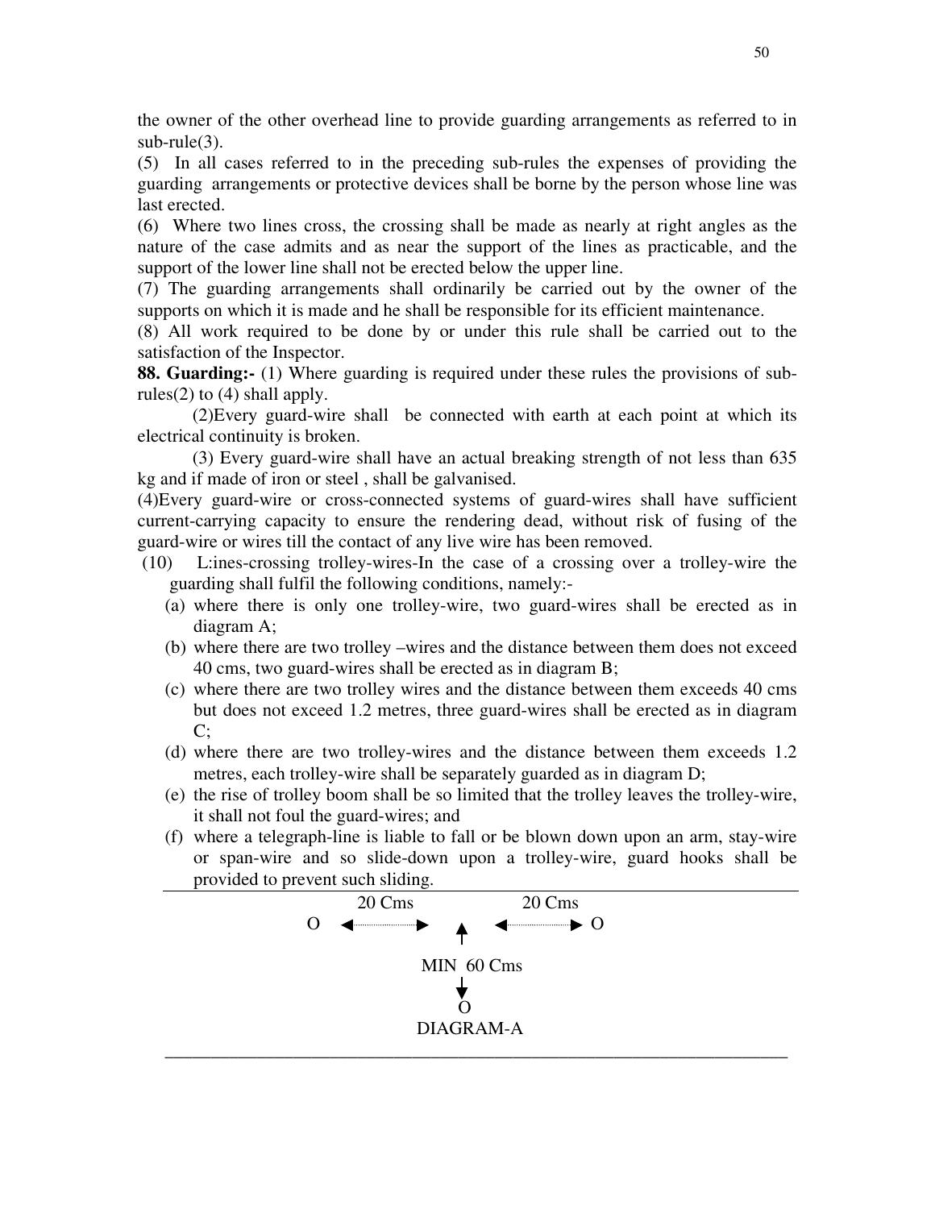the owner of the other overhead line to provide guarding arrangements as referred to in sub-rule(3).

(5) In all cases referred to in the preceding sub-rules the expenses of providing the guarding arrangements or protective devices shall be borne by the person whose line was last erected.

(6) Where two lines cross, the crossing shall be made as nearly at right angles as the nature of the case admits and as near the support of the lines as practicable, and the support of the lower line shall not be erected below the upper line.

(7) The guarding arrangements shall ordinarily be carried out by the owner of the supports on which it is made and he shall be responsible for its efficient maintenance.

(8) All work required to be done by or under this rule shall be carried out to the satisfaction of the Inspector.

**88. Guarding:-** (1) Where guarding is required under these rules the provisions of sub-rules(2) to (4) shall apply.

(2)Every guard-wire shall be connected with earth at each point at which its electrical continuity is broken.

(3) Every guard-wire shall have an actual breaking strength of not less than 635 kg and if made of iron or steel , shall be galvanised.

(4)Every guard-wire or cross-connected systems of guard-wires shall have sufficient current-carrying capacity to ensure the rendering dead, without risk of fusing of the guard-wire or wires till the contact of any live wire has been removed.

(10) L:ines-crossing trolley-wires-In the case of a crossing over a trolley-wire the guarding shall fulfil the following conditions, namely:-

(a) where there is only one trolley-wire, two guard-wires shall be erected as in diagram A;

(b) where there are two trolley –wires and the distance between them does not exceed 40 cms, two guard-wires shall be erected as in diagram B;

(c) where there are two trolley wires and the distance between them exceeds 40 cms but does not exceed 1.2 metres, three guard-wires shall be erected as in diagram C;

(d) where there are two trolley-wires and the distance between them exceeds 1.2 metres, each trolley-wire shall be separately guarded as in diagram D;

(e) the rise of trolley boom shall be so limited that the trolley leaves the trolley-wire, it shall not foul the guard-wires; and

(f) where a telegraph-line is liable to fall or be blown down upon an arm, stay-wire or span-wire and so slide-down upon a trolley-wire, guard hooks shall be provided to prevent such sliding.

```
        20 Cms           20 Cms
O  ◄-----------►   ▲   ◄-----------►  O
                   |
               MIN 60 Cms
                   |
                   ▼
                   O
```

DIAGRAM-A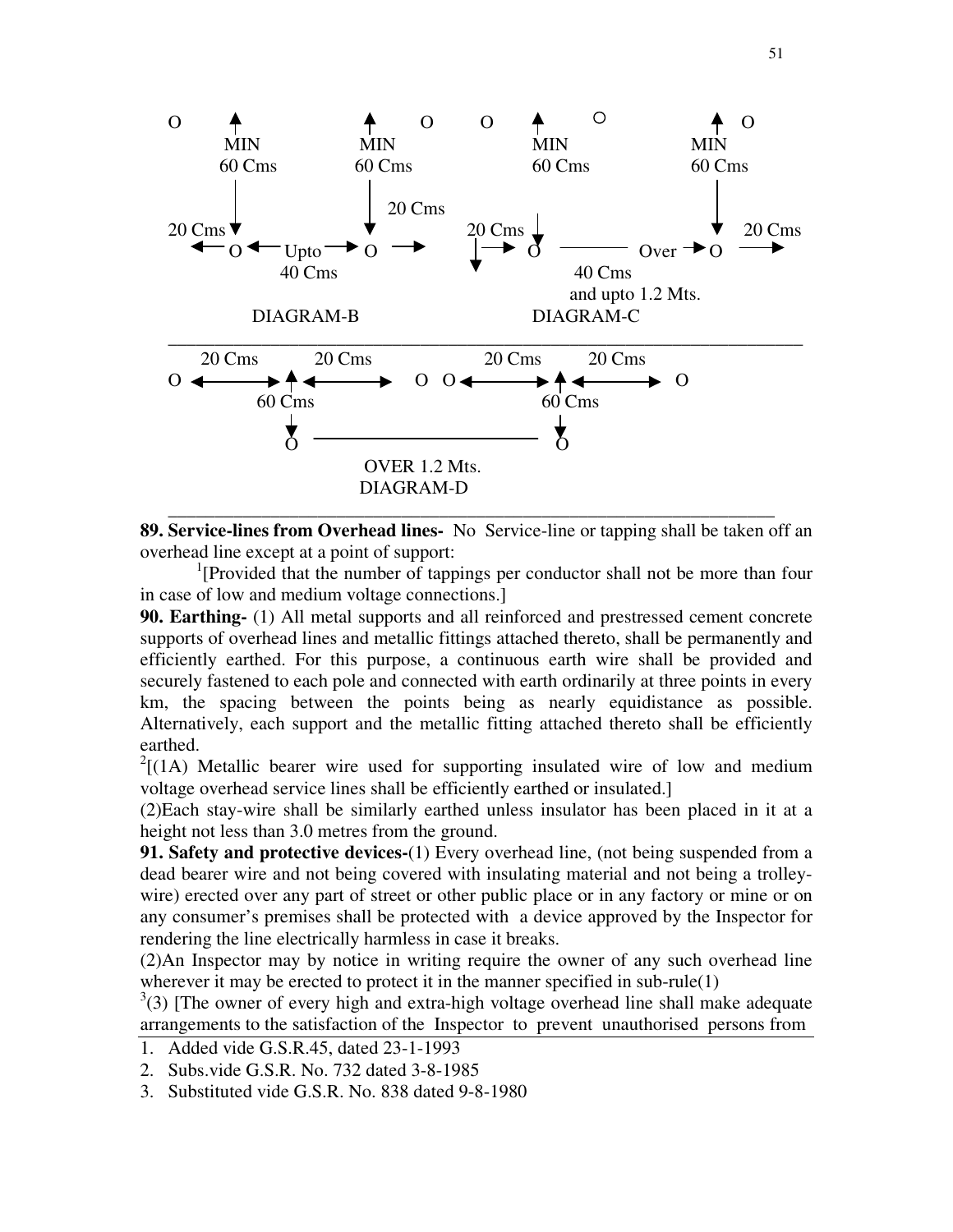O MIN 60 Cms 20 Cms O Upto 40 Cms O MIN 60 Cms 20 Cms O O O MIN 60 Cms 20 Cms O Over 40 Cms and upto 1.2 Mts. O MIN 60 Cms 20 Cms O

DIAGRAM-B

DIAGRAM-C

O 20 Cms 60 Cms 20 Cms O O 20 Cms 60 Cms 20 Cms O

O OVER 1.2 Mts. O

DIAGRAM-D

**89. Service-lines from Overhead lines-** No Service-line or tapping shall be taken off an overhead line except at a point of support:

[1][Provided that the number of tappings per conductor shall not be more than four in case of low and medium voltage connections.]

**90. Earthing-** (1) All metal supports and all reinforced and prestressed cement concrete supports of overhead lines and metallic fittings attached thereto, shall be permanently and efficiently earthed. For this purpose, a continuous earth wire shall be provided and securely fastened to each pole and connected with earth ordinarily at three points in every km, the spacing between the points being as nearly equidistance as possible. Alternatively, each support and the metallic fitting attached thereto shall be efficiently earthed.

[2][(1A) Metallic bearer wire used for supporting insulated wire of low and medium voltage overhead service lines shall be efficiently earthed or insulated.]

(2)Each stay-wire shall be similarly earthed unless insulator has been placed in it at a height not less than 3.0 metres from the ground.

**91. Safety and protective devices-**(1) Every overhead line, (not being suspended from a dead bearer wire and not being covered with insulating material and not being a trolley-wire) erected over any part of street or other public place or in any factory or mine or on any consumer's premises shall be protected with a device approved by the Inspector for rendering the line electrically harmless in case it breaks.

(2)An Inspector may by notice in writing require the owner of any such overhead line wherever it may be erected to protect it in the manner specified in sub-rule(1)

[3](3) [The owner of every high and extra-high voltage overhead line shall make adequate arrangements to the satisfaction of the Inspector to prevent unauthorised persons from

---

1. Added vide G.S.R.45, dated 23-1-1993
2. Subs.vide G.S.R. No. 732 dated 3-8-1985
3. Substituted vide G.S.R. No. 838 dated 9-8-1980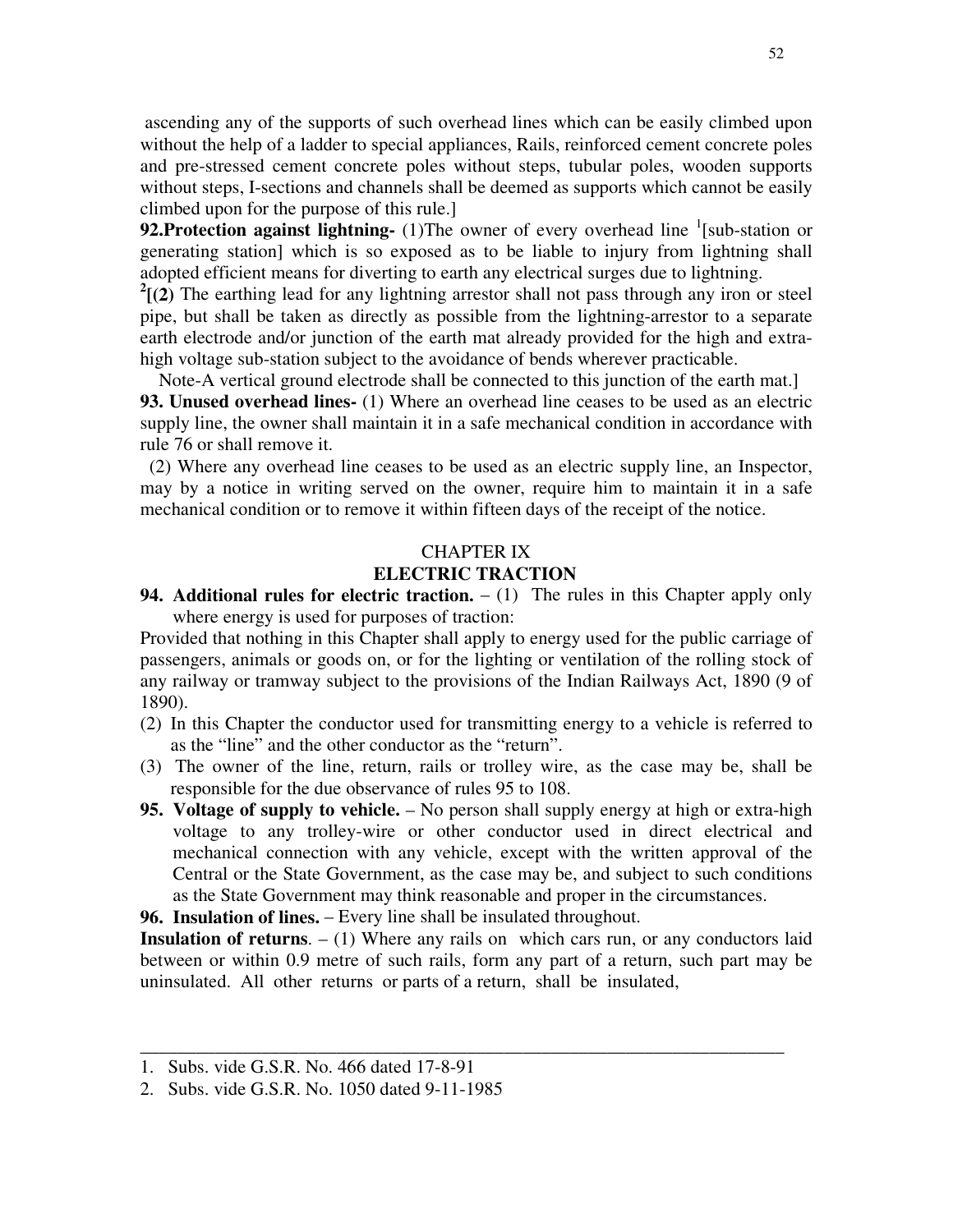ascending any of the supports of such overhead lines which can be easily climbed upon without the help of a ladder to special appliances, Rails, reinforced cement concrete poles and pre-stressed cement concrete poles without steps, tubular poles, wooden supports without steps, I-sections and channels shall be deemed as supports which cannot be easily climbed upon for the purpose of this rule.]

**92.Protection against lightning-** (1)The owner of every overhead line [1][sub-station or generating station] which is so exposed as to be liable to injury from lightning shall adopted efficient means for diverting to earth any electrical surges due to lightning.

[2][**(2)** The earthing lead for any lightning arrestor shall not pass through any iron or steel pipe, but shall be taken as directly as possible from the lightning-arrestor to a separate earth electrode and/or junction of the earth mat already provided for the high and extra-high voltage sub-station subject to the avoidance of bends wherever practicable.

Note-A vertical ground electrode shall be connected to this junction of the earth mat.]

**93. Unused overhead lines-** (1) Where an overhead line ceases to be used as an electric supply line, the owner shall maintain it in a safe mechanical condition in accordance with rule 76 or shall remove it.

(2) Where any overhead line ceases to be used as an electric supply line, an Inspector, may by a notice in writing served on the owner, require him to maintain it in a safe mechanical condition or to remove it within fifteen days of the receipt of the notice.

## CHAPTER IX

## ELECTRIC TRACTION

**94. Additional rules for electric traction.** – (1) The rules in this Chapter apply only where energy is used for purposes of traction:

Provided that nothing in this Chapter shall apply to energy used for the public carriage of passengers, animals or goods on, or for the lighting or ventilation of the rolling stock of any railway or tramway subject to the provisions of the Indian Railways Act, 1890 (9 of 1890).

(2) In this Chapter the conductor used for transmitting energy to a vehicle is referred to as the "line" and the other conductor as the "return".

(3) The owner of the line, return, rails or trolley wire, as the case may be, shall be responsible for the due observance of rules 95 to 108.

**95. Voltage of supply to vehicle.** – No person shall supply energy at high or extra-high voltage to any trolley-wire or other conductor used in direct electrical and mechanical connection with any vehicle, except with the written approval of the Central or the State Government, as the case may be, and subject to such conditions as the State Government may think reasonable and proper in the circumstances.

**96. Insulation of lines.** – Every line shall be insulated throughout.

**Insulation of returns**. – (1) Where any rails on which cars run, or any conductors laid between or within 0.9 metre of such rails, form any part of a return, such part may be uninsulated. All other returns or parts of a return, shall be insulated,

---

1. Subs. vide G.S.R. No. 466 dated 17-8-91
2. Subs. vide G.S.R. No. 1050 dated 9-11-1985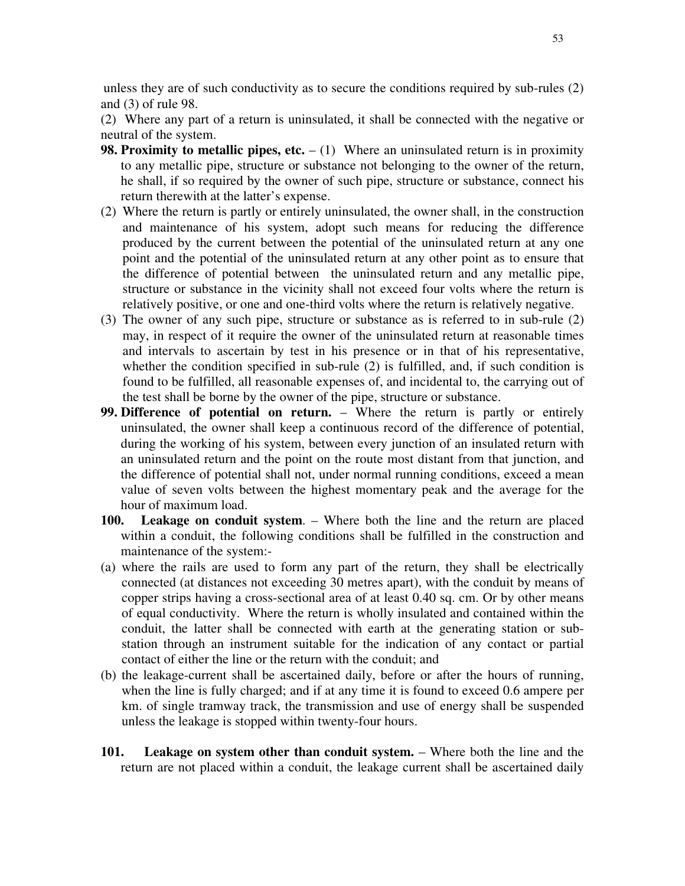unless they are of such conductivity as to secure the conditions required by sub-rules (2) and (3) of rule 98.

(2) Where any part of a return is uninsulated, it shall be connected with the negative or neutral of the system.

**98. Proximity to metallic pipes, etc.** – (1) Where an uninsulated return is in proximity to any metallic pipe, structure or substance not belonging to the owner of the return, he shall, if so required by the owner of such pipe, structure or substance, connect his return therewith at the latter's expense.

(2) Where the return is partly or entirely uninsulated, the owner shall, in the construction and maintenance of his system, adopt such means for reducing the difference produced by the current between the potential of the uninsulated return at any one point and the potential of the uninsulated return at any other point as to ensure that the difference of potential between the uninsulated return and any metallic pipe, structure or substance in the vicinity shall not exceed four volts where the return is relatively positive, or one and one-third volts where the return is relatively negative.

(3) The owner of any such pipe, structure or substance as is referred to in sub-rule (2) may, in respect of it require the owner of the uninsulated return at reasonable times and intervals to ascertain by test in his presence or in that of his representative, whether the condition specified in sub-rule (2) is fulfilled, and, if such condition is found to be fulfilled, all reasonable expenses of, and incidental to, the carrying out of the test shall be borne by the owner of the pipe, structure or substance.

**99. Difference of potential on return.** – Where the return is partly or entirely uninsulated, the owner shall keep a continuous record of the difference of potential, during the working of his system, between every junction of an insulated return with an uninsulated return and the point on the route most distant from that junction, and the difference of potential shall not, under normal running conditions, exceed a mean value of seven volts between the highest momentary peak and the average for the hour of maximum load.

**100. Leakage on conduit system**. – Where both the line and the return are placed within a conduit, the following conditions shall be fulfilled in the construction and maintenance of the system:-

(a) where the rails are used to form any part of the return, they shall be electrically connected (at distances not exceeding 30 metres apart), with the conduit by means of copper strips having a cross-sectional area of at least 0.40 sq. cm. Or by other means of equal conductivity. Where the return is wholly insulated and contained within the conduit, the latter shall be connected with earth at the generating station or sub-station through an instrument suitable for the indication of any contact or partial contact of either the line or the return with the conduit; and

(b) the leakage-current shall be ascertained daily, before or after the hours of running, when the line is fully charged; and if at any time it is found to exceed 0.6 ampere per km. of single tramway track, the transmission and use of energy shall be suspended unless the leakage is stopped within twenty-four hours.

**101. Leakage on system other than conduit system.** – Where both the line and the return are not placed within a conduit, the leakage current shall be ascertained daily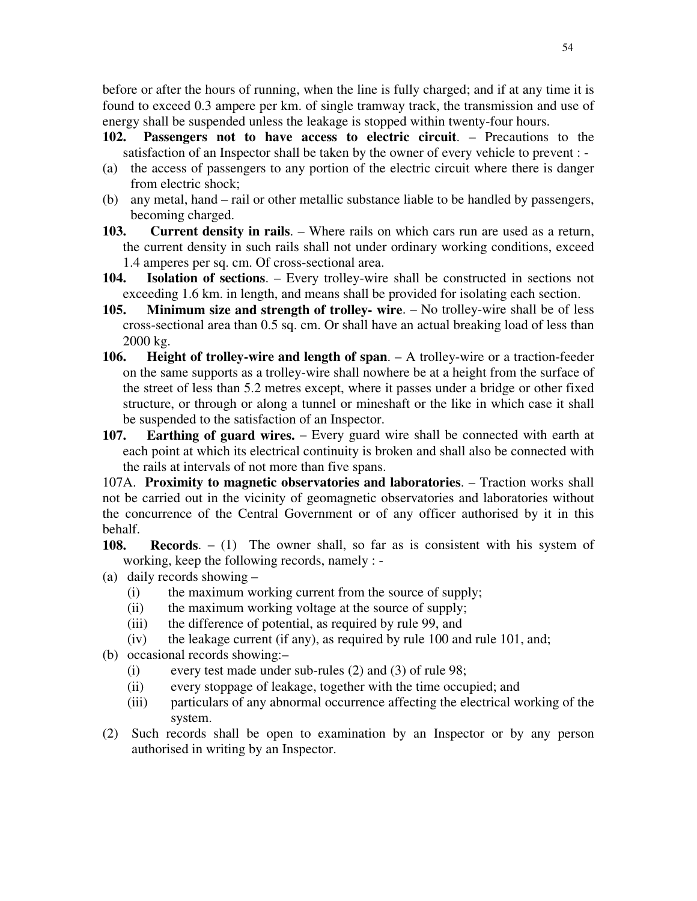before or after the hours of running, when the line is fully charged; and if at any time it is found to exceed 0.3 ampere per km. of single tramway track, the transmission and use of energy shall be suspended unless the leakage is stopped within twenty-four hours.

**102. Passengers not to have access to electric circuit**. – Precautions to the satisfaction of an Inspector shall be taken by the owner of every vehicle to prevent : -

(a) the access of passengers to any portion of the electric circuit where there is danger from electric shock;

(b) any metal, hand – rail or other metallic substance liable to be handled by passengers, becoming charged.

**103. Current density in rails**. – Where rails on which cars run are used as a return, the current density in such rails shall not under ordinary working conditions, exceed 1.4 amperes per sq. cm. Of cross-sectional area.

**104. Isolation of sections**. – Every trolley-wire shall be constructed in sections not exceeding 1.6 km. in length, and means shall be provided for isolating each section.

**105. Minimum size and strength of trolley- wire**. – No trolley-wire shall be of less cross-sectional area than 0.5 sq. cm. Or shall have an actual breaking load of less than 2000 kg.

**106. Height of trolley-wire and length of span**. – A trolley-wire or a traction-feeder on the same supports as a trolley-wire shall nowhere be at a height from the surface of the street of less than 5.2 metres except, where it passes under a bridge or other fixed structure, or through or along a tunnel or mineshaft or the like in which case it shall be suspended to the satisfaction of an Inspector.

**107. Earthing of guard wires.** – Every guard wire shall be connected with earth at each point at which its electrical continuity is broken and shall also be connected with the rails at intervals of not more than five spans.

107A. **Proximity to magnetic observatories and laboratories**. – Traction works shall not be carried out in the vicinity of geomagnetic observatories and laboratories without the concurrence of the Central Government or of any officer authorised by it in this behalf.

**108. Records**. – (1) The owner shall, so far as is consistent with his system of working, keep the following records, namely : -

(a) daily records showing –
  - (i) the maximum working current from the source of supply;
  - (ii) the maximum working voltage at the source of supply;
  - (iii) the difference of potential, as required by rule 99, and
  - (iv) the leakage current (if any), as required by rule 100 and rule 101, and;

(b) occasional records showing:–
  - (i) every test made under sub-rules (2) and (3) of rule 98;
  - (ii) every stoppage of leakage, together with the time occupied; and
  - (iii) particulars of any abnormal occurrence affecting the electrical working of the system.

(2) Such records shall be open to examination by an Inspector or by any person authorised in writing by an Inspector.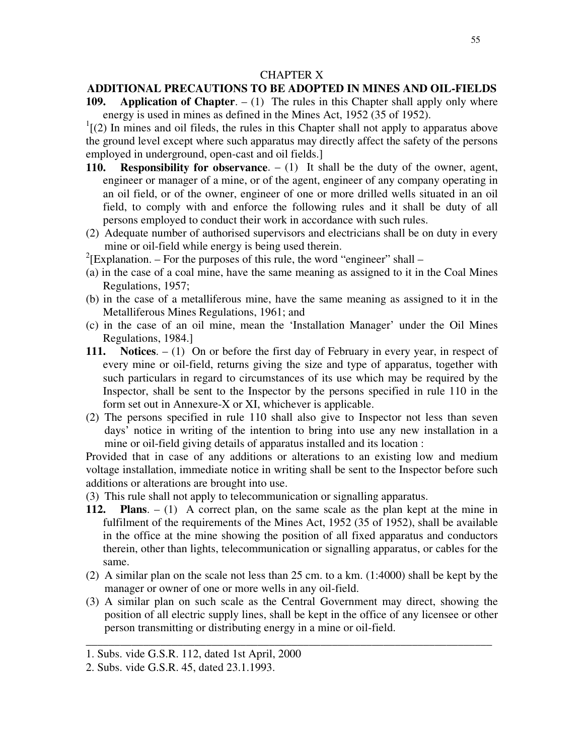## CHAPTER X

## ADDITIONAL PRECAUTIONS TO BE ADOPTED IN MINES AND OIL-FIELDS

**109. Application of Chapter**. – (1) The rules in this Chapter shall apply only where energy is used in mines as defined in the Mines Act, 1952 (35 of 1952).

[1][(2) In mines and oil fileds, the rules in this Chapter shall not apply to apparatus above the ground level except where such apparatus may directly affect the safety of the persons employed in underground, open-cast and oil fields.]

**110. Responsibility for observance**. – (1) It shall be the duty of the owner, agent, engineer or manager of a mine, or of the agent, engineer of any company operating in an oil field, or of the owner, engineer of one or more drilled wells situated in an oil field, to comply with and enforce the following rules and it shall be duty of all persons employed to conduct their work in accordance with such rules.

(2) Adequate number of authorised supervisors and electricians shall be on duty in every mine or oil-field while energy is being used therein.

[2][Explanation. – For the purposes of this rule, the word "engineer" shall –

(a) in the case of a coal mine, have the same meaning as assigned to it in the Coal Mines Regulations, 1957;

(b) in the case of a metalliferous mine, have the same meaning as assigned to it in the Metalliferous Mines Regulations, 1961; and

(c) in the case of an oil mine, mean the 'Installation Manager' under the Oil Mines Regulations, 1984.]

**111. Notices**. – (1) On or before the first day of February in every year, in respect of every mine or oil-field, returns giving the size and type of apparatus, together with such particulars in regard to circumstances of its use which may be required by the Inspector, shall be sent to the Inspector by the persons specified in rule 110 in the form set out in Annexure-X or XI, whichever is applicable.

(2) The persons specified in rule 110 shall also give to Inspector not less than seven days' notice in writing of the intention to bring into use any new installation in a mine or oil-field giving details of apparatus installed and its location :

Provided that in case of any additions or alterations to an existing low and medium voltage installation, immediate notice in writing shall be sent to the Inspector before such additions or alterations are brought into use.

(3) This rule shall not apply to telecommunication or signalling apparatus.

**112. Plans**. – (1) A correct plan, on the same scale as the plan kept at the mine in fulfilment of the requirements of the Mines Act, 1952 (35 of 1952), shall be available in the office at the mine showing the position of all fixed apparatus and conductors therein, other than lights, telecommunication or signalling apparatus, or cables for the same.

(2) A similar plan on the scale not less than 25 cm. to a km. (1:4000) shall be kept by the manager or owner of one or more wells in any oil-field.

(3) A similar plan on such scale as the Central Government may direct, showing the position of all electric supply lines, shall be kept in the office of any licensee or other person transmitting or distributing energy in a mine or oil-field.

---

1. Subs. vide G.S.R. 112, dated 1st April, 2000
2. Subs. vide G.S.R. 45, dated 23.1.1993.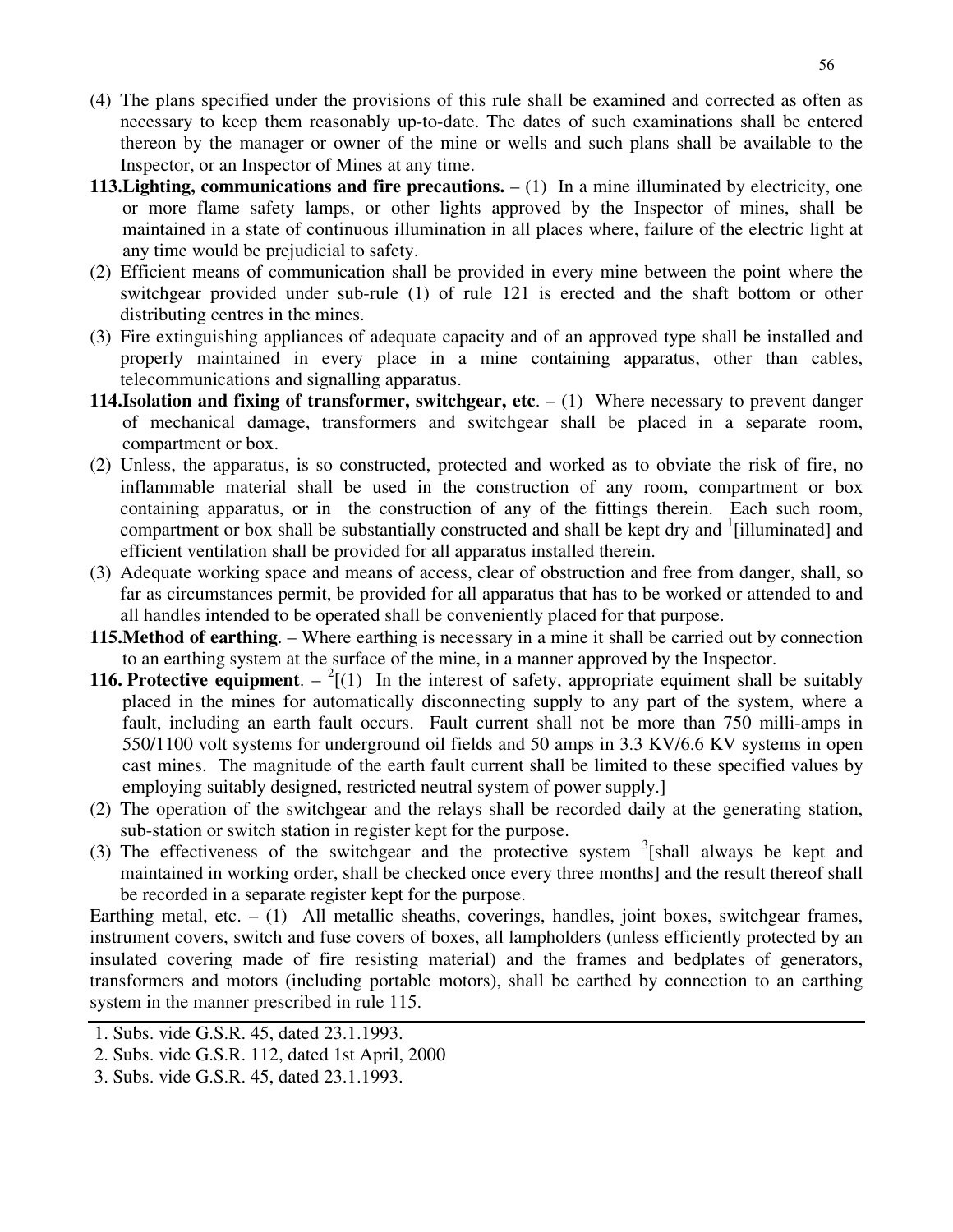(4) The plans specified under the provisions of this rule shall be examined and corrected as often as necessary to keep them reasonably up-to-date. The dates of such examinations shall be entered thereon by the manager or owner of the mine or wells and such plans shall be available to the Inspector, or an Inspector of Mines at any time.

**113.Lighting, communications and fire precautions.** – (1) In a mine illuminated by electricity, one or more flame safety lamps, or other lights approved by the Inspector of mines, shall be maintained in a state of continuous illumination in all places where, failure of the electric light at any time would be prejudicial to safety.

(2) Efficient means of communication shall be provided in every mine between the point where the switchgear provided under sub-rule (1) of rule 121 is erected and the shaft bottom or other distributing centres in the mines.

(3) Fire extinguishing appliances of adequate capacity and of an approved type shall be installed and properly maintained in every place in a mine containing apparatus, other than cables, telecommunications and signalling apparatus.

**114.Isolation and fixing of transformer, switchgear, etc**. – (1) Where necessary to prevent danger of mechanical damage, transformers and switchgear shall be placed in a separate room, compartment or box.

(2) Unless, the apparatus, is so constructed, protected and worked as to obviate the risk of fire, no inflammable material shall be used in the construction of any room, compartment or box containing apparatus, or in the construction of any of the fittings therein. Each such room, compartment or box shall be substantially constructed and shall be kept dry and [1][illuminated] and efficient ventilation shall be provided for all apparatus installed therein.

(3) Adequate working space and means of access, clear of obstruction and free from danger, shall, so far as circumstances permit, be provided for all apparatus that has to be worked or attended to and all handles intended to be operated shall be conveniently placed for that purpose.

**115.Method of earthing**. – Where earthing is necessary in a mine it shall be carried out by connection to an earthing system at the surface of the mine, in a manner approved by the Inspector.

**116. Protective equipment**. – [2][(1) In the interest of safety, appropriate equiment shall be suitably placed in the mines for automatically disconnecting supply to any part of the system, where a fault, including an earth fault occurs. Fault current shall not be more than 750 milli-amps in 550/1100 volt systems for underground oil fields and 50 amps in 3.3 KV/6.6 KV systems in open cast mines. The magnitude of the earth fault current shall be limited to these specified values by employing suitably designed, restricted neutral system of power supply.]

(2) The operation of the switchgear and the relays shall be recorded daily at the generating station, sub-station or switch station in register kept for the purpose.

(3) The effectiveness of the switchgear and the protective system [3][shall always be kept and maintained in working order, shall be checked once every three months] and the result thereof shall be recorded in a separate register kept for the purpose.

Earthing metal, etc. – (1) All metallic sheaths, coverings, handles, joint boxes, switchgear frames, instrument covers, switch and fuse covers of boxes, all lampholders (unless efficiently protected by an insulated covering made of fire resisting material) and the frames and bedplates of generators, transformers and motors (including portable motors), shall be earthed by connection to an earthing system in the manner prescribed in rule 115.

---

1. Subs. vide G.S.R. 45, dated 23.1.1993.
2. Subs. vide G.S.R. 112, dated 1st April, 2000
3. Subs. vide G.S.R. 45, dated 23.1.1993.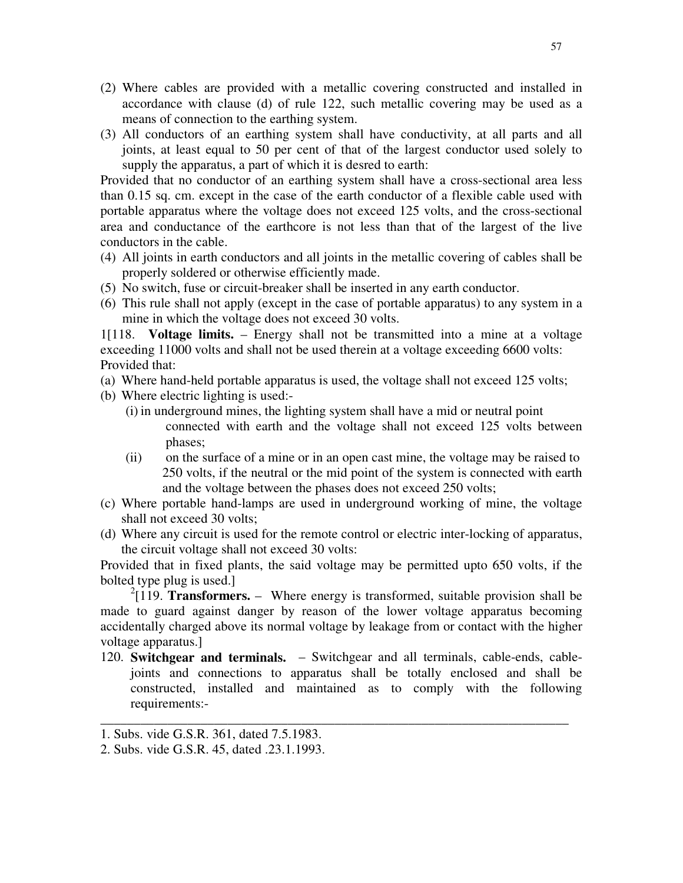(2) Where cables are provided with a metallic covering constructed and installed in accordance with clause (d) of rule 122, such metallic covering may be used as a means of connection to the earthing system.

(3) All conductors of an earthing system shall have conductivity, at all parts and all joints, at least equal to 50 per cent of that of the largest conductor used solely to supply the apparatus, a part of which it is desred to earth:

Provided that no conductor of an earthing system shall have a cross-sectional area less than 0.15 sq. cm. except in the case of the earth conductor of a flexible cable used with portable apparatus where the voltage does not exceed 125 volts, and the cross-sectional area and conductance of the earthcore is not less than that of the largest of the live conductors in the cable.

(4) All joints in earth conductors and all joints in the metallic covering of cables shall be properly soldered or otherwise efficiently made.

(5) No switch, fuse or circuit-breaker shall be inserted in any earth conductor.

(6) This rule shall not apply (except in the case of portable apparatus) to any system in a mine in which the voltage does not exceed 30 volts.

1[118. **Voltage limits.** – Energy shall not be transmitted into a mine at a voltage exceeding 11000 volts and shall not be used therein at a voltage exceeding 6600 volts:

Provided that:

(a) Where hand-held portable apparatus is used, the voltage shall not exceed 125 volts;

(b) Where electric lighting is used:-

(i) in underground mines, the lighting system shall have a mid or neutral point connected with earth and the voltage shall not exceed 125 volts between phases;

(ii) on the surface of a mine or in an open cast mine, the voltage may be raised to 250 volts, if the neutral or the mid point of the system is connected with earth and the voltage between the phases does not exceed 250 volts;

(c) Where portable hand-lamps are used in underground working of mine, the voltage shall not exceed 30 volts;

(d) Where any circuit is used for the remote control or electric inter-locking of apparatus, the circuit voltage shall not exceed 30 volts:

Provided that in fixed plants, the said voltage may be permitted upto 650 volts, if the bolted type plug is used.]

[2][119. **Transformers.** – Where energy is transformed, suitable provision shall be made to guard against danger by reason of the lower voltage apparatus becoming accidentally charged above its normal voltage by leakage from or contact with the higher voltage apparatus.]

120. **Switchgear and terminals.** – Switchgear and all terminals, cable-ends, cable-joints and connections to apparatus shall be totally enclosed and shall be constructed, installed and maintained as to comply with the following requirements:-

---

1. Subs. vide G.S.R. 361, dated 7.5.1983.
2. Subs. vide G.S.R. 45, dated .23.1.1993.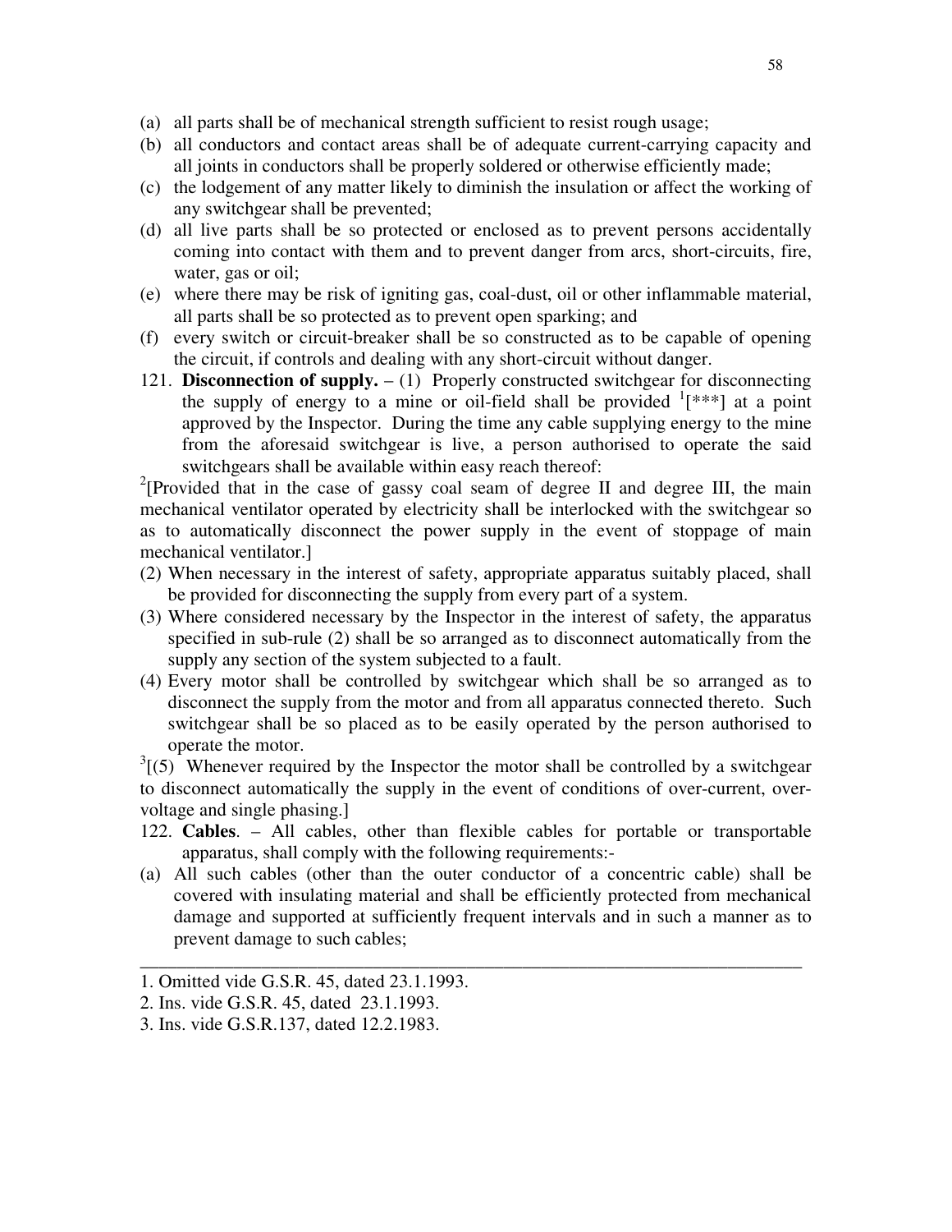(a) all parts shall be of mechanical strength sufficient to resist rough usage;
(b) all conductors and contact areas shall be of adequate current-carrying capacity and all joints in conductors shall be properly soldered or otherwise efficiently made;
(c) the lodgement of any matter likely to diminish the insulation or affect the working of any switchgear shall be prevented;
(d) all live parts shall be so protected or enclosed as to prevent persons accidentally coming into contact with them and to prevent danger from arcs, short-circuits, fire, water, gas or oil;
(e) where there may be risk of igniting gas, coal-dust, oil or other inflammable material, all parts shall be so protected as to prevent open sparking; and
(f) every switch or circuit-breaker shall be so constructed as to be capable of opening the circuit, if controls and dealing with any short-circuit without danger.

121. **Disconnection of supply.** – (1) Properly constructed switchgear for disconnecting the supply of energy to a mine or oil-field shall be provided [1][***] at a point approved by the Inspector. During the time any cable supplying energy to the mine from the aforesaid switchgear is live, a person authorised to operate the said switchgears shall be available within easy reach thereof:

[2][Provided that in the case of gassy coal seam of degree II and degree III, the main mechanical ventilator operated by electricity shall be interlocked with the switchgear so as to automatically disconnect the power supply in the event of stoppage of main mechanical ventilator.]

(2) When necessary in the interest of safety, appropriate apparatus suitably placed, shall be provided for disconnecting the supply from every part of a system.

(3) Where considered necessary by the Inspector in the interest of safety, the apparatus specified in sub-rule (2) shall be so arranged as to disconnect automatically from the supply any section of the system subjected to a fault.

(4) Every motor shall be controlled by switchgear which shall be so arranged as to disconnect the supply from the motor and from all apparatus connected thereto. Such switchgear shall be so placed as to be easily operated by the person authorised to operate the motor.

[3][(5) Whenever required by the Inspector the motor shall be controlled by a switchgear to disconnect automatically the supply in the event of conditions of over-current, over-voltage and single phasing.]

122. **Cables**. – All cables, other than flexible cables for portable or transportable apparatus, shall comply with the following requirements:-

(a) All such cables (other than the outer conductor of a concentric cable) shall be covered with insulating material and shall be efficiently protected from mechanical damage and supported at sufficiently frequent intervals and in such a manner as to prevent damage to such cables;

---

1. Omitted vide G.S.R. 45, dated 23.1.1993.
2. Ins. vide G.S.R. 45, dated 23.1.1993.
3. Ins. vide G.S.R.137, dated 12.2.1983.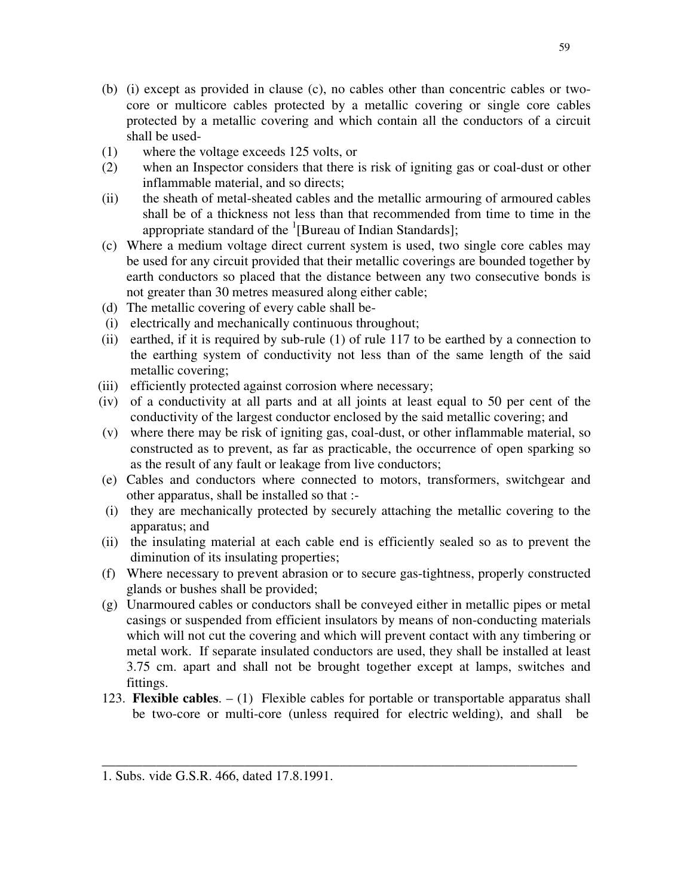(b) (i) except as provided in clause (c), no cables other than concentric cables or two-core or multicore cables protected by a metallic covering or single core cables protected by a metallic covering and which contain all the conductors of a circuit shall be used-

(1) where the voltage exceeds 125 volts, or

(2) when an Inspector considers that there is risk of igniting gas or coal-dust or other inflammable material, and so directs;

(ii) the sheath of metal-sheated cables and the metallic armouring of armoured cables shall be of a thickness not less than that recommended from time to time in the appropriate standard of the [1][Bureau of Indian Standards];

(c) Where a medium voltage direct current system is used, two single core cables may be used for any circuit provided that their metallic coverings are bounded together by earth conductors so placed that the distance between any two consecutive bonds is not greater than 30 metres measured along either cable;

(d) The metallic covering of every cable shall be-

(i) electrically and mechanically continuous throughout;

(ii) earthed, if it is required by sub-rule (1) of rule 117 to be earthed by a connection to the earthing system of conductivity not less than of the same length of the said metallic covering;

(iii) efficiently protected against corrosion where necessary;

(iv) of a conductivity at all parts and at all joints at least equal to 50 per cent of the conductivity of the largest conductor enclosed by the said metallic covering; and

(v) where there may be risk of igniting gas, coal-dust, or other inflammable material, so constructed as to prevent, as far as practicable, the occurrence of open sparking so as the result of any fault or leakage from live conductors;

(e) Cables and conductors where connected to motors, transformers, switchgear and other apparatus, shall be installed so that :-

(i) they are mechanically protected by securely attaching the metallic covering to the apparatus; and

(ii) the insulating material at each cable end is efficiently sealed so as to prevent the diminution of its insulating properties;

(f) Where necessary to prevent abrasion or to secure gas-tightness, properly constructed glands or bushes shall be provided;

(g) Unarmoured cables or conductors shall be conveyed either in metallic pipes or metal casings or suspended from efficient insulators by means of non-conducting materials which will not cut the covering and which will prevent contact with any timbering or metal work. If separate insulated conductors are used, they shall be installed at least 3.75 cm. apart and shall not be brought together except at lamps, switches and fittings.

123. **Flexible cables**. – (1) Flexible cables for portable or transportable apparatus shall be two-core or multi-core (unless required for electric welding), and shall be

---

1. Subs. vide G.S.R. 466, dated 17.8.1991.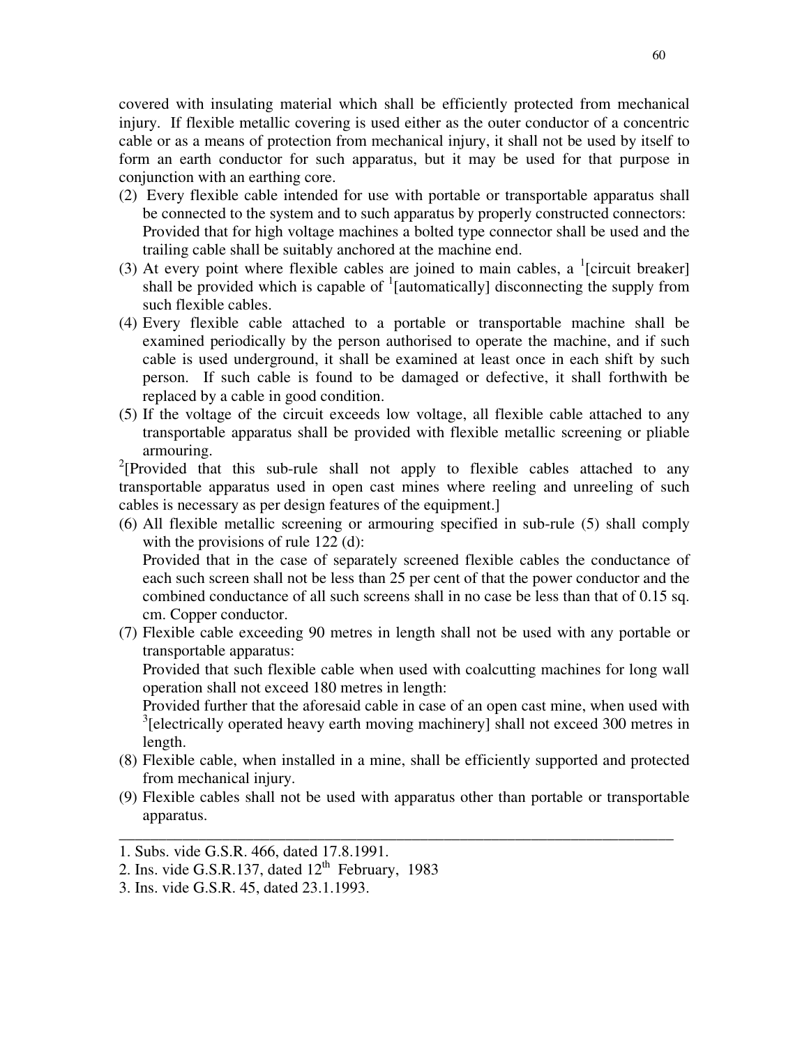covered with insulating material which shall be efficiently protected from mechanical injury. If flexible metallic covering is used either as the outer conductor of a concentric cable or as a means of protection from mechanical injury, it shall not be used by itself to form an earth conductor for such apparatus, but it may be used for that purpose in conjunction with an earthing core.

(2) Every flexible cable intended for use with portable or transportable apparatus shall be connected to the system and to such apparatus by properly constructed connectors:
Provided that for high voltage machines a bolted type connector shall be used and the trailing cable shall be suitably anchored at the machine end.

(3) At every point where flexible cables are joined to main cables, a [1][circuit breaker] shall be provided which is capable of [1][automatically] disconnecting the supply from such flexible cables.

(4) Every flexible cable attached to a portable or transportable machine shall be examined periodically by the person authorised to operate the machine, and if such cable is used underground, it shall be examined at least once in each shift by such person. If such cable is found to be damaged or defective, it shall forthwith be replaced by a cable in good condition.

(5) If the voltage of the circuit exceeds low voltage, all flexible cable attached to any transportable apparatus shall be provided with flexible metallic screening or pliable armouring.

[2][Provided that this sub-rule shall not apply to flexible cables attached to any transportable apparatus used in open cast mines where reeling and unreeling of such cables is necessary as per design features of the equipment.]

(6) All flexible metallic screening or armouring specified in sub-rule (5) shall comply with the provisions of rule 122 (d):
Provided that in the case of separately screened flexible cables the conductance of each such screen shall not be less than 25 per cent of that the power conductor and the combined conductance of all such screens shall in no case be less than that of 0.15 sq. cm. Copper conductor.

(7) Flexible cable exceeding 90 metres in length shall not be used with any portable or transportable apparatus:
Provided that such flexible cable when used with coalcutting machines for long wall operation shall not exceed 180 metres in length:
Provided further that the aforesaid cable in case of an open cast mine, when used with [3][electrically operated heavy earth moving machinery] shall not exceed 300 metres in length.

(8) Flexible cable, when installed in a mine, shall be efficiently supported and protected from mechanical injury.

(9) Flexible cables shall not be used with apparatus other than portable or transportable apparatus.

---

1. Subs. vide G.S.R. 466, dated 17.8.1991.
2. Ins. vide G.S.R.137, dated 12th February, 1983
3. Ins. vide G.S.R. 45, dated 23.1.1993.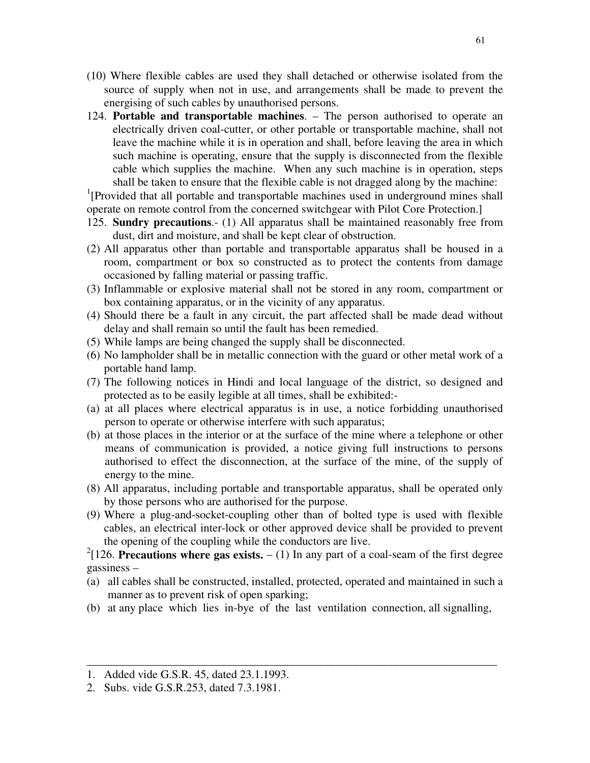(10) Where flexible cables are used they shall detached or otherwise isolated from the source of supply when not in use, and arrangements shall be made to prevent the energising of such cables by unauthorised persons.

124. **Portable and transportable machines**. – The person authorised to operate an electrically driven coal-cutter, or other portable or transportable machine, shall not leave the machine while it is in operation and shall, before leaving the area in which such machine is operating, ensure that the supply is disconnected from the flexible cable which supplies the machine. When any such machine is in operation, steps shall be taken to ensure that the flexible cable is not dragged along by the machine:

[1][Provided that all portable and transportable machines used in underground mines shall operate on remote control from the concerned switchgear with Pilot Core Protection.]

125. **Sundry precautions**.- (1) All apparatus shall be maintained reasonably free from dust, dirt and moisture, and shall be kept clear of obstruction.

(2) All apparatus other than portable and transportable apparatus shall be housed in a room, compartment or box so constructed as to protect the contents from damage occasioned by falling material or passing traffic.

(3) Inflammable or explosive material shall not be stored in any room, compartment or box containing apparatus, or in the vicinity of any apparatus.

(4) Should there be a fault in any circuit, the part affected shall be made dead without delay and shall remain so until the fault has been remedied.

(5) While lamps are being changed the supply shall be disconnected.

(6) No lampholder shall be in metallic connection with the guard or other metal work of a portable hand lamp.

(7) The following notices in Hindi and local language of the district, so designed and protected as to be easily legible at all times, shall be exhibited:-

(a) at all places where electrical apparatus is in use, a notice forbidding unauthorised person to operate or otherwise interfere with such apparatus;

(b) at those places in the interior or at the surface of the mine where a telephone or other means of communication is provided, a notice giving full instructions to persons authorised to effect the disconnection, at the surface of the mine, of the supply of energy to the mine.

(8) All apparatus, including portable and transportable apparatus, shall be operated only by those persons who are authorised for the purpose.

(9) Where a plug-and-socket-coupling other than of bolted type is used with flexible cables, an electrical inter-lock or other approved device shall be provided to prevent the opening of the coupling while the conductors are live.

[2][126. **Precautions where gas exists.** – (1) In any part of a coal-seam of the first degree gassiness –

(a) all cables shall be constructed, installed, protected, operated and maintained in such a manner as to prevent risk of open sparking;

(b) at any place which lies in-bye of the last ventilation connection, all signalling,

---

1. Added vide G.S.R. 45, dated 23.1.1993.
2. Subs. vide G.S.R.253, dated 7.3.1981.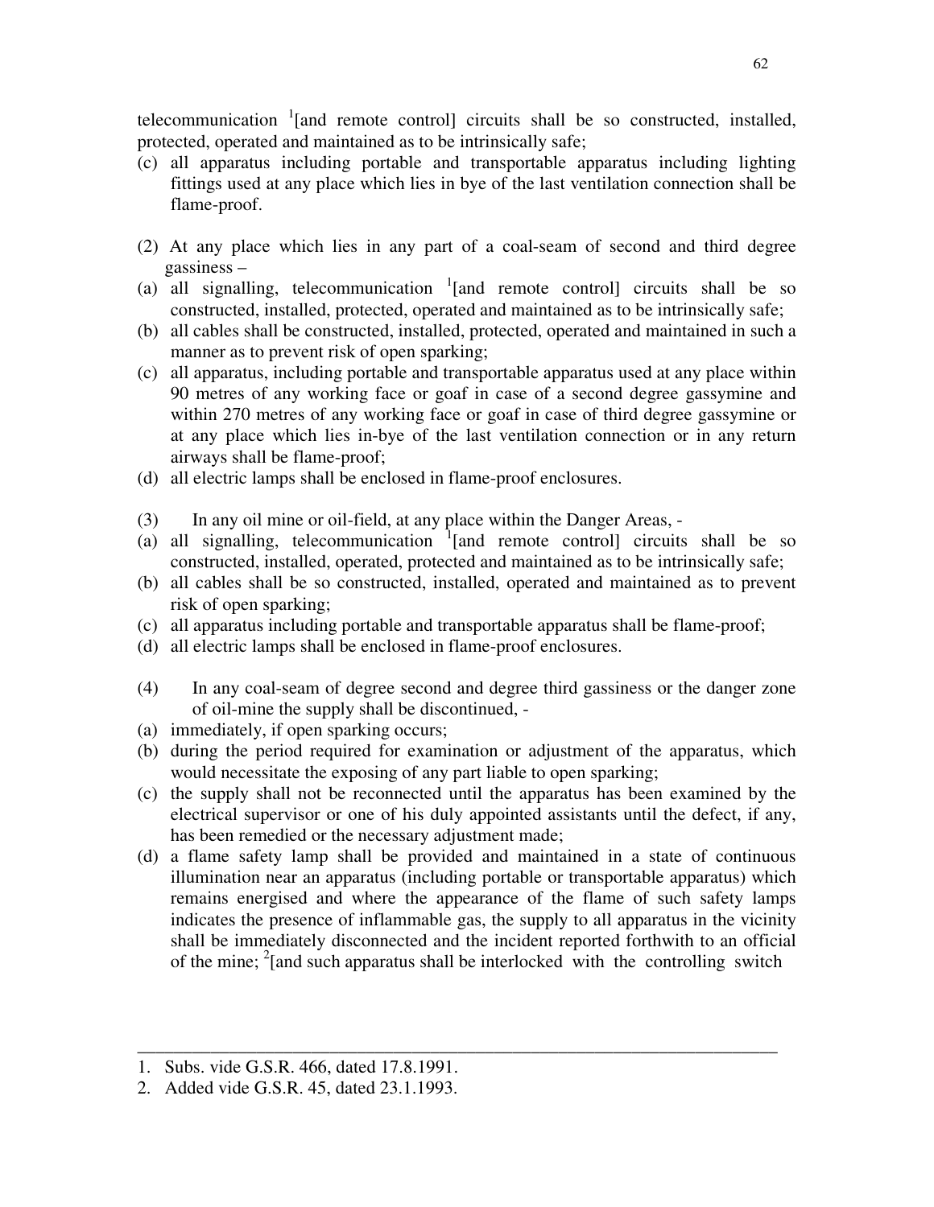telecommunication [1][and remote control] circuits shall be so constructed, installed, protected, operated and maintained as to be intrinsically safe;

(c) all apparatus including portable and transportable apparatus including lighting fittings used at any place which lies in bye of the last ventilation connection shall be flame-proof.

(2) At any place which lies in any part of a coal-seam of second and third degree gassiness –

(a) all signalling, telecommunication [1][and remote control] circuits shall be so constructed, installed, protected, operated and maintained as to be intrinsically safe;

(b) all cables shall be constructed, installed, protected, operated and maintained in such a manner as to prevent risk of open sparking;

(c) all apparatus, including portable and transportable apparatus used at any place within 90 metres of any working face or goaf in case of a second degree gassymine and within 270 metres of any working face or goaf in case of third degree gassymine or at any place which lies in-bye of the last ventilation connection or in any return airways shall be flame-proof;

(d) all electric lamps shall be enclosed in flame-proof enclosures.

(3) In any oil mine or oil-field, at any place within the Danger Areas, -

(a) all signalling, telecommunication [1][and remote control] circuits shall be so constructed, installed, operated, protected and maintained as to be intrinsically safe;

(b) all cables shall be so constructed, installed, operated and maintained as to prevent risk of open sparking;

(c) all apparatus including portable and transportable apparatus shall be flame-proof;

(d) all electric lamps shall be enclosed in flame-proof enclosures.

(4) In any coal-seam of degree second and degree third gassiness or the danger zone of oil-mine the supply shall be discontinued, -

(a) immediately, if open sparking occurs;

(b) during the period required for examination or adjustment of the apparatus, which would necessitate the exposing of any part liable to open sparking;

(c) the supply shall not be reconnected until the apparatus has been examined by the electrical supervisor or one of his duly appointed assistants until the defect, if any, has been remedied or the necessary adjustment made;

(d) a flame safety lamp shall be provided and maintained in a state of continuous illumination near an apparatus (including portable or transportable apparatus) which remains energised and where the appearance of the flame of such safety lamps indicates the presence of inflammable gas, the supply to all apparatus in the vicinity shall be immediately disconnected and the incident reported forthwith to an official of the mine; [2][and such apparatus shall be interlocked with the controlling switch

---

1. Subs. vide G.S.R. 466, dated 17.8.1991.
2. Added vide G.S.R. 45, dated 23.1.1993.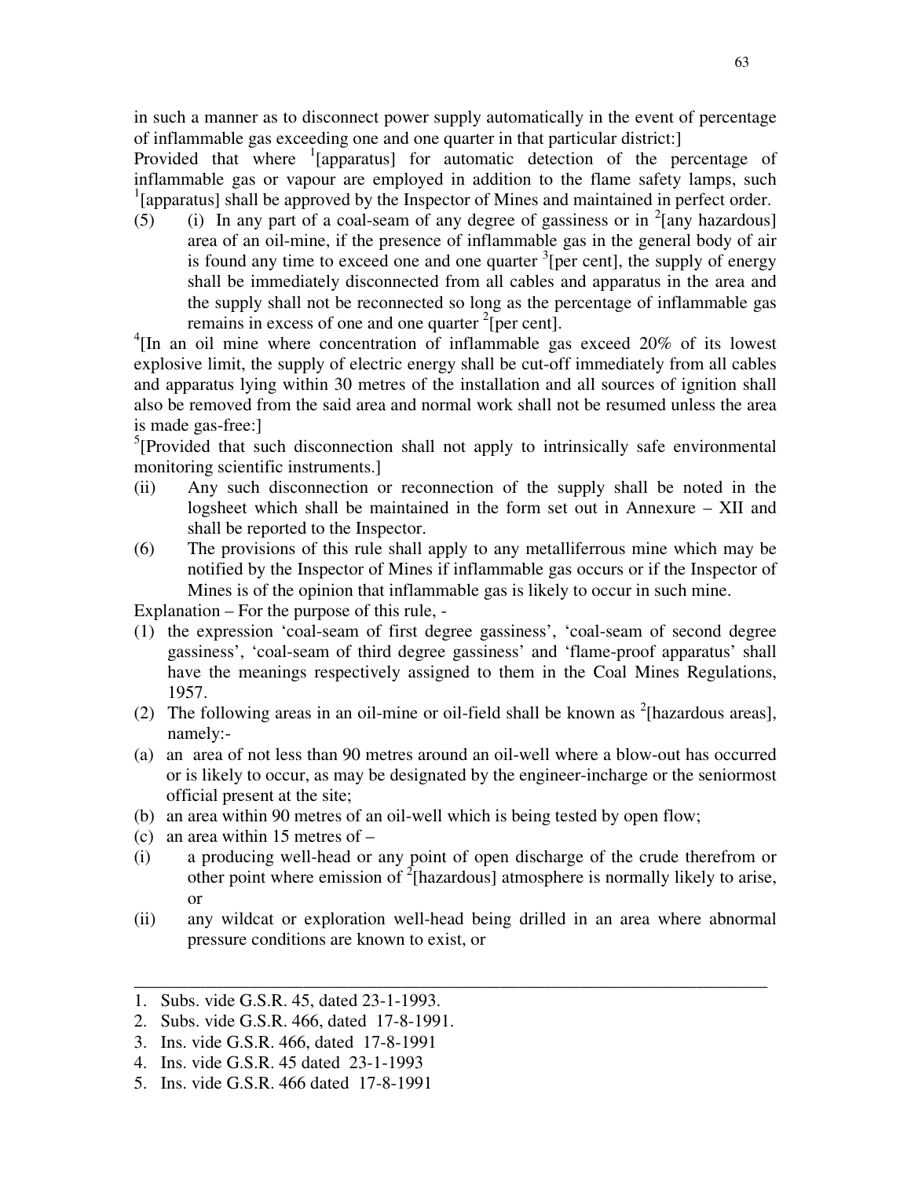in such a manner as to disconnect power supply automatically in the event of percentage of inflammable gas exceeding one and one quarter in that particular district:]

Provided that where [1][apparatus] for automatic detection of the percentage of inflammable gas or vapour are employed in addition to the flame safety lamps, such [1][apparatus] shall be approved by the Inspector of Mines and maintained in perfect order.

(5) (i) In any part of a coal-seam of any degree of gassiness or in [2][any hazardous] area of an oil-mine, if the presence of inflammable gas in the general body of air is found any time to exceed one and one quarter [3][per cent], the supply of energy shall be immediately disconnected from all cables and apparatus in the area and the supply shall not be reconnected so long as the percentage of inflammable gas remains in excess of one and one quarter [2][per cent].

[4][In an oil mine where concentration of inflammable gas exceed 20% of its lowest explosive limit, the supply of electric energy shall be cut-off immediately from all cables and apparatus lying within 30 metres of the installation and all sources of ignition shall also be removed from the said area and normal work shall not be resumed unless the area is made gas-free:]

[5][Provided that such disconnection shall not apply to intrinsically safe environmental monitoring scientific instruments.]

(ii) Any such disconnection or reconnection of the supply shall be noted in the logsheet which shall be maintained in the form set out in Annexure – XII and shall be reported to the Inspector.

(6) The provisions of this rule shall apply to any metalliferrous mine which may be notified by the Inspector of Mines if inflammable gas occurs or if the Inspector of Mines is of the opinion that inflammable gas is likely to occur in such mine.

Explanation – For the purpose of this rule, -

(1) the expression 'coal-seam of first degree gassiness', 'coal-seam of second degree gassiness', 'coal-seam of third degree gassiness' and 'flame-proof apparatus' shall have the meanings respectively assigned to them in the Coal Mines Regulations, 1957.

(2) The following areas in an oil-mine or oil-field shall be known as [2][hazardous areas], namely:-

(a) an area of not less than 90 metres around an oil-well where a blow-out has occurred or is likely to occur, as may be designated by the engineer-incharge or the seniormost official present at the site;

(b) an area within 90 metres of an oil-well which is being tested by open flow;

(c) an area within 15 metres of –

(i) a producing well-head or any point of open discharge of the crude therefrom or other point where emission of [2][hazardous] atmosphere is normally likely to arise, or

(ii) any wildcat or exploration well-head being drilled in an area where abnormal pressure conditions are known to exist, or

---

1. Subs. vide G.S.R. 45, dated 23-1-1993.
2. Subs. vide G.S.R. 466, dated 17-8-1991.
3. Ins. vide G.S.R. 466, dated 17-8-1991
4. Ins. vide G.S.R. 45 dated 23-1-1993
5. Ins. vide G.S.R. 466 dated 17-8-1991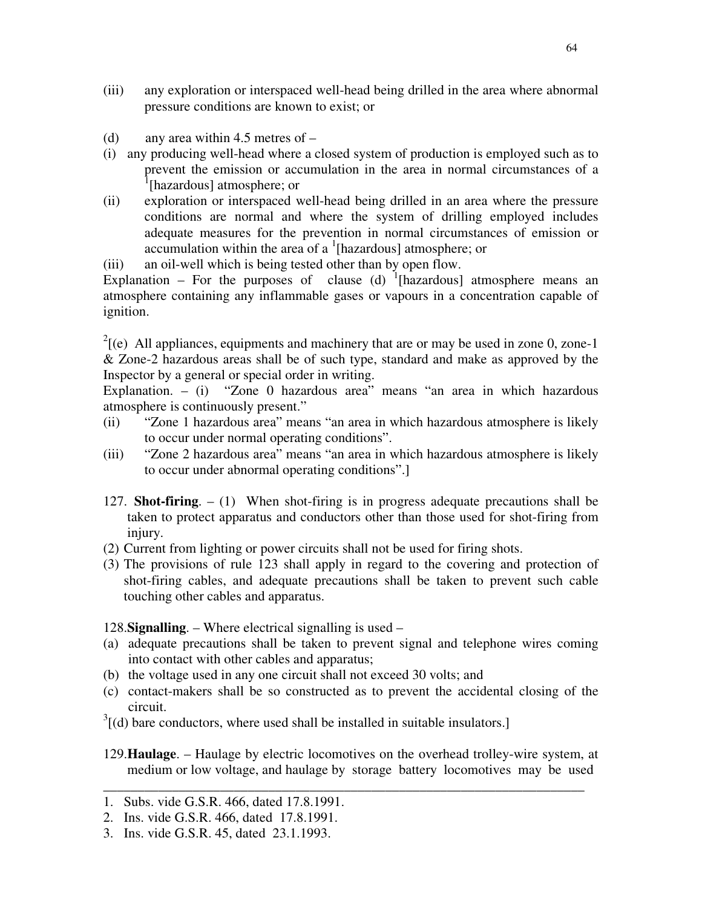(iii) any exploration or interspaced well-head being drilled in the area where abnormal pressure conditions are known to exist; or

(d) any area within 4.5 metres of –

(i) any producing well-head where a closed system of production is employed such as to prevent the emission or accumulation in the area in normal circumstances of a [1][hazardous] atmosphere; or

(ii) exploration or interspaced well-head being drilled in an area where the pressure conditions are normal and where the system of drilling employed includes adequate measures for the prevention in normal circumstances of emission or accumulation within the area of a [1][hazardous] atmosphere; or

(iii) an oil-well which is being tested other than by open flow.

Explanation – For the purposes of clause (d) [1][hazardous] atmosphere means an atmosphere containing any inflammable gases or vapours in a concentration capable of ignition.

[2][(e) All appliances, equipments and machinery that are or may be used in zone 0, zone-1 & Zone-2 hazardous areas shall be of such type, standard and make as approved by the Inspector by a general or special order in writing.

Explanation. – (i) "Zone 0 hazardous area" means "an area in which hazardous atmosphere is continuously present."

(ii) "Zone 1 hazardous area" means "an area in which hazardous atmosphere is likely to occur under normal operating conditions".

(iii) "Zone 2 hazardous area" means "an area in which hazardous atmosphere is likely to occur under abnormal operating conditions".]

127. **Shot-firing**. – (1) When shot-firing is in progress adequate precautions shall be taken to protect apparatus and conductors other than those used for shot-firing from injury.

(2) Current from lighting or power circuits shall not be used for firing shots.

(3) The provisions of rule 123 shall apply in regard to the covering and protection of shot-firing cables, and adequate precautions shall be taken to prevent such cable touching other cables and apparatus.

128. **Signalling**. – Where electrical signalling is used –

(a) adequate precautions shall be taken to prevent signal and telephone wires coming into contact with other cables and apparatus;

(b) the voltage used in any one circuit shall not exceed 30 volts; and

(c) contact-makers shall be so constructed as to prevent the accidental closing of the circuit.

[3][(d) bare conductors, where used shall be installed in suitable insulators.]

129. **Haulage**. – Haulage by electric locomotives on the overhead trolley-wire system, at medium or low voltage, and haulage by storage battery locomotives may be used

---

1. Subs. vide G.S.R. 466, dated 17.8.1991.
2. Ins. vide G.S.R. 466, dated 17.8.1991.
3. Ins. vide G.S.R. 45, dated 23.1.1993.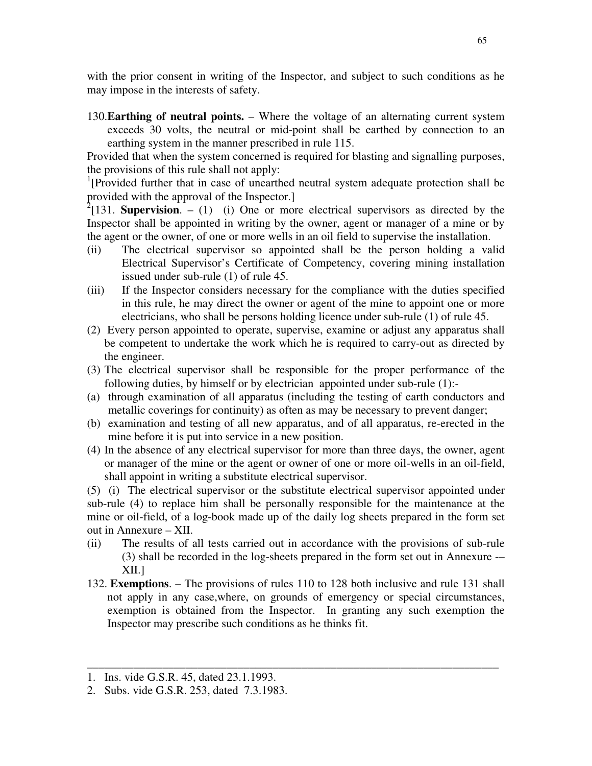with the prior consent in writing of the Inspector, and subject to such conditions as he may impose in the interests of safety.

130.**Earthing of neutral points.** – Where the voltage of an alternating current system exceeds 30 volts, the neutral or mid-point shall be earthed by connection to an earthing system in the manner prescribed in rule 115.

Provided that when the system concerned is required for blasting and signalling purposes, the provisions of this rule shall not apply:

[1][Provided further that in case of unearthed neutral system adequate protection shall be provided with the approval of the Inspector.]

[2][131. **Supervision**. – (1) (i) One or more electrical supervisors as directed by the Inspector shall be appointed in writing by the owner, agent or manager of a mine or by the agent or the owner, of one or more wells in an oil field to supervise the installation.

(ii) The electrical supervisor so appointed shall be the person holding a valid Electrical Supervisor's Certificate of Competency, covering mining installation issued under sub-rule (1) of rule 45.

(iii) If the Inspector considers necessary for the compliance with the duties specified in this rule, he may direct the owner or agent of the mine to appoint one or more electricians, who shall be persons holding licence under sub-rule (1) of rule 45.

(2) Every person appointed to operate, supervise, examine or adjust any apparatus shall be competent to undertake the work which he is required to carry-out as directed by the engineer.

(3) The electrical supervisor shall be responsible for the proper performance of the following duties, by himself or by electrician appointed under sub-rule (1):-

(a) through examination of all apparatus (including the testing of earth conductors and metallic coverings for continuity) as often as may be necessary to prevent danger;

(b) examination and testing of all new apparatus, and of all apparatus, re-erected in the mine before it is put into service in a new position.

(4) In the absence of any electrical supervisor for more than three days, the owner, agent or manager of the mine or the agent or owner of one or more oil-wells in an oil-field, shall appoint in writing a substitute electrical supervisor.

(5) (i) The electrical supervisor or the substitute electrical supervisor appointed under sub-rule (4) to replace him shall be personally responsible for the maintenance at the mine or oil-field, of a log-book made up of the daily log sheets prepared in the form set out in Annexure – XII.

(ii) The results of all tests carried out in accordance with the provisions of sub-rule (3) shall be recorded in the log-sheets prepared in the form set out in Annexure -– XII.]

132. **Exemptions**. – The provisions of rules 110 to 128 both inclusive and rule 131 shall not apply in any case,where, on grounds of emergency or special circumstances, exemption is obtained from the Inspector. In granting any such exemption the Inspector may prescribe such conditions as he thinks fit.

---

1. Ins. vide G.S.R. 45, dated 23.1.1993.
2. Subs. vide G.S.R. 253, dated 7.3.1983.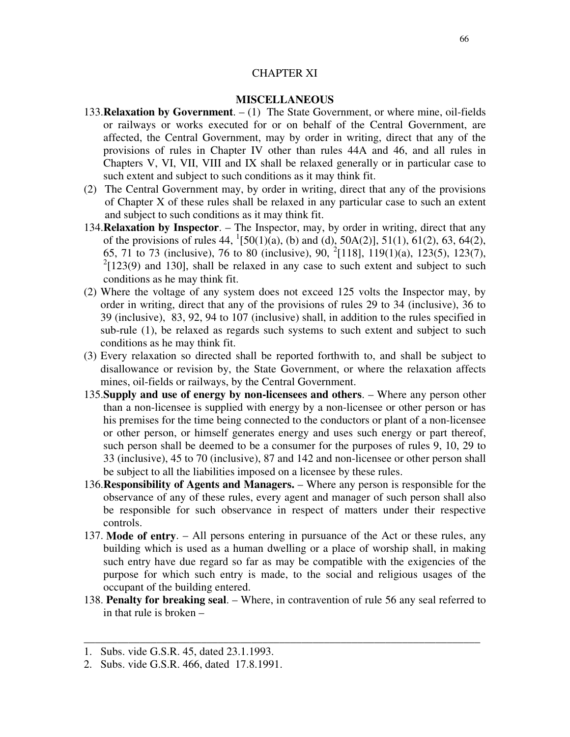## CHAPTER XI

## MISCELLANEOUS

133.**Relaxation by Government**. – (1) The State Government, or where mine, oil-fields or railways or works executed for or on behalf of the Central Government, are affected, the Central Government, may by order in writing, direct that any of the provisions of rules in Chapter IV other than rules 44A and 46, and all rules in Chapters V, VI, VII, VIII and IX shall be relaxed generally or in particular case to such extent and subject to such conditions as it may think fit.

(2) The Central Government may, by order in writing, direct that any of the provisions of Chapter X of these rules shall be relaxed in any particular case to such an extent and subject to such conditions as it may think fit.

134.**Relaxation by Inspector**. – The Inspector, may, by order in writing, direct that any of the provisions of rules 44, [1][50(1)(a), (b) and (d), 50A(2)], 51(1), 61(2), 63, 64(2), 65, 71 to 73 (inclusive), 76 to 80 (inclusive), 90, [2][118], 119(1)(a), 123(5), 123(7), [2][123(9) and 130], shall be relaxed in any case to such extent and subject to such conditions as he may think fit.

(2) Where the voltage of any system does not exceed 125 volts the Inspector may, by order in writing, direct that any of the provisions of rules 29 to 34 (inclusive), 36 to 39 (inclusive), 83, 92, 94 to 107 (inclusive) shall, in addition to the rules specified in sub-rule (1), be relaxed as regards such systems to such extent and subject to such conditions as he may think fit.

(3) Every relaxation so directed shall be reported forthwith to, and shall be subject to disallowance or revision by, the State Government, or where the relaxation affects mines, oil-fields or railways, by the Central Government.

135.**Supply and use of energy by non-licensees and others**. – Where any person other than a non-licensee is supplied with energy by a non-licensee or other person or has his premises for the time being connected to the conductors or plant of a non-licensee or other person, or himself generates energy and uses such energy or part thereof, such person shall be deemed to be a consumer for the purposes of rules 9, 10, 29 to 33 (inclusive), 45 to 70 (inclusive), 87 and 142 and non-licensee or other person shall be subject to all the liabilities imposed on a licensee by these rules.

136.**Responsibility of Agents and Managers.** – Where any person is responsible for the observance of any of these rules, every agent and manager of such person shall also be responsible for such observance in respect of matters under their respective controls.

137. **Mode of entry**. – All persons entering in pursuance of the Act or these rules, any building which is used as a human dwelling or a place of worship shall, in making such entry have due regard so far as may be compatible with the exigencies of the purpose for which such entry is made, to the social and religious usages of the occupant of the building entered.

138. **Penalty for breaking seal**. – Where, in contravention of rule 56 any seal referred to in that rule is broken –

---

1. Subs. vide G.S.R. 45, dated 23.1.1993.
2. Subs. vide G.S.R. 466, dated 17.8.1991.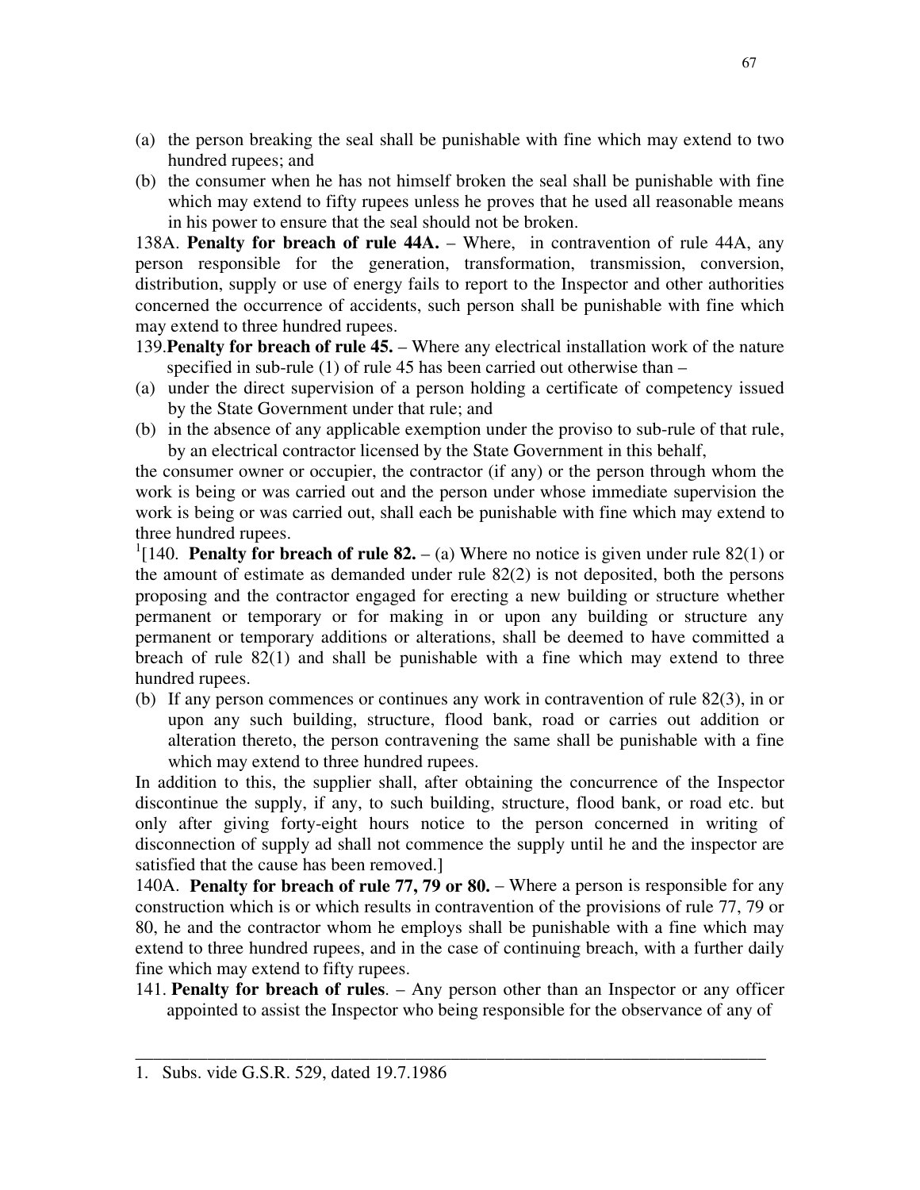(a) the person breaking the seal shall be punishable with fine which may extend to two hundred rupees; and

(b) the consumer when he has not himself broken the seal shall be punishable with fine which may extend to fifty rupees unless he proves that he used all reasonable means in his power to ensure that the seal should not be broken.

138A. **Penalty for breach of rule 44A.** – Where, in contravention of rule 44A, any person responsible for the generation, transformation, transmission, conversion, distribution, supply or use of energy fails to report to the Inspector and other authorities concerned the occurrence of accidents, such person shall be punishable with fine which may extend to three hundred rupees.

139. **Penalty for breach of rule 45.** – Where any electrical installation work of the nature specified in sub-rule (1) of rule 45 has been carried out otherwise than –

(a) under the direct supervision of a person holding a certificate of competency issued by the State Government under that rule; and

(b) in the absence of any applicable exemption under the proviso to sub-rule of that rule, by an electrical contractor licensed by the State Government in this behalf,

the consumer owner or occupier, the contractor (if any) or the person through whom the work is being or was carried out and the person under whose immediate supervision the work is being or was carried out, shall each be punishable with fine which may extend to three hundred rupees.

[1][140. **Penalty for breach of rule 82.** – (a) Where no notice is given under rule 82(1) or the amount of estimate as demanded under rule 82(2) is not deposited, both the persons proposing and the contractor engaged for erecting a new building or structure whether permanent or temporary or for making in or upon any building or structure any permanent or temporary additions or alterations, shall be deemed to have committed a breach of rule 82(1) and shall be punishable with a fine which may extend to three hundred rupees.

(b) If any person commences or continues any work in contravention of rule 82(3), in or upon any such building, structure, flood bank, road or carries out addition or alteration thereto, the person contravening the same shall be punishable with a fine which may extend to three hundred rupees.

In addition to this, the supplier shall, after obtaining the concurrence of the Inspector discontinue the supply, if any, to such building, structure, flood bank, or road etc. but only after giving forty-eight hours notice to the person concerned in writing of disconnection of supply ad shall not commence the supply until he and the inspector are satisfied that the cause has been removed.]

140A. **Penalty for breach of rule 77, 79 or 80.** – Where a person is responsible for any construction which is or which results in contravention of the provisions of rule 77, 79 or 80, he and the contractor whom he employs shall be punishable with a fine which may extend to three hundred rupees, and in the case of continuing breach, with a further daily fine which may extend to fifty rupees.

141. **Penalty for breach of rules**. – Any person other than an Inspector or any officer appointed to assist the Inspector who being responsible for the observance of any of

---

1. Subs. vide G.S.R. 529, dated 19.7.1986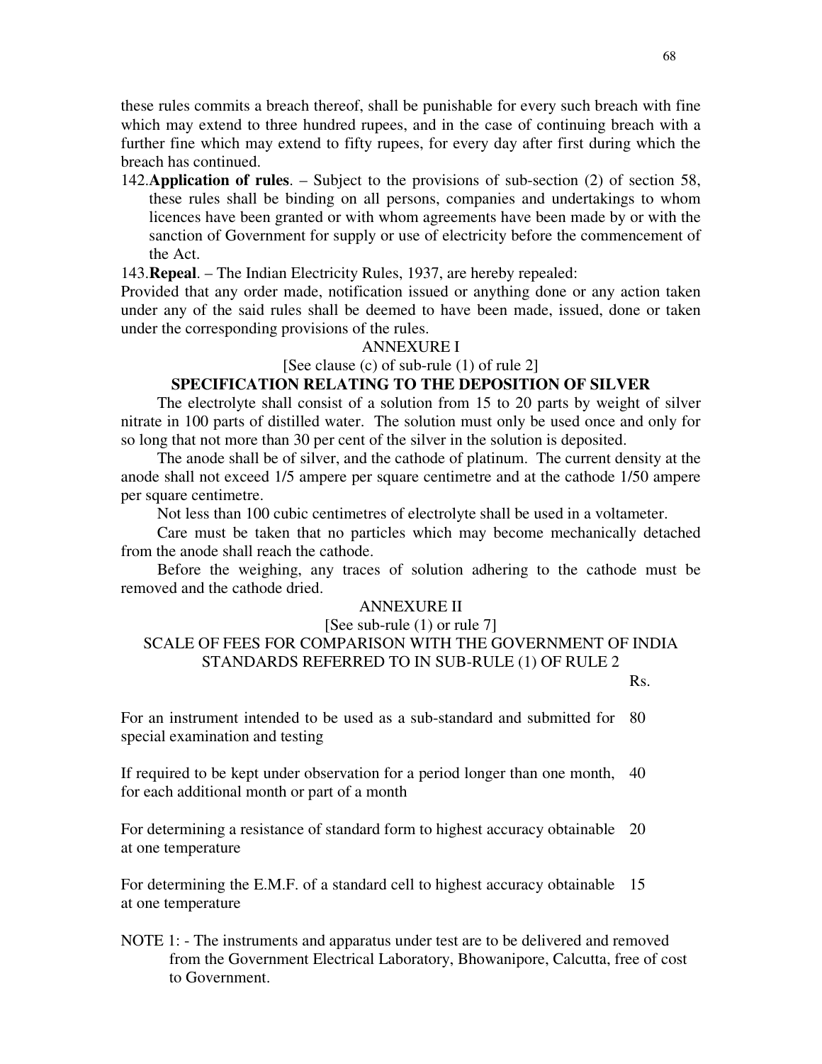these rules commits a breach thereof, shall be punishable for every such breach with fine which may extend to three hundred rupees, and in the case of continuing breach with a further fine which may extend to fifty rupees, for every day after first during which the breach has continued.

142. **Application of rules**. – Subject to the provisions of sub-section (2) of section 58, these rules shall be binding on all persons, companies and undertakings to whom licences have been granted or with whom agreements have been made by or with the sanction of Government for supply or use of electricity before the commencement of the Act.

143. **Repeal**. – The Indian Electricity Rules, 1937, are hereby repealed:

Provided that any order made, notification issued or anything done or any action taken under any of the said rules shall be deemed to have been made, issued, done or taken under the corresponding provisions of the rules.

## ANNEXURE I

[See clause (c) of sub-rule (1) of rule 2]

### SPECIFICATION RELATING TO THE DEPOSITION OF SILVER

The electrolyte shall consist of a solution from 15 to 20 parts by weight of silver nitrate in 100 parts of distilled water. The solution must only be used once and only for so long that not more than 30 per cent of the silver in the solution is deposited.

The anode shall be of silver, and the cathode of platinum. The current density at the anode shall not exceed 1/5 ampere per square centimetre and at the cathode 1/50 ampere per square centimetre.

Not less than 100 cubic centimetres of electrolyte shall be used in a voltameter.

Care must be taken that no particles which may become mechanically detached from the anode shall reach the cathode.

Before the weighing, any traces of solution adhering to the cathode must be removed and the cathode dried.

## ANNEXURE II

[See sub-rule (1) or rule 7]

### SCALE OF FEES FOR COMPARISON WITH THE GOVERNMENT OF INDIA STANDARDS REFERRED TO IN SUB-RULE (1) OF RULE 2

| | Rs. |
|---|---|
| For an instrument intended to be used as a sub-standard and submitted for special examination and testing | 80 |
| If required to be kept under observation for a period longer than one month, for each additional month or part of a month | 40 |
| For determining a resistance of standard form to highest accuracy obtainable at one temperature | 20 |
| For determining the E.M.F. of a standard cell to highest accuracy obtainable at one temperature | 15 |

NOTE 1: - The instruments and apparatus under test are to be delivered and removed from the Government Electrical Laboratory, Bhowanipore, Calcutta, free of cost to Government.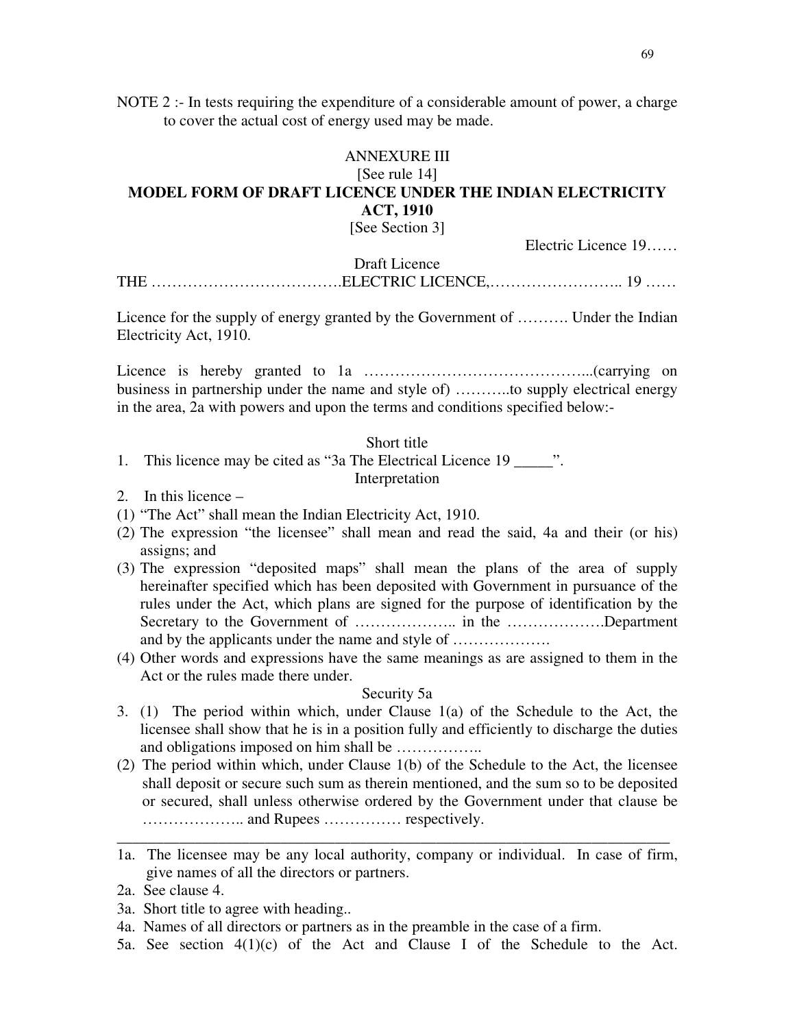NOTE 2 :- In tests requiring the expenditure of a considerable amount of power, a charge to cover the actual cost of energy used may be made.

## ANNEXURE III

[See rule 14]

## MODEL FORM OF DRAFT LICENCE UNDER THE INDIAN ELECTRICITY ACT, 1910

[See Section 3]

Electric Licence 19……

Draft Licence

THE ……………………………….ELECTRIC LICENCE,…………………….. 19 ……

Licence for the supply of energy granted by the Government of ………. Under the Indian Electricity Act, 1910.

Licence is hereby granted to 1a ……………………………………...(carrying on business in partnership under the name and style of) ………..to supply electrical energy in the area, 2a with powers and upon the terms and conditions specified below:-

Short title

1. This licence may be cited as "3a The Electrical Licence 19 _____".

Interpretation

2. In this licence –
(1) "The Act" shall mean the Indian Electricity Act, 1910.
(2) The expression "the licensee" shall mean and read the said, 4a and their (or his) assigns; and
(3) The expression "deposited maps" shall mean the plans of the area of supply hereinafter specified which has been deposited with Government in pursuance of the rules under the Act, which plans are signed for the purpose of identification by the Secretary to the Government of ……………….. in the ……………….Department and by the applicants under the name and style of ……………….
(4) Other words and expressions have the same meanings as are assigned to them in the Act or the rules made there under.

Security 5a

3. (1) The period within which, under Clause 1(a) of the Schedule to the Act, the licensee shall show that he is in a position fully and efficiently to discharge the duties and obligations imposed on him shall be ……………..
(2) The period within which, under Clause 1(b) of the Schedule to the Act, the licensee shall deposit or secure such sum as therein mentioned, and the sum so to be deposited or secured, shall unless otherwise ordered by the Government under that clause be ……………….. and Rupees …………… respectively.

---

1a. The licensee may be any local authority, company or individual. In case of firm, give names of all the directors or partners.

2a. See clause 4.

3a. Short title to agree with heading..

4a. Names of all directors or partners as in the preamble in the case of a firm.

5a. See section 4(1)(c) of the Act and Clause I of the Schedule to the Act.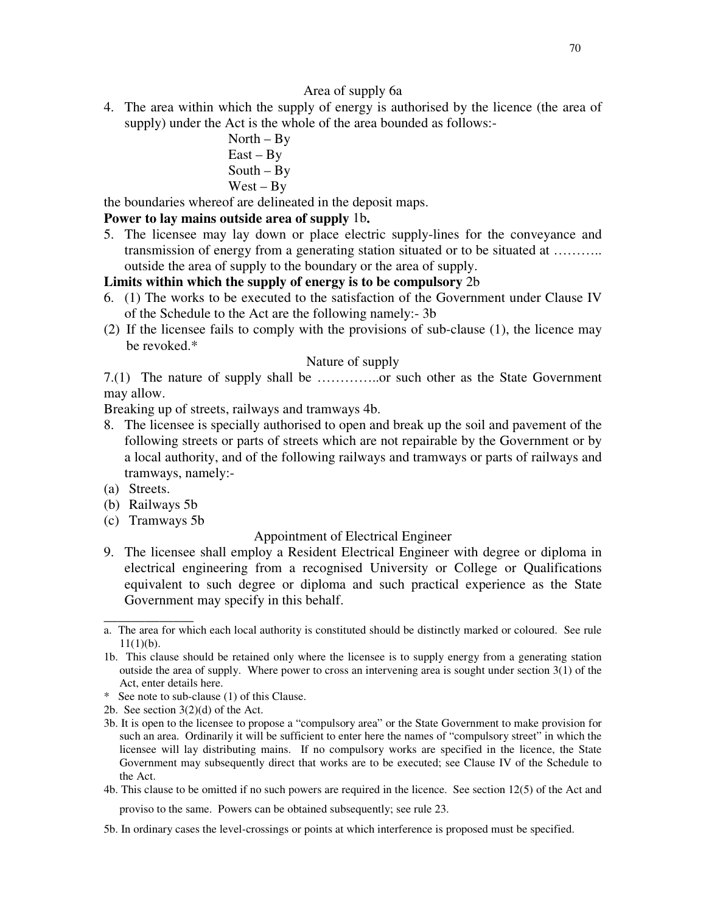Area of supply 6a

4. The area within which the supply of energy is authorised by the licence (the area of supply) under the Act is the whole of the area bounded as follows:-

   North – By
   East – By
   South – By
   West – By

the boundaries whereof are delineated in the deposit maps.

**Power to lay mains outside area of supply** 1b**.**

5. The licensee may lay down or place electric supply-lines for the conveyance and transmission of energy from a generating station situated or to be situated at ……….. outside the area of supply to the boundary or the area of supply.

**Limits within which the supply of energy is to be compulsory** 2b

6. (1) The works to be executed to the satisfaction of the Government under Clause IV of the Schedule to the Act are the following namely:- 3b

(2) If the licensee fails to comply with the provisions of sub-clause (1), the licence may be revoked.*

Nature of supply

7.(1) The nature of supply shall be …………..or such other as the State Government may allow.

Breaking up of streets, railways and tramways 4b.

8. The licensee is specially authorised to open and break up the soil and pavement of the following streets or parts of streets which are not repairable by the Government or by a local authority, and of the following railways and tramways or parts of railways and tramways, namely:-

(a) Streets.
(b) Railways 5b
(c) Tramways 5b

Appointment of Electrical Engineer

9. The licensee shall employ a Resident Electrical Engineer with degree or diploma in electrical engineering from a recognised University or College or Qualifications equivalent to such degree or diploma and such practical experience as the State Government may specify in this behalf.

---

a. The area for which each local authority is constituted should be distinctly marked or coloured. See rule 11(1)(b).

1b. This clause should be retained only where the licensee is to supply energy from a generating station outside the area of supply. Where power to cross an intervening area is sought under section 3(1) of the Act, enter details here.

* See note to sub-clause (1) of this Clause.

2b. See section 3(2)(d) of the Act.

3b. It is open to the licensee to propose a "compulsory area" or the State Government to make provision for such an area. Ordinarily it will be sufficient to enter here the names of "compulsory street" in which the licensee will lay distributing mains. If no compulsory works are specified in the licence, the State Government may subsequently direct that works are to be executed; see Clause IV of the Schedule to the Act.

4b. This clause to be omitted if no such powers are required in the licence. See section 12(5) of the Act and proviso to the same. Powers can be obtained subsequently; see rule 23.

5b. In ordinary cases the level-crossings or points at which interference is proposed must be specified.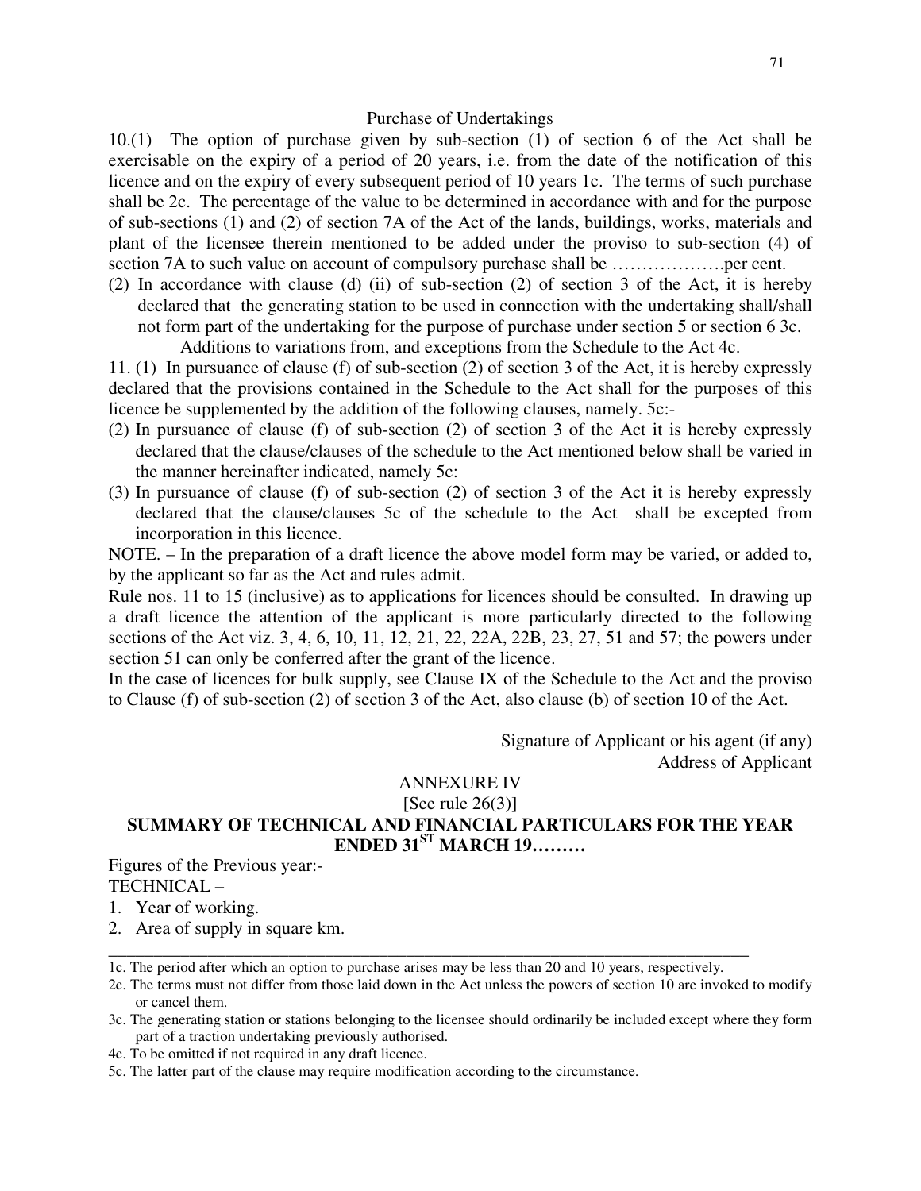Purchase of Undertakings

10.(1) The option of purchase given by sub-section (1) of section 6 of the Act shall be exercisable on the expiry of a period of 20 years, i.e. from the date of the notification of this licence and on the expiry of every subsequent period of 10 years 1c. The terms of such purchase shall be 2c. The percentage of the value to be determined in accordance with and for the purpose of sub-sections (1) and (2) of section 7A of the Act of the lands, buildings, works, materials and plant of the licensee therein mentioned to be added under the proviso to sub-section (4) of section 7A to such value on account of compulsory purchase shall be ……………….per cent.

(2) In accordance with clause (d) (ii) of sub-section (2) of section 3 of the Act, it is hereby declared that the generating station to be used in connection with the undertaking shall/shall not form part of the undertaking for the purpose of purchase under section 5 or section 6 3c.

Additions to variations from, and exceptions from the Schedule to the Act 4c.

11. (1) In pursuance of clause (f) of sub-section (2) of section 3 of the Act, it is hereby expressly declared that the provisions contained in the Schedule to the Act shall for the purposes of this licence be supplemented by the addition of the following clauses, namely. 5c:-

(2) In pursuance of clause (f) of sub-section (2) of section 3 of the Act it is hereby expressly declared that the clause/clauses of the schedule to the Act mentioned below shall be varied in the manner hereinafter indicated, namely 5c:

(3) In pursuance of clause (f) of sub-section (2) of section 3 of the Act it is hereby expressly declared that the clause/clauses 5c of the schedule to the Act shall be excepted from incorporation in this licence.

NOTE. – In the preparation of a draft licence the above model form may be varied, or added to, by the applicant so far as the Act and rules admit.

Rule nos. 11 to 15 (inclusive) as to applications for licences should be consulted. In drawing up a draft licence the attention of the applicant is more particularly directed to the following sections of the Act viz. 3, 4, 6, 10, 11, 12, 21, 22, 22A, 22B, 23, 27, 51 and 57; the powers under section 51 can only be conferred after the grant of the licence.

In the case of licences for bulk supply, see Clause IX of the Schedule to the Act and the proviso to Clause (f) of sub-section (2) of section 3 of the Act, also clause (b) of section 10 of the Act.

Signature of Applicant or his agent (if any)
Address of Applicant

ANNEXURE IV

[See rule 26(3)]

**SUMMARY OF TECHNICAL AND FINANCIAL PARTICULARS FOR THE YEAR ENDED 31ST MARCH 19………**

Figures of the Previous year:-

TECHNICAL –

1. Year of working.
2. Area of supply in square km.

---

1c. The period after which an option to purchase arises may be less than 20 and 10 years, respectively.

2c. The terms must not differ from those laid down in the Act unless the powers of section 10 are invoked to modify or cancel them.

3c. The generating station or stations belonging to the licensee should ordinarily be included except where they form part of a traction undertaking previously authorised.

4c. To be omitted if not required in any draft licence.

5c. The latter part of the clause may require modification according to the circumstance.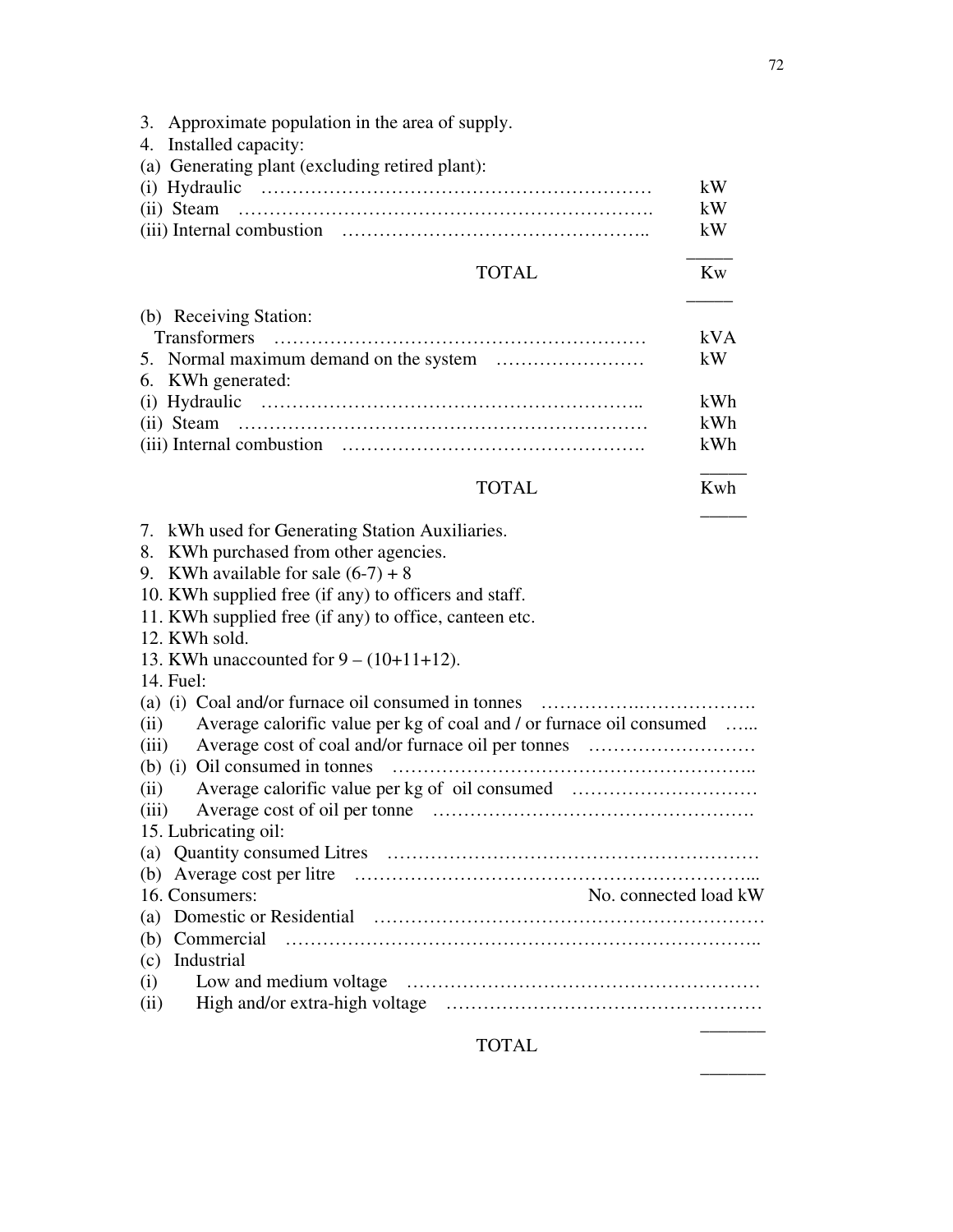3. Approximate population in the area of supply.

4. Installed capacity:

(a) Generating plant (excluding retired plant):

| | |
|---|---|
| (i) Hydraulic ……………………………………………………… | kW |
| (ii) Steam ………………………………………………………. | kW |
| (iii) Internal combustion ……………………………………….. | kW |
| TOTAL | Kw |

(b) Receiving Station:

| | |
|---|---|
| Transformers …………………………………………………… | kVA |
| 5. Normal maximum demand on the system …………………… | kW |

6. KWh generated:

| | |
|---|---|
| (i) Hydraulic …………………………………………………….. | kWh |
| (ii) Steam ………………………………………………………… | kWh |
| (iii) Internal combustion …………………………………………. | kWh |
| TOTAL | Kwh |

7. kWh used for Generating Station Auxiliaries.

8. KWh purchased from other agencies.

9. KWh available for sale (6-7) + 8

10. KWh supplied free (if any) to officers and staff.

11. KWh supplied free (if any) to office, canteen etc.

12. KWh sold.

13. KWh unaccounted for 9 – (10+11+12).

14. Fuel:

(a) (i) Coal and/or furnace oil consumed in tonnes ……………..……………….

(ii) Average calorific value per kg of coal and / or furnace oil consumed …...

(iii) Average cost of coal and/or furnace oil per tonnes ………………………

(b) (i) Oil consumed in tonnes …………………………………………………..

(ii) Average calorific value per kg of oil consumed …………………………

(iii) Average cost of oil per tonne …………………………………………….

15. Lubricating oil:

(a) Quantity consumed Litres ……………………………………………………

(b) Average cost per litre ……………………………………………………...

| 16. Consumers: | No. connected load kW |
|---|---|
| (a) Domestic or Residential ……………………………………………………… | |
| (b) Commercial ………………………………………………………………….. | |
| (c) Industrial | |
| (i) Low and medium voltage ……………………………………………… | |
| (ii) High and/or extra-high voltage …………………………………………… | |
| TOTAL | |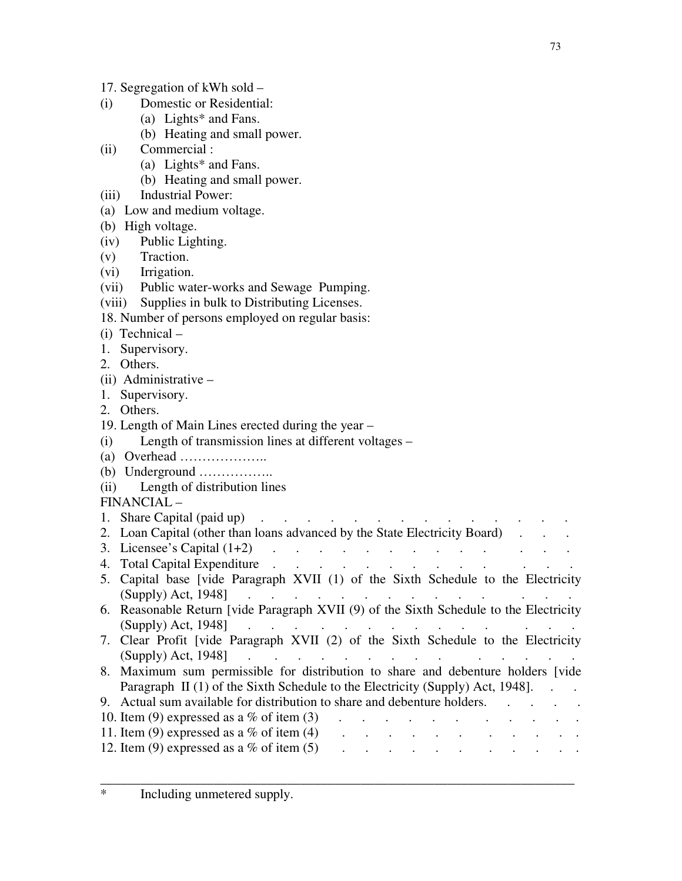17. Segregation of kWh sold –

(i) Domestic or Residential:
   - (a) Lights* and Fans.
   - (b) Heating and small power.

(ii) Commercial :
   - (a) Lights* and Fans.
   - (b) Heating and small power.

(iii) Industrial Power:

(a) Low and medium voltage.

(b) High voltage.

(iv) Public Lighting.

(v) Traction.

(vi) Irrigation.

(vii) Public water-works and Sewage Pumping.

(viii) Supplies in bulk to Distributing Licenses.

18. Number of persons employed on regular basis:

(i) Technical –

1. Supervisory.
2. Others.

(ii) Administrative –

1. Supervisory.
2. Others.

19. Length of Main Lines erected during the year –

(i) Length of transmission lines at different voltages –

(a) Overhead ………………..

(b) Underground ……………..

(ii) Length of distribution lines

FINANCIAL –

1. Share Capital (paid up) . . . . . . . . . . . . . . . . . .
2. Loan Capital (other than loans advanced by the State Electricity Board) . . . .
3. Licensee's Capital (1+2) . . . . . . . . . . . . . . . .
4. Total Capital Expenditure . . . . . . . . . . . . . . . .
5. Capital base [vide Paragraph XVII (1) of the Sixth Schedule to the Electricity (Supply) Act, 1948] . . . . . . . . . . . . . . . .
6. Reasonable Return [vide Paragraph XVII (9) of the Sixth Schedule to the Electricity (Supply) Act, 1948] . . . . . . . . . . . . . . . .
7. Clear Profit [vide Paragraph XVII (2) of the Sixth Schedule to the Electricity (Supply) Act, 1948] . . . . . . . . . . . . . . . .
8. Maximum sum permissible for distribution to share and debenture holders [vide Paragraph II (1) of the Sixth Schedule to the Electricity (Supply) Act, 1948]. . .
9. Actual sum available for distribution to share and debenture holders. . . . . .
10. Item (9) expressed as a % of item (3) . . . . . . . . . . . . .
11. Item (9) expressed as a % of item (4) . . . . . . . . . . . . .
12. Item (9) expressed as a % of item (5) . . . . . . . . . . . . .

---

\* Including unmetered supply.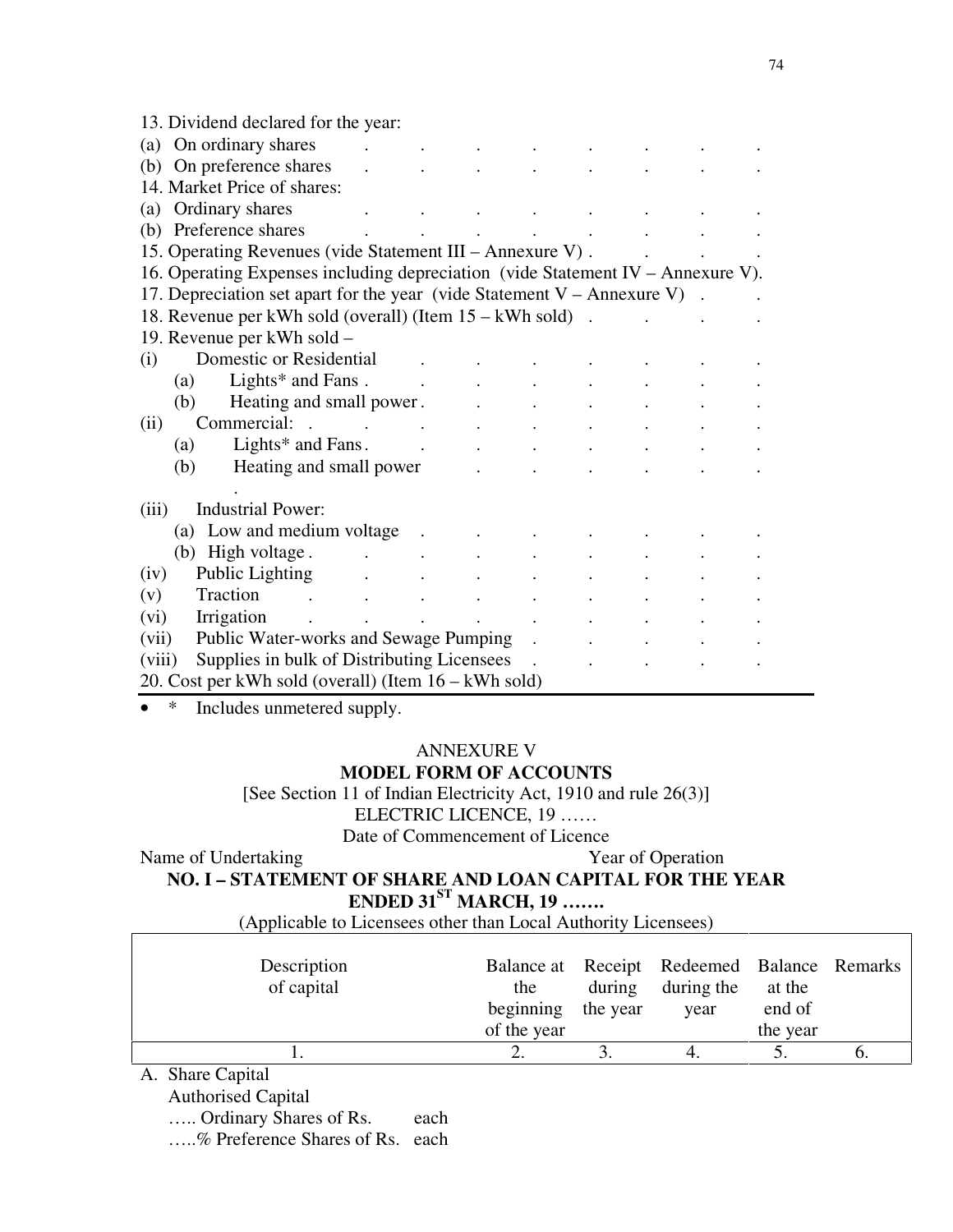13. Dividend declared for the year:

(a) On ordinary shares . . . . . . . .

(b) On preference shares . . . . . . . .

14. Market Price of shares:

(a) Ordinary shares . . . . . . . .

(b) Preference shares . . . . . . . .

15. Operating Revenues (vide Statement III – Annexure V) . . . .

16. Operating Expenses including depreciation (vide Statement IV – Annexure V).

17. Depreciation set apart for the year (vide Statement V – Annexure V) . .

18. Revenue per kWh sold (overall) (Item 15 – kWh sold) . . . .

19. Revenue per kWh sold –

(i) Domestic or Residential . . . . . . .

 (a) Lights* and Fans . . . . . . . .

 (b) Heating and small power . . . . . . .

(ii) Commercial: . . . . . . . . .

 (a) Lights* and Fans . . . . . . . .

 (b) Heating and small power . . . . . . .

(iii) Industrial Power:

 (a) Low and medium voltage . . . . . . .

 (b) High voltage . . . . . . . .

(iv) Public Lighting . . . . . . . .

(v) Traction . . . . . . . . .

(vi) Irrigation . . . . . . . . .

(vii) Public Water-works and Sewage Pumping . . . . .

(viii) Supplies in bulk of Distributing Licensees . . . . .

20. Cost per kWh sold (overall) (Item 16 – kWh sold)

- \* Includes unmetered supply.

ANNEXURE V

**MODEL FORM OF ACCOUNTS**

[See Section 11 of Indian Electricity Act, 1910 and rule 26(3)]

ELECTRIC LICENCE, 19 ……

Date of Commencement of Licence

Name of Undertaking Year of Operation

**NO. I – STATEMENT OF SHARE AND LOAN CAPITAL FOR THE YEAR ENDED 31ST MARCH, 19 …….**

(Applicable to Licensees other than Local Authority Licensees)

| Description of capital | Balance at the beginning of the year | Receipt during the year | Redeemed during the year | Balance at the end of the year | Remarks |
|---|---|---|---|---|---|
| 1. | 2. | 3. | 4. | 5. | 6. |

A. Share Capital

Authorised Capital

….. Ordinary Shares of Rs. each

…..% Preference Shares of Rs. each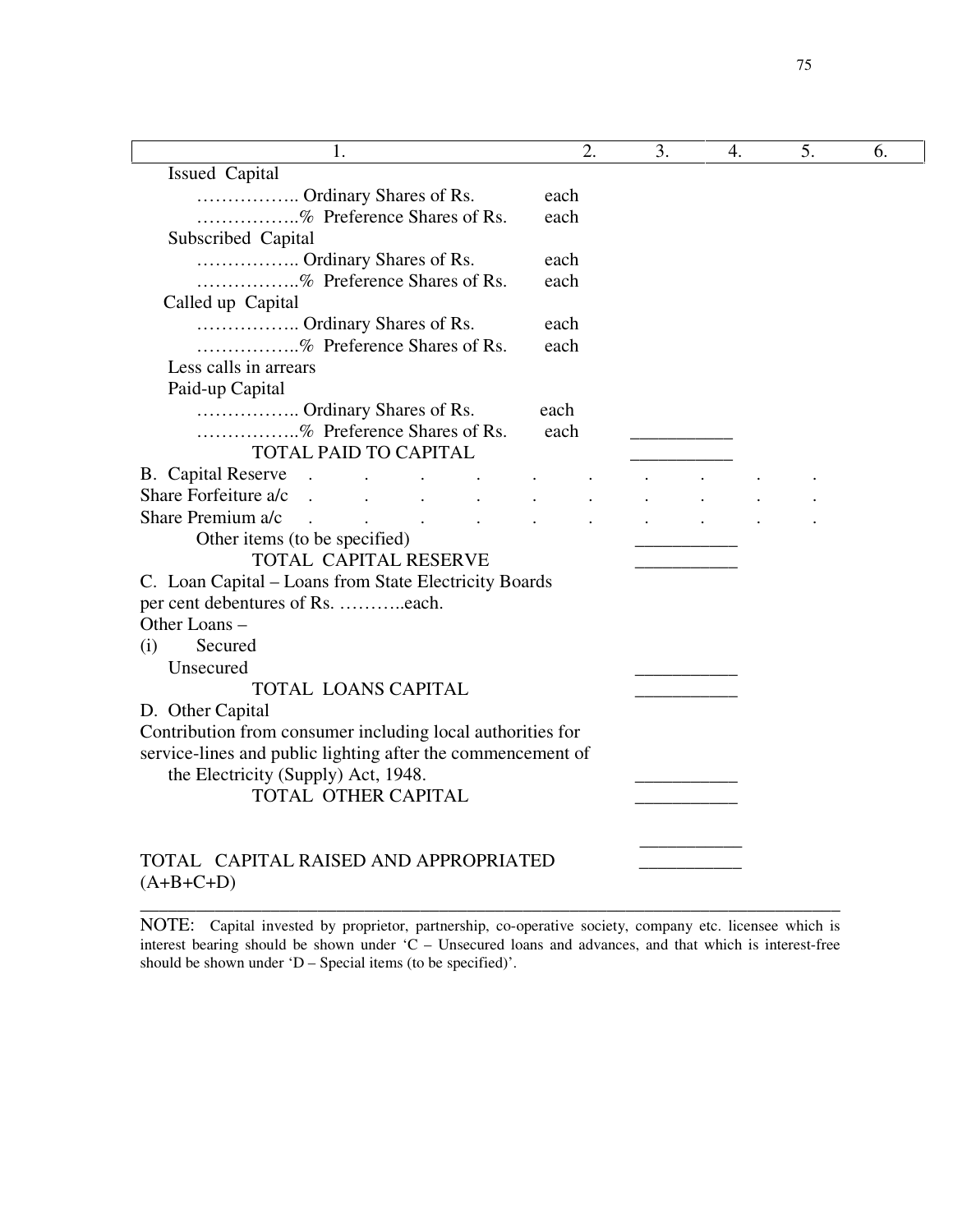| 1. | 2. | 3. | 4. | 5. | 6. |
|---|---|---|---|---|---|
| Issued Capital | | | | | |
| …………….. Ordinary Shares of Rs. each | | | | | |
| ……………..% Preference Shares of Rs. each | | | | | |
| Subscribed Capital | | | | | |
| …………….. Ordinary Shares of Rs. each | | | | | |
| ……………..% Preference Shares of Rs. each | | | | | |
| Called up Capital | | | | | |
| …………….. Ordinary Shares of Rs. each | | | | | |
| ……………..% Preference Shares of Rs. each | | | | | |
| Less calls in arrears | | | | | |
| Paid-up Capital | | | | | |
| …………….. Ordinary Shares of Rs. each | | | | | |
| ……………..% Preference Shares of Rs. each | | ___________ | | | |
| TOTAL PAID TO CAPITAL | | ___________ | | | |
| B. Capital Reserve | . | . | . | . | . |
| Share Forfeiture a/c | . | . | . | . | . |
| Share Premium a/c | . | . | . | . | . |
| Other items (to be specified) | | ___________ | | | |
| TOTAL CAPITAL RESERVE | | ___________ | | | |
| C. Loan Capital – Loans from State Electricity Boards | | | | | |
| per cent debentures of Rs. ………..each. | | | | | |
| Other Loans – | | | | | |
| (i) Secured | | | | | |
| Unsecured | | ___________ | | | |
| TOTAL LOANS CAPITAL | | ___________ | | | |
| D. Other Capital | | | | | |
| Contribution from consumer including local authorities for service-lines and public lighting after the commencement of the Electricity (Supply) Act, 1948. | | ___________ | | | |
| TOTAL OTHER CAPITAL | | ___________ | | | |
| | | ___________ | | | |
| TOTAL CAPITAL RAISED AND APPROPRIATED (A+B+C+D) | | ___________ | | | |

NOTE: Capital invested by proprietor, partnership, co-operative society, company etc. licensee which is interest bearing should be shown under 'C – Unsecured loans and advances, and that which is interest-free should be shown under 'D – Special items (to be specified)'.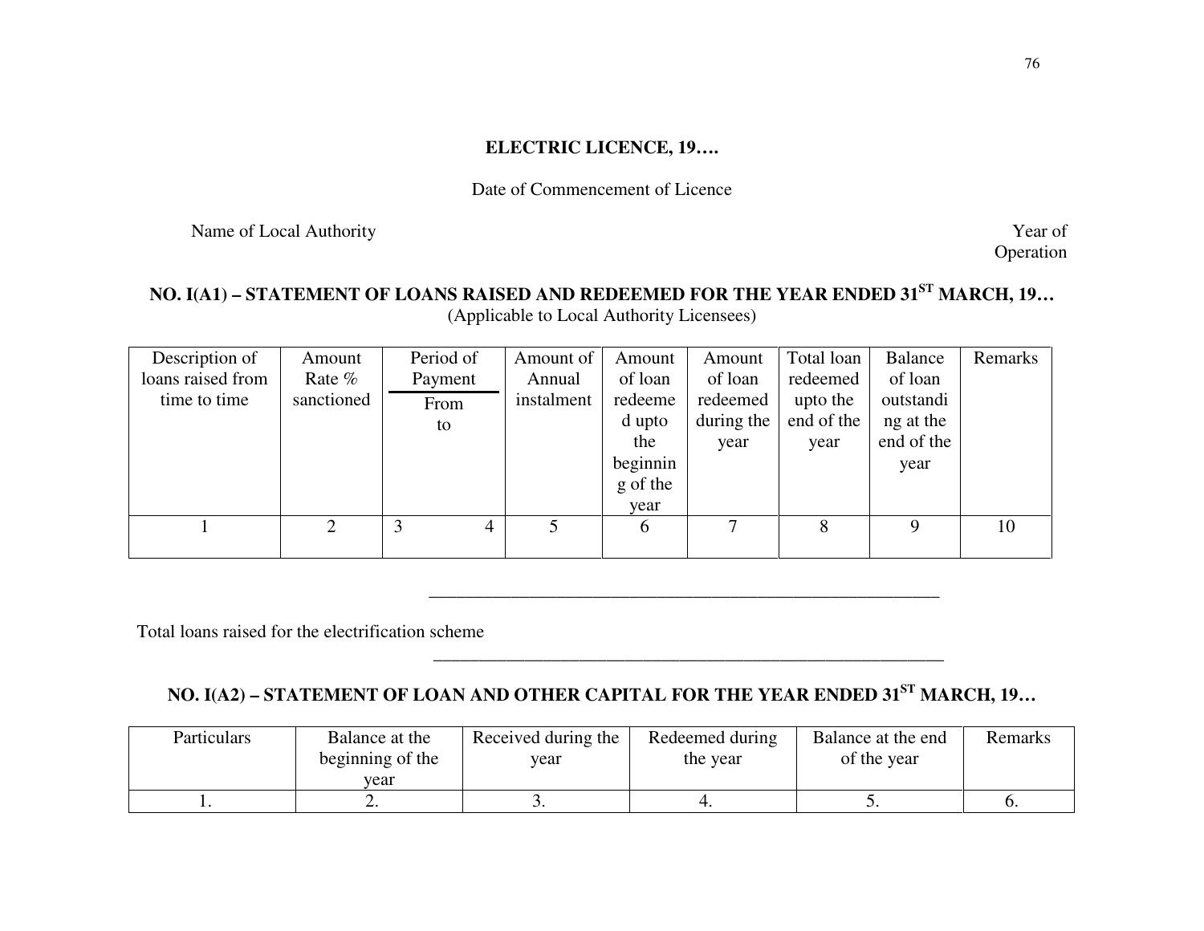**ELECTRIC LICENCE, 19….**

Date of Commencement of Licence

Name of Local Authority | Year of Operation

## NO. I(A1) – STATEMENT OF LOANS RAISED AND REDEEMED FOR THE YEAR ENDED 31ST MARCH, 19…

(Applicable to Local Authority Licensees)

| Description of loans raised from time to time | Amount Rate % sanctioned | Period of Payment | | Amount of Annual instalment | Amount of loan redeemed upto the beginning of the year | Amount of loan redeemed during the year | Total loan redeemed upto the end of the year | Balance of loan outstanding at the end of the year | Remarks |
|---|---|---|---|---|---|---|---|---|---|
| | | From | to | | | | | | |
| 1 | 2 | 3 | 4 | 5 | 6 | 7 | 8 | 9 | 10 |

Total loans raised for the electrification scheme

## NO. I(A2) – STATEMENT OF LOAN AND OTHER CAPITAL FOR THE YEAR ENDED 31ST MARCH, 19…

| Particulars | Balance at the beginning of the year | Received during the year | Redeemed during the year | Balance at the end of the year | Remarks |
|---|---|---|---|---|---|
| 1. | 2. | 3. | 4. | 5. | 6. |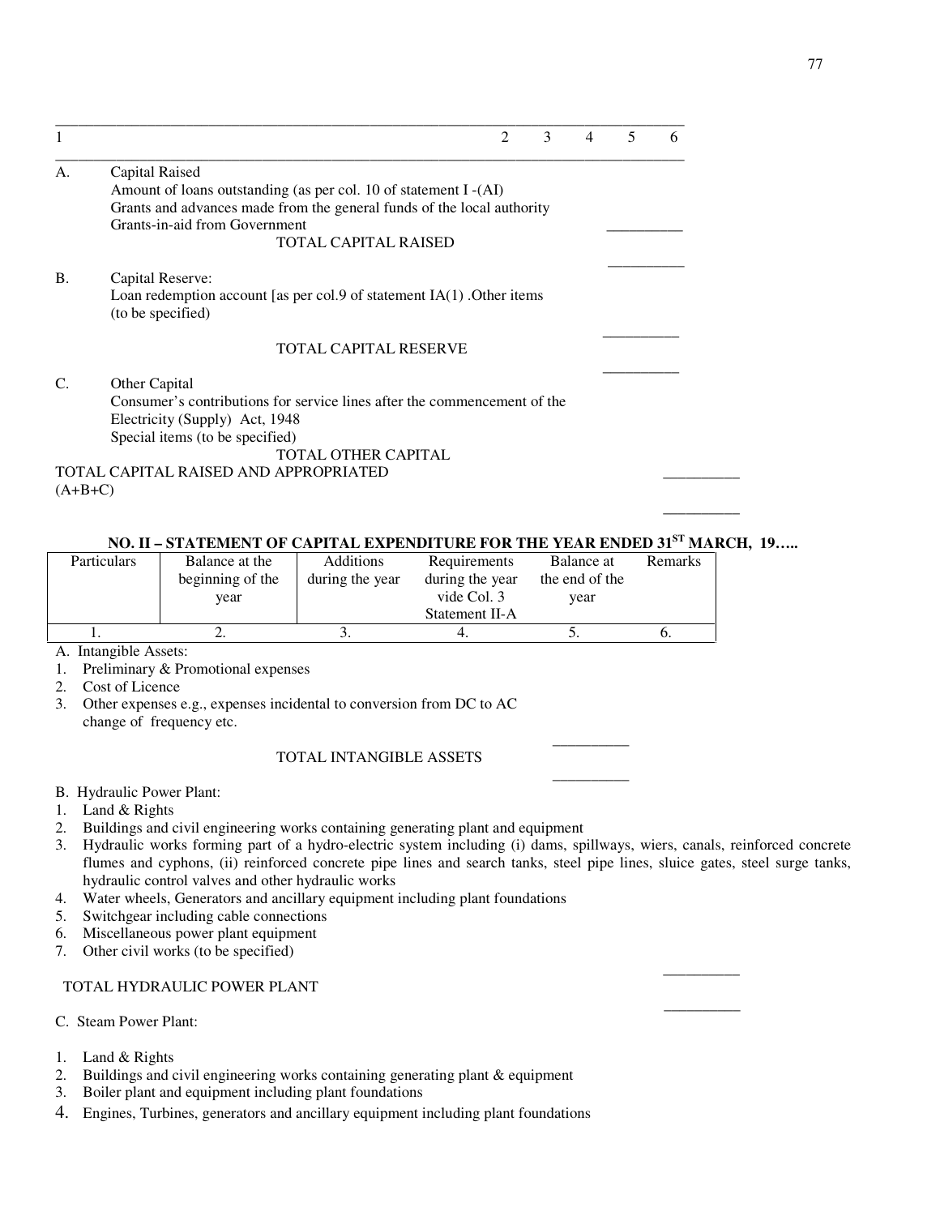| 1 | | 2 | 3 | 4 | 5 | 6 |
|---|---|---|---|---|---|---|
| A. | Capital Raised | | | | | |
| | Amount of loans outstanding (as per col. 10 of statement I -(AI) | | | | | |
| | Grants and advances made from the general funds of the local authority | | | | | |
| | Grants-in-aid from Government | | | | __________ | |
| | TOTAL CAPITAL RAISED | | | | | |
| | | | | | __________ | |
| B. | Capital Reserve: | | | | | |
| | Loan redemption account [as per col.9 of statement IA(1) .Other items (to be specified) | | | | | |
| | | | | | __________ | |
| | TOTAL CAPITAL RESERVE | | | | | |
| | | | | | __________ | |
| C. | Other Capital | | | | | |
| | Consumer's contributions for service lines after the commencement of the Electricity (Supply) Act, 1948 | | | | | |
| | Special items (to be specified) | | | | | |
| | TOTAL OTHER CAPITAL | | | | | |
| TOTAL CAPITAL RAISED AND APPROPRIATED (A+B+C) | | | | | | __________ |
| | | | | | | __________ |

## NO. II – STATEMENT OF CAPITAL EXPENDITURE FOR THE YEAR ENDED 31ST MARCH, 19…..

| Particulars | Balance at the beginning of the year | Additions during the year | Requirements during the year vide Col. 3 Statement II-A | Balance at the end of the year | Remarks |
|---|---|---|---|---|---|
| 1. | 2. | 3. | 4. | 5. | 6. |

A. Intangible Assets:

1. Preliminary & Promotional expenses
2. Cost of Licence
3. Other expenses e.g., expenses incidental to conversion from DC to AC change of frequency etc.

__________

TOTAL INTANGIBLE ASSETS

__________

B. Hydraulic Power Plant:

1. Land & Rights
2. Buildings and civil engineering works containing generating plant and equipment
3. Hydraulic works forming part of a hydro-electric system including (i) dams, spillways, wiers, canals, reinforced concrete flumes and cyphons, (ii) reinforced concrete pipe lines and search tanks, steel pipe lines, sluice gates, steel surge tanks, hydraulic control valves and other hydraulic works
4. Water wheels, Generators and ancillary equipment including plant foundations
5. Switchgear including cable connections
6. Miscellaneous power plant equipment
7. Other civil works (to be specified)

__________

TOTAL HYDRAULIC POWER PLANT

__________

C. Steam Power Plant:

1. Land & Rights
2. Buildings and civil engineering works containing generating plant & equipment
3. Boiler plant and equipment including plant foundations
4. Engines, Turbines, generators and ancillary equipment including plant foundations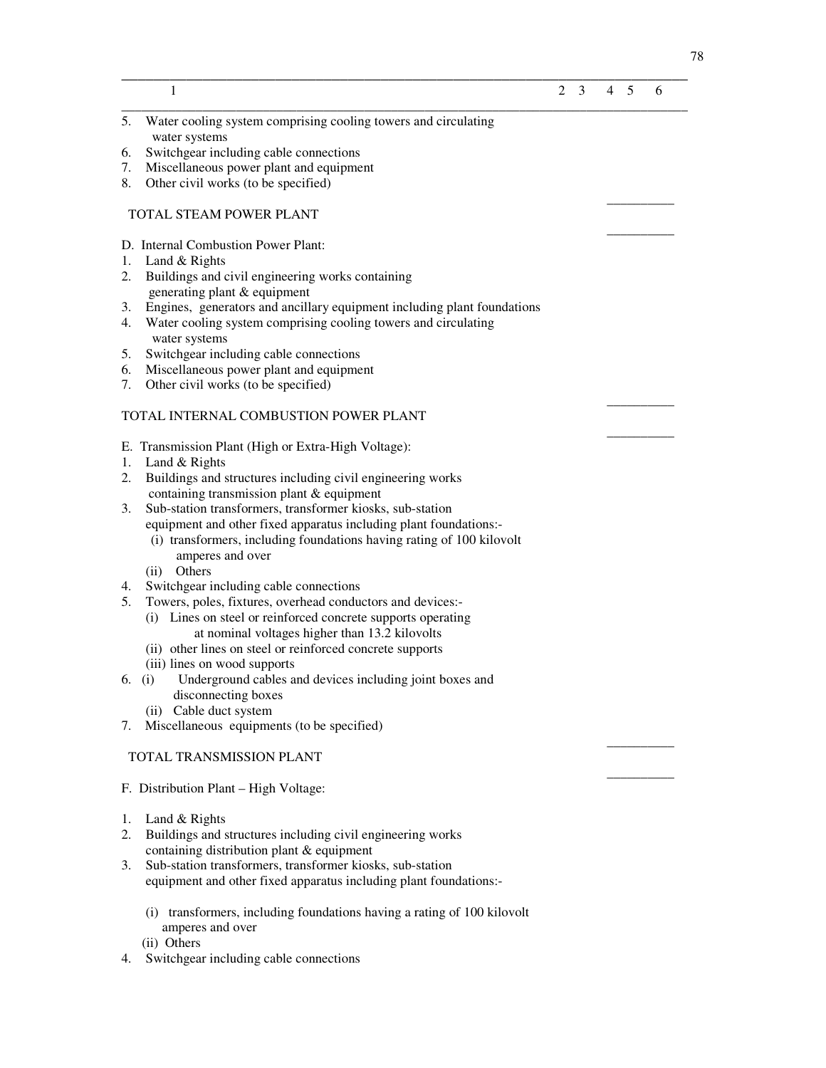| 1 | 2 | 3 | 4 | 5 | 6 |
|---|---|---|---|---|---|
| 5. Water cooling system comprising cooling towers and circulating water systems | | | | | |
| 6. Switchgear including cable connections | | | | | |
| 7. Miscellaneous power plant and equipment | | | | | |
| 8. Other civil works (to be specified) | | | | | |
| TOTAL STEAM POWER PLANT | | | | | |
| D. Internal Combustion Power Plant: | | | | | |
| 1. Land & Rights | | | | | |
| 2. Buildings and civil engineering works containing generating plant & equipment | | | | | |
| 3. Engines, generators and ancillary equipment including plant foundations | | | | | |
| 4. Water cooling system comprising cooling towers and circulating water systems | | | | | |
| 5. Switchgear including cable connections | | | | | |
| 6. Miscellaneous power plant and equipment | | | | | |
| 7. Other civil works (to be specified) | | | | | |
| TOTAL INTERNAL COMBUSTION POWER PLANT | | | | | |
| E. Transmission Plant (High or Extra-High Voltage): | | | | | |
| 1. Land & Rights | | | | | |
| 2. Buildings and structures including civil engineering works containing transmission plant & equipment | | | | | |
| 3. Sub-station transformers, transformer kiosks, sub-station equipment and other fixed apparatus including plant foundations:- | | | | | |
| (i) transformers, including foundations having rating of 100 kilovolt amperes and over | | | | | |
| (ii) Others | | | | | |
| 4. Switchgear including cable connections | | | | | |
| 5. Towers, poles, fixtures, overhead conductors and devices:- | | | | | |
| (i) Lines on steel or reinforced concrete supports operating at nominal voltages higher than 13.2 kilovolts | | | | | |
| (ii) other lines on steel or reinforced concrete supports | | | | | |
| (iii) lines on wood supports | | | | | |
| 6. (i) Underground cables and devices including joint boxes and disconnecting boxes | | | | | |
| (ii) Cable duct system | | | | | |
| 7. Miscellaneous equipments (to be specified) | | | | | |
| TOTAL TRANSMISSION PLANT | | | | | |
| F. Distribution Plant – High Voltage: | | | | | |
| 1. Land & Rights | | | | | |
| 2. Buildings and structures including civil engineering works containing distribution plant & equipment | | | | | |
| 3. Sub-station transformers, transformer kiosks, sub-station equipment and other fixed apparatus including plant foundations:- | | | | | |
| (i) transformers, including foundations having a rating of 100 kilovolt amperes and over | | | | | |
| (ii) Others | | | | | |
| 4. Switchgear including cable connections | | | | | |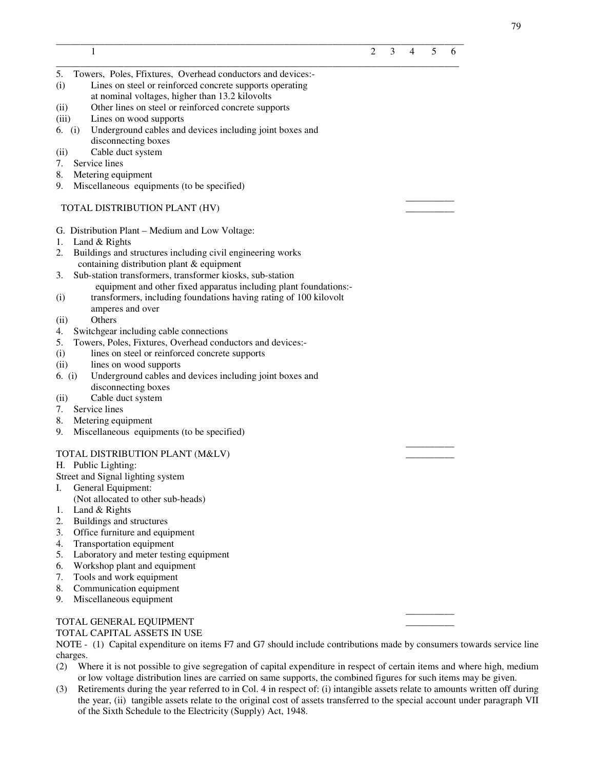| 1 | 2 | 3 | 4 | 5 | 6 |
|---|---|---|---|---|---|
| 5. Towers, Poles, Ffixtures, Overhead conductors and devices:- | | | | | |
| (i) Lines on steel or reinforced concrete supports operating at nominal voltages, higher than 13.2 kilovolts | | | | | |
| (ii) Other lines on steel or reinforced concrete supports | | | | | |
| (iii) Lines on wood supports | | | | | |
| 6. (i) Underground cables and devices including joint boxes and disconnecting boxes | | | | | |
| (ii) Cable duct system | | | | | |
| 7. Service lines | | | | | |
| 8. Metering equipment | | | | | |
| 9. Miscellaneous equipments (to be specified) | | | | | |
| TOTAL DISTRIBUTION PLANT (HV) | | | | | |
| G. Distribution Plant – Medium and Low Voltage: | | | | | |
| 1. Land & Rights | | | | | |
| 2. Buildings and structures including civil engineering works containing distribution plant & equipment | | | | | |
| 3. Sub-station transformers, transformer kiosks, sub-station equipment and other fixed apparatus including plant foundations:- | | | | | |
| (i) transformers, including foundations having rating of 100 kilovolt amperes and over | | | | | |
| (ii) Others | | | | | |
| 4. Switchgear including cable connections | | | | | |
| 5. Towers, Poles, Fixtures, Overhead conductors and devices:- | | | | | |
| (i) lines on steel or reinforced concrete supports | | | | | |
| (ii) lines on wood supports | | | | | |
| 6. (i) Underground cables and devices including joint boxes and disconnecting boxes | | | | | |
| (ii) Cable duct system | | | | | |
| 7. Service lines | | | | | |
| 8. Metering equipment | | | | | |
| 9. Miscellaneous equipments (to be specified) | | | | | |
| TOTAL DISTRIBUTION PLANT (M&LV) | | | | | |
| H. Public Lighting: | | | | | |
| Street and Signal lighting system | | | | | |
| I. General Equipment: (Not allocated to other sub-heads) | | | | | |
| 1. Land & Rights | | | | | |
| 2. Buildings and structures | | | | | |
| 3. Office furniture and equipment | | | | | |
| 4. Transportation equipment | | | | | |
| 5. Laboratory and meter testing equipment | | | | | |
| 6. Workshop plant and equipment | | | | | |
| 7. Tools and work equipment | | | | | |
| 8. Communication equipment | | | | | |
| 9. Miscellaneous equipment | | | | | |
| TOTAL GENERAL EQUIPMENT | | | | | |
| TOTAL CAPITAL ASSETS IN USE | | | | | |

NOTE - (1) Capital expenditure on items F7 and G7 should include contributions made by consumers towards service line charges.

(2) Where it is not possible to give segregation of capital expenditure in respect of certain items and where high, medium or low voltage distribution lines are carried on same supports, the combined figures for such items may be given.

(3) Retirements during the year referred to in Col. 4 in respect of: (i) intangible assets relate to amounts written off during the year, (ii) tangible assets relate to the original cost of assets transferred to the special account under paragraph VII of the Sixth Schedule to the Electricity (Supply) Act, 1948.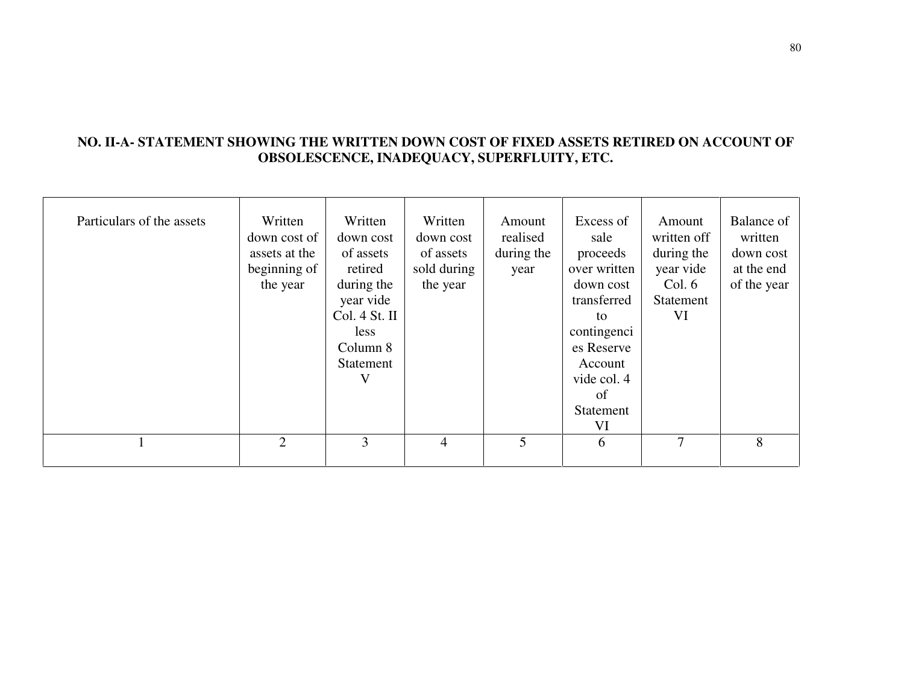**NO. II-A- STATEMENT SHOWING THE WRITTEN DOWN COST OF FIXED ASSETS RETIRED ON ACCOUNT OF OBSOLESCENCE, INADEQUACY, SUPERFLUITY, ETC.**

| Particulars of the assets | Written down cost of assets at the beginning of the year | Written down cost of assets retired during the year vide Col. 4 St. II less Column 8 Statement V | Written down cost of assets sold during the year | Amount realised during the year | Excess of sale proceeds over written down cost transferred to contingencies Reserve Account vide col. 4 of Statement VI | Amount written off during the year vide Col. 6 Statement VI | Balance of written down cost at the end of the year |
|---|---|---|---|---|---|---|---|
| 1 | 2 | 3 | 4 | 5 | 6 | 7 | 8 |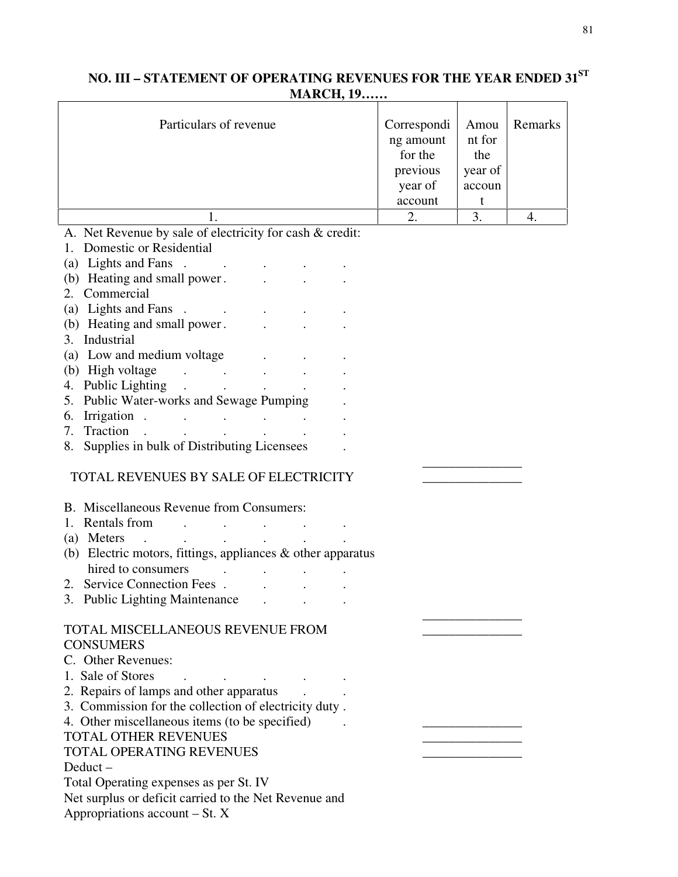## NO. III – STATEMENT OF OPERATING REVENUES FOR THE YEAR ENDED 31[ST] MARCH, 19……

| Particulars of revenue | Corresponding amount for the previous year of account | Amount for the year of account | Remarks |
|---|---|---|---|
| 1. | 2. | 3. | 4. |
| A. Net Revenue by sale of electricity for cash & credit: | | | |
| 1. Domestic or Residential | | | |
| (a) Lights and Fans . . . . . | | | |
| (b) Heating and small power . . . . | | | |
| 2. Commercial | | | |
| (a) Lights and Fans . . . . . | | | |
| (b) Heating and small power . . . . | | | |
| 3. Industrial | | | |
| (a) Low and medium voltage . . . | | | |
| (b) High voltage . . . . . | | | |
| 4. Public Lighting . . . . . | | | |
| 5. Public Water-works and Sewage Pumping . | | | |
| 6. Irrigation . . . . . . | | | |
| 7. Traction . . . . . . | | | |
| 8. Supplies in bulk of Distributing Licensees . | | | |
| TOTAL REVENUES BY SALE OF ELECTRICITY | | | |
| B. Miscellaneous Revenue from Consumers: | | | |
| 1. Rentals from . . . . . | | | |
| (a) Meters . . . . . . | | | |
| (b) Electric motors, fittings, appliances & other apparatus hired to consumers . . . . | | | |
| 2. Service Connection Fees . . . . | | | |
| 3. Public Lighting Maintenance . . . | | | |
| TOTAL MISCELLANEOUS REVENUE FROM CONSUMERS | | | |
| C. Other Revenues: | | | |
| 1. Sale of Stores . . . . . | | | |
| 2. Repairs of lamps and other apparatus . . | | | |
| 3. Commission for the collection of electricity duty . | | | |
| 4. Other miscellaneous items (to be specified) . | | | |
| TOTAL OTHER REVENUES | | | |
| TOTAL OPERATING REVENUES | | | |
| Deduct – | | | |
| Total Operating expenses as per St. IV | | | |
| Net surplus or deficit carried to the Net Revenue and Appropriations account – St. X | | | |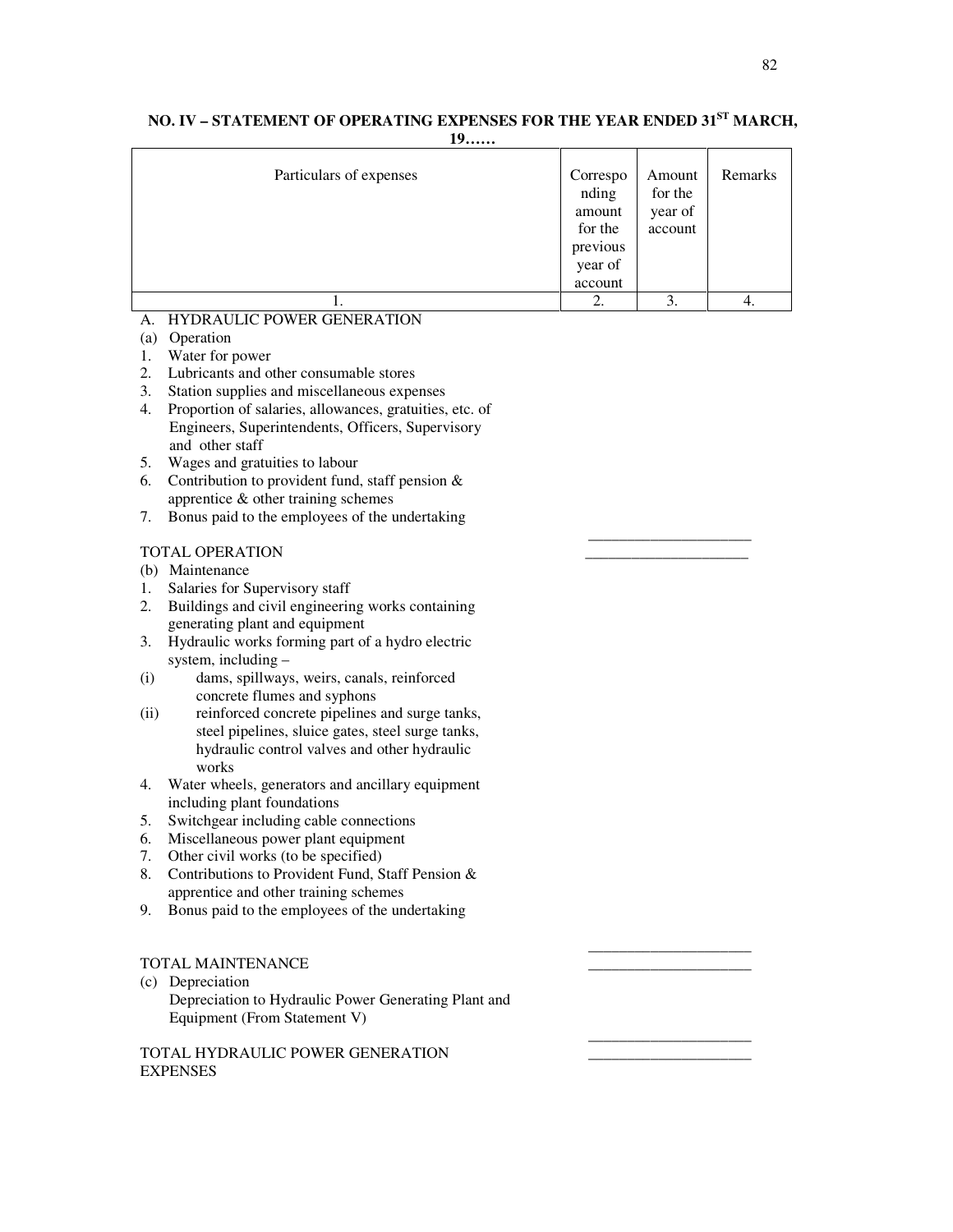**NO. IV – STATEMENT OF OPERATING EXPENSES FOR THE YEAR ENDED 31ST MARCH, 19……**

| Particulars of expenses | Corresponding amount for the previous year of account | Amount for the year of account | Remarks |
|---|---|---|---|
| 1. | 2. | 3. | 4. |
| A. HYDRAULIC POWER GENERATION | | | |
| (a) Operation | | | |
| 1. Water for power | | | |
| 2. Lubricants and other consumable stores | | | |
| 3. Station supplies and miscellaneous expenses | | | |
| 4. Proportion of salaries, allowances, gratuities, etc. of Engineers, Superintendents, Officers, Supervisory and other staff | | | |
| 5. Wages and gratuities to labour | | | |
| 6. Contribution to provident fund, staff pension & apprentice & other training schemes | | | |
| 7. Bonus paid to the employees of the undertaking | | | |
| TOTAL OPERATION | | | |
| (b) Maintenance | | | |
| 1. Salaries for Supervisory staff | | | |
| 2. Buildings and civil engineering works containing generating plant and equipment | | | |
| 3. Hydraulic works forming part of a hydro electric system, including – | | | |
| (i) dams, spillways, weirs, canals, reinforced concrete flumes and syphons | | | |
| (ii) reinforced concrete pipelines and surge tanks, steel pipelines, sluice gates, steel surge tanks, hydraulic control valves and other hydraulic works | | | |
| 4. Water wheels, generators and ancillary equipment including plant foundations | | | |
| 5. Switchgear including cable connections | | | |
| 6. Miscellaneous power plant equipment | | | |
| 7. Other civil works (to be specified) | | | |
| 8. Contributions to Provident Fund, Staff Pension & apprentice and other training schemes | | | |
| 9. Bonus paid to the employees of the undertaking | | | |
| TOTAL MAINTENANCE | | | |
| (c) Depreciation | | | |
| Depreciation to Hydraulic Power Generating Plant and Equipment (From Statement V) | | | |
| TOTAL HYDRAULIC POWER GENERATION EXPENSES | | | |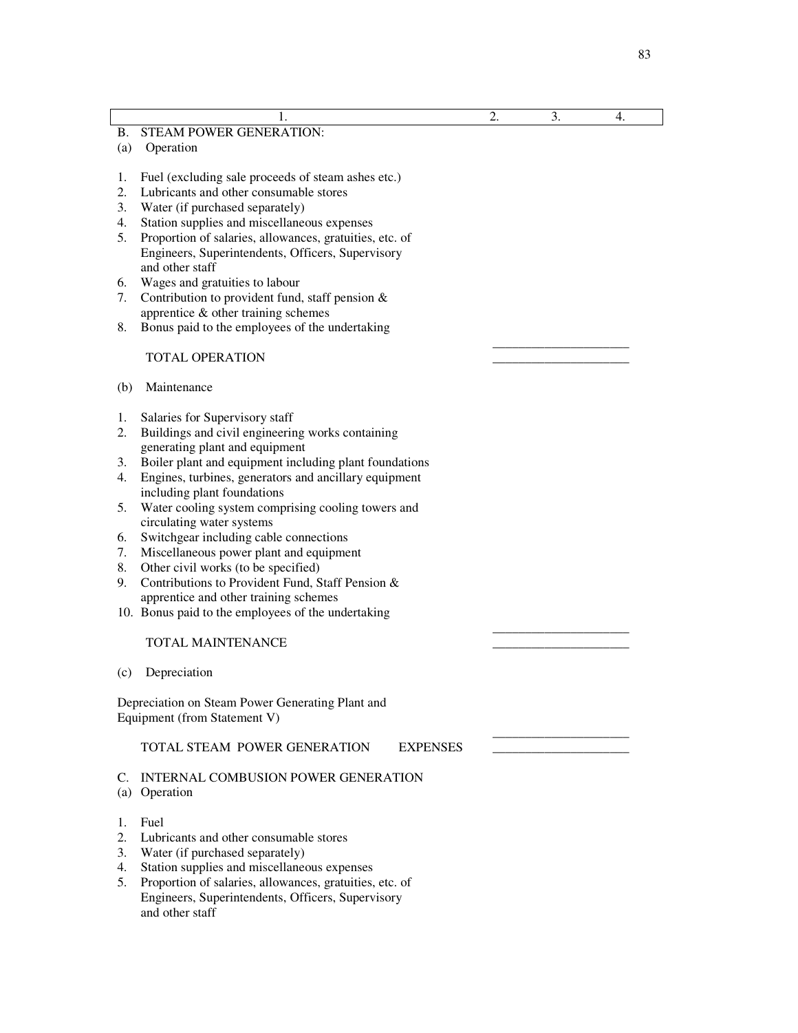| 1. | 2. | 3. | 4. |
|---|---|---|---|
| B. STEAM POWER GENERATION: | | | |
| (a) Operation | | | |
| 1. Fuel (excluding sale proceeds of steam ashes etc.) | | | |
| 2. Lubricants and other consumable stores | | | |
| 3. Water (if purchased separately) | | | |
| 4. Station supplies and miscellaneous expenses | | | |
| 5. Proportion of salaries, allowances, gratuities, etc. of Engineers, Superintendents, Officers, Supervisory and other staff | | | |
| 6. Wages and gratuities to labour | | | |
| 7. Contribution to provident fund, staff pension & apprentice & other training schemes | | | |
| 8. Bonus paid to the employees of the undertaking | | | |
| TOTAL OPERATION | | | |
| (b) Maintenance | | | |
| 1. Salaries for Supervisory staff | | | |
| 2. Buildings and civil engineering works containing generating plant and equipment | | | |
| 3. Boiler plant and equipment including plant foundations | | | |
| 4. Engines, turbines, generators and ancillary equipment including plant foundations | | | |
| 5. Water cooling system comprising cooling towers and circulating water systems | | | |
| 6. Switchgear including cable connections | | | |
| 7. Miscellaneous power plant and equipment | | | |
| 8. Other civil works (to be specified) | | | |
| 9. Contributions to Provident Fund, Staff Pension & apprentice and other training schemes | | | |
| 10. Bonus paid to the employees of the undertaking | | | |
| TOTAL MAINTENANCE | | | |
| (c) Depreciation | | | |
| Depreciation on Steam Power Generating Plant and Equipment (from Statement V) | | | |
| TOTAL STEAM POWER GENERATION EXPENSES | | | |
| C. INTERNAL COMBUSION POWER GENERATION | | | |
| (a) Operation | | | |
| 1. Fuel | | | |
| 2. Lubricants and other consumable stores | | | |
| 3. Water (if purchased separately) | | | |
| 4. Station supplies and miscellaneous expenses | | | |
| 5. Proportion of salaries, allowances, gratuities, etc. of Engineers, Superintendents, Officers, Supervisory and other staff | | | |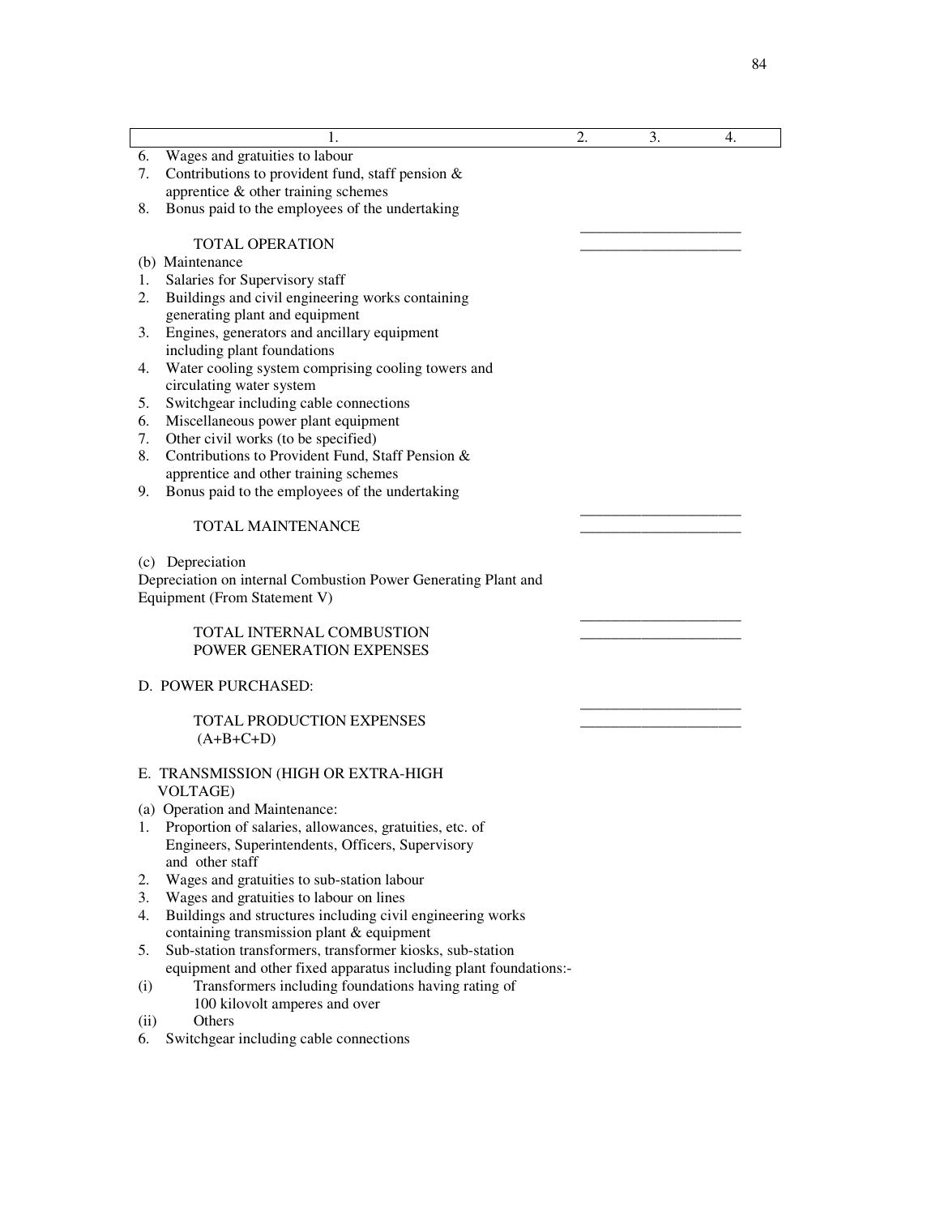| 1. | 2. | 3. | 4. |
|---|---|---|---|
| 6. Wages and gratuities to labour | | | |
| 7. Contributions to provident fund, staff pension & apprentice & other training schemes | | | |
| 8. Bonus paid to the employees of the undertaking | | | |
| TOTAL OPERATION | | | |
| (b) Maintenance | | | |
| 1. Salaries for Supervisory staff | | | |
| 2. Buildings and civil engineering works containing generating plant and equipment | | | |
| 3. Engines, generators and ancillary equipment including plant foundations | | | |
| 4. Water cooling system comprising cooling towers and circulating water system | | | |
| 5. Switchgear including cable connections | | | |
| 6. Miscellaneous power plant equipment | | | |
| 7. Other civil works (to be specified) | | | |
| 8. Contributions to Provident Fund, Staff Pension & apprentice and other training schemes | | | |
| 9. Bonus paid to the employees of the undertaking | | | |
| TOTAL MAINTENANCE | | | |
| (c) Depreciation | | | |
| Depreciation on internal Combustion Power Generating Plant and Equipment (From Statement V) | | | |
| TOTAL INTERNAL COMBUSTION POWER GENERATION EXPENSES | | | |
| D. POWER PURCHASED: | | | |
| TOTAL PRODUCTION EXPENSES (A+B+C+D) | | | |
| E. TRANSMISSION (HIGH OR EXTRA-HIGH VOLTAGE) | | | |
| (a) Operation and Maintenance: | | | |
| 1. Proportion of salaries, allowances, gratuities, etc. of Engineers, Superintendents, Officers, Supervisory and other staff | | | |
| 2. Wages and gratuities to sub-station labour | | | |
| 3. Wages and gratuities to labour on lines | | | |
| 4. Buildings and structures including civil engineering works containing transmission plant & equipment | | | |
| 5. Sub-station transformers, transformer kiosks, sub-station equipment and other fixed apparatus including plant foundations:- | | | |
| (i) Transformers including foundations having rating of 100 kilovolt amperes and over | | | |
| (ii) Others | | | |
| 6. Switchgear including cable connections | | | |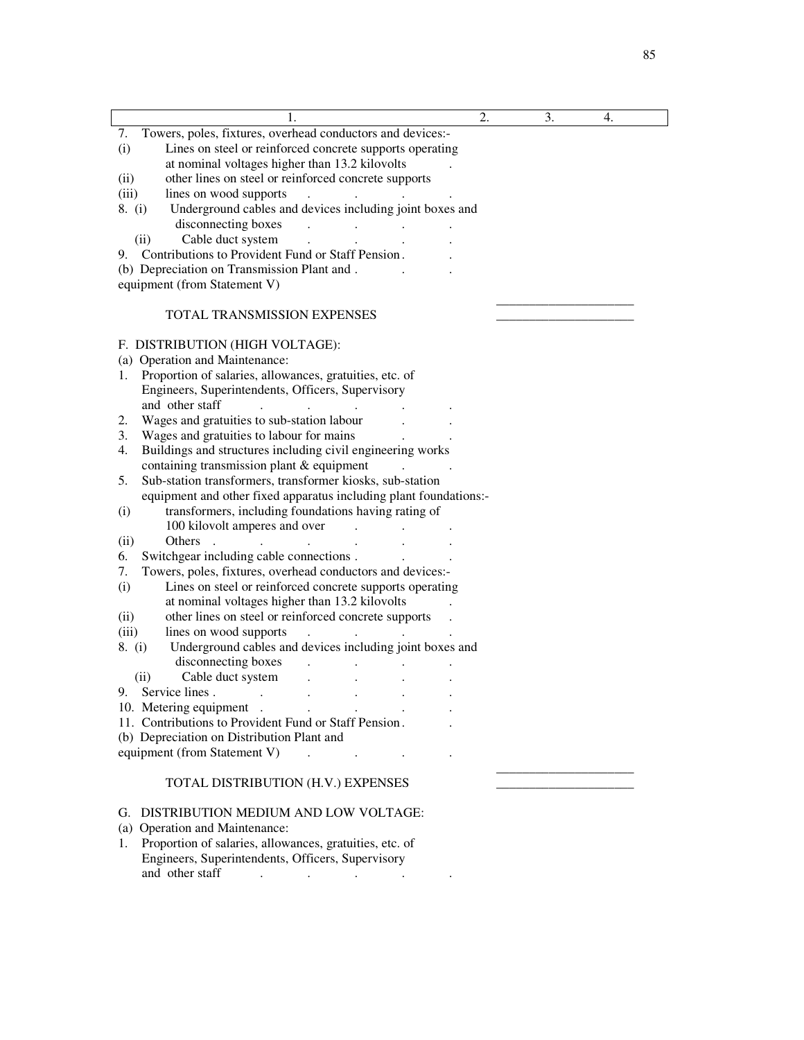| 1. | 2. | 3. | 4. |
|---|---|---|---|
| 7. Towers, poles, fixtures, overhead conductors and devices:- | | | |
| (i) Lines on steel or reinforced concrete supports operating at nominal voltages higher than 13.2 kilovolts . | | | |
| (ii) other lines on steel or reinforced concrete supports | | | |
| (iii) lines on wood supports . . . . | | | |
| 8. (i) Underground cables and devices including joint boxes and disconnecting boxes . . . . | | | |
| (ii) Cable duct system . . . . | | | |
| 9. Contributions to Provident Fund or Staff Pension . . | | | |
| (b) Depreciation on Transmission Plant and . . . equipment (from Statement V) | | | |
| TOTAL TRANSMISSION EXPENSES | | ______ | |
| F. DISTRIBUTION (HIGH VOLTAGE): | | | |
| (a) Operation and Maintenance: | | | |
| 1. Proportion of salaries, allowances, gratuities, etc. of Engineers, Superintendents, Officers, Supervisory and other staff . . . . . | | | |
| 2. Wages and gratuities to sub-station labour . . | | | |
| 3. Wages and gratuities to labour for mains . . | | | |
| 4. Buildings and structures including civil engineering works containing transmission plant & equipment . . | | | |
| 5. Sub-station transformers, transformer kiosks, sub-station equipment and other fixed apparatus including plant foundations:- | | | |
| (i) transformers, including foundations having rating of 100 kilovolt amperes and over . . . | | | |
| (ii) Others . . . . . . | | | |
| 6. Switchgear including cable connections . . . | | | |
| 7. Towers, poles, fixtures, overhead conductors and devices:- | | | |
| (i) Lines on steel or reinforced concrete supports operating at nominal voltages higher than 13.2 kilovolts . | | | |
| (ii) other lines on steel or reinforced concrete supports . | | | |
| (iii) lines on wood supports . . . . | | | |
| 8. (i) Underground cables and devices including joint boxes and disconnecting boxes . . . . | | | |
| (ii) Cable duct system . . . . | | | |
| 9. Service lines . . . . . . | | | |
| 10. Metering equipment . . . . . . | | | |
| 11. Contributions to Provident Fund or Staff Pension . . | | | |
| (b) Depreciation on Distribution Plant and equipment (from Statement V) . . . . | | | |
| TOTAL DISTRIBUTION (H.V.) EXPENSES | | ______ | |
| G. DISTRIBUTION MEDIUM AND LOW VOLTAGE: | | | |
| (a) Operation and Maintenance: | | | |
| 1. Proportion of salaries, allowances, gratuities, etc. of Engineers, Superintendents, Officers, Supervisory and other staff . . . . . | | | |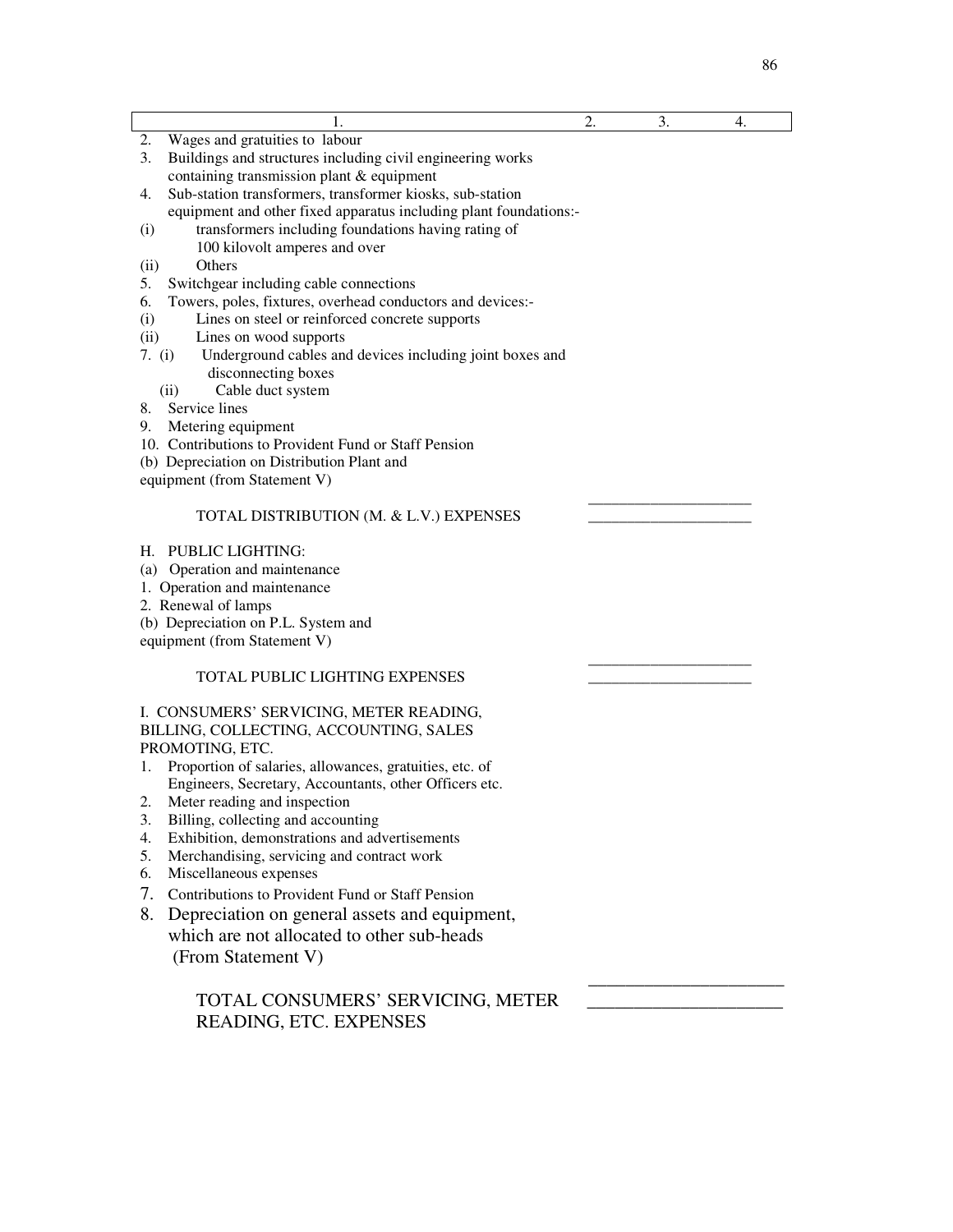| 1. | 2. | 3. | 4. |
|---|---|---|---|
| 2. Wages and gratuities to labour | | | |
| 3. Buildings and structures including civil engineering works containing transmission plant & equipment | | | |
| 4. Sub-station transformers, transformer kiosks, sub-station equipment and other fixed apparatus including plant foundations:- | | | |
| (i) transformers including foundations having rating of 100 kilovolt amperes and over | | | |
| (ii) Others | | | |
| 5. Switchgear including cable connections | | | |
| 6. Towers, poles, fixtures, overhead conductors and devices:- | | | |
| (i) Lines on steel or reinforced concrete supports | | | |
| (ii) Lines on wood supports | | | |
| 7. (i) Underground cables and devices including joint boxes and disconnecting boxes | | | |
| (ii) Cable duct system | | | |
| 8. Service lines | | | |
| 9. Metering equipment | | | |
| 10. Contributions to Provident Fund or Staff Pension | | | |
| (b) Depreciation on Distribution Plant and equipment (from Statement V) | | | |
| TOTAL DISTRIBUTION (M. & L.V.) EXPENSES | | | |
| H. PUBLIC LIGHTING: | | | |
| (a) Operation and maintenance | | | |
| 1. Operation and maintenance | | | |
| 2. Renewal of lamps | | | |
| (b) Depreciation on P.L. System and equipment (from Statement V) | | | |
| TOTAL PUBLIC LIGHTING EXPENSES | | | |
| I. CONSUMERS' SERVICING, METER READING, BILLING, COLLECTING, ACCOUNTING, SALES PROMOTING, ETC. | | | |
| 1. Proportion of salaries, allowances, gratuities, etc. of Engineers, Secretary, Accountants, other Officers etc. | | | |
| 2. Meter reading and inspection | | | |
| 3. Billing, collecting and accounting | | | |
| 4. Exhibition, demonstrations and advertisements | | | |
| 5. Merchandising, servicing and contract work | | | |
| 6. Miscellaneous expenses | | | |
| 7. Contributions to Provident Fund or Staff Pension | | | |
| 8. Depreciation on general assets and equipment, which are not allocated to other sub-heads (From Statement V) | | | |
| TOTAL CONSUMERS' SERVICING, METER READING, ETC. EXPENSES | | | |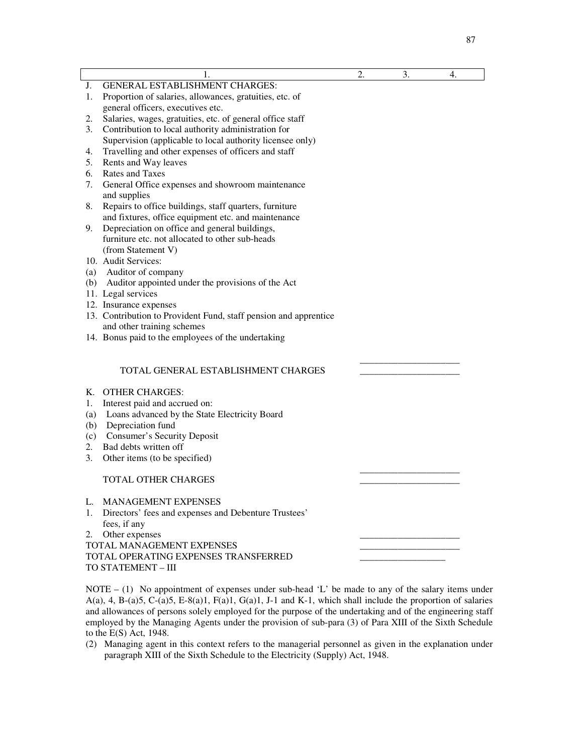| 1. | 2. | 3. | 4. |
|---|---|---|---|
| J. GENERAL ESTABLISHMENT CHARGES: | | | |
| 1. Proportion of salaries, allowances, gratuities, etc. of general officers, executives etc. | | | |
| 2. Salaries, wages, gratuities, etc. of general office staff | | | |
| 3. Contribution to local authority administration for Supervision (applicable to local authority licensee only) | | | |
| 4. Travelling and other expenses of officers and staff | | | |
| 5. Rents and Way leaves | | | |
| 6. Rates and Taxes | | | |
| 7. General Office expenses and showroom maintenance and supplies | | | |
| 8. Repairs to office buildings, staff quarters, furniture and fixtures, office equipment etc. and maintenance | | | |
| 9. Depreciation on office and general buildings, furniture etc. not allocated to other sub-heads (from Statement V) | | | |
| 10. Audit Services: | | | |
| (a) Auditor of company | | | |
| (b) Auditor appointed under the provisions of the Act | | | |
| 11. Legal services | | | |
| 12. Insurance expenses | | | |
| 13. Contribution to Provident Fund, staff pension and apprentice and other training schemes | | | |
| 14. Bonus paid to the employees of the undertaking | | | |
| TOTAL GENERAL ESTABLISHMENT CHARGES | | | |
| K. OTHER CHARGES: | | | |
| 1. Interest paid and accrued on: | | | |
| (a) Loans advanced by the State Electricity Board | | | |
| (b) Depreciation fund | | | |
| (c) Consumer's Security Deposit | | | |
| 2. Bad debts written off | | | |
| 3. Other items (to be specified) | | | |
| TOTAL OTHER CHARGES | | | |
| L. MANAGEMENT EXPENSES | | | |
| 1. Directors' fees and expenses and Debenture Trustees' fees, if any | | | |
| 2. Other expenses | | | |
| TOTAL MANAGEMENT EXPENSES | | | |
| TOTAL OPERATING EXPENSES TRANSFERRED TO STATEMENT – III | | | |

NOTE – (1) No appointment of expenses under sub-head 'L' be made to any of the salary items under A(a), 4, B-(a)5, C-(a)5, E-8(a)1, F(a)1, G(a)1, J-1 and K-1, which shall include the proportion of salaries and allowances of persons solely employed for the purpose of the undertaking and of the engineering staff employed by the Managing Agents under the provision of sub-para (3) of Para XIII of the Sixth Schedule to the E(S) Act, 1948.

(2) Managing agent in this context refers to the managerial personnel as given in the explanation under paragraph XIII of the Sixth Schedule to the Electricity (Supply) Act, 1948.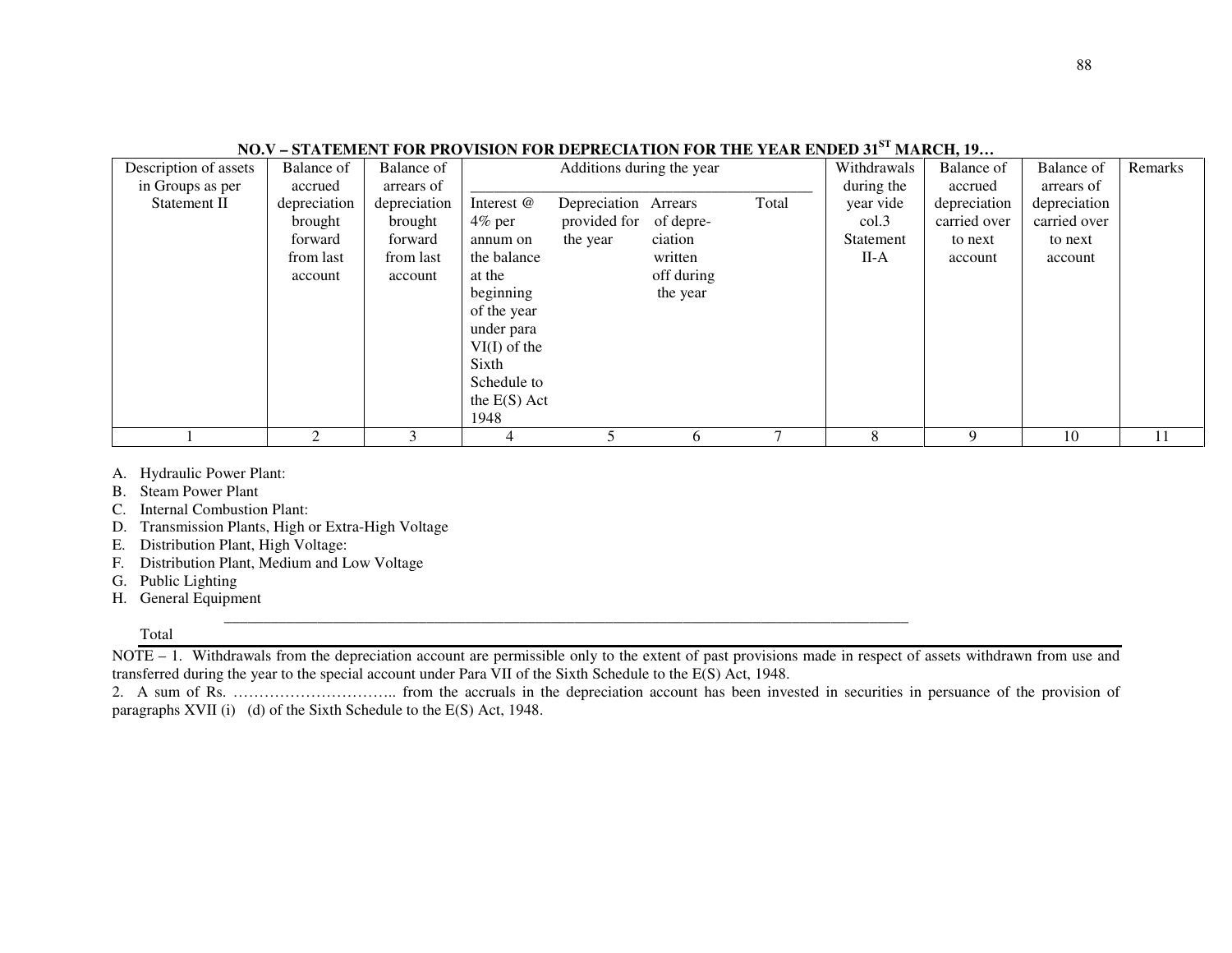## NO.V – STATEMENT FOR PROVISION FOR DEPRECIATION FOR THE YEAR ENDED 31ST MARCH, 19…

| Description of assets in Groups as per Statement II | Balance of accrued depreciation brought forward from last account | Balance of arrears of depreciation brought forward from last account | Additions during the year | | | | Withdrawals during the year vide col.3 Statement II-A | Balance of accrued depreciation carried over to next account | Balance of arrears of depreciation carried over to next account | Remarks |
|---|---|---|---|---|---|---|---|---|---|---|
| | | | Interest @ 4% per annum on the balance at the beginning of the year under para VI(I) of the Sixth Schedule to the E(S) Act 1948 | Depreciation provided for the year | Arrears of depreciation written off during the year | Total | | | | |
| 1 | 2 | 3 | 4 | 5 | 6 | 7 | 8 | 9 | 10 | 11 |
| A. Hydraulic Power Plant: | | | | | | | | | | |
| B. Steam Power Plant | | | | | | | | | | |
| C. Internal Combustion Plant: | | | | | | | | | | |
| D. Transmission Plants, High or Extra-High Voltage | | | | | | | | | | |
| E. Distribution Plant, High Voltage: | | | | | | | | | | |
| F. Distribution Plant, Medium and Low Voltage | | | | | | | | | | |
| G. Public Lighting | | | | | | | | | | |
| H. General Equipment | | | | | | | | | | |
| Total | | | | | | | | | | |

NOTE – 1. Withdrawals from the depreciation account are permissible only to the extent of past provisions made in respect of assets withdrawn from use and transferred during the year to the special account under Para VII of the Sixth Schedule to the E(S) Act, 1948.

2. A sum of Rs. ………………………….. from the accruals in the depreciation account has been invested in securities in persuance of the provision of paragraphs XVII (i) (d) of the Sixth Schedule to the E(S) Act, 1948.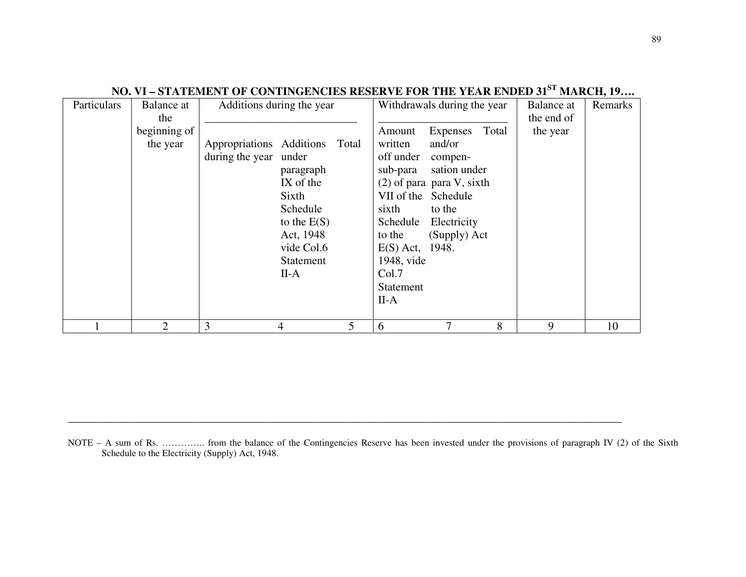## NO. VI – STATEMENT OF CONTINGENCIES RESERVE FOR THE YEAR ENDED 31$^{ST}$ MARCH, 19….

| Particulars | Balance at the beginning of the year | Additions during the year | | | Withdrawals during the year | | | Balance at the end of the year | Remarks |
|---|---|---|---|---|---|---|---|---|---|
| | | Appropriations during the year | Additions under paragraph IX of the Sixth Schedule to the E(S) Act, 1948 vide Col.6 Statement II-A | Total | Amount written off under sub-para (2) of para VII of the sixth Schedule to the E(S) Act, 1948, vide Col.7 Statement II-A | Expenses and/or compen-sation under para V, sixth Schedule to the Electricity (Supply) Act 1948. | Total | | |
| 1 | 2 | 3 | 4 | 5 | 6 | 7 | 8 | 9 | 10 |

---

NOTE – A sum of Rs. ………….. from the balance of the Contingencies Reserve has been invested under the provisions of paragraph IV (2) of the Sixth Schedule to the Electricity (Supply) Act, 1948.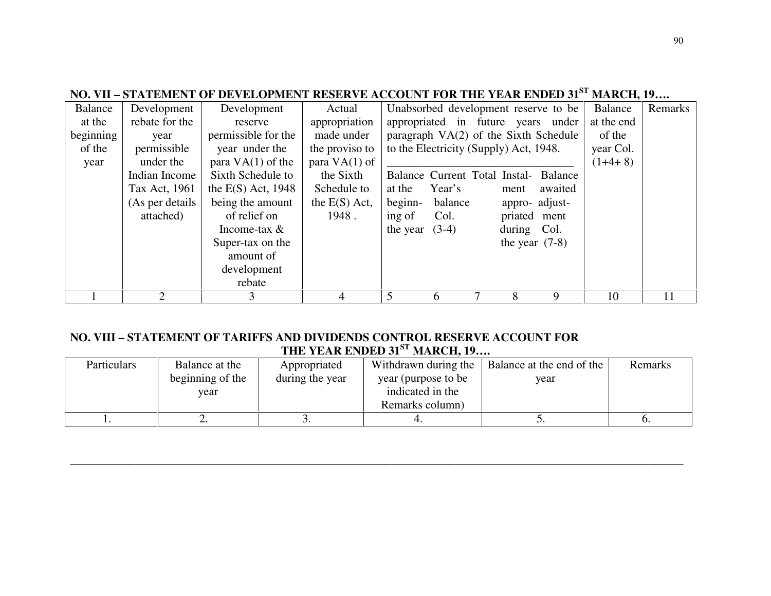**NO. VII – STATEMENT OF DEVELOPMENT RESERVE ACCOUNT FOR THE YEAR ENDED 31ST MARCH, 19….**

| Balance at the beginning of the year | Development rebate for the year permissible under the Indian Income Tax Act, 1961 (As per details attached) | Development reserve permissible for the year under the para VA(1) of the Sixth Schedule to the E(S) Act, 1948 being the amount of relief on Income-tax & Super-tax on the amount of development rebate | Actual appropriation made under the proviso to para VA(1) of the Sixth Schedule to the E(S) Act, 1948 . | Unabsorbed development reserve to be appropriated in future years under paragraph VA(2) of the Sixth Schedule to the Electricity (Supply) Act, 1948. | | | | | Balance at the end of the year Col. (1+4+ 8) | Remarks |
|---|---|---|---|---|---|---|---|---|---|---|
| | | | | Balance at the beginning of the year | Current Year's balance Col. (3-4) | Total | Instalment appropriated during the year | Balance awaited adjustment Col. (7-8) | | |
| 1 | 2 | 3 | 4 | 5 | 6 | 7 | 8 | 9 | 10 | 11 |

**NO. VIII – STATEMENT OF TARIFFS AND DIVIDENDS CONTROL RESERVE ACCOUNT FOR THE YEAR ENDED 31ST MARCH, 19….**

| Particulars | Balance at the beginning of the year | Appropriated during the year | Withdrawn during the year (purpose to be indicated in the Remarks column) | Balance at the end of the year | Remarks |
|---|---|---|---|---|---|
| 1. | 2. | 3. | 4. | 5. | 6. |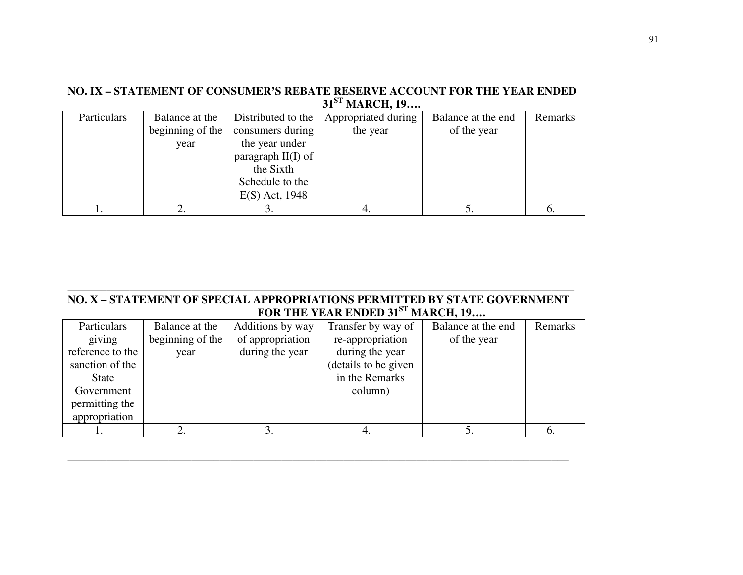### NO. IX – STATEMENT OF CONSUMER'S REBATE RESERVE ACCOUNT FOR THE YEAR ENDED 31ST MARCH, 19….

| Particulars | Balance at the beginning of the year | Distributed to the consumers during the year under paragraph II(I) of the Sixth Schedule to the E(S) Act, 1948 | Appropriated during the year | Balance at the end of the year | Remarks |
|---|---|---|---|---|---|
| 1. | 2. | 3. | 4. | 5. | 6. |

---

### NO. X – STATEMENT OF SPECIAL APPROPRIATIONS PERMITTED BY STATE GOVERNMENT FOR THE YEAR ENDED 31ST MARCH, 19….

| Particulars giving reference to the sanction of the State Government permitting the appropriation | Balance at the beginning of the year | Additions by way of appropriation during the year | Transfer by way of re-appropriation during the year (details to be given in the Remarks column) | Balance at the end of the year | Remarks |
|---|---|---|---|---|---|
| 1. | 2. | 3. | 4. | 5. | 6. |

---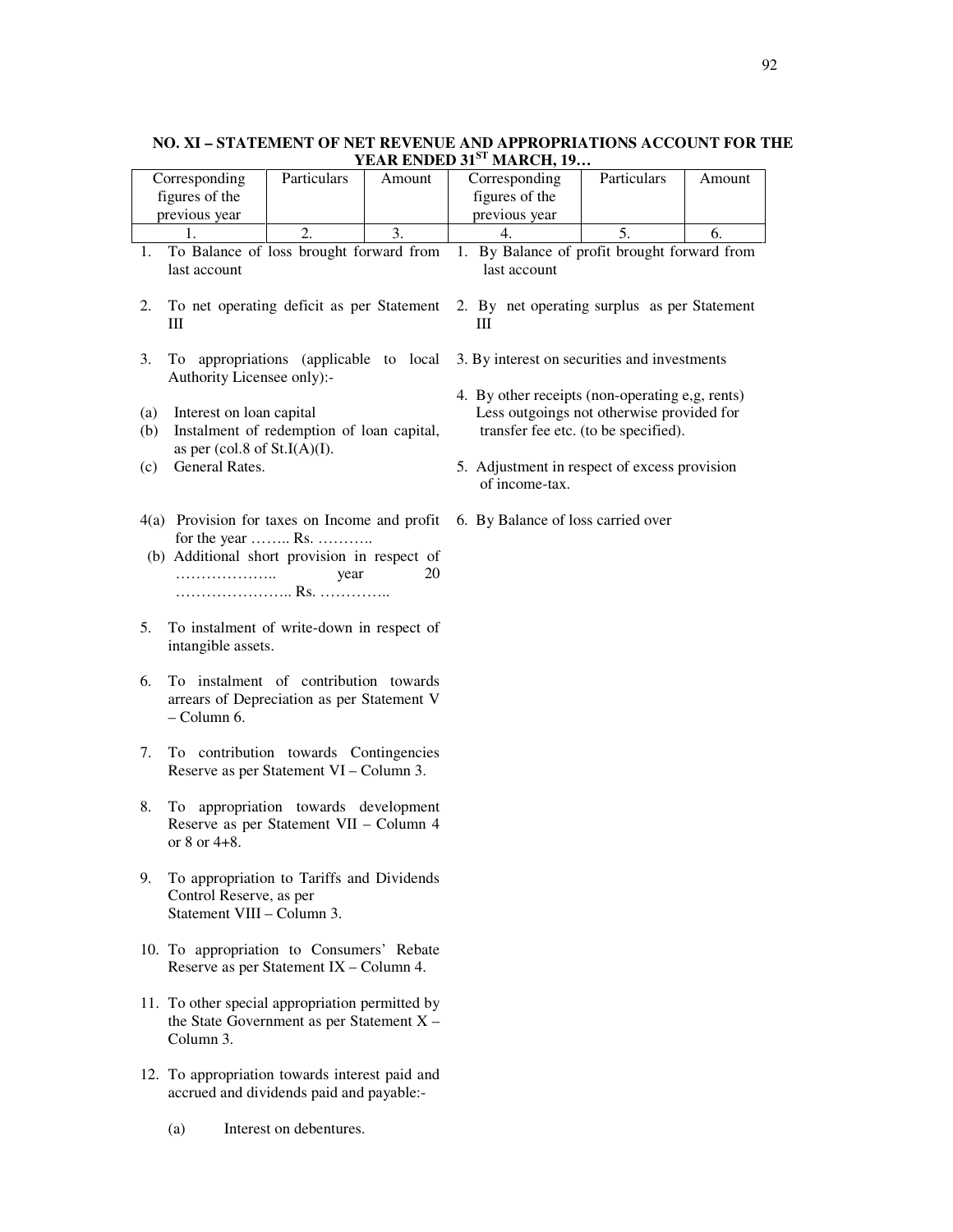**NO. XI – STATEMENT OF NET REVENUE AND APPROPRIATIONS ACCOUNT FOR THE YEAR ENDED 31ST MARCH, 19…**

| Corresponding figures of the previous year | Particulars | Amount | Corresponding figures of the previous year | Particulars | Amount |
|---|---|---|---|---|---|
| 1. | 2. | 3. | 4. | 5. | 6. |

1. To Balance of loss brought forward from last account

2. To net operating deficit as per Statement III

3. To appropriations (applicable to local Authority Licensee only):-

   (a) Interest on loan capital
   (b) Instalment of redemption of loan capital, as per (col.8 of St.I(A)(I).
   (c) General Rates.

4(a) Provision for taxes on Income and profit for the year …….. Rs. ………..
 (b) Additional short provision in respect of ……………….. year 20 ………………….. Rs. …………..

5. To instalment of write-down in respect of intangible assets.

6. To instalment of contribution towards arrears of Depreciation as per Statement V – Column 6.

7. To contribution towards Contingencies Reserve as per Statement VI – Column 3.

8. To appropriation towards development Reserve as per Statement VII – Column 4 or 8 or 4+8.

9. To appropriation to Tariffs and Dividends Control Reserve, as per Statement VIII – Column 3.

10. To appropriation to Consumers' Rebate Reserve as per Statement IX – Column 4.

11. To other special appropriation permitted by the State Government as per Statement X – Column 3.

12. To appropriation towards interest paid and accrued and dividends paid and payable:-

    (a) Interest on debentures.

1. By Balance of profit brought forward from last account

2. By net operating surplus as per Statement III

3. By interest on securities and investments

4. By other receipts (non-operating e,g, rents) Less outgoings not otherwise provided for transfer fee etc. (to be specified).

5. Adjustment in respect of excess provision of income-tax.

6. By Balance of loss carried over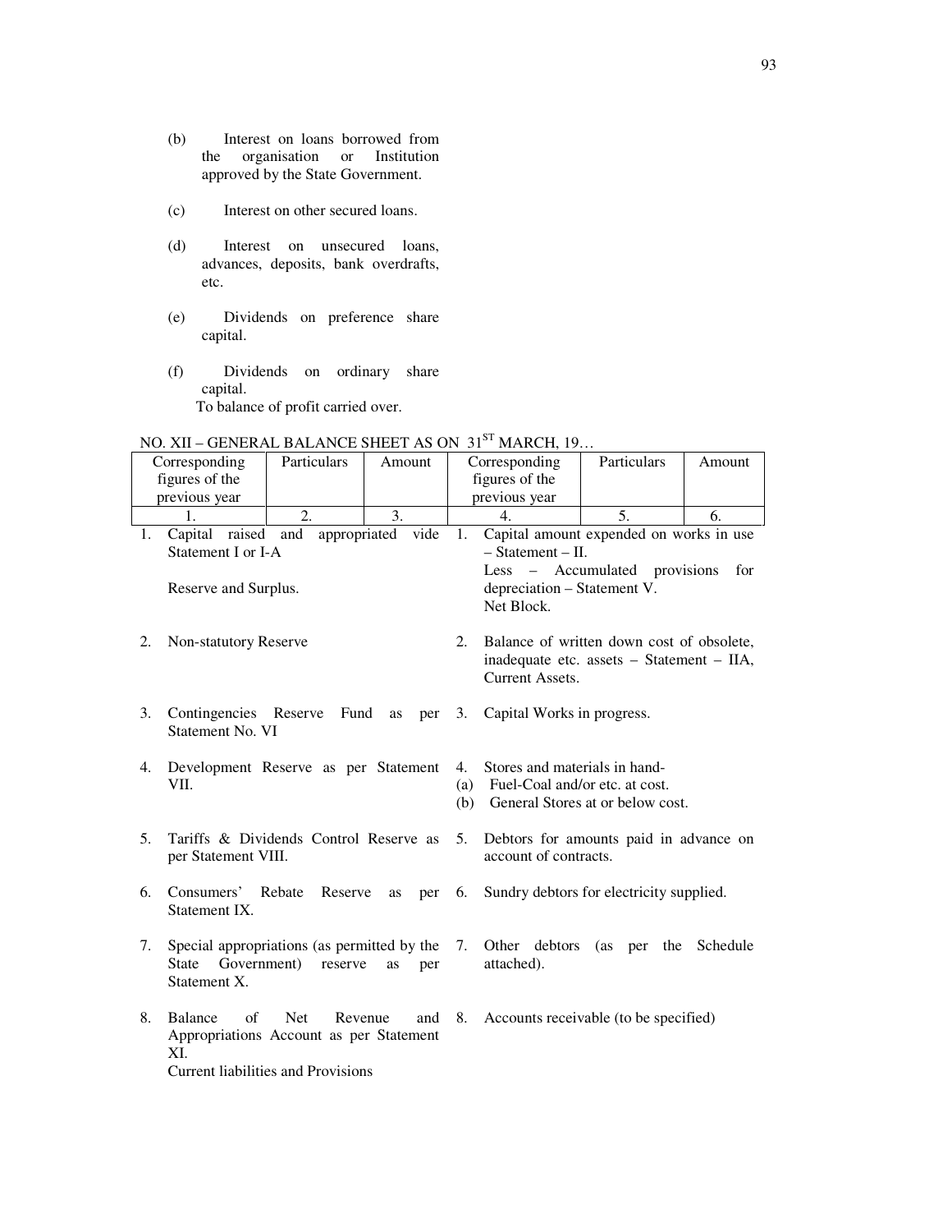(b) Interest on loans borrowed from the organisation or Institution approved by the State Government.

(c) Interest on other secured loans.

(d) Interest on unsecured loans, advances, deposits, bank overdrafts, etc.

(e) Dividends on preference share capital.

(f) Dividends on ordinary share capital.

To balance of profit carried over.

NO. XII – GENERAL BALANCE SHEET AS ON 31ST MARCH, 19…

| Corresponding figures of the previous year | Particulars | Amount | Corresponding figures of the previous year | Particulars | Amount |
|---|---|---|---|---|---|
| 1. | 2. | 3. | 4. | 5. | 6. |

1. Capital raised and appropriated vide Statement I or I-A

   Reserve and Surplus.

2. Non-statutory Reserve

3. Contingencies Reserve Fund as per Statement No. VI

4. Development Reserve as per Statement VII.

5. Tariffs & Dividends Control Reserve as per Statement VIII.

6. Consumers' Rebate Reserve as per Statement IX.

7. Special appropriations (as permitted by the State Government) reserve as per Statement X.

8. Balance of Net Revenue and Appropriations Account as per Statement XI.

   Current liabilities and Provisions

1. Capital amount expended on works in use – Statement – II.

   Less – Accumulated provisions for depreciation – Statement V.

   Net Block.

2. Balance of written down cost of obsolete, inadequate etc. assets – Statement – IIA, Current Assets.

3. Capital Works in progress.

4. Stores and materials in hand-
   (a) Fuel-Coal and/or etc. at cost.
   (b) General Stores at or below cost.

5. Debtors for amounts paid in advance on account of contracts.

6. Sundry debtors for electricity supplied.

7. Other debtors (as per the Schedule attached).

8. Accounts receivable (to be specified)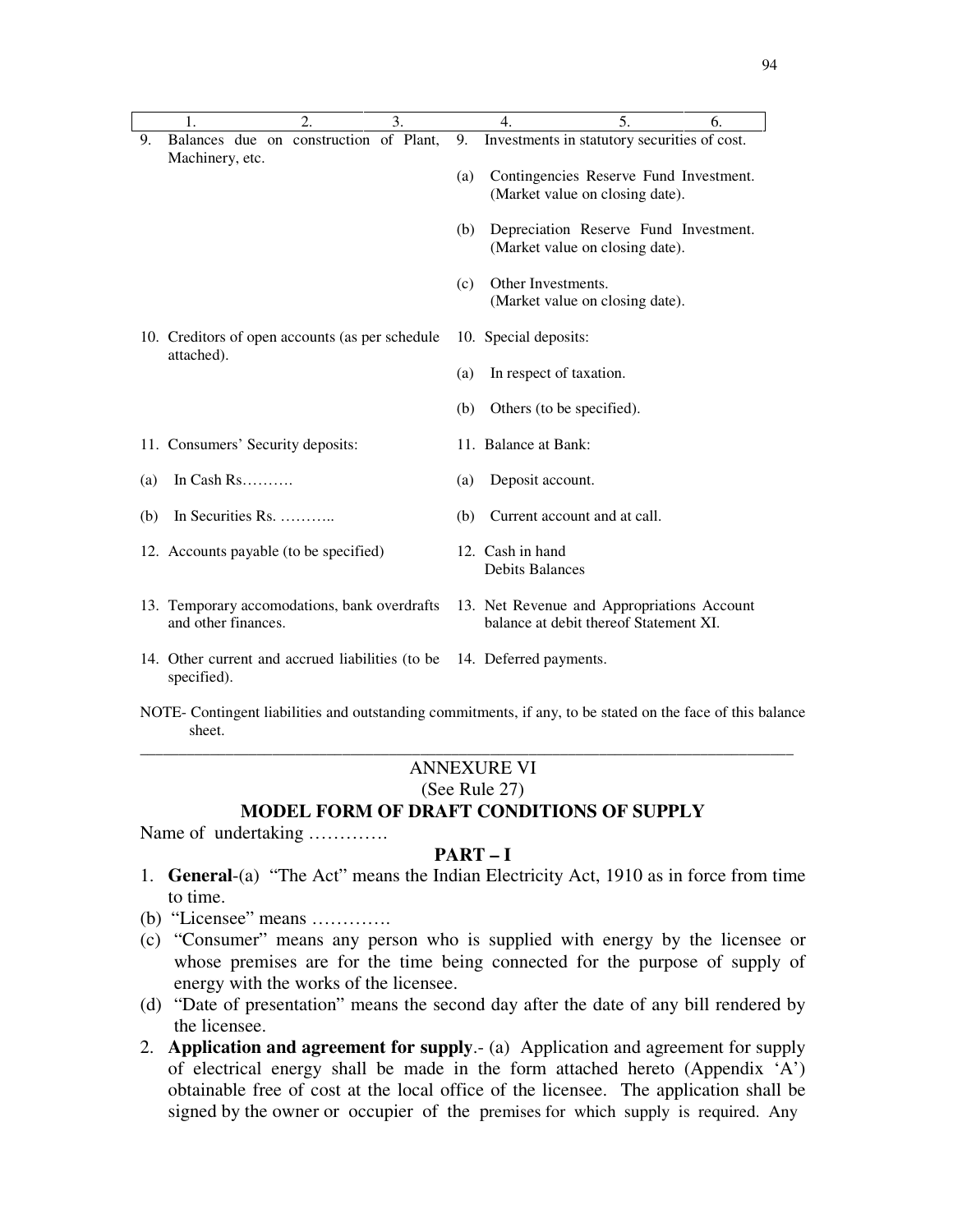| 1. | 2. | 3. | 4. | 5. | 6. |
|---|---|---|---|---|---|
| 9. Balances due on construction of Plant, Machinery, etc. | | | 9. Investments in statutory securities of cost. | | |
| | | | (a) Contingencies Reserve Fund Investment. (Market value on closing date). | | |
| | | | (b) Depreciation Reserve Fund Investment. (Market value on closing date). | | |
| | | | (c) Other Investments. (Market value on closing date). | | |
| 10. Creditors of open accounts (as per schedule attached). | | | 10. Special deposits: | | |
| | | | (a) In respect of taxation. | | |
| | | | (b) Others (to be specified). | | |
| 11. Consumers' Security deposits: | | | 11. Balance at Bank: | | |
| (a) In Cash Rs………. | | | (a) Deposit account. | | |
| (b) In Securities Rs. ……….. | | | (b) Current account and at call. | | |
| 12. Accounts payable (to be specified) | | | 12. Cash in hand Debits Balances | | |
| 13. Temporary accomodations, bank overdrafts and other finances. | | | 13. Net Revenue and Appropriations Account balance at debit thereof Statement XI. | | |
| 14. Other current and accrued liabilities (to be specified). | | | 14. Deferred payments. | | |

NOTE- Contingent liabilities and outstanding commitments, if any, to be stated on the face of this balance sheet.

---

## ANNEXURE VI

(See Rule 27)

## MODEL FORM OF DRAFT CONDITIONS OF SUPPLY

Name of undertaking ………….

### PART – I

1. **General**-(a) "The Act" means the Indian Electricity Act, 1910 as in force from time to time.
   (b) "Licensee" means ………….
   (c) "Consumer" means any person who is supplied with energy by the licensee or whose premises are for the time being connected for the purpose of supply of energy with the works of the licensee.
   (d) "Date of presentation" means the second day after the date of any bill rendered by the licensee.
2. **Application and agreement for supply**.- (a) Application and agreement for supply of electrical energy shall be made in the form attached hereto (Appendix 'A') obtainable free of cost at the local office of the licensee. The application shall be signed by the owner or occupier of the premises for which supply is required. Any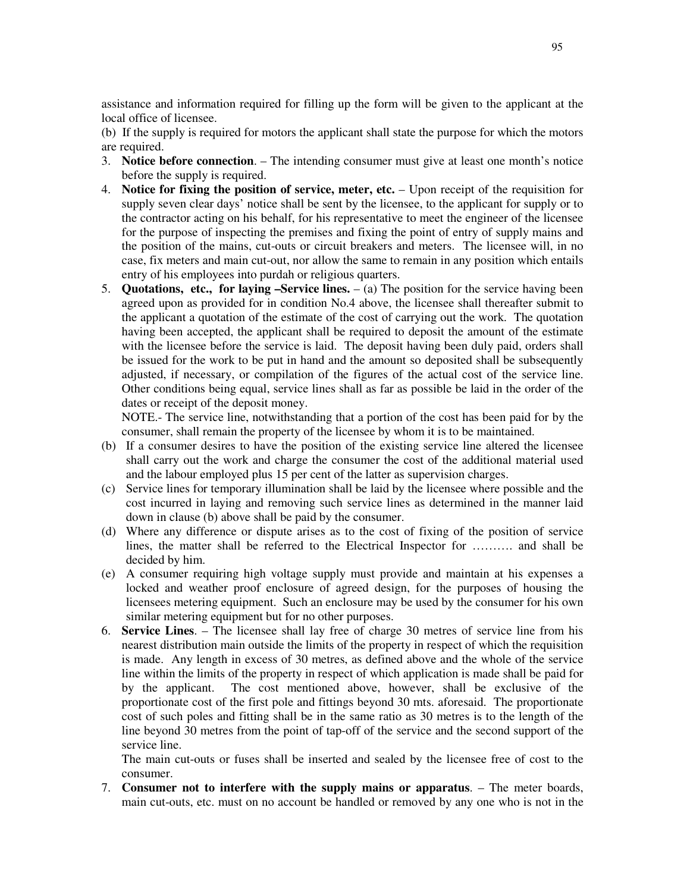assistance and information required for filling up the form will be given to the applicant at the local office of licensee.

(b) If the supply is required for motors the applicant shall state the purpose for which the motors are required.

3. **Notice before connection**. – The intending consumer must give at least one month's notice before the supply is required.
4. **Notice for fixing the position of service, meter, etc.** – Upon receipt of the requisition for supply seven clear days' notice shall be sent by the licensee, to the applicant for supply or to the contractor acting on his behalf, for his representative to meet the engineer of the licensee for the purpose of inspecting the premises and fixing the point of entry of supply mains and the position of the mains, cut-outs or circuit breakers and meters. The licensee will, in no case, fix meters and main cut-out, nor allow the same to remain in any position which entails entry of his employees into purdah or religious quarters.
5. **Quotations, etc., for laying –Service lines.** – (a) The position for the service having been agreed upon as provided for in condition No.4 above, the licensee shall thereafter submit to the applicant a quotation of the estimate of the cost of carrying out the work. The quotation having been accepted, the applicant shall be required to deposit the amount of the estimate with the licensee before the service is laid. The deposit having been duly paid, orders shall be issued for the work to be put in hand and the amount so deposited shall be subsequently adjusted, if necessary, or compilation of the figures of the actual cost of the service line. Other conditions being equal, service lines shall as far as possible be laid in the order of the dates or receipt of the deposit money.

   NOTE.- The service line, notwithstanding that a portion of the cost has been paid for by the consumer, shall remain the property of the licensee by whom it is to be maintained.

   (b) If a consumer desires to have the position of the existing service line altered the licensee shall carry out the work and charge the consumer the cost of the additional material used and the labour employed plus 15 per cent of the latter as supervision charges.

   (c) Service lines for temporary illumination shall be laid by the licensee where possible and the cost incurred in laying and removing such service lines as determined in the manner laid down in clause (b) above shall be paid by the consumer.

   (d) Where any difference or dispute arises as to the cost of fixing of the position of service lines, the matter shall be referred to the Electrical Inspector for ………. and shall be decided by him.

   (e) A consumer requiring high voltage supply must provide and maintain at his expenses a locked and weather proof enclosure of agreed design, for the purposes of housing the licensees metering equipment. Such an enclosure may be used by the consumer for his own similar metering equipment but for no other purposes.
6. **Service Lines**. – The licensee shall lay free of charge 30 metres of service line from his nearest distribution main outside the limits of the property in respect of which the requisition is made. Any length in excess of 30 metres, as defined above and the whole of the service line within the limits of the property in respect of which application is made shall be paid for by the applicant. The cost mentioned above, however, shall be exclusive of the proportionate cost of the first pole and fittings beyond 30 mts. aforesaid. The proportionate cost of such poles and fitting shall be in the same ratio as 30 metres is to the length of the line beyond 30 metres from the point of tap-off of the service and the second support of the service line.

   The main cut-outs or fuses shall be inserted and sealed by the licensee free of cost to the consumer.
7. **Consumer not to interfere with the supply mains or apparatus**. – The meter boards, main cut-outs, etc. must on no account be handled or removed by any one who is not in the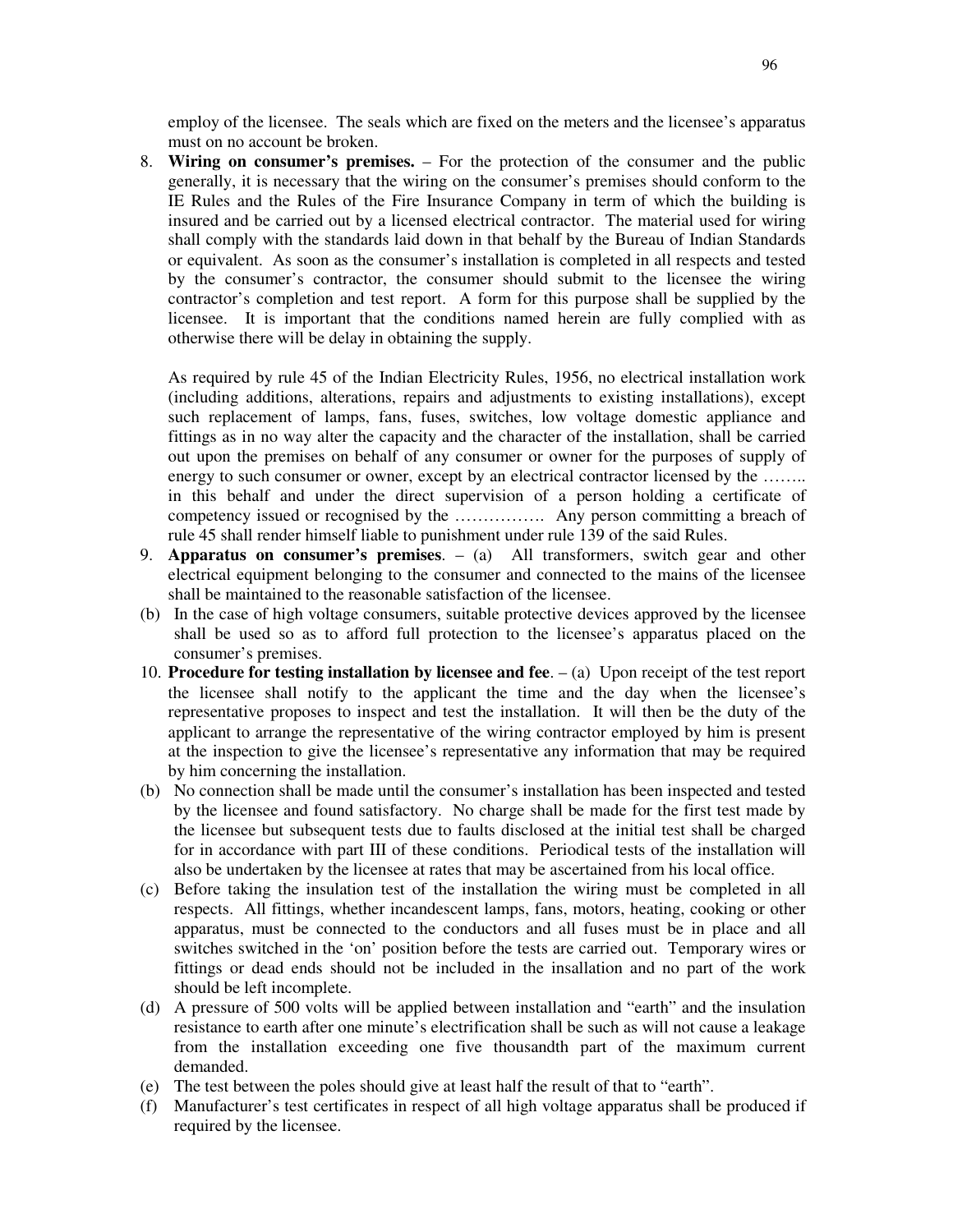employ of the licensee. The seals which are fixed on the meters and the licensee's apparatus must on no account be broken.

8. **Wiring on consumer's premises.** – For the protection of the consumer and the public generally, it is necessary that the wiring on the consumer's premises should conform to the IE Rules and the Rules of the Fire Insurance Company in term of which the building is insured and be carried out by a licensed electrical contractor. The material used for wiring shall comply with the standards laid down in that behalf by the Bureau of Indian Standards or equivalent. As soon as the consumer's installation is completed in all respects and tested by the consumer's contractor, the consumer should submit to the licensee the wiring contractor's completion and test report. A form for this purpose shall be supplied by the licensee. It is important that the conditions named herein are fully complied with as otherwise there will be delay in obtaining the supply.

   As required by rule 45 of the Indian Electricity Rules, 1956, no electrical installation work (including additions, alterations, repairs and adjustments to existing installations), except such replacement of lamps, fans, fuses, switches, low voltage domestic appliance and fittings as in no way alter the capacity and the character of the installation, shall be carried out upon the premises on behalf of any consumer or owner for the purposes of supply of energy to such consumer or owner, except by an electrical contractor licensed by the …….. in this behalf and under the direct supervision of a person holding a certificate of competency issued or recognised by the ……………. Any person committing a breach of rule 45 shall render himself liable to punishment under rule 139 of the said Rules.

9. **Apparatus on consumer's premises**. – (a) All transformers, switch gear and other electrical equipment belonging to the consumer and connected to the mains of the licensee shall be maintained to the reasonable satisfaction of the licensee.

(b) In the case of high voltage consumers, suitable protective devices approved by the licensee shall be used so as to afford full protection to the licensee's apparatus placed on the consumer's premises.

10. **Procedure for testing installation by licensee and fee**. – (a) Upon receipt of the test report the licensee shall notify to the applicant the time and the day when the licensee's representative proposes to inspect and test the installation. It will then be the duty of the applicant to arrange the representative of the wiring contractor employed by him is present at the inspection to give the licensee's representative any information that may be required by him concerning the installation.

(b) No connection shall be made until the consumer's installation has been inspected and tested by the licensee and found satisfactory. No charge shall be made for the first test made by the licensee but subsequent tests due to faults disclosed at the initial test shall be charged for in accordance with part III of these conditions. Periodical tests of the installation will also be undertaken by the licensee at rates that may be ascertained from his local office.

(c) Before taking the insulation test of the installation the wiring must be completed in all respects. All fittings, whether incandescent lamps, fans, motors, heating, cooking or other apparatus, must be connected to the conductors and all fuses must be in place and all switches switched in the 'on' position before the tests are carried out. Temporary wires or fittings or dead ends should not be included in the insallation and no part of the work should be left incomplete.

(d) A pressure of 500 volts will be applied between installation and "earth" and the insulation resistance to earth after one minute's electrification shall be such as will not cause a leakage from the installation exceeding one five thousandth part of the maximum current demanded.

(e) The test between the poles should give at least half the result of that to "earth".

(f) Manufacturer's test certificates in respect of all high voltage apparatus shall be produced if required by the licensee.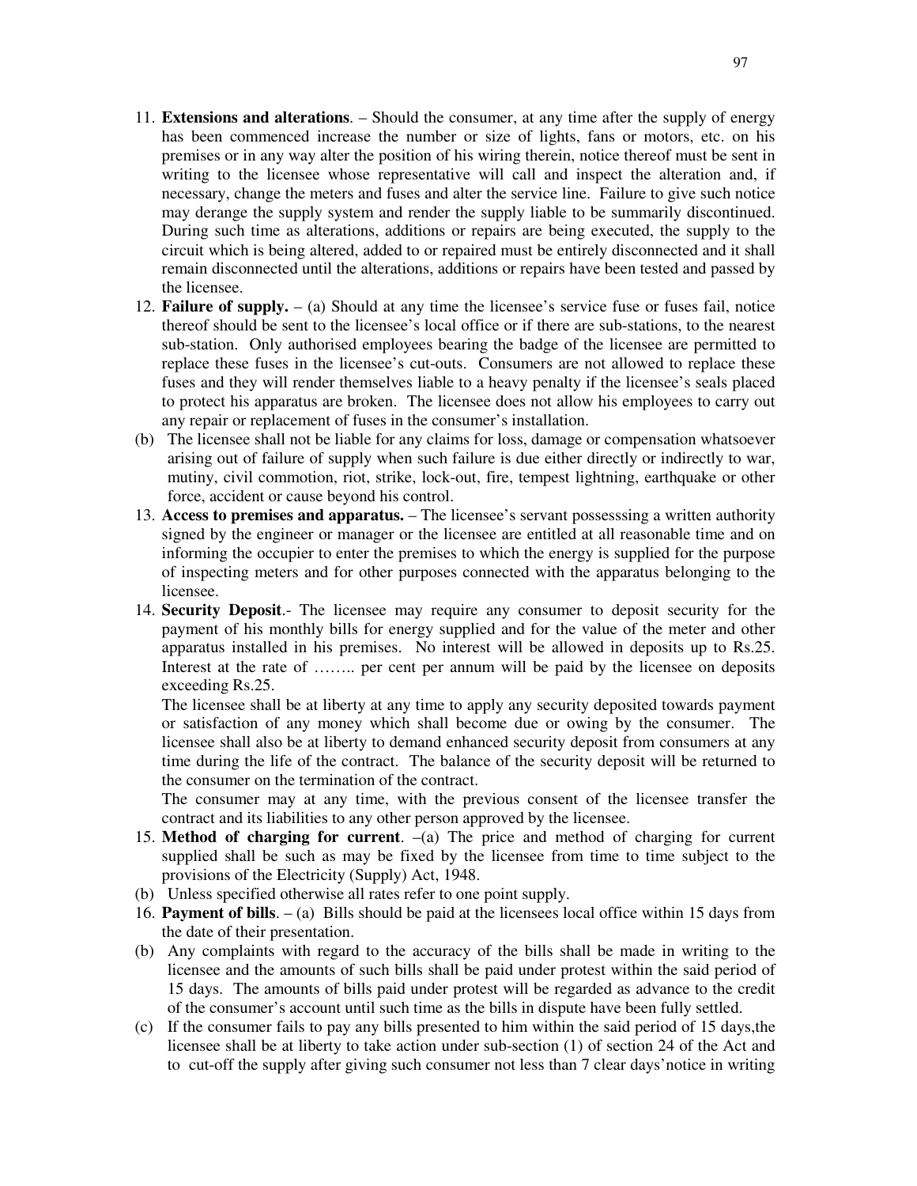11. **Extensions and alterations**. – Should the consumer, at any time after the supply of energy has been commenced increase the number or size of lights, fans or motors, etc. on his premises or in any way alter the position of his wiring therein, notice thereof must be sent in writing to the licensee whose representative will call and inspect the alteration and, if necessary, change the meters and fuses and alter the service line. Failure to give such notice may derange the supply system and render the supply liable to be summarily discontinued. During such time as alterations, additions or repairs are being executed, the supply to the circuit which is being altered, added to or repaired must be entirely disconnected and it shall remain disconnected until the alterations, additions or repairs have been tested and passed by the licensee.

12. **Failure of supply.** – (a) Should at any time the licensee's service fuse or fuses fail, notice thereof should be sent to the licensee's local office or if there are sub-stations, to the nearest sub-station. Only authorised employees bearing the badge of the licensee are permitted to replace these fuses in the licensee's cut-outs. Consumers are not allowed to replace these fuses and they will render themselves liable to a heavy penalty if the licensee's seals placed to protect his apparatus are broken. The licensee does not allow his employees to carry out any repair or replacement of fuses in the consumer's installation.

(b) The licensee shall not be liable for any claims for loss, damage or compensation whatsoever arising out of failure of supply when such failure is due either directly or indirectly to war, mutiny, civil commotion, riot, strike, lock-out, fire, tempest lightning, earthquake or other force, accident or cause beyond his control.

13. **Access to premises and apparatus.** – The licensee's servant possesssing a written authority signed by the engineer or manager or the licensee are entitled at all reasonable time and on informing the occupier to enter the premises to which the energy is supplied for the purpose of inspecting meters and for other purposes connected with the apparatus belonging to the licensee.

14. **Security Deposit**.- The licensee may require any consumer to deposit security for the payment of his monthly bills for energy supplied and for the value of the meter and other apparatus installed in his premises. No interest will be allowed in deposits up to Rs.25. Interest at the rate of …….. per cent per annum will be paid by the licensee on deposits exceeding Rs.25.

    The licensee shall be at liberty at any time to apply any security deposited towards payment or satisfaction of any money which shall become due or owing by the consumer. The licensee shall also be at liberty to demand enhanced security deposit from consumers at any time during the life of the contract. The balance of the security deposit will be returned to the consumer on the termination of the contract.

    The consumer may at any time, with the previous consent of the licensee transfer the contract and its liabilities to any other person approved by the licensee.

15. **Method of charging for current**. –(a) The price and method of charging for current supplied shall be such as may be fixed by the licensee from time to time subject to the provisions of the Electricity (Supply) Act, 1948.

(b) Unless specified otherwise all rates refer to one point supply.

16. **Payment of bills**. – (a) Bills should be paid at the licensees local office within 15 days from the date of their presentation.

(b) Any complaints with regard to the accuracy of the bills shall be made in writing to the licensee and the amounts of such bills shall be paid under protest within the said period of 15 days. The amounts of bills paid under protest will be regarded as advance to the credit of the consumer's account until such time as the bills in dispute have been fully settled.

(c) If the consumer fails to pay any bills presented to him within the said period of 15 days,the licensee shall be at liberty to take action under sub-section (1) of section 24 of the Act and to cut-off the supply after giving such consumer not less than 7 clear days'notice in writing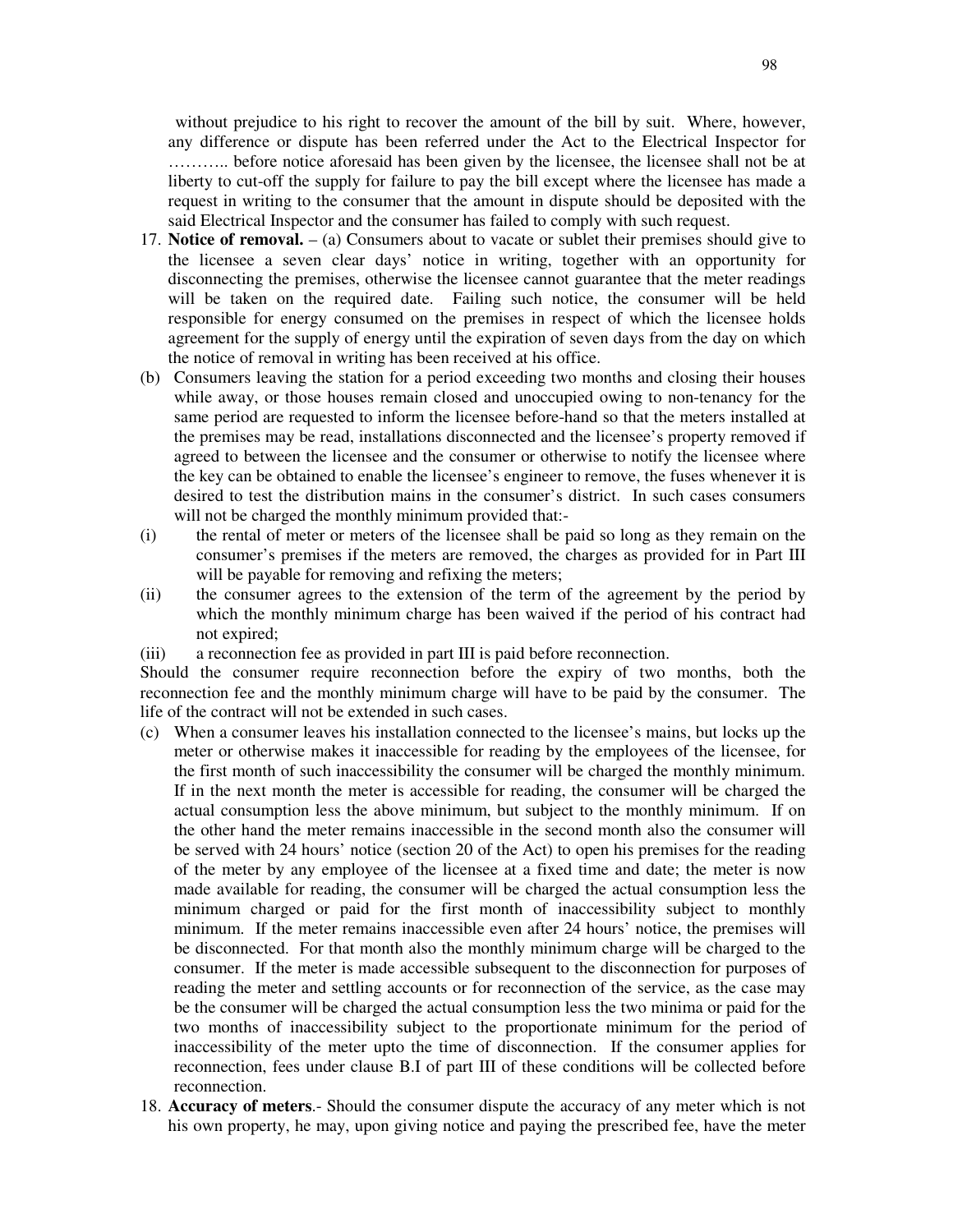without prejudice to his right to recover the amount of the bill by suit. Where, however, any difference or dispute has been referred under the Act to the Electrical Inspector for ……….. before notice aforesaid has been given by the licensee, the licensee shall not be at liberty to cut-off the supply for failure to pay the bill except where the licensee has made a request in writing to the consumer that the amount in dispute should be deposited with the said Electrical Inspector and the consumer has failed to comply with such request.

17. **Notice of removal.** – (a) Consumers about to vacate or sublet their premises should give to the licensee a seven clear days' notice in writing, together with an opportunity for disconnecting the premises, otherwise the licensee cannot guarantee that the meter readings will be taken on the required date. Failing such notice, the consumer will be held responsible for energy consumed on the premises in respect of which the licensee holds agreement for the supply of energy until the expiration of seven days from the day on which the notice of removal in writing has been received at his office.

(b) Consumers leaving the station for a period exceeding two months and closing their houses while away, or those houses remain closed and unoccupied owing to non-tenancy for the same period are requested to inform the licensee before-hand so that the meters installed at the premises may be read, installations disconnected and the licensee's property removed if agreed to between the licensee and the consumer or otherwise to notify the licensee where the key can be obtained to enable the licensee's engineer to remove, the fuses whenever it is desired to test the distribution mains in the consumer's district. In such cases consumers will not be charged the monthly minimum provided that:-

(i) the rental of meter or meters of the licensee shall be paid so long as they remain on the consumer's premises if the meters are removed, the charges as provided for in Part III will be payable for removing and refixing the meters;

(ii) the consumer agrees to the extension of the term of the agreement by the period by which the monthly minimum charge has been waived if the period of his contract had not expired;

(iii) a reconnection fee as provided in part III is paid before reconnection.

Should the consumer require reconnection before the expiry of two months, both the reconnection fee and the monthly minimum charge will have to be paid by the consumer. The life of the contract will not be extended in such cases.

(c) When a consumer leaves his installation connected to the licensee's mains, but locks up the meter or otherwise makes it inaccessible for reading by the employees of the licensee, for the first month of such inaccessibility the consumer will be charged the monthly minimum. If in the next month the meter is accessible for reading, the consumer will be charged the actual consumption less the above minimum, but subject to the monthly minimum. If on the other hand the meter remains inaccessible in the second month also the consumer will be served with 24 hours' notice (section 20 of the Act) to open his premises for the reading of the meter by any employee of the licensee at a fixed time and date; the meter is now made available for reading, the consumer will be charged the actual consumption less the minimum charged or paid for the first month of inaccessibility subject to monthly minimum. If the meter remains inaccessible even after 24 hours' notice, the premises will be disconnected. For that month also the monthly minimum charge will be charged to the consumer. If the meter is made accessible subsequent to the disconnection for purposes of reading the meter and settling accounts or for reconnection of the service, as the case may be the consumer will be charged the actual consumption less the two minima or paid for the two months of inaccessibility subject to the proportionate minimum for the period of inaccessibility of the meter upto the time of disconnection. If the consumer applies for reconnection, fees under clause B.I of part III of these conditions will be collected before reconnection.

18. **Accuracy of meters**.- Should the consumer dispute the accuracy of any meter which is not his own property, he may, upon giving notice and paying the prescribed fee, have the meter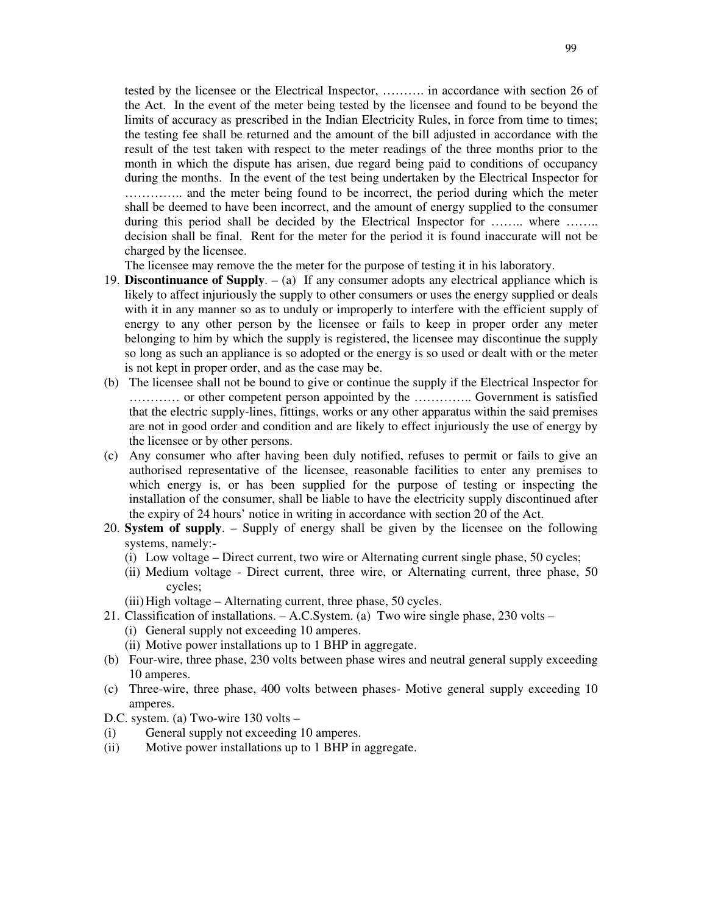tested by the licensee or the Electrical Inspector, ………. in accordance with section 26 of the Act. In the event of the meter being tested by the licensee and found to be beyond the limits of accuracy as prescribed in the Indian Electricity Rules, in force from time to times; the testing fee shall be returned and the amount of the bill adjusted in accordance with the result of the test taken with respect to the meter readings of the three months prior to the month in which the dispute has arisen, due regard being paid to conditions of occupancy during the months. In the event of the test being undertaken by the Electrical Inspector for ………….. and the meter being found to be incorrect, the period during which the meter shall be deemed to have been incorrect, and the amount of energy supplied to the consumer during this period shall be decided by the Electrical Inspector for …….. where …….. decision shall be final. Rent for the meter for the period it is found inaccurate will not be charged by the licensee.

The licensee may remove the the meter for the purpose of testing it in his laboratory.

19. **Discontinuance of Supply**. – (a) If any consumer adopts any electrical appliance which is likely to affect injuriously the supply to other consumers or uses the energy supplied or deals with it in any manner so as to unduly or improperly to interfere with the efficient supply of energy to any other person by the licensee or fails to keep in proper order any meter belonging to him by which the supply is registered, the licensee may discontinue the supply so long as such an appliance is so adopted or the energy is so used or dealt with or the meter is not kept in proper order, and as the case may be.

(b) The licensee shall not be bound to give or continue the supply if the Electrical Inspector for ………… or other competent person appointed by the ………….. Government is satisfied that the electric supply-lines, fittings, works or any other apparatus within the said premises are not in good order and condition and are likely to effect injuriously the use of energy by the licensee or by other persons.

(c) Any consumer who after having been duly notified, refuses to permit or fails to give an authorised representative of the licensee, reasonable facilities to enter any premises to which energy is, or has been supplied for the purpose of testing or inspecting the installation of the consumer, shall be liable to have the electricity supply discontinued after the expiry of 24 hours' notice in writing in accordance with section 20 of the Act.

20. **System of supply**. – Supply of energy shall be given by the licensee on the following systems, namely:-
    - (i) Low voltage – Direct current, two wire or Alternating current single phase, 50 cycles;
    - (ii) Medium voltage - Direct current, three wire, or Alternating current, three phase, 50 cycles;
    - (iii) High voltage – Alternating current, three phase, 50 cycles.

21. Classification of installations. – A.C.System. (a) Two wire single phase, 230 volts –
    - (i) General supply not exceeding 10 amperes.
    - (ii) Motive power installations up to 1 BHP in aggregate.

(b) Four-wire, three phase, 230 volts between phase wires and neutral general supply exceeding 10 amperes.

(c) Three-wire, three phase, 400 volts between phases- Motive general supply exceeding 10 amperes.

D.C. system. (a) Two-wire 130 volts –

(i) General supply not exceeding 10 amperes.

(ii) Motive power installations up to 1 BHP in aggregate.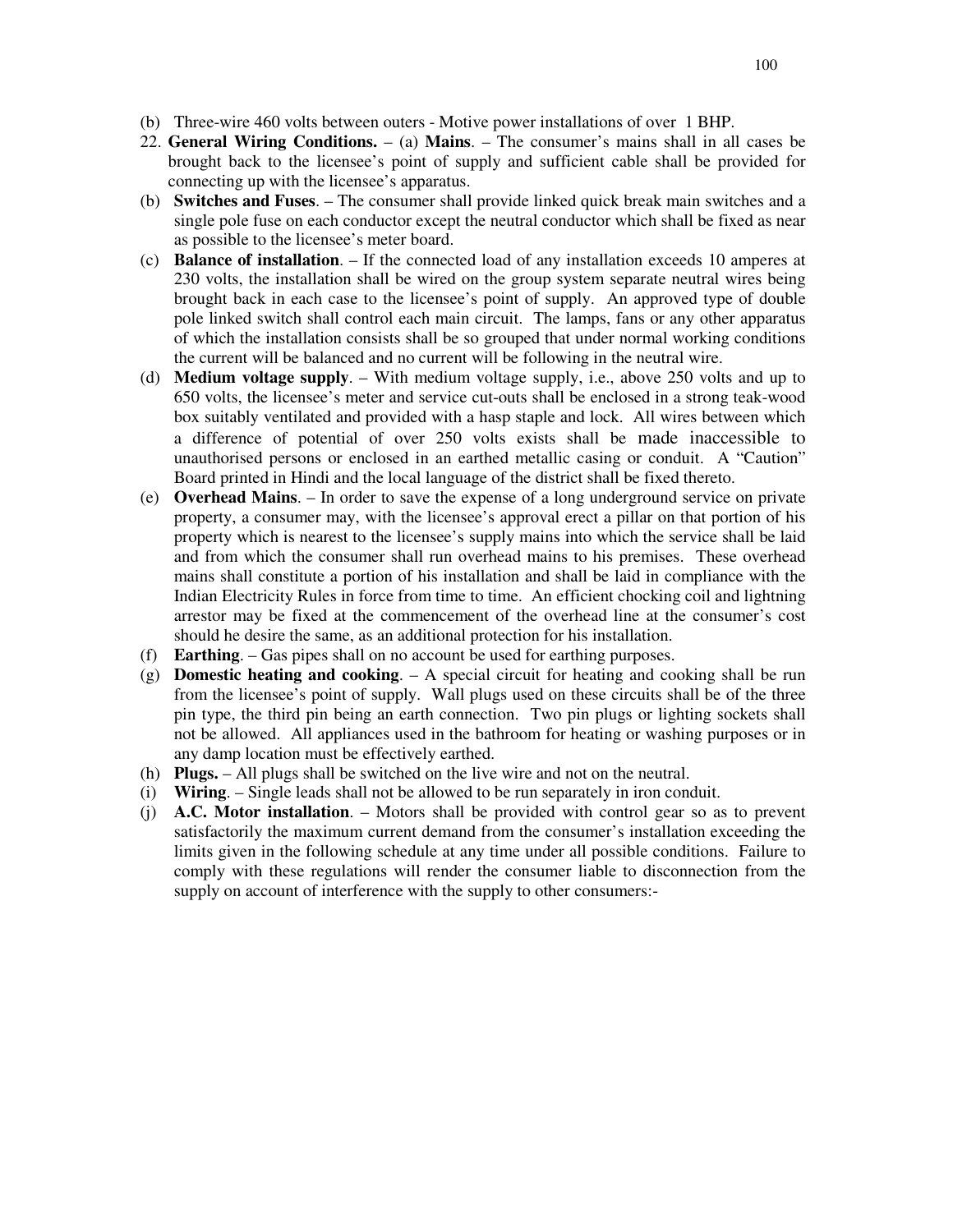(b) Three-wire 460 volts between outers - Motive power installations of over 1 BHP.

22. **General Wiring Conditions.** – (a) **Mains**. – The consumer's mains shall in all cases be brought back to the licensee's point of supply and sufficient cable shall be provided for connecting up with the licensee's apparatus.

(b) **Switches and Fuses**. – The consumer shall provide linked quick break main switches and a single pole fuse on each conductor except the neutral conductor which shall be fixed as near as possible to the licensee's meter board.

(c) **Balance of installation**. – If the connected load of any installation exceeds 10 amperes at 230 volts, the installation shall be wired on the group system separate neutral wires being brought back in each case to the licensee's point of supply. An approved type of double pole linked switch shall control each main circuit. The lamps, fans or any other apparatus of which the installation consists shall be so grouped that under normal working conditions the current will be balanced and no current will be following in the neutral wire.

(d) **Medium voltage supply**. – With medium voltage supply, i.e., above 250 volts and up to 650 volts, the licensee's meter and service cut-outs shall be enclosed in a strong teak-wood box suitably ventilated and provided with a hasp staple and lock. All wires between which a difference of potential of over 250 volts exists shall be made inaccessible to unauthorised persons or enclosed in an earthed metallic casing or conduit. A "Caution" Board printed in Hindi and the local language of the district shall be fixed thereto.

(e) **Overhead Mains**. – In order to save the expense of a long underground service on private property, a consumer may, with the licensee's approval erect a pillar on that portion of his property which is nearest to the licensee's supply mains into which the service shall be laid and from which the consumer shall run overhead mains to his premises. These overhead mains shall constitute a portion of his installation and shall be laid in compliance with the Indian Electricity Rules in force from time to time. An efficient chocking coil and lightning arrestor may be fixed at the commencement of the overhead line at the consumer's cost should he desire the same, as an additional protection for his installation.

(f) **Earthing**. – Gas pipes shall on no account be used for earthing purposes.

(g) **Domestic heating and cooking**. – A special circuit for heating and cooking shall be run from the licensee's point of supply. Wall plugs used on these circuits shall be of the three pin type, the third pin being an earth connection. Two pin plugs or lighting sockets shall not be allowed. All appliances used in the bathroom for heating or washing purposes or in any damp location must be effectively earthed.

(h) **Plugs.** – All plugs shall be switched on the live wire and not on the neutral.

(i) **Wiring**. – Single leads shall not be allowed to be run separately in iron conduit.

(j) **A.C. Motor installation**. – Motors shall be provided with control gear so as to prevent satisfactorily the maximum current demand from the consumer's installation exceeding the limits given in the following schedule at any time under all possible conditions. Failure to comply with these regulations will render the consumer liable to disconnection from the supply on account of interference with the supply to other consumers:-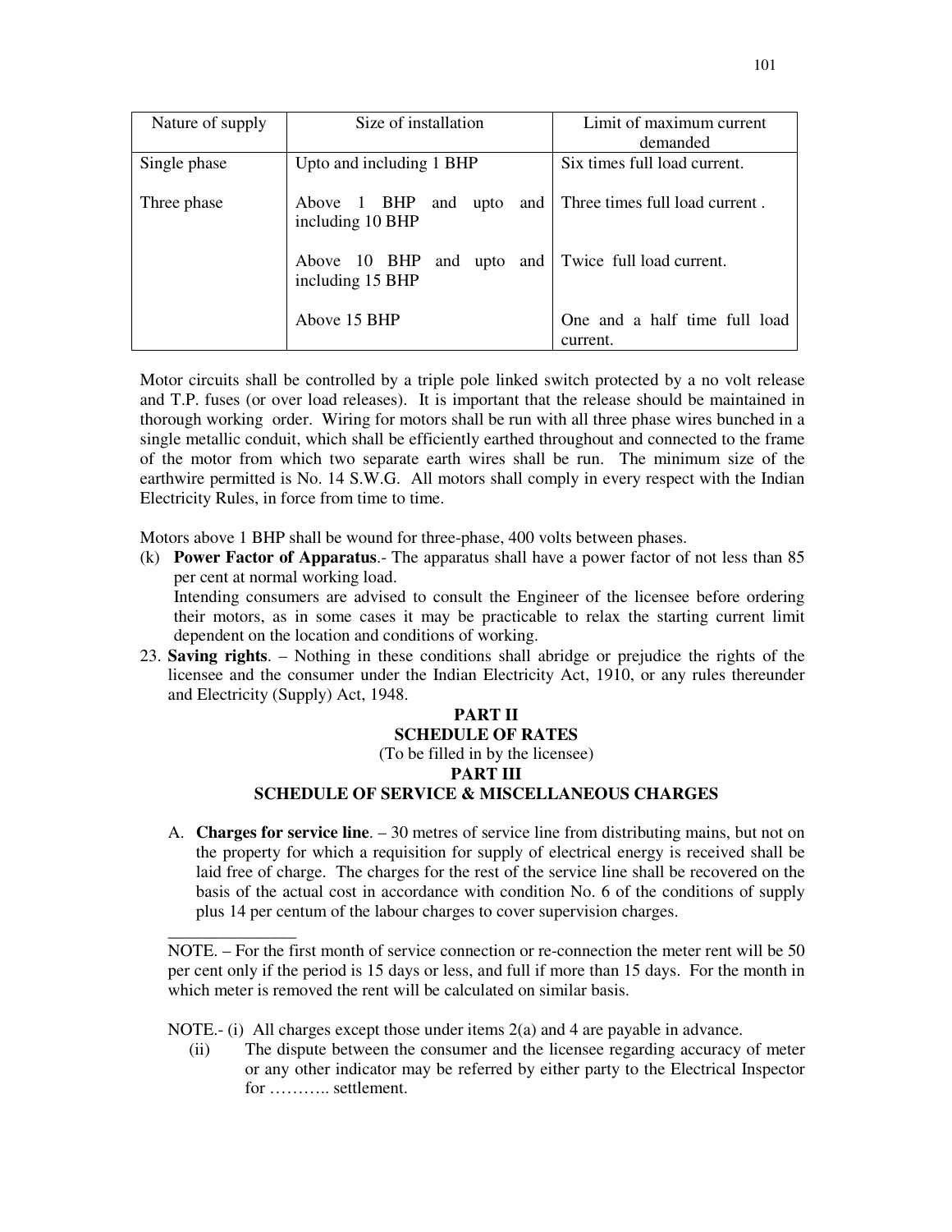| Nature of supply | Size of installation | Limit of maximum current demanded |
|---|---|---|
| Single phase | Upto and including 1 BHP | Six times full load current. |
| Three phase | Above 1 BHP and upto and including 10 BHP | Three times full load current . |
| | Above 10 BHP and upto and including 15 BHP | Twice full load current. |
| | Above 15 BHP | One and a half time full load current. |

Motor circuits shall be controlled by a triple pole linked switch protected by a no volt release and T.P. fuses (or over load releases). It is important that the release should be maintained in thorough working order. Wiring for motors shall be run with all three phase wires bunched in a single metallic conduit, which shall be efficiently earthed throughout and connected to the frame of the motor from which two separate earth wires shall be run. The minimum size of the earthwire permitted is No. 14 S.W.G. All motors shall comply in every respect with the Indian Electricity Rules, in force from time to time.

Motors above 1 BHP shall be wound for three-phase, 400 volts between phases.

(k) **Power Factor of Apparatus**.- The apparatus shall have a power factor of not less than 85 per cent at normal working load.
Intending consumers are advised to consult the Engineer of the licensee before ordering their motors, as in some cases it may be practicable to relax the starting current limit dependent on the location and conditions of working.

23. **Saving rights**. – Nothing in these conditions shall abridge or prejudice the rights of the licensee and the consumer under the Indian Electricity Act, 1910, or any rules thereunder and Electricity (Supply) Act, 1948.

**PART II**

**SCHEDULE OF RATES**

(To be filled in by the licensee)

**PART III**

**SCHEDULE OF SERVICE & MISCELLANEOUS CHARGES**

A. **Charges for service line**. – 30 metres of service line from distributing mains, but not on the property for which a requisition for supply of electrical energy is received shall be laid free of charge. The charges for the rest of the service line shall be recovered on the basis of the actual cost in accordance with condition No. 6 of the conditions of supply plus 14 per centum of the labour charges to cover supervision charges.

_______________

NOTE. – For the first month of service connection or re-connection the meter rent will be 50 per cent only if the period is 15 days or less, and full if more than 15 days. For the month in which meter is removed the rent will be calculated on similar basis.

NOTE.- (i) All charges except those under items 2(a) and 4 are payable in advance.

(ii) The dispute between the consumer and the licensee regarding accuracy of meter or any other indicator may be referred by either party to the Electrical Inspector for ……….. settlement.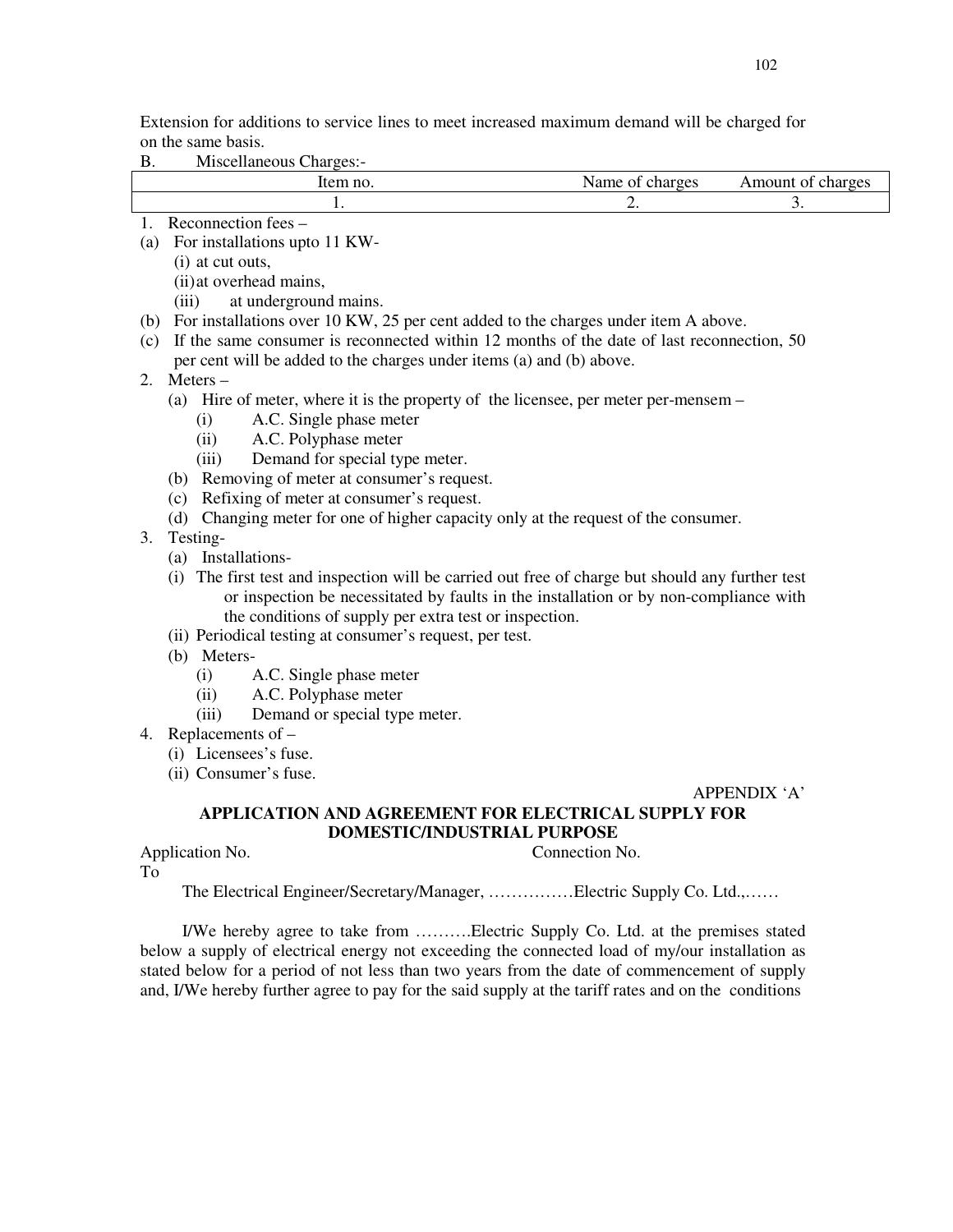Extension for additions to service lines to meet increased maximum demand will be charged for on the same basis.

B. Miscellaneous Charges:-

| Item no. | Name of charges | Amount of charges |
|---|---|---|
| 1. | 2. | 3. |

1. Reconnection fees –
   - (a) For installations upto 11 KW-
     - (i) at cut outs,
     - (ii) at overhead mains,
     - (iii) at underground mains.
   - (b) For installations over 10 KW, 25 per cent added to the charges under item A above.
   - (c) If the same consumer is reconnected within 12 months of the date of last reconnection, 50 per cent will be added to the charges under items (a) and (b) above.
2. Meters –
   - (a) Hire of meter, where it is the property of the licensee, per meter per-mensem –
     - (i) A.C. Single phase meter
     - (ii) A.C. Polyphase meter
     - (iii) Demand for special type meter.
   - (b) Removing of meter at consumer's request.
   - (c) Refixing of meter at consumer's request.
   - (d) Changing meter for one of higher capacity only at the request of the consumer.
3. Testing-
   - (a) Installations-
     - (i) The first test and inspection will be carried out free of charge but should any further test or inspection be necessitated by faults in the installation or by non-compliance with the conditions of supply per extra test or inspection.
     - (ii) Periodical testing at consumer's request, per test.
   - (b) Meters-
     - (i) A.C. Single phase meter
     - (ii) A.C. Polyphase meter
     - (iii) Demand or special type meter.
4. Replacements of –
   - (i) Licensees's fuse.
   - (ii) Consumer's fuse.

APPENDIX 'A'

**APPLICATION AND AGREEMENT FOR ELECTRICAL SUPPLY FOR DOMESTIC/INDUSTRIAL PURPOSE**

Application No. Connection No.

To

The Electrical Engineer/Secretary/Manager, ……………Electric Supply Co. Ltd.,……

I/We hereby agree to take from ……….Electric Supply Co. Ltd. at the premises stated below a supply of electrical energy not exceeding the connected load of my/our installation as stated below for a period of not less than two years from the date of commencement of supply and, I/We hereby further agree to pay for the said supply at the tariff rates and on the conditions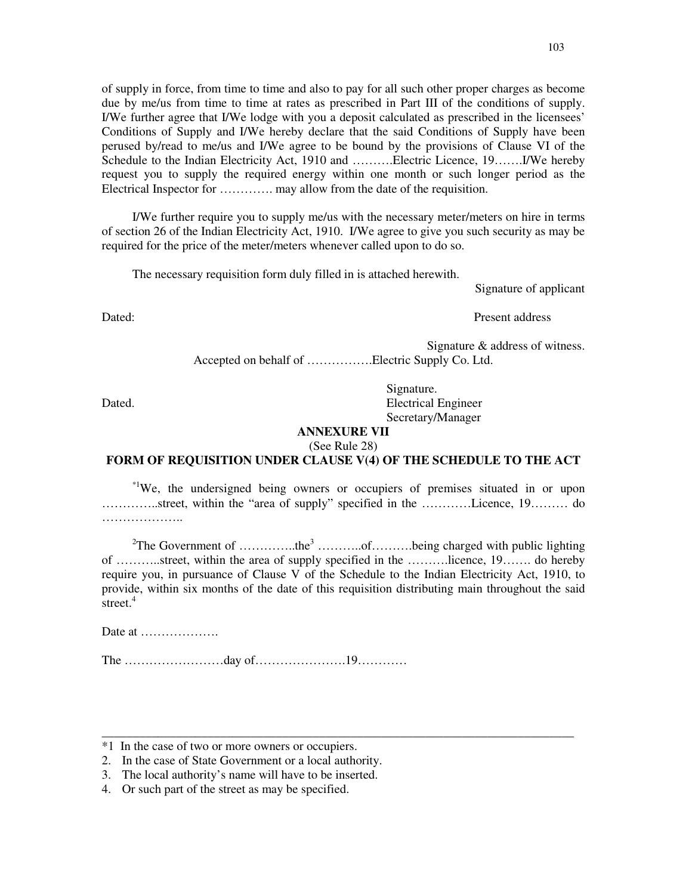of supply in force, from time to time and also to pay for all such other proper charges as become due by me/us from time to time at rates as prescribed in Part III of the conditions of supply. I/We further agree that I/We lodge with you a deposit calculated as prescribed in the licensees' Conditions of Supply and I/We hereby declare that the said Conditions of Supply have been perused by/read to me/us and I/We agree to be bound by the provisions of Clause VI of the Schedule to the Indian Electricity Act, 1910 and ……….Electric Licence, 19…….I/We hereby request you to supply the required energy within one month or such longer period as the Electrical Inspector for …………. may allow from the date of the requisition.

I/We further require you to supply me/us with the necessary meter/meters on hire in terms of section 26 of the Indian Electricity Act, 1910. I/We agree to give you such security as may be required for the price of the meter/meters whenever called upon to do so.

The necessary requisition form duly filled in is attached herewith.

Signature of applicant

Dated: Present address

Signature & address of witness.

Accepted on behalf of …………….Electric Supply Co. Ltd.

Signature.

Dated. Electrical Engineer

Secretary/Manager

## ANNEXURE VII

(See Rule 28)

### FORM OF REQUISITION UNDER CLAUSE V(4) OF THE SCHEDULE TO THE ACT

[*1]We, the undersigned being owners or occupiers of premises situated in or upon …………..street, within the "area of supply" specified in the …………Licence, 19……… do ………………..

[2]The Government of …………..the[3] ………..of……….being charged with public lighting of ………..street, within the area of supply specified in the ……….licence, 19……. do hereby require you, in pursuance of Clause V of the Schedule to the Indian Electricity Act, 1910, to provide, within six months of the date of this requisition distributing main throughout the said street.[4]

Date at ……………….

The ……………………day of………………….19…………

---

*1 In the case of two or more owners or occupiers.

2. In the case of State Government or a local authority.

3. The local authority's name will have to be inserted.

4. Or such part of the street as may be specified.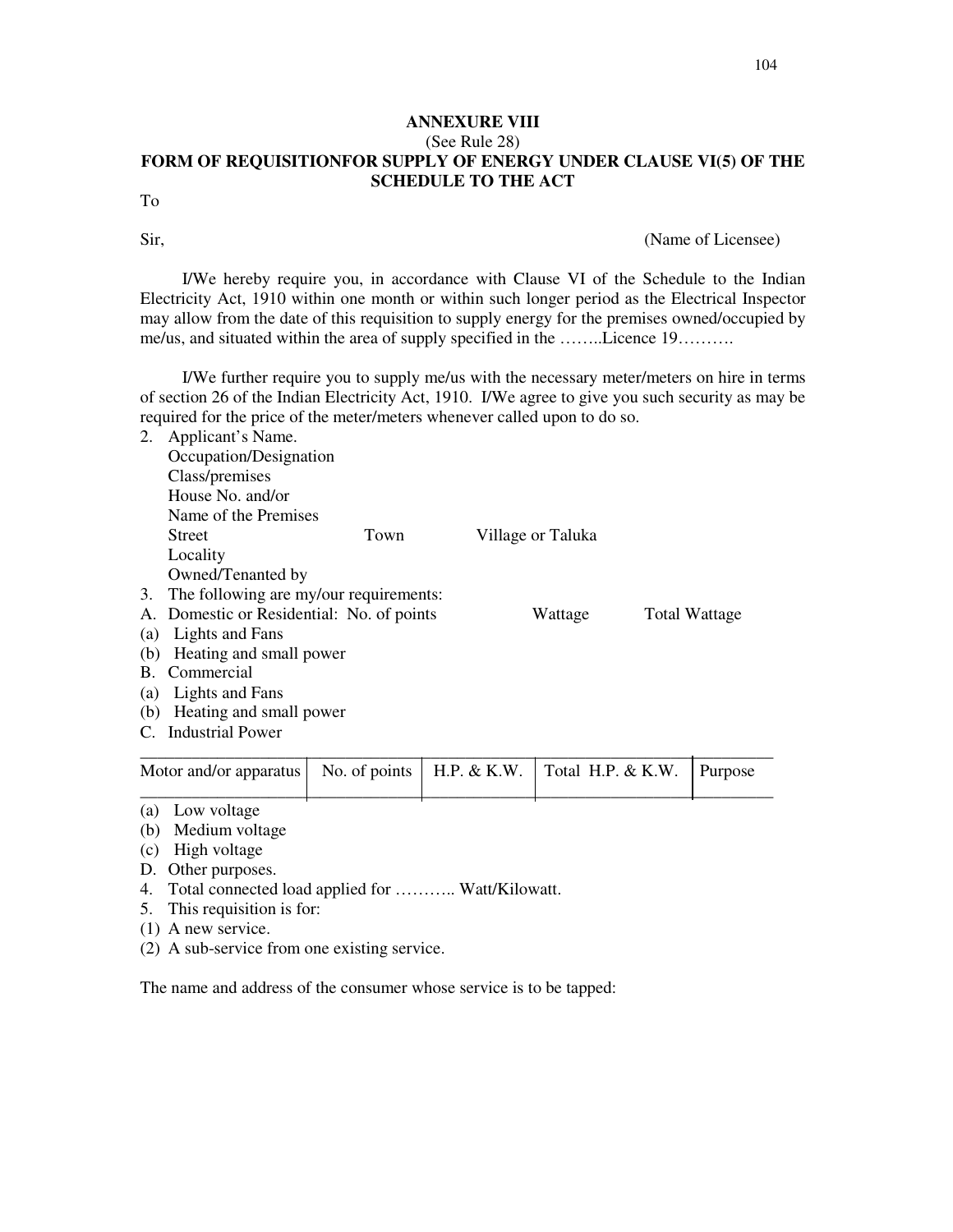## ANNEXURE VIII

(See Rule 28)

## FORM OF REQUISITIONFOR SUPPLY OF ENERGY UNDER CLAUSE VI(5) OF THE SCHEDULE TO THE ACT

To

Sir, (Name of Licensee)

I/We hereby require you, in accordance with Clause VI of the Schedule to the Indian Electricity Act, 1910 within one month or within such longer period as the Electrical Inspector may allow from the date of this requisition to supply energy for the premises owned/occupied by me/us, and situated within the area of supply specified in the ……..Licence 19……….

I/We further require you to supply me/us with the necessary meter/meters on hire in terms of section 26 of the Indian Electricity Act, 1910. I/We agree to give you such security as may be required for the price of the meter/meters whenever called upon to do so.

2. Applicant's Name.
   Occupation/Designation
   Class/premises
   House No. and/or
   Name of the Premises
   Street Town Village or Taluka
   Locality
   Owned/Tenanted by
3. The following are my/our requirements:

A. Domestic or Residential: No. of points Wattage Total Wattage

(a) Lights and Fans

(b) Heating and small power

B. Commercial

(a) Lights and Fans

(b) Heating and small power

C. Industrial Power

| Motor and/or apparatus | No. of points | H.P. & K.W. | Total H.P. & K.W. | Purpose |
|---|---|---|---|---|

(a) Low voltage

(b) Medium voltage

(c) High voltage

D. Other purposes.

4. Total connected load applied for ……….. Watt/Kilowatt.
5. This requisition is for:

(1) A new service.

(2) A sub-service from one existing service.

The name and address of the consumer whose service is to be tapped: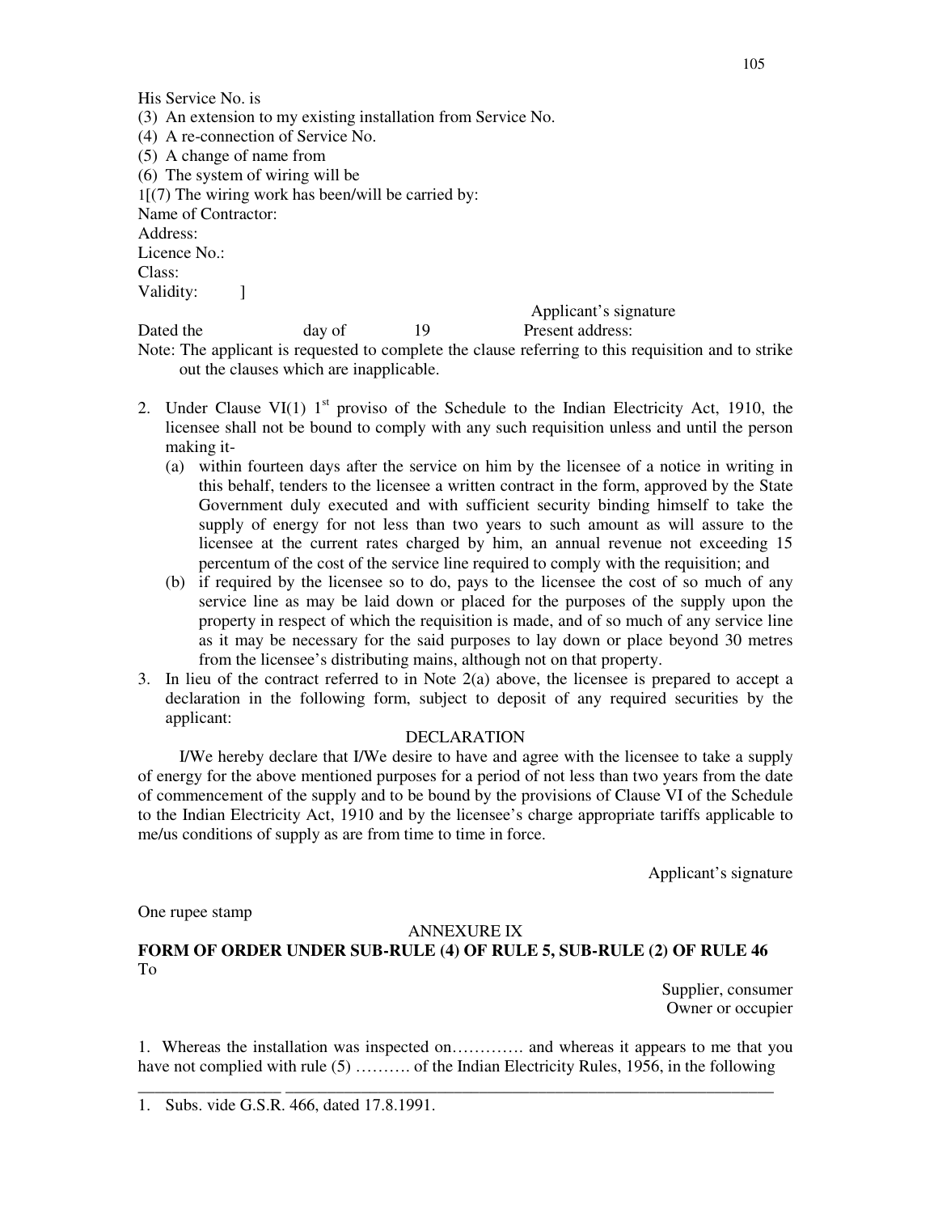His Service No. is

(3) An extension to my existing installation from Service No.

(4) A re-connection of Service No.

(5) A change of name from

(6) The system of wiring will be

1[(7) The wiring work has been/will be carried by:

Name of Contractor:

Address:

Licence No.:

Class:

Validity: ]

Applicant's signature

Dated the day of 19 Present address:

Note: The applicant is requested to complete the clause referring to this requisition and to strike out the clauses which are inapplicable.

2. Under Clause VI(1) 1st proviso of the Schedule to the Indian Electricity Act, 1910, the licensee shall not be bound to comply with any such requisition unless and until the person making it-
   (a) within fourteen days after the service on him by the licensee of a notice in writing in this behalf, tenders to the licensee a written contract in the form, approved by the State Government duly executed and with sufficient security binding himself to take the supply of energy for not less than two years to such amount as will assure to the licensee at the current rates charged by him, an annual revenue not exceeding 15 percentum of the cost of the service line required to comply with the requisition; and
   (b) if required by the licensee so to do, pays to the licensee the cost of so much of any service line as may be laid down or placed for the purposes of the supply upon the property in respect of which the requisition is made, and of so much of any service line as it may be necessary for the said purposes to lay down or place beyond 30 metres from the licensee's distributing mains, although not on that property.
3. In lieu of the contract referred to in Note 2(a) above, the licensee is prepared to accept a declaration in the following form, subject to deposit of any required securities by the applicant:

DECLARATION

I/We hereby declare that I/We desire to have and agree with the licensee to take a supply of energy for the above mentioned purposes for a period of not less than two years from the date of commencement of the supply and to be bound by the provisions of Clause VI of the Schedule to the Indian Electricity Act, 1910 and by the licensee's charge appropriate tariffs applicable to me/us conditions of supply as are from time to time in force.

Applicant's signature

One rupee stamp

ANNEXURE IX

**FORM OF ORDER UNDER SUB-RULE (4) OF RULE 5, SUB-RULE (2) OF RULE 46**

To

Supplier, consumer
Owner or occupier

1. Whereas the installation was inspected on…………. and whereas it appears to me that you have not complied with rule (5) ………. of the Indian Electricity Rules, 1956, in the following

---

1. Subs. vide G.S.R. 466, dated 17.8.1991.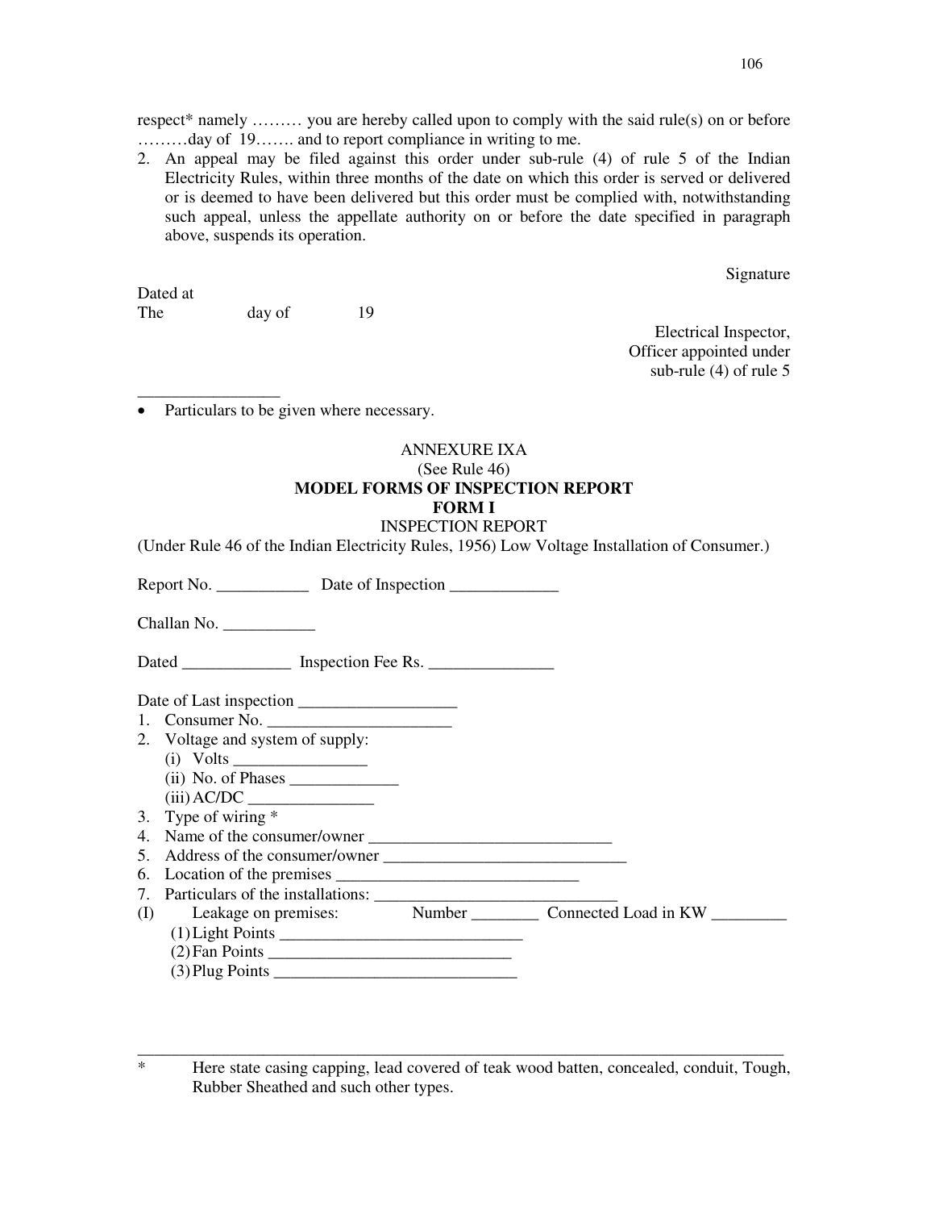respect* namely ……… you are hereby called upon to comply with the said rule(s) on or before ………day of 19……. and to report compliance in writing to me.

2. An appeal may be filed against this order under sub-rule (4) of rule 5 of the Indian Electricity Rules, within three months of the date on which this order is served or delivered or is deemed to have been delivered but this order must be complied with, notwithstanding such appeal, unless the appellate authority on or before the date specified in paragraph above, suspends its operation.

Signature

Dated at
The day of 19

Electrical Inspector,
Officer appointed under
sub-rule (4) of rule 5

---

- Particulars to be given where necessary.

ANNEXURE IXA
(See Rule 46)

**MODEL FORMS OF INSPECTION REPORT**

**FORM I**

INSPECTION REPORT

(Under Rule 46 of the Indian Electricity Rules, 1956) Low Voltage Installation of Consumer.)

Report No. ___________ Date of Inspection _____________

Challan No. ___________

Dated _____________ Inspection Fee Rs. _______________

Date of Last inspection ___________________

1. Consumer No. ______________________
2. Voltage and system of supply:
   (i) Volts ________________
   (ii) No. of Phases _____________
   (iii) AC/DC _______________
3. Type of wiring *
4. Name of the consumer/owner ______________________________
5. Address of the consumer/owner ______________________________
6. Location of the premises _____________________________
7. Particulars of the installations: _____________________________

(I) Leakage on premises: Number ________ Connected Load in KW _________

(1) Light Points _____________________________
(2) Fan Points _____________________________
(3) Plug Points _____________________________

---

\* Here state casing capping, lead covered of teak wood batten, concealed, conduit, Tough, Rubber Sheathed and such other types.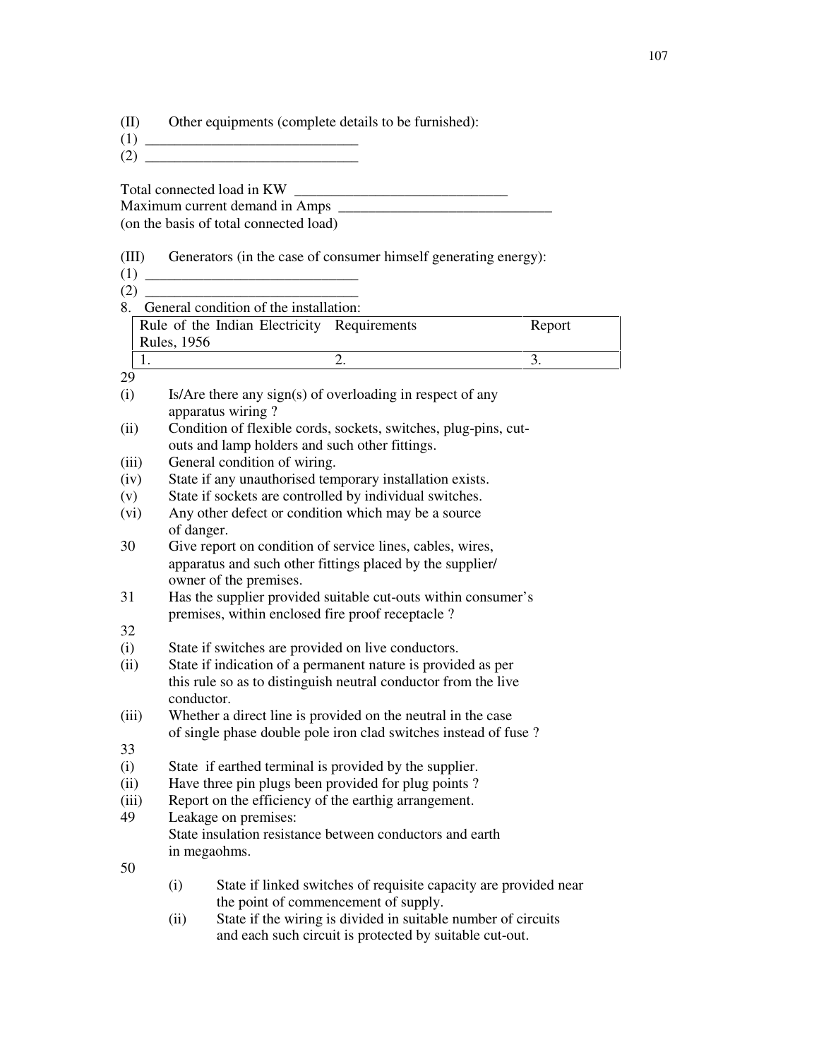(II) Other equipments (complete details to be furnished):

(1) _____________________________

(2) _____________________________

Total connected load in KW _____________________________

Maximum current demand in Amps _____________________________

(on the basis of total connected load)

(III) Generators (in the case of consumer himself generating energy):

(1) _____________________________

(2) _____________________________

8. General condition of the installation:

| Rule of the Indian Electricity Rules, 1956 | Requirements | Report |
|---|---|---|
| 1. | 2. | 3. |

29

(i) Is/Are there any sign(s) of overloading in respect of any apparatus wiring ?

(ii) Condition of flexible cords, sockets, switches, plug-pins, cut-outs and lamp holders and such other fittings.

(iii) General condition of wiring.

(iv) State if any unauthorised temporary installation exists.

(v) State if sockets are controlled by individual switches.

(vi) Any other defect or condition which may be a source of danger.

30 Give report on condition of service lines, cables, wires, apparatus and such other fittings placed by the supplier/ owner of the premises.

31 Has the supplier provided suitable cut-outs within consumer's premises, within enclosed fire proof receptacle ?

32

(i) State if switches are provided on live conductors.

(ii) State if indication of a permanent nature is provided as per this rule so as to distinguish neutral conductor from the live conductor.

(iii) Whether a direct line is provided on the neutral in the case of single phase double pole iron clad switches instead of fuse ?

33

(i) State if earthed terminal is provided by the supplier.

(ii) Have three pin plugs been provided for plug points ?

(iii) Report on the efficiency of the earthig arrangement.

49 Leakage on premises:
State insulation resistance between conductors and earth in megaohms.

50

(i) State if linked switches of requisite capacity are provided near the point of commencement of supply.

(ii) State if the wiring is divided in suitable number of circuits and each such circuit is protected by suitable cut-out.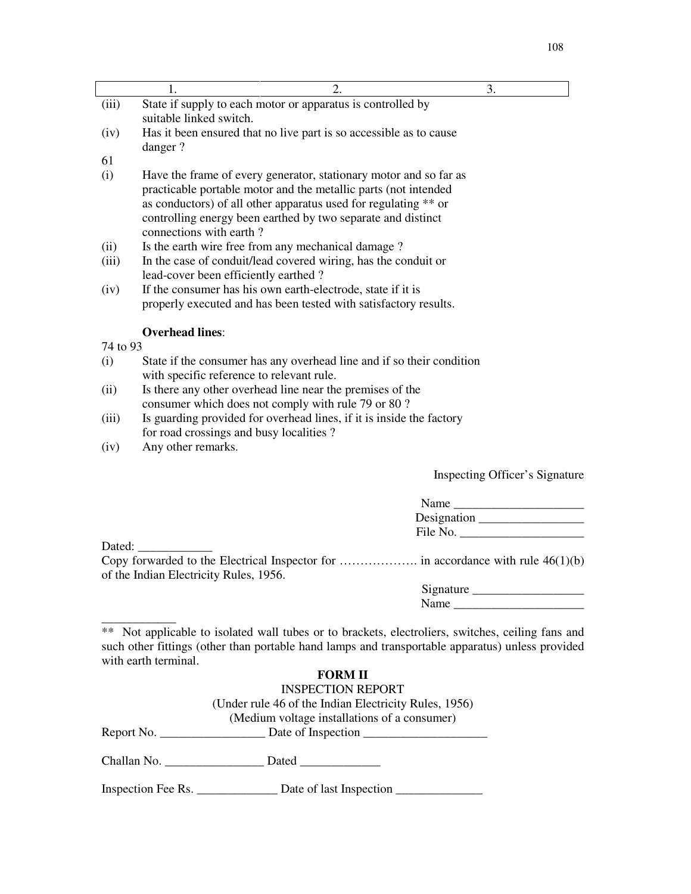| 1. | 2. | 3. |
|---|---|---|
| (iii) | State if supply to each motor or apparatus is controlled by suitable linked switch. | |
| (iv) | Has it been ensured that no live part is so accessible as to cause danger ? | |
| 61 | | |
| (i) | Have the frame of every generator, stationary motor and so far as practicable portable motor and the metallic parts (not intended as conductors) of all other apparatus used for regulating ** or controlling energy been earthed by two separate and distinct connections with earth ? | |
| (ii) | Is the earth wire free from any mechanical damage ? | |
| (iii) | In the case of conduit/lead covered wiring, has the conduit or lead-cover been efficiently earthed ? | |
| (iv) | If the consumer has his own earth-electrode, state if it is properly executed and has been tested with satisfactory results. | |
| | **Overhead lines**: | |
| 74 to 93 | | |
| (i) | State if the consumer has any overhead line and if so their condition with specific reference to relevant rule. | |
| (ii) | Is there any other overhead line near the premises of the consumer which does not comply with rule 79 or 80 ? | |
| (iii) | Is guarding provided for overhead lines, if it is inside the factory for road crossings and busy localities ? | |
| (iv) | Any other remarks. | |

Inspecting Officer's Signature

Name ____________________

Designation ________________

File No. ___________________

Dated: ____________

Copy forwarded to the Electrical Inspector for ………………. in accordance with rule 46(1)(b) of the Indian Electricity Rules, 1956.

Signature _________________

Name ____________________

____________

** Not applicable to isolated wall tubes or to brackets, electroliers, switches, ceiling fans and such other fittings (other than portable hand lamps and transportable apparatus) unless provided with earth terminal.

## FORM II

### INSPECTION REPORT

(Under rule 46 of the Indian Electricity Rules, 1956)

(Medium voltage installations of a consumer)

Report No. ________________ Date of Inspection ___________________

Challan No. ________________ Dated _____________

Inspection Fee Rs. _____________ Date of last Inspection ______________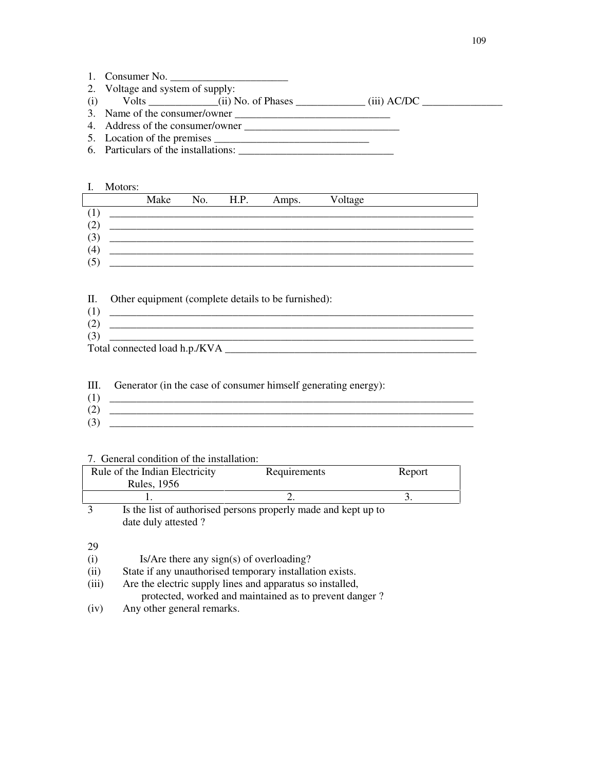1. Consumer No. ______________________
2. Voltage and system of supply:

(i) Volts _____________(ii) No. of Phases _____________ (iii) AC/DC _______________

3. Name of the consumer/owner ______________________________
4. Address of the consumer/owner ______________________________
5. Location of the premises ______________________________
6. Particulars of the installations: ______________________________

I. Motors:

| | Make | No. | H.P. | Amps. | Voltage |
|---|---|---|---|---|---|
| (1) | | | | | |
| (2) | | | | | |
| (3) | | | | | |
| (4) | | | | | |
| (5) | | | | | |

II. Other equipment (complete details to be furnished):

(1) ______________________________________________________________________

(2) ______________________________________________________________________

(3) ______________________________________________________________________

Total connected load h.p./KVA __________________________________________________

III. Generator (in the case of consumer himself generating energy):

(1) ______________________________________________________________________

(2) ______________________________________________________________________

(3) ______________________________________________________________________

7. General condition of the installation:

| Rule of the Indian Electricity Rules, 1956 | Requirements | Report |
|---|---|---|
| 1. | 2. | 3. |
| 3 | Is the list of authorised persons properly made and kept up to date duly attested ? | |
| 29 | | |
| (i) | Is/Are there any sign(s) of overloading? | |
| (ii) | State if any unauthorised temporary installation exists. | |
| (iii) | Are the electric supply lines and apparatus so installed, protected, worked and maintained as to prevent danger ? | |
| (iv) | Any other general remarks. | |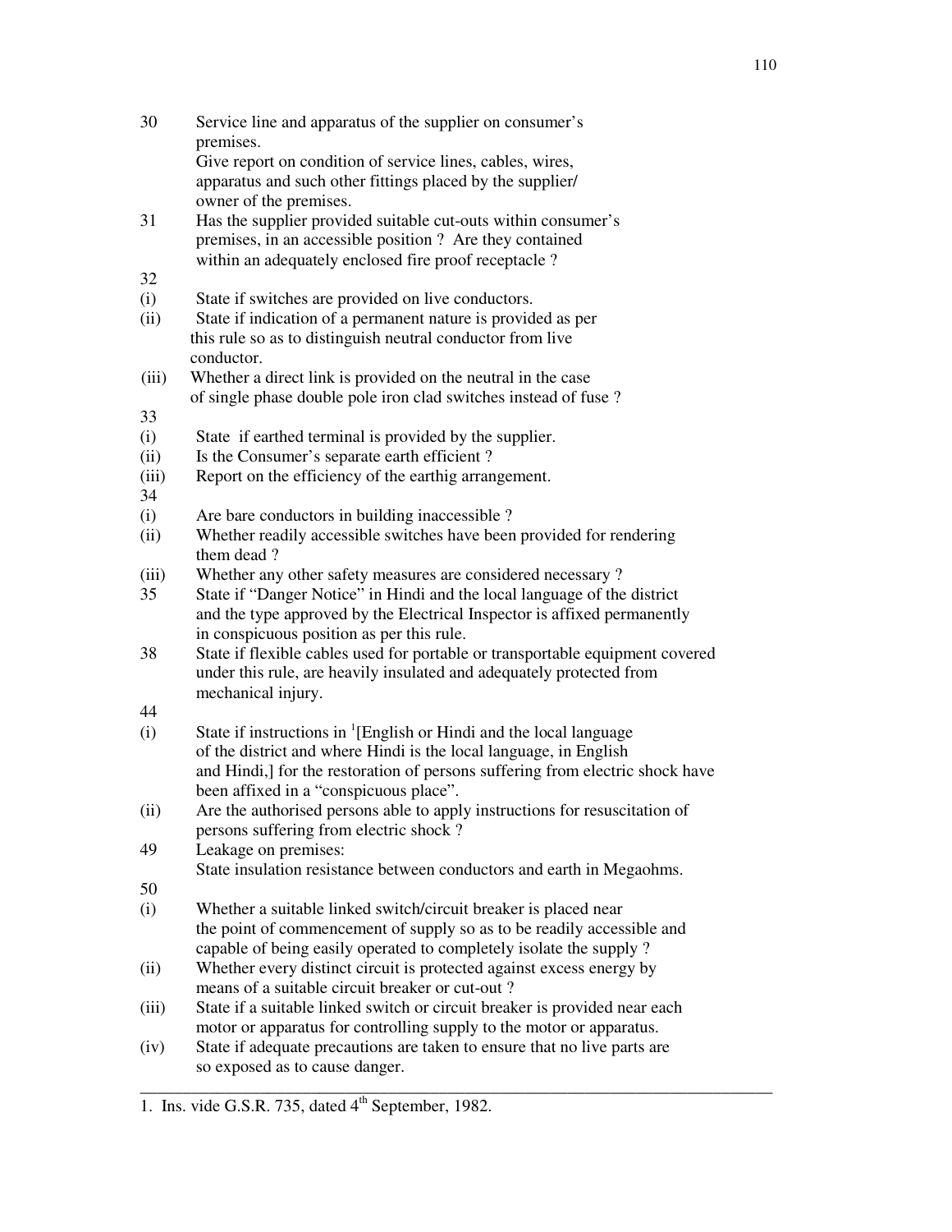30 Service line and apparatus of the supplier on consumer's premises.
Give report on condition of service lines, cables, wires, apparatus and such other fittings placed by the supplier/ owner of the premises.

31 Has the supplier provided suitable cut-outs within consumer's premises, in an accessible position ? Are they contained within an adequately enclosed fire proof receptacle ?

32

(i) State if switches are provided on live conductors.

(ii) State if indication of a permanent nature is provided as per this rule so as to distinguish neutral conductor from live conductor.

(iii) Whether a direct link is provided on the neutral in the case of single phase double pole iron clad switches instead of fuse ?

33

(i) State if earthed terminal is provided by the supplier.

(ii) Is the Consumer's separate earth efficient ?

(iii) Report on the efficiency of the earthig arrangement.

34

(i) Are bare conductors in building inaccessible ?

(ii) Whether readily accessible switches have been provided for rendering them dead ?

(iii) Whether any other safety measures are considered necessary ?

35 State if "Danger Notice" in Hindi and the local language of the district and the type approved by the Electrical Inspector is affixed permanently in conspicuous position as per this rule.

38 State if flexible cables used for portable or transportable equipment covered under this rule, are heavily insulated and adequately protected from mechanical injury.

44

(i) State if instructions in [1][English or Hindi and the local language of the district and where Hindi is the local language, in English and Hindi,] for the restoration of persons suffering from electric shock have been affixed in a "conspicuous place".

(ii) Are the authorised persons able to apply instructions for resuscitation of persons suffering from electric shock ?

49 Leakage on premises:
State insulation resistance between conductors and earth in Megaohms.

50

(i) Whether a suitable linked switch/circuit breaker is placed near the point of commencement of supply so as to be readily accessible and capable of being easily operated to completely isolate the supply ?

(ii) Whether every distinct circuit is protected against excess energy by means of a suitable circuit breaker or cut-out ?

(iii) State if a suitable linked switch or circuit breaker is provided near each motor or apparatus for controlling supply to the motor or apparatus.

(iv) State if adequate precautions are taken to ensure that no live parts are so exposed as to cause danger.

---

1. Ins. vide G.S.R. 735, dated 4th September, 1982.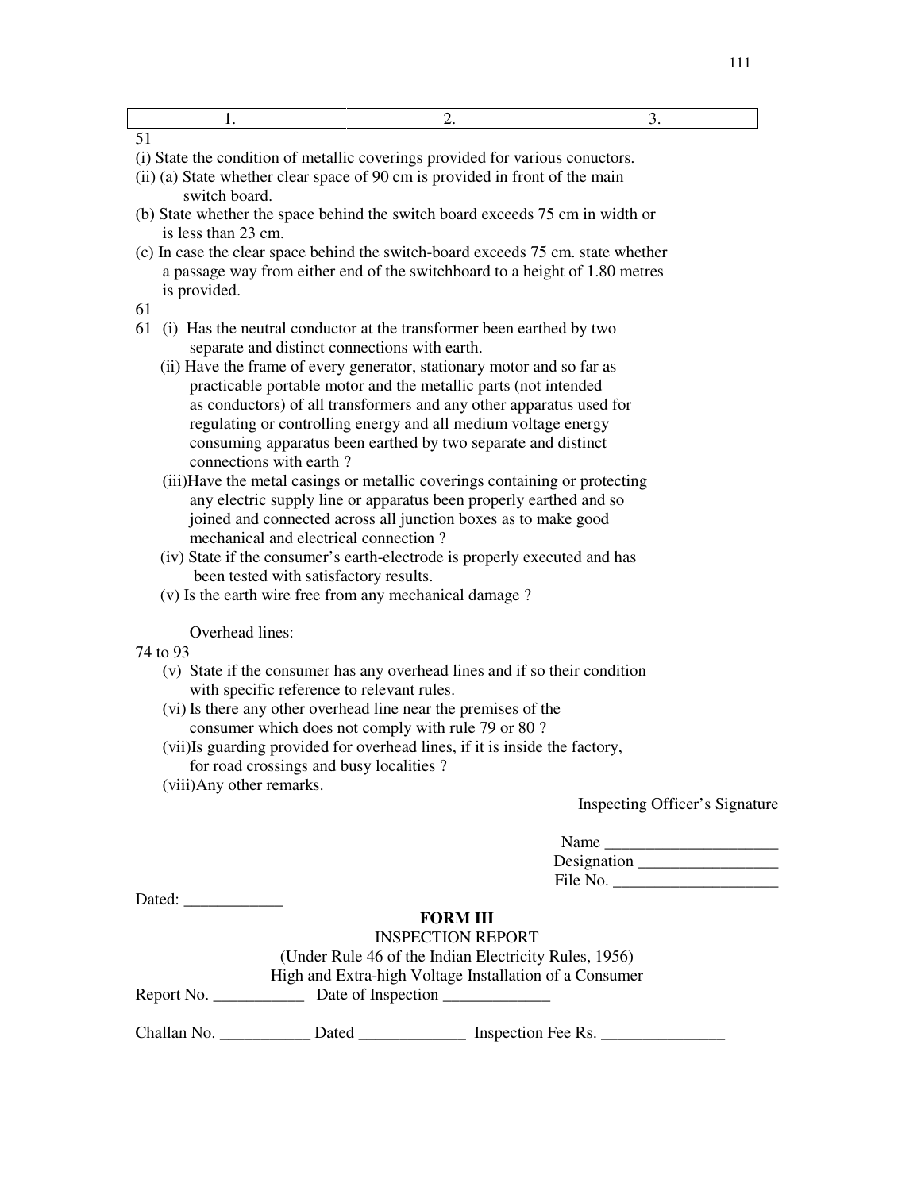| 1. | 2. | 3. |
|---|---|---|

51

(i) State the condition of metallic coverings provided for various conuctors.

(ii) (a) State whether clear space of 90 cm is provided in front of the main switch board.

(b) State whether the space behind the switch board exceeds 75 cm in width or is less than 23 cm.

(c) In case the clear space behind the switch-board exceeds 75 cm. state whether a passage way from either end of the switchboard to a height of 1.80 metres is provided.

61

61 (i) Has the neutral conductor at the transformer been earthed by two separate and distinct connections with earth.

(ii) Have the frame of every generator, stationary motor and so far as practicable portable motor and the metallic parts (not intended as conductors) of all transformers and any other apparatus used for regulating or controlling energy and all medium voltage energy consuming apparatus been earthed by two separate and distinct connections with earth ?

(iii)Have the metal casings or metallic coverings containing or protecting any electric supply line or apparatus been properly earthed and so joined and connected across all junction boxes as to make good mechanical and electrical connection ?

(iv) State if the consumer's earth-electrode is properly executed and has been tested with satisfactory results.

(v) Is the earth wire free from any mechanical damage ?

Overhead lines:

74 to 93

(v) State if the consumer has any overhead lines and if so their condition with specific reference to relevant rules.

(vi) Is there any other overhead line near the premises of the consumer which does not comply with rule 79 or 80 ?

(vii)Is guarding provided for overhead lines, if it is inside the factory, for road crossings and busy localities ?

(viii)Any other remarks.

Inspecting Officer's Signature

Name _____________________

Designation _________________

File No. ____________________

Dated: ____________

## FORM III

INSPECTION REPORT

(Under Rule 46 of the Indian Electricity Rules, 1956)

High and Extra-high Voltage Installation of a Consumer

Report No. ___________ Date of Inspection _____________

Challan No. ___________ Dated _____________ Inspection Fee Rs. _______________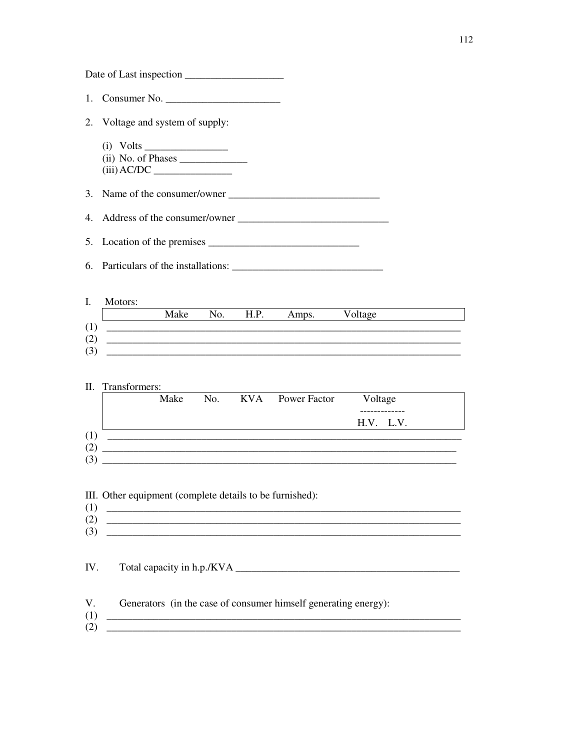Date of Last inspection ___________________

1. Consumer No. ______________________

2. Voltage and system of supply:

   (i) Volts ________________
   (ii) No. of Phases _____________
   (iii) AC/DC _______________

3. Name of the consumer/owner _____________________________

4. Address of the consumer/owner _____________________________

5. Location of the premises _____________________________

6. Particulars of the installations: _____________________________

I. Motors:

| | Make | No. | H.P. | Amps. | Voltage |
|---|---|---|---|---|---|
| (1) | | | | | |
| (2) | | | | | |
| (3) | | | | | |

II. Transformers:

| | Make | No. | KVA | Power Factor | Voltage | |
|---|---|---|---|---|---|---|
| | | | | | H.V. | L.V. |
| (1) | | | | | | |
| (2) | | | | | | |
| (3) | | | | | | |

III. Other equipment (complete details to be furnished):

(1) ______________________________________________________________________

(2) ______________________________________________________________________

(3) ______________________________________________________________________

IV. Total capacity in h.p./KVA ____________________________________________

V. Generators (in the case of consumer himself generating energy):

(1) ______________________________________________________________________

(2) ______________________________________________________________________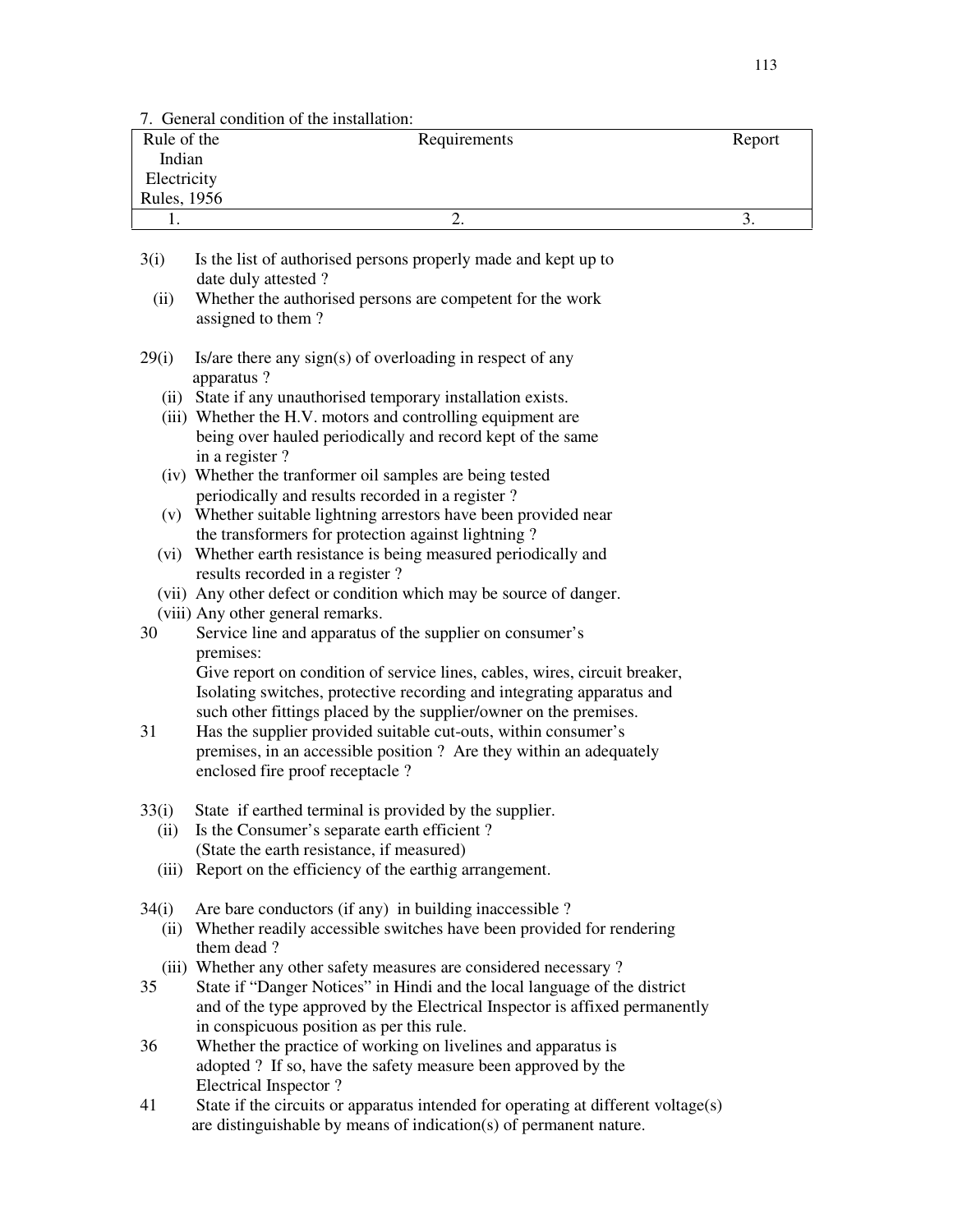7. General condition of the installation:

| Rule of the Indian Electricity Rules, 1956 | Requirements | Report |
|---|---|---|
| 1. | 2. | 3. |

3(i) Is the list of authorised persons properly made and kept up to date duly attested ?

(ii) Whether the authorised persons are competent for the work assigned to them ?

29(i) Is/are there any sign(s) of overloading in respect of any apparatus ?

(ii) State if any unauthorised temporary installation exists.

(iii) Whether the H.V. motors and controlling equipment are being over hauled periodically and record kept of the same in a register ?

(iv) Whether the tranformer oil samples are being tested periodically and results recorded in a register ?

(v) Whether suitable lightning arrestors have been provided near the transformers for protection against lightning ?

(vi) Whether earth resistance is being measured periodically and results recorded in a register ?

(vii) Any other defect or condition which may be source of danger.

(viii) Any other general remarks.

30 Service line and apparatus of the supplier on consumer's premises:
Give report on condition of service lines, cables, wires, circuit breaker, Isolating switches, protective recording and integrating apparatus and such other fittings placed by the supplier/owner on the premises.

31 Has the supplier provided suitable cut-outs, within consumer's premises, in an accessible position ? Are they within an adequately enclosed fire proof receptacle ?

33(i) State if earthed terminal is provided by the supplier.

(ii) Is the Consumer's separate earth efficient ? (State the earth resistance, if measured)

(iii) Report on the efficiency of the earthig arrangement.

34(i) Are bare conductors (if any) in building inaccessible ?

(ii) Whether readily accessible switches have been provided for rendering them dead ?

(iii) Whether any other safety measures are considered necessary ?

35 State if "Danger Notices" in Hindi and the local language of the district and of the type approved by the Electrical Inspector is affixed permanently in conspicuous position as per this rule.

36 Whether the practice of working on livelines and apparatus is adopted ? If so, have the safety measure been approved by the Electrical Inspector ?

41 State if the circuits or apparatus intended for operating at different voltage(s) are distinguishable by means of indication(s) of permanent nature.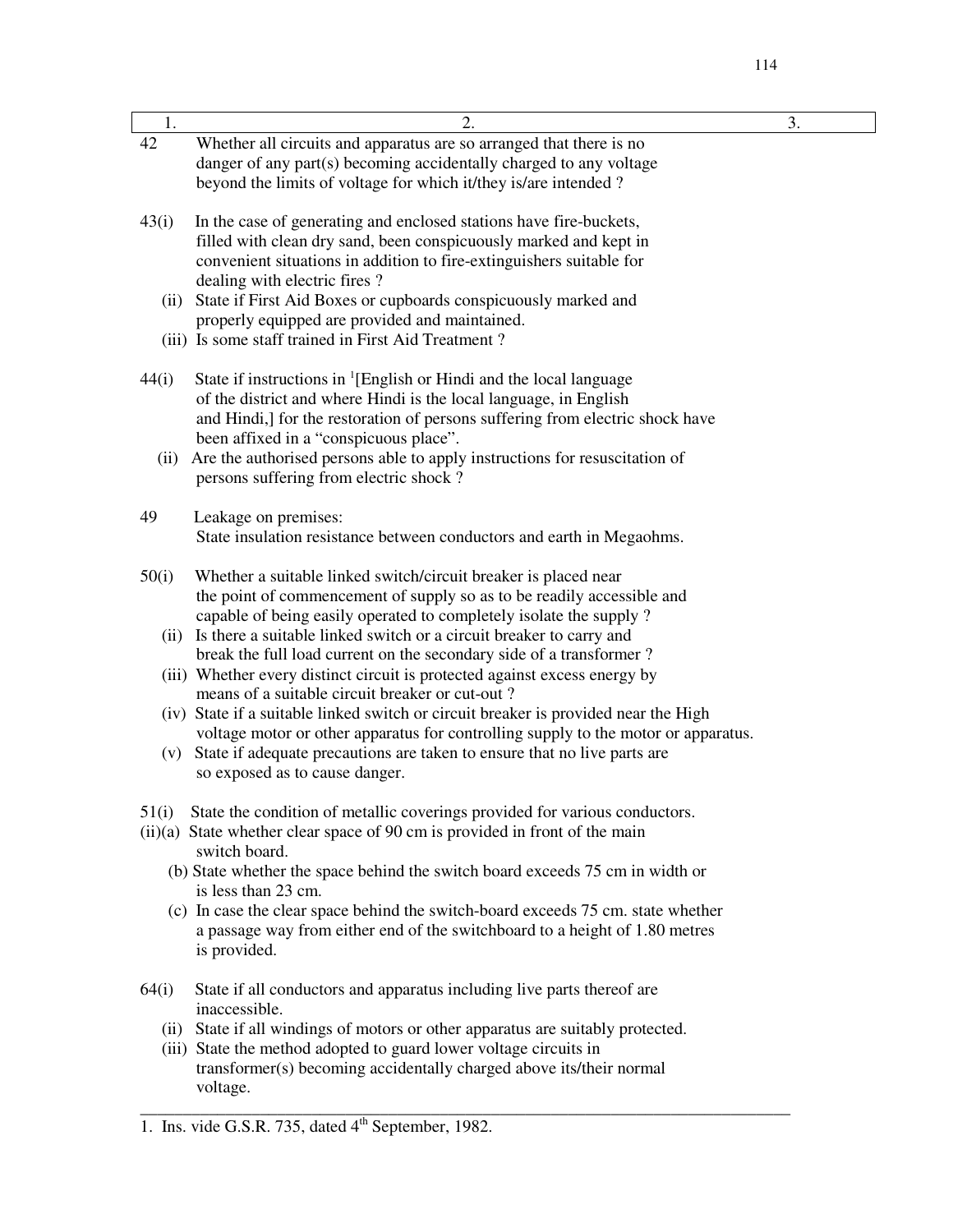| 1. | 2. | 3. |
|---|---|---|

42 Whether all circuits and apparatus are so arranged that there is no danger of any part(s) becoming accidentally charged to any voltage beyond the limits of voltage for which it/they is/are intended ?

43(i) In the case of generating and enclosed stations have fire-buckets, filled with clean dry sand, been conspicuously marked and kept in convenient situations in addition to fire-extinguishers suitable for dealing with electric fires ?

(ii) State if First Aid Boxes or cupboards conspicuously marked and properly equipped are provided and maintained.

(iii) Is some staff trained in First Aid Treatment ?

44(i) State if instructions in [1][English or Hindi and the local language of the district and where Hindi is the local language, in English and Hindi,] for the restoration of persons suffering from electric shock have been affixed in a "conspicuous place".

(ii) Are the authorised persons able to apply instructions for resuscitation of persons suffering from electric shock ?

49 Leakage on premises:
State insulation resistance between conductors and earth in Megaohms.

50(i) Whether a suitable linked switch/circuit breaker is placed near the point of commencement of supply so as to be readily accessible and capable of being easily operated to completely isolate the supply ?

(ii) Is there a suitable linked switch or a circuit breaker to carry and break the full load current on the secondary side of a transformer ?

(iii) Whether every distinct circuit is protected against excess energy by means of a suitable circuit breaker or cut-out ?

(iv) State if a suitable linked switch or circuit breaker is provided near the High voltage motor or other apparatus for controlling supply to the motor or apparatus.

(v) State if adequate precautions are taken to ensure that no live parts are so exposed as to cause danger.

51(i) State the condition of metallic coverings provided for various conductors.

(ii)(a) State whether clear space of 90 cm is provided in front of the main switch board.

(b) State whether the space behind the switch board exceeds 75 cm in width or is less than 23 cm.

(c) In case the clear space behind the switch-board exceeds 75 cm. state whether a passage way from either end of the switchboard to a height of 1.80 metres is provided.

64(i) State if all conductors and apparatus including live parts thereof are inaccessible.

(ii) State if all windings of motors or other apparatus are suitably protected.

(iii) State the method adopted to guard lower voltage circuits in transformer(s) becoming accidentally charged above its/their normal voltage.

---

1. Ins. vide G.S.R. 735, dated 4th September, 1982.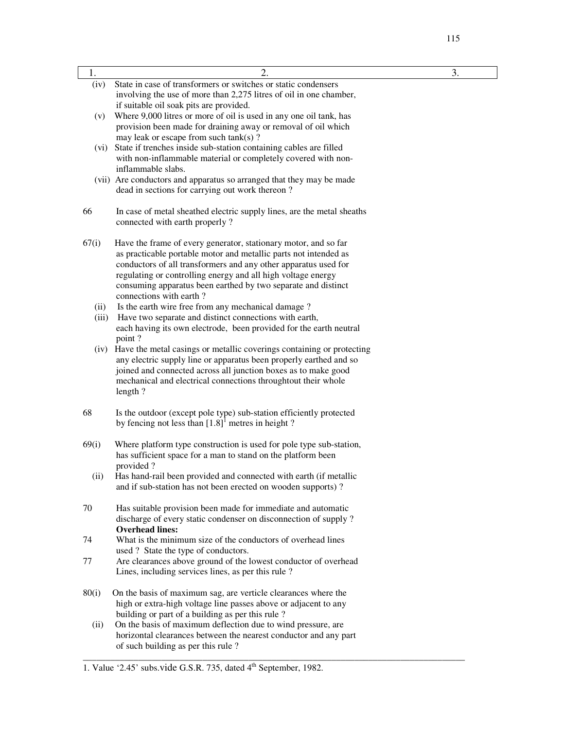| 1. | 2. | 3. |
|---|---|---|
| (iv) | State in case of transformers or switches or static condensers involving the use of more than 2,275 litres of oil in one chamber, if suitable oil soak pits are provided. | |
| (v) | Where 9,000 litres or more of oil is used in any one oil tank, has provision been made for draining away or removal of oil which may leak or escape from such tank(s) ? | |
| (vi) | State if trenches inside sub-station containing cables are filled with non-inflammable material or completely covered with non-inflammable slabs. | |
| (vii) | Are conductors and apparatus so arranged that they may be made dead in sections for carrying out work thereon ? | |
| 66 | In case of metal sheathed electric supply lines, are the metal sheaths connected with earth properly ? | |
| 67(i) | Have the frame of every generator, stationary motor, and so far as practicable portable motor and metallic parts not intended as conductors of all transformers and any other apparatus used for regulating or controlling energy and all high voltage energy consuming apparatus been earthed by two separate and distinct connections with earth ? | |
| (ii) | Is the earth wire free from any mechanical damage ? | |
| (iii) | Have two separate and distinct connections with earth, each having its own electrode, been provided for the earth neutral point ? | |
| (iv) | Have the metal casings or metallic coverings containing or protecting any electric supply line or apparatus been properly earthed and so joined and connected across all junction boxes as to make good mechanical and electrical connections throughtout their whole length ? | |
| 68 | Is the outdoor (except pole type) sub-station efficiently protected by fencing not less than [1.8][1] metres in height ? | |
| 69(i) | Where platform type construction is used for pole type sub-station, has sufficient space for a man to stand on the platform been provided ? | |
| (ii) | Has hand-rail been provided and connected with earth (if metallic and if sub-station has not been erected on wooden supports) ? | |
| 70 | Has suitable provision been made for immediate and automatic discharge of every static condenser on disconnection of supply ? | |
| | **Overhead lines:** | |
| 74 | What is the minimum size of the conductors of overhead lines used ? State the type of conductors. | |
| 77 | Are clearances above ground of the lowest conductor of overhead Lines, including services lines, as per this rule ? | |
| 80(i) | On the basis of maximum sag, are verticle clearances where the high or extra-high voltage line passes above or adjacent to any building or part of a building as per this rule ? | |
| (ii) | On the basis of maximum deflection due to wind pressure, are horizontal clearances between the nearest conductor and any part of such building as per this rule ? | |

1. Value '2.45' subs.vide G.S.R. 735, dated 4th September, 1982.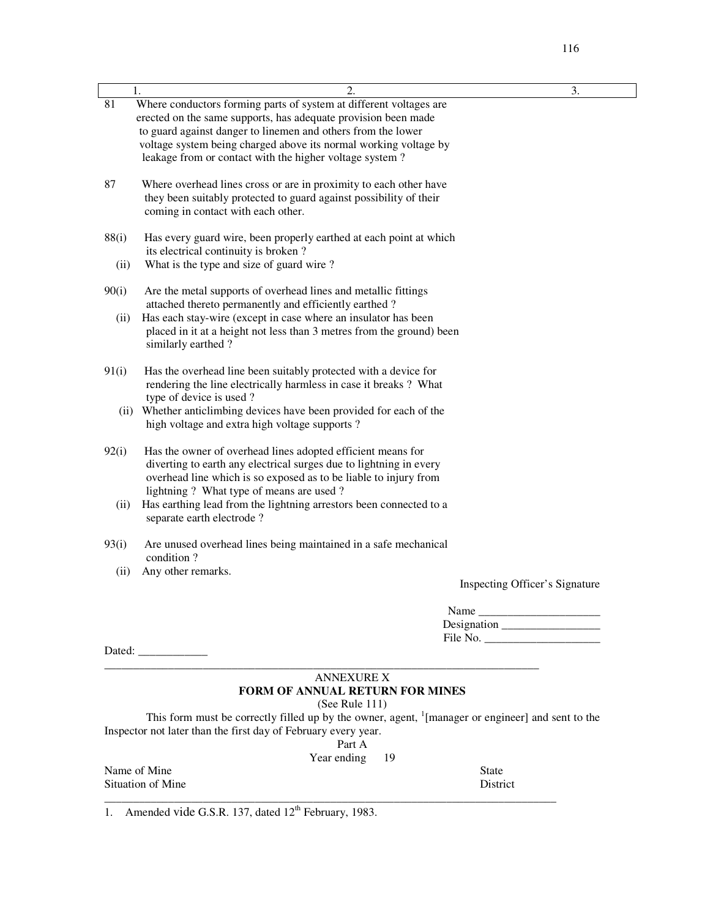| 1. | 2. | 3. |
|---|---|---|
| 81 | Where conductors forming parts of system at different voltages are erected on the same supports, has adequate provision been made to guard against danger to linemen and others from the lower voltage system being charged above its normal working voltage by leakage from or contact with the higher voltage system ? | |
| 87 | Where overhead lines cross or are in proximity to each other have they been suitably protected to guard against possibility of their coming in contact with each other. | |
| 88(i) | Has every guard wire, been properly earthed at each point at which its electrical continuity is broken ? | |
| (ii) | What is the type and size of guard wire ? | |
| 90(i) | Are the metal supports of overhead lines and metallic fittings attached thereto permanently and efficiently earthed ? | |
| (ii) | Has each stay-wire (except in case where an insulator has been placed in it at a height not less than 3 metres from the ground) been similarly earthed ? | |
| 91(i) | Has the overhead line been suitably protected with a device for rendering the line electrically harmless in case it breaks ? What type of device is used ? | |
| (ii) | Whether anticlimbing devices have been provided for each of the high voltage and extra high voltage supports ? | |
| 92(i) | Has the owner of overhead lines adopted efficient means for diverting to earth any electrical surges due to lightning in every overhead line which is so exposed as to be liable to injury from lightning ? What type of means are used ? | |
| (ii) | Has earthing lead from the lightning arrestors been connected to a separate earth electrode ? | |
| 93(i) | Are unused overhead lines being maintained in a safe mechanical condition ? | |
| (ii) | Any other remarks. | |

Inspecting Officer's Signature

Name ____________________

Designation ________________

File No. ____________________

Dated: ____________

---

## ANNEXURE X

## FORM OF ANNUAL RETURN FOR MINES

(See Rule 111)

This form must be correctly filled up by the owner, agent, [1][manager or engineer] and sent to the Inspector not later than the first day of February every year.

Part A

Year ending 19

Name of Mine — State

Situation of Mine — District

---

1. Amended vide G.S.R. 137, dated 12th February, 1983.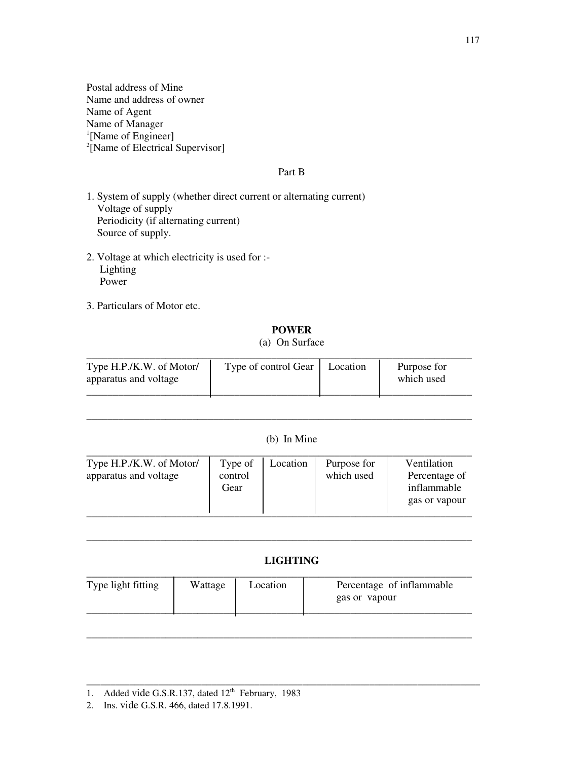Postal address of Mine
Name and address of owner
Name of Agent
Name of Manager
[1][Name of Engineer]
[2][Name of Electrical Supervisor]

Part B

1. System of supply (whether direct current or alternating current)
   Voltage of supply
   Periodicity (if alternating current)
   Source of supply.

2. Voltage at which electricity is used for :-
   Lighting
   Power

3. Particulars of Motor etc.

**POWER**

(a) On Surface

| Type H.P./K.W. of Motor/ apparatus and voltage | Type of control Gear | Location | Purpose for which used |
|---|---|---|---|
| | | | |

(b) In Mine

| Type H.P./K.W. of Motor/ apparatus and voltage | Type of control Gear | Location | Purpose for which used | Ventilation Percentage of inflammable gas or vapour |
|---|---|---|---|---|
| | | | | |

**LIGHTING**

| Type light fitting | Wattage | Location | Percentage of inflammable gas or vapour |
|---|---|---|---|
| | | | |

---

1. Added vide G.S.R.137, dated 12th February, 1983
2. Ins. vide G.S.R. 466, dated 17.8.1991.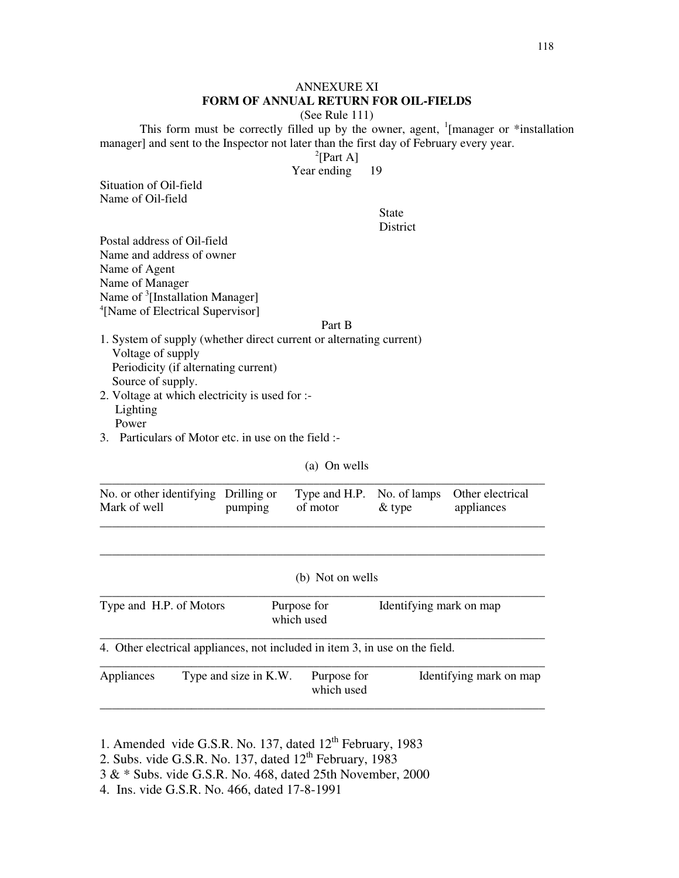# ANNEXURE XI

## FORM OF ANNUAL RETURN FOR OIL-FIELDS

(See Rule 111)

This form must be correctly filled up by the owner, agent, [1][manager or *installation manager] and sent to the Inspector not later than the first day of February every year.

[2][Part A]

Year ending 19

Situation of Oil-field

Name of Oil-field

State

District

Postal address of Oil-field

Name and address of owner

Name of Agent

Name of Manager

Name of [3][Installation Manager]

[4][Name of Electrical Supervisor]

Part B

1. System of supply (whether direct current or alternating current)
   Voltage of supply
   Periodicity (if alternating current)
   Source of supply.
2. Voltage at which electricity is used for :-
   Lighting
   Power
3. Particulars of Motor etc. in use on the field :-

(a) On wells

| No. or other identifying Mark of well | Drilling or pumping | Type and H.P. of motor | No. of lamps & type | Other electrical appliances |
|---|---|---|---|---|
| | | | | |

(b) Not on wells

| Type and H.P. of Motors | Purpose for which used | Identifying mark on map |
|---|---|---|
| | | |

4. Other electrical appliances, not included in item 3, in use on the field.

| Appliances | Type and size in K.W. | Purpose for which used | Identifying mark on map |
|---|---|---|---|
| | | | |

1. Amended vide G.S.R. No. 137, dated 12th February, 1983
2. Subs. vide G.S.R. No. 137, dated 12th February, 1983
3 & * Subs. vide G.S.R. No. 468, dated 25th November, 2000
4. Ins. vide G.S.R. No. 466, dated 17-8-1991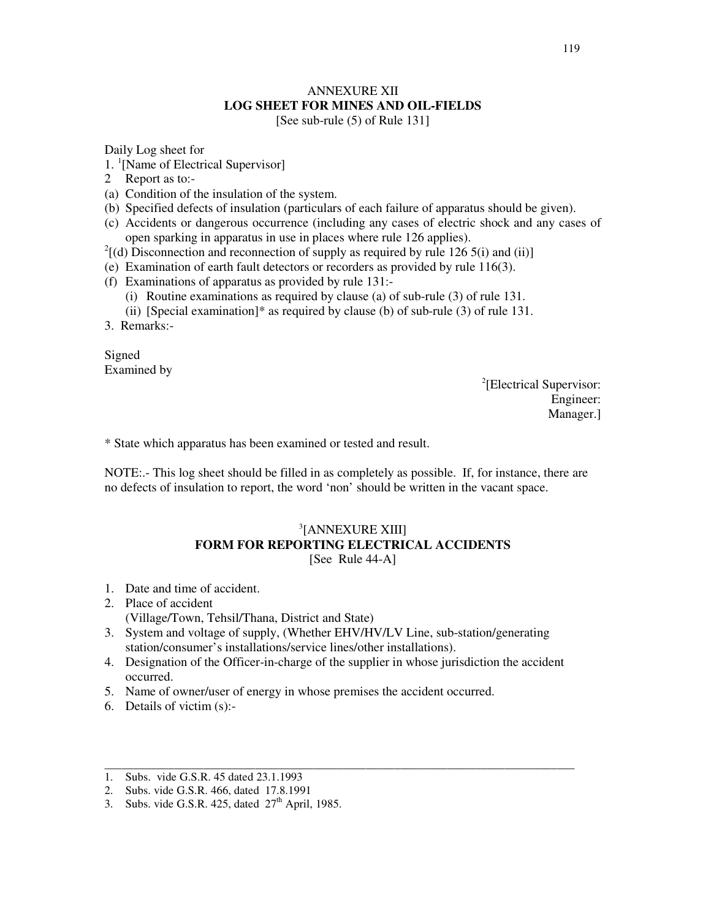# ANNEXURE XII

## LOG SHEET FOR MINES AND OIL-FIELDS

[See sub-rule (5) of Rule 131]

Daily Log sheet for

1. [1][Name of Electrical Supervisor]
2 Report as to:-
(a) Condition of the insulation of the system.
(b) Specified defects of insulation (particulars of each failure of apparatus should be given).
(c) Accidents or dangerous occurrence (including any cases of electric shock and any cases of open sparking in apparatus in use in places where rule 126 applies).
[2][(d) Disconnection and reconnection of supply as required by rule 126 5(i) and (ii)]
(e) Examination of earth fault detectors or recorders as provided by rule 116(3).
(f) Examinations of apparatus as provided by rule 131:-
  (i) Routine examinations as required by clause (a) of sub-rule (3) of rule 131.
  (ii) [Special examination]* as required by clause (b) of sub-rule (3) of rule 131.
3. Remarks:-

Signed
Examined by

[2][Electrical Supervisor:
Engineer:
Manager.]

* State which apparatus has been examined or tested and result.

NOTE:.- This log sheet should be filled in as completely as possible. If, for instance, there are no defects of insulation to report, the word 'non' should be written in the vacant space.

# [3][ANNEXURE XIII]

## FORM FOR REPORTING ELECTRICAL ACCIDENTS

[See Rule 44-A]

1. Date and time of accident.
2. Place of accident
   (Village/Town, Tehsil/Thana, District and State)
3. System and voltage of supply, (Whether EHV/HV/LV Line, sub-station/generating station/consumer's installations/service lines/other installations).
4. Designation of the Officer-in-charge of the supplier in whose jurisdiction the accident occurred.
5. Name of owner/user of energy in whose premises the accident occurred.
6. Details of victim (s):-

---

1. Subs. vide G.S.R. 45 dated 23.1.1993
2. Subs. vide G.S.R. 466, dated 17.8.1991
3. Subs. vide G.S.R. 425, dated 27th April, 1985.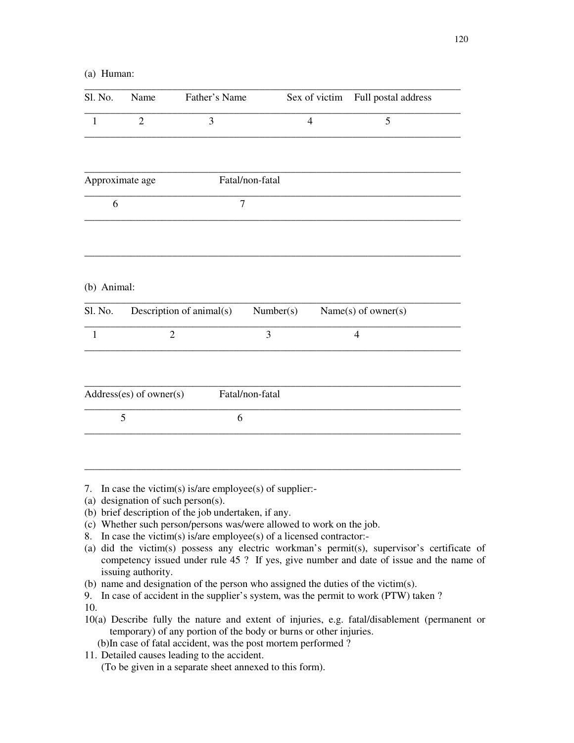(a) Human:

| Sl. No. | Name | Father's Name | Sex of victim | Full postal address |
|---|---|---|---|---|
| 1 | 2 | 3 | 4 | 5 |
| | | | | |

| Approximate age | Fatal/non-fatal |
|---|---|
| 6 | 7 |
| | |

(b) Animal:

| Sl. No. | Description of animal(s) | Number(s) | Name(s) of owner(s) |
|---|---|---|---|
| 1 | 2 | 3 | 4 |
| | | | |

| Address(es) of owner(s) | Fatal/non-fatal |
|---|---|
| 5 | 6 |
| | |

7. In case the victim(s) is/are employee(s) of supplier:-
(a) designation of such person(s).
(b) brief description of the job undertaken, if any.
(c) Whether such person/persons was/were allowed to work on the job.
8. In case the victim(s) is/are employee(s) of a licensed contractor:-
(a) did the victim(s) possess any electric workman's permit(s), supervisor's certificate of competency issued under rule 45 ? If yes, give number and date of issue and the name of issuing authority.
(b) name and designation of the person who assigned the duties of the victim(s).
9. In case of accident in the supplier's system, was the permit to work (PTW) taken ?
10.
10(a) Describe fully the nature and extent of injuries, e.g. fatal/disablement (permanent or temporary) of any portion of the body or burns or other injuries.
(b) In case of fatal accident, was the post mortem performed ?
11. Detailed causes leading to the accident.
(To be given in a separate sheet annexed to this form).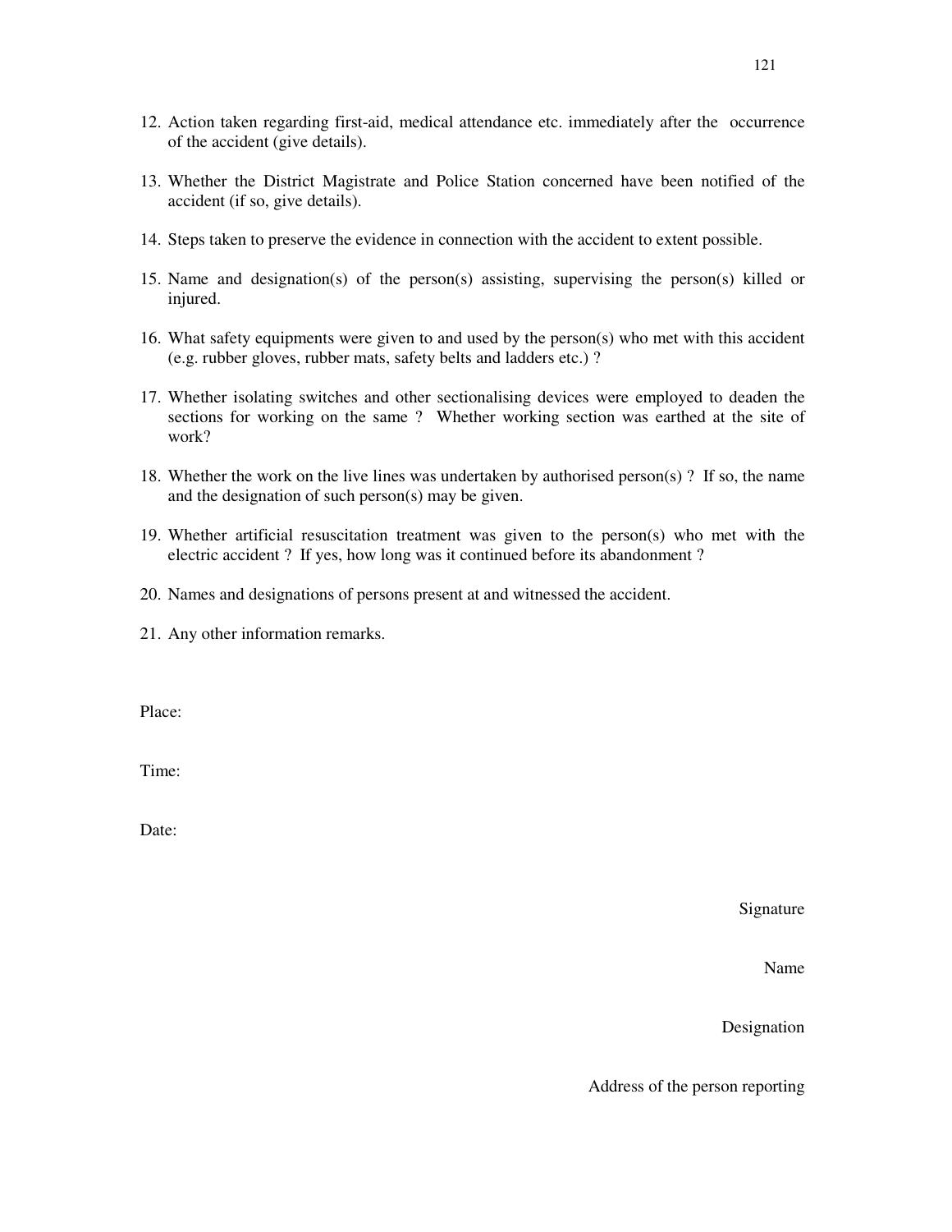12. Action taken regarding first-aid, medical attendance etc. immediately after the occurrence of the accident (give details).

13. Whether the District Magistrate and Police Station concerned have been notified of the accident (if so, give details).

14. Steps taken to preserve the evidence in connection with the accident to extent possible.

15. Name and designation(s) of the person(s) assisting, supervising the person(s) killed or injured.

16. What safety equipments were given to and used by the person(s) who met with this accident (e.g. rubber gloves, rubber mats, safety belts and ladders etc.) ?

17. Whether isolating switches and other sectionalising devices were employed to deaden the sections for working on the same ? Whether working section was earthed at the site of work?

18. Whether the work on the live lines was undertaken by authorised person(s) ? If so, the name and the designation of such person(s) may be given.

19. Whether artificial resuscitation treatment was given to the person(s) who met with the electric accident ? If yes, how long was it continued before its abandonment ?

20. Names and designations of persons present at and witnessed the accident.

21. Any other information remarks.

Place:

Time:

Date:

Signature

Name

Designation

Address of the person reporting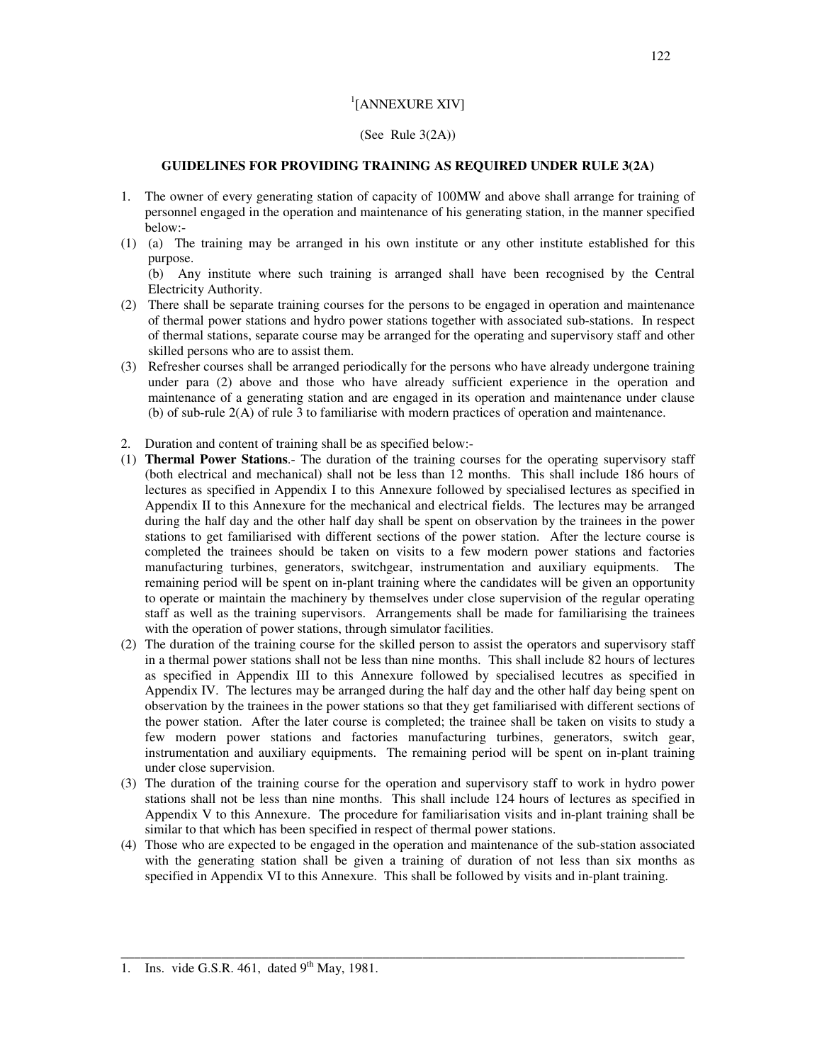[1][ANNEXURE XIV]

(See Rule 3(2A))

**GUIDELINES FOR PROVIDING TRAINING AS REQUIRED UNDER RULE 3(2A)**

1. The owner of every generating station of capacity of 100MW and above shall arrange for training of personnel engaged in the operation and maintenance of his generating station, in the manner specified below:-

(1) (a) The training may be arranged in his own institute or any other institute established for this purpose.

(b) Any institute where such training is arranged shall have been recognised by the Central Electricity Authority.

(2) There shall be separate training courses for the persons to be engaged in operation and maintenance of thermal power stations and hydro power stations together with associated sub-stations. In respect of thermal stations, separate course may be arranged for the operating and supervisory staff and other skilled persons who are to assist them.

(3) Refresher courses shall be arranged periodically for the persons who have already undergone training under para (2) above and those who have already sufficient experience in the operation and maintenance of a generating station and are engaged in its operation and maintenance under clause (b) of sub-rule 2(A) of rule 3 to familiarise with modern practices of operation and maintenance.

2. Duration and content of training shall be as specified below:-

(1) **Thermal Power Stations**.- The duration of the training courses for the operating supervisory staff (both electrical and mechanical) shall not be less than 12 months. This shall include 186 hours of lectures as specified in Appendix I to this Annexure followed by specialised lectures as specified in Appendix II to this Annexure for the mechanical and electrical fields. The lectures may be arranged during the half day and the other half day shall be spent on observation by the trainees in the power stations to get familiarised with different sections of the power station. After the lecture course is completed the trainees should be taken on visits to a few modern power stations and factories manufacturing turbines, generators, switchgear, instrumentation and auxiliary equipments. The remaining period will be spent on in-plant training where the candidates will be given an opportunity to operate or maintain the machinery by themselves under close supervision of the regular operating staff as well as the training supervisors. Arrangements shall be made for familiarising the trainees with the operation of power stations, through simulator facilities.

(2) The duration of the training course for the skilled person to assist the operators and supervisory staff in a thermal power stations shall not be less than nine months. This shall include 82 hours of lectures as specified in Appendix III to this Annexure followed by specialised lecutres as specified in Appendix IV. The lectures may be arranged during the half day and the other half day being spent on observation by the trainees in the power stations so that they get familiarised with different sections of the power station. After the later course is completed; the trainee shall be taken on visits to study a few modern power stations and factories manufacturing turbines, generators, switch gear, instrumentation and auxiliary equipments. The remaining period will be spent on in-plant training under close supervision.

(3) The duration of the training course for the operation and supervisory staff to work in hydro power stations shall not be less than nine months. This shall include 124 hours of lectures as specified in Appendix V to this Annexure. The procedure for familiarisation visits and in-plant training shall be similar to that which has been specified in respect of thermal power stations.

(4) Those who are expected to be engaged in the operation and maintenance of the sub-station associated with the generating station shall be given a training of duration of not less than six months as specified in Appendix VI to this Annexure. This shall be followed by visits and in-plant training.

---

1. Ins. vide G.S.R. 461, dated 9th May, 1981.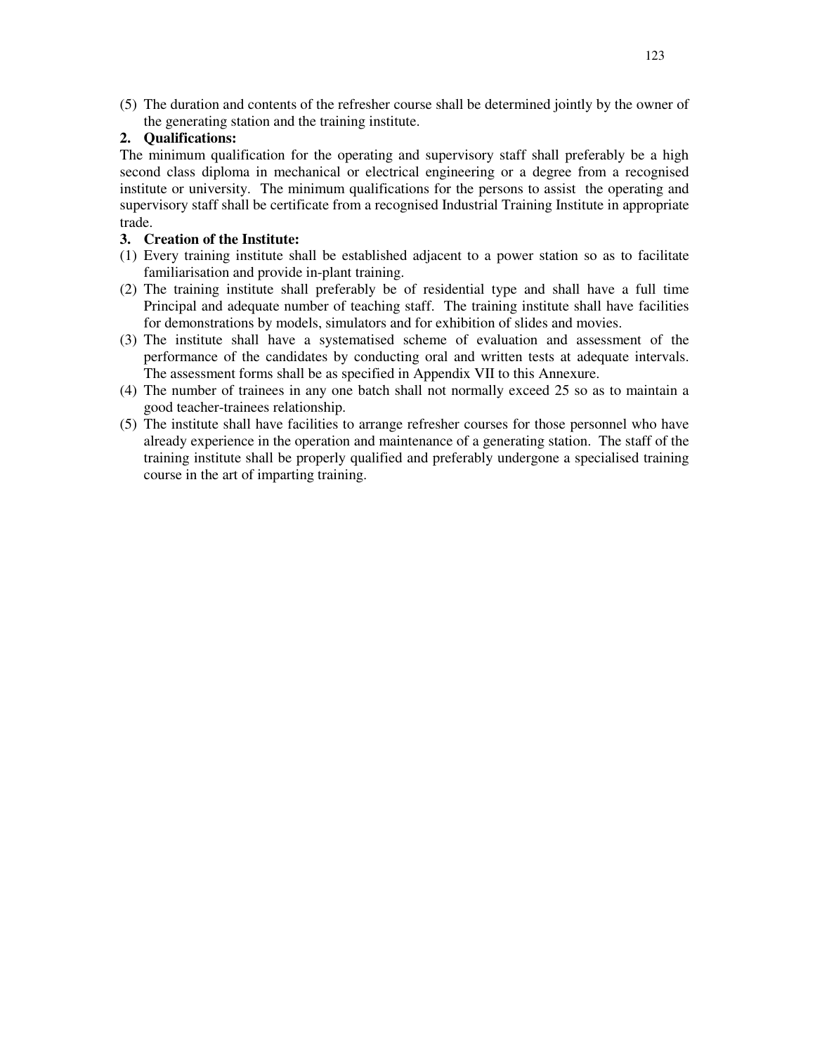(5) The duration and contents of the refresher course shall be determined jointly by the owner of the generating station and the training institute.

**2. Qualifications:**

The minimum qualification for the operating and supervisory staff shall preferably be a high second class diploma in mechanical or electrical engineering or a degree from a recognised institute or university. The minimum qualifications for the persons to assist the operating and supervisory staff shall be certificate from a recognised Industrial Training Institute in appropriate trade.

**3. Creation of the Institute:**

(1) Every training institute shall be established adjacent to a power station so as to facilitate familiarisation and provide in-plant training.

(2) The training institute shall preferably be of residential type and shall have a full time Principal and adequate number of teaching staff. The training institute shall have facilities for demonstrations by models, simulators and for exhibition of slides and movies.

(3) The institute shall have a systematised scheme of evaluation and assessment of the performance of the candidates by conducting oral and written tests at adequate intervals. The assessment forms shall be as specified in Appendix VII to this Annexure.

(4) The number of trainees in any one batch shall not normally exceed 25 so as to maintain a good teacher-trainees relationship.

(5) The institute shall have facilities to arrange refresher courses for those personnel who have already experience in the operation and maintenance of a generating station. The staff of the training institute shall be properly qualified and preferably undergone a specialised training course in the art of imparting training.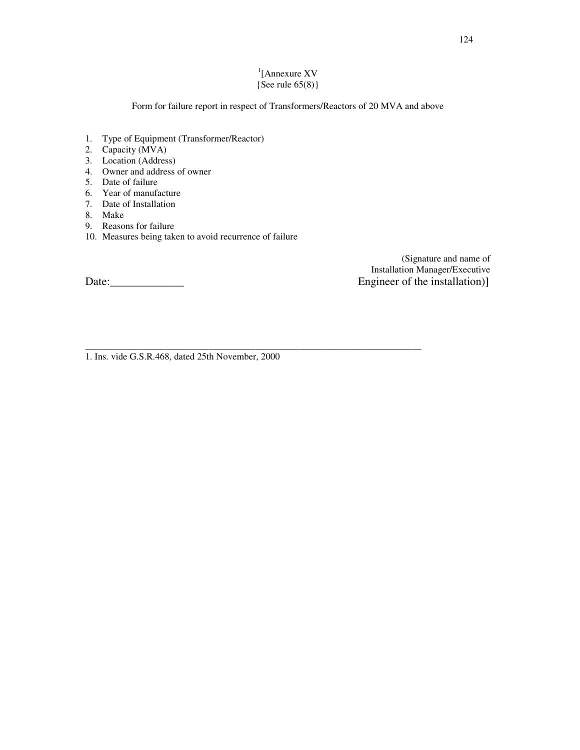[1][Annexure XV
{See rule 65(8)}

Form for failure report in respect of Transformers/Reactors of 20 MVA and above

1. Type of Equipment (Transformer/Reactor)
2. Capacity (MVA)
3. Location (Address)
4. Owner and address of owner
5. Date of failure
6. Year of manufacture
7. Date of Installation
8. Make
9. Reasons for failure
10. Measures being taken to avoid recurrence of failure

(Signature and name of
Installation Manager/Executive
Engineer of the installation)]

Date:_____________

---

1. Ins. vide G.S.R.468, dated 25th November, 2000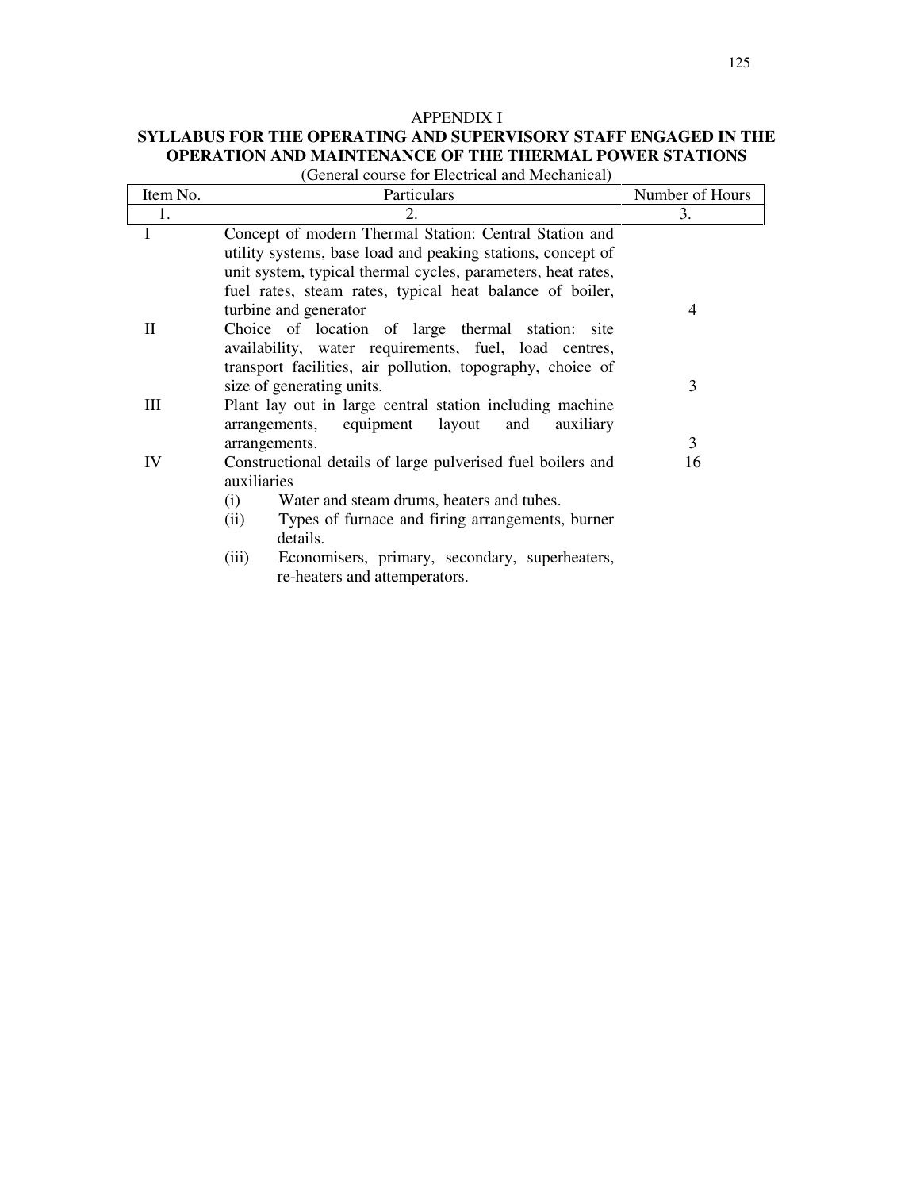# APPENDIX I

## SYLLABUS FOR THE OPERATING AND SUPERVISORY STAFF ENGAGED IN THE OPERATION AND MAINTENANCE OF THE THERMAL POWER STATIONS

(General course for Electrical and Mechanical)

| Item No. | Particulars | Number of Hours |
|---|---|---|
| 1. | 2. | 3. |
| I | Concept of modern Thermal Station: Central Station and utility systems, base load and peaking stations, concept of unit system, typical thermal cycles, parameters, heat rates, fuel rates, steam rates, typical heat balance of boiler, turbine and generator | 4 |
| II | Choice of location of large thermal station: site availability, water requirements, fuel, load centres, transport facilities, air pollution, topography, choice of size of generating units. | 3 |
| III | Plant lay out in large central station including machine arrangements, equipment layout and auxiliary arrangements. | 3 |
| IV | Constructional details of large pulverised fuel boilers and auxiliaries<br>(i) Water and steam drums, heaters and tubes.<br>(ii) Types of furnace and firing arrangements, burner details.<br>(iii) Economisers, primary, secondary, superheaters, re-heaters and attemperators. | 16 |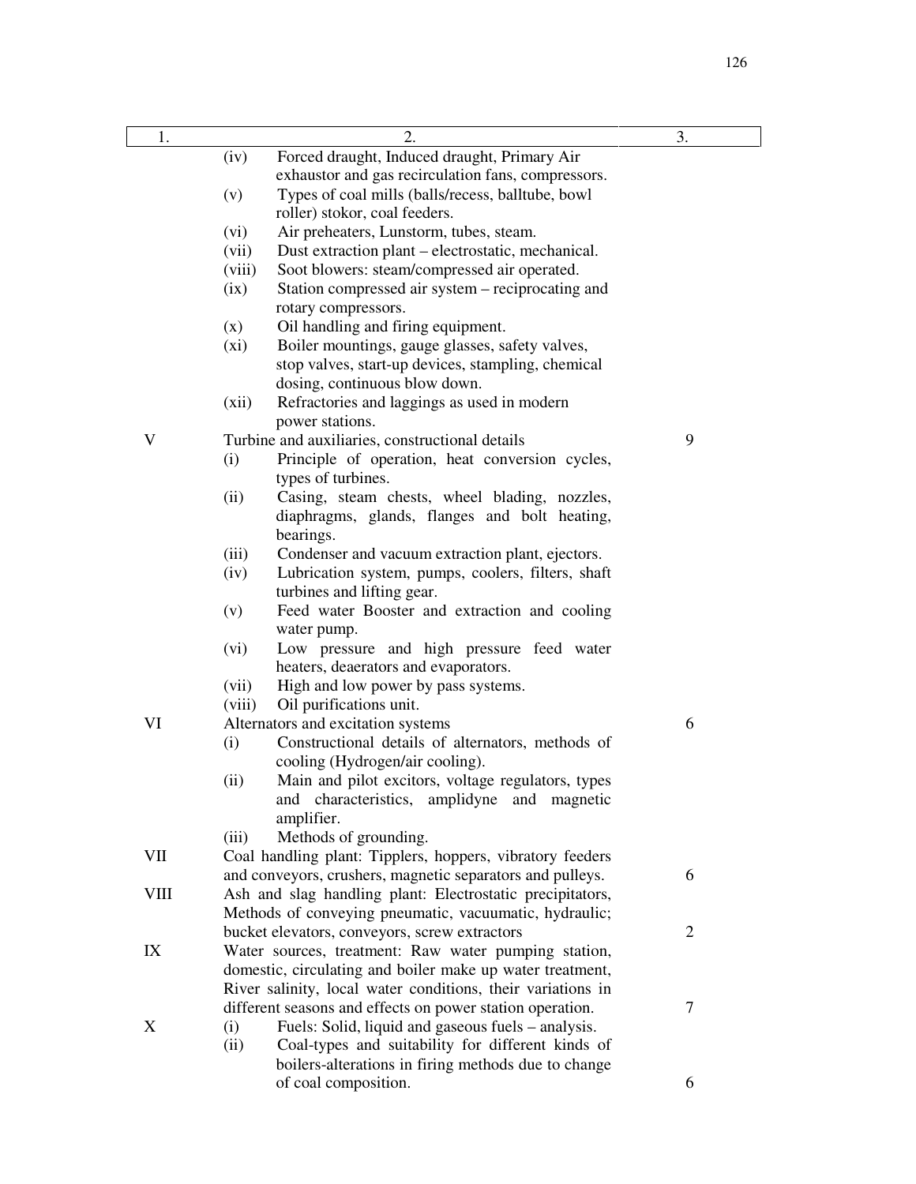| 1. | 2. | 3. |
|---|---|---|
| | (iv) Forced draught, Induced draught, Primary Air exhaustor and gas recirculation fans, compressors. | |
| | (v) Types of coal mills (balls/recess, balltube, bowl roller) stokor, coal feeders. | |
| | (vi) Air preheaters, Lunstorm, tubes, steam. | |
| | (vii) Dust extraction plant – electrostatic, mechanical. | |
| | (viii) Soot blowers: steam/compressed air operated. | |
| | (ix) Station compressed air system – reciprocating and rotary compressors. | |
| | (x) Oil handling and firing equipment. | |
| | (xi) Boiler mountings, gauge glasses, safety valves, stop valves, start-up devices, stampling, chemical dosing, continuous blow down. | |
| | (xii) Refractories and laggings as used in modern power stations. | |
| V | Turbine and auxiliaries, constructional details | 9 |
| | (i) Principle of operation, heat conversion cycles, types of turbines. | |
| | (ii) Casing, steam chests, wheel blading, nozzles, diaphragms, glands, flanges and bolt heating, bearings. | |
| | (iii) Condenser and vacuum extraction plant, ejectors. | |
| | (iv) Lubrication system, pumps, coolers, filters, shaft turbines and lifting gear. | |
| | (v) Feed water Booster and extraction and cooling water pump. | |
| | (vi) Low pressure and high pressure feed water heaters, deaerators and evaporators. | |
| | (vii) High and low power by pass systems. | |
| | (viii) Oil purifications unit. | |
| VI | Alternators and excitation systems | 6 |
| | (i) Constructional details of alternators, methods of cooling (Hydrogen/air cooling). | |
| | (ii) Main and pilot excitors, voltage regulators, types and characteristics, amplidyne and magnetic amplifier. | |
| | (iii) Methods of grounding. | |
| VII | Coal handling plant: Tipplers, hoppers, vibratory feeders and conveyors, crushers, magnetic separators and pulleys. | 6 |
| VIII | Ash and slag handling plant: Electrostatic precipitators, Methods of conveying pneumatic, vacuumatic, hydraulic; bucket elevators, conveyors, screw extractors | 2 |
| IX | Water sources, treatment: Raw water pumping station, domestic, circulating and boiler make up water treatment, River salinity, local water conditions, their variations in different seasons and effects on power station operation. | 7 |
| X | (i) Fuels: Solid, liquid and gaseous fuels – analysis. | |
| | (ii) Coal-types and suitability for different kinds of boilers-alterations in firing methods due to change of coal composition. | 6 |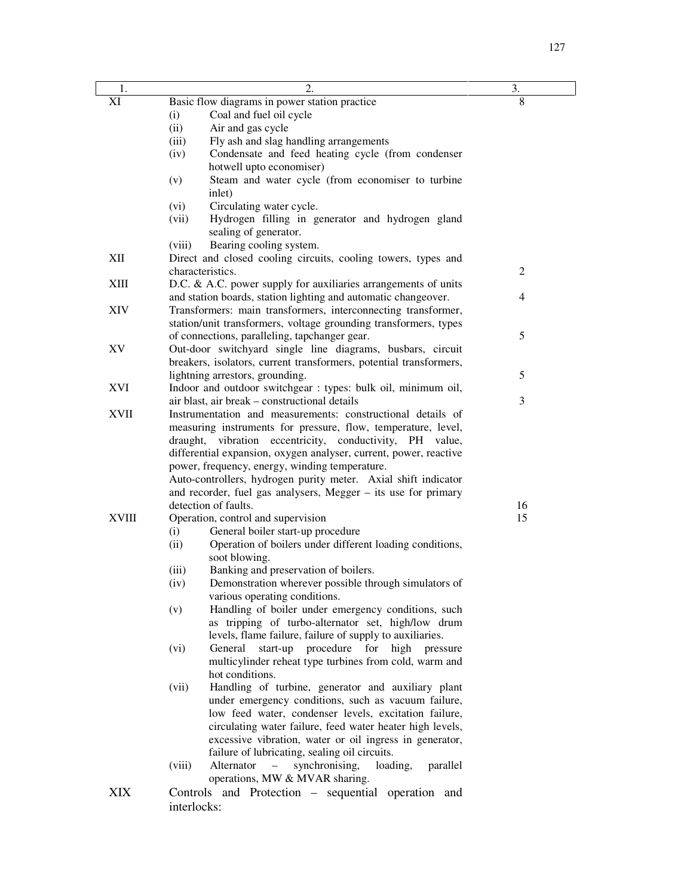| 1. | 2. | 3. |
|---|---|---|
| XI | Basic flow diagrams in power station practice<br>(i) Coal and fuel oil cycle<br>(ii) Air and gas cycle<br>(iii) Fly ash and slag handling arrangements<br>(iv) Condensate and feed heating cycle (from condenser hotwell upto economiser)<br>(v) Steam and water cycle (from economiser to turbine inlet)<br>(vi) Circulating water cycle.<br>(vii) Hydrogen filling in generator and hydrogen gland sealing of generator.<br>(viii) Bearing cooling system. | 8 |
| XII | Direct and closed cooling circuits, cooling towers, types and characteristics. | 2 |
| XIII | D.C. & A.C. power supply for auxiliaries arrangements of units and station boards, station lighting and automatic changeover. | 4 |
| XIV | Transformers: main transformers, interconnecting transformer, station/unit transformers, voltage grounding transformers, types of connections, paralleling, tapchanger gear. | 5 |
| XV | Out-door switchyard single line diagrams, busbars, circuit breakers, isolators, current transformers, potential transformers, lightning arrestors, grounding. | 5 |
| XVI | Indoor and outdoor switchgear : types: bulk oil, minimum oil, air blast, air break – constructional details | 3 |
| XVII | Instrumentation and measurements: constructional details of measuring instruments for pressure, flow, temperature, level, draught, vibration eccentricity, conductivity, PH value, differential expansion, oxygen analyser, current, power, reactive power, frequency, energy, winding temperature.<br>Auto-controllers, hydrogen purity meter. Axial shift indicator and recorder, fuel gas analysers, Megger – its use for primary detection of faults. | 16 |
| XVIII | Operation, control and supervision<br>(i) General boiler start-up procedure<br>(ii) Operation of boilers under different loading conditions, soot blowing.<br>(iii) Banking and preservation of boilers.<br>(iv) Demonstration wherever possible through simulators of various operating conditions.<br>(v) Handling of boiler under emergency conditions, such as tripping of turbo-alternator set, high/low drum levels, flame failure, failure of supply to auxiliaries.<br>(vi) General start-up procedure for high pressure multicylinder reheat type turbines from cold, warm and hot conditions.<br>(vii) Handling of turbine, generator and auxiliary plant under emergency conditions, such as vacuum failure, low feed water, condenser levels, excitation failure, circulating water failure, feed water heater high levels, excessive vibration, water or oil ingress in generator, failure of lubricating, sealing oil circuits.<br>(viii) Alternator – synchronising, loading, parallel operations, MW & MVAR sharing. | 15 |
| XIX | Controls and Protection – sequential operation and interlocks: | |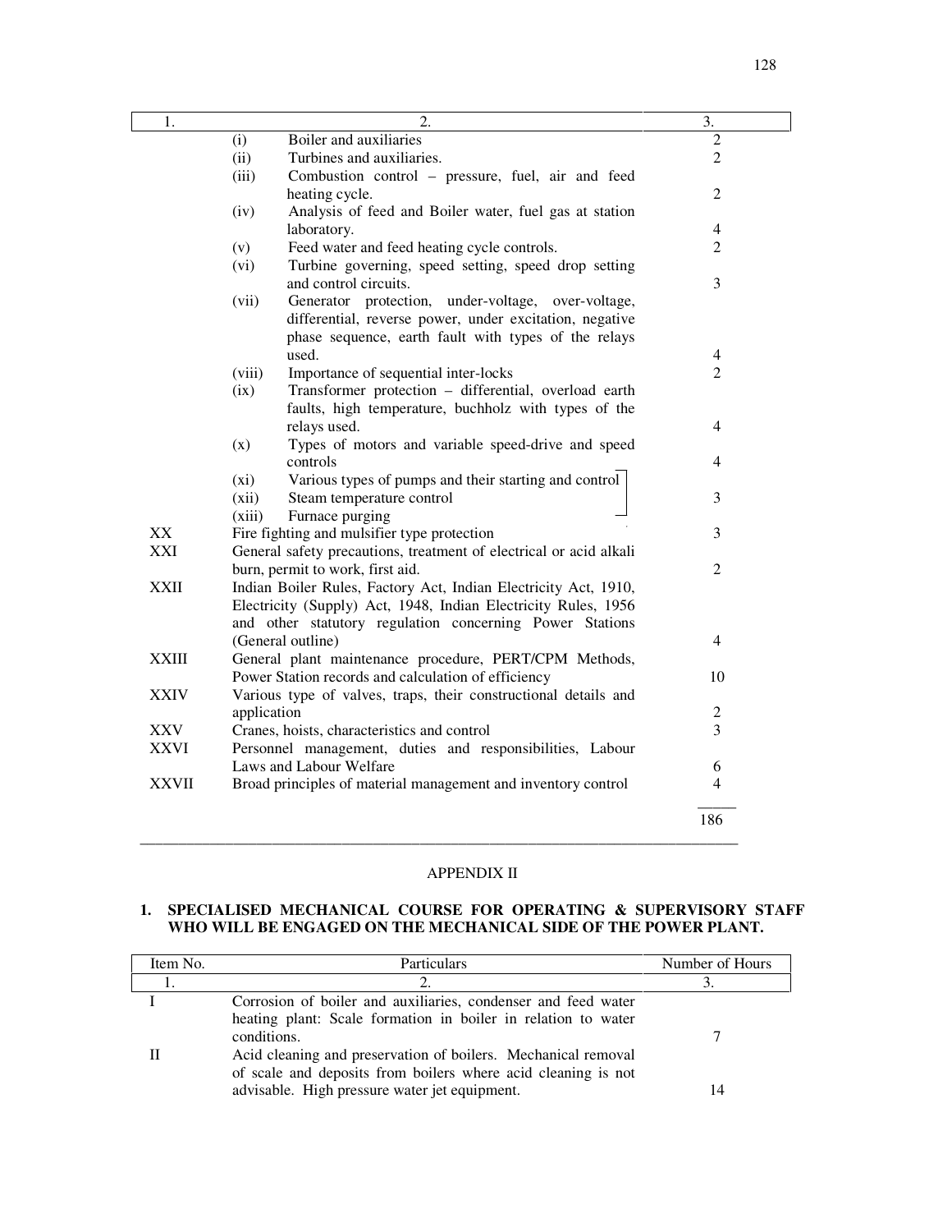| 1. | 2. | 3. |
|---|---|---|
| | (i) Boiler and auxiliaries | 2 |
| | (ii) Turbines and auxiliaries. | 2 |
| | (iii) Combustion control – pressure, fuel, air and feed heating cycle. | 2 |
| | (iv) Analysis of feed and Boiler water, fuel gas at station laboratory. | 4 |
| | (v) Feed water and feed heating cycle controls. | 2 |
| | (vi) Turbine governing, speed setting, speed drop setting and control circuits. | 3 |
| | (vii) Generator protection, under-voltage, over-voltage, differential, reverse power, under excitation, negative phase sequence, earth fault with types of the relays used. | 4 |
| | (viii) Importance of sequential inter-locks | 2 |
| | (ix) Transformer protection – differential, overload earth faults, high temperature, buchholz with types of the relays used. | 4 |
| | (x) Types of motors and variable speed-drive and speed controls | 4 |
| | (xi) Various types of pumps and their starting and control<br>(xii) Steam temperature control<br>(xiii) Furnace purging | 3 |
| XX | Fire fighting and mulsifier type protection | 3 |
| XXI | General safety precautions, treatment of electrical or acid alkali burn, permit to work, first aid. | 2 |
| XXII | Indian Boiler Rules, Factory Act, Indian Electricity Act, 1910, Electricity (Supply) Act, 1948, Indian Electricity Rules, 1956 and other statutory regulation concerning Power Stations (General outline) | 4 |
| XXIII | General plant maintenance procedure, PERT/CPM Methods, Power Station records and calculation of efficiency | 10 |
| XXIV | Various type of valves, traps, their constructional details and application | 2 |
| XXV | Cranes, hoists, characteristics and control | 3 |
| XXVI | Personnel management, duties and responsibilities, Labour Laws and Labour Welfare | 6 |
| XXVII | Broad principles of material management and inventory control | 4 |
| | | 186 |

## APPENDIX II

### 1. SPECIALISED MECHANICAL COURSE FOR OPERATING & SUPERVISORY STAFF WHO WILL BE ENGAGED ON THE MECHANICAL SIDE OF THE POWER PLANT.

| Item No. | Particulars | Number of Hours |
|---|---|---|
| 1. | 2. | 3. |
| I | Corrosion of boiler and auxiliaries, condenser and feed water heating plant: Scale formation in boiler in relation to water conditions. | 7 |
| II | Acid cleaning and preservation of boilers. Mechanical removal of scale and deposits from boilers where acid cleaning is not advisable. High pressure water jet equipment. | 14 |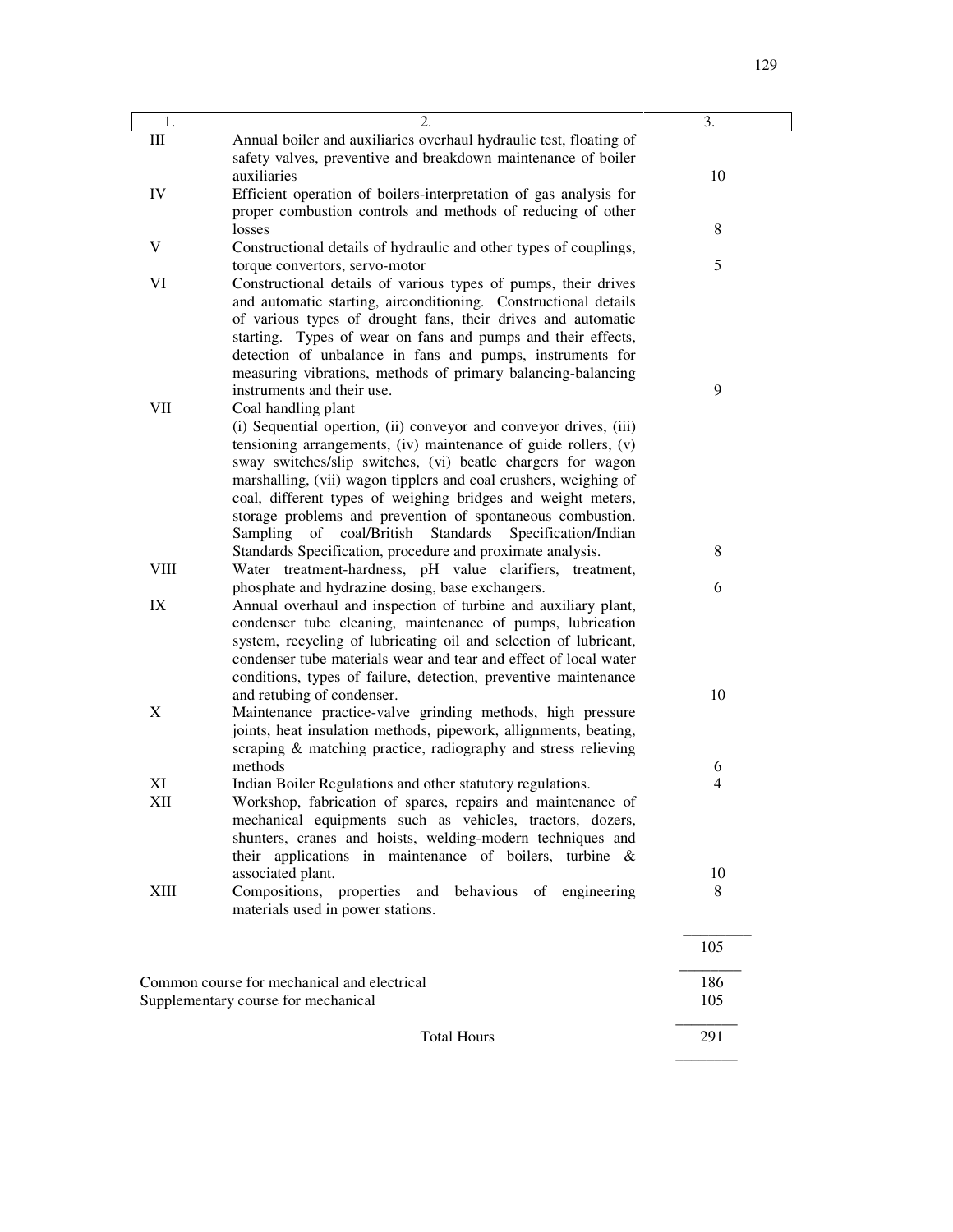| 1. | 2. | 3. |
|---|---|---|
| III | Annual boiler and auxiliaries overhaul hydraulic test, floating of safety valves, preventive and breakdown maintenance of boiler auxiliaries | 10 |
| IV | Efficient operation of boilers-interpretation of gas analysis for proper combustion controls and methods of reducing of other losses | 8 |
| V | Constructional details of hydraulic and other types of couplings, torque convertors, servo-motor | 5 |
| VI | Constructional details of various types of pumps, their drives and automatic starting, airconditioning. Constructional details of various types of drought fans, their drives and automatic starting. Types of wear on fans and pumps and their effects, detection of unbalance in fans and pumps, instruments for measuring vibrations, methods of primary balancing-balancing instruments and their use. | 9 |
| VII | Coal handling plant<br>(i) Sequential opertion, (ii) conveyor and conveyor drives, (iii) tensioning arrangements, (iv) maintenance of guide rollers, (v) sway switches/slip switches, (vi) beatle chargers for wagon marshalling, (vii) wagon tipplers and coal crushers, weighing of coal, different types of weighing bridges and weight meters, storage problems and prevention of spontaneous combustion. Sampling of coal/British Standards Specification/Indian Standards Specification, procedure and proximate analysis. | 8 |
| VIII | Water treatment-hardness, pH value clarifiers, treatment, phosphate and hydrazine dosing, base exchangers. | 6 |
| IX | Annual overhaul and inspection of turbine and auxiliary plant, condenser tube cleaning, maintenance of pumps, lubrication system, recycling of lubricating oil and selection of lubricant, condenser tube materials wear and tear and effect of local water conditions, types of failure, detection, preventive maintenance and retubing of condenser. | 10 |
| X | Maintenance practice-valve grinding methods, high pressure joints, heat insulation methods, pipework, allignments, beating, scraping & matching practice, radiography and stress relieving methods | 6 |
| XI | Indian Boiler Regulations and other statutory regulations. | 4 |
| XII | Workshop, fabrication of spares, repairs and maintenance of mechanical equipments such as vehicles, tractors, dozers, shunters, cranes and hoists, welding-modern techniques and their applications in maintenance of boilers, turbine & associated plant. | 10 |
| XIII | Compositions, properties and behavious of engineering materials used in power stations. | 8 |
| | | 105 |

| | |
|---|---|
| Common course for mechanical and electrical | 186 |
| Supplementary course for mechanical | 105 |
| Total Hours | 291 |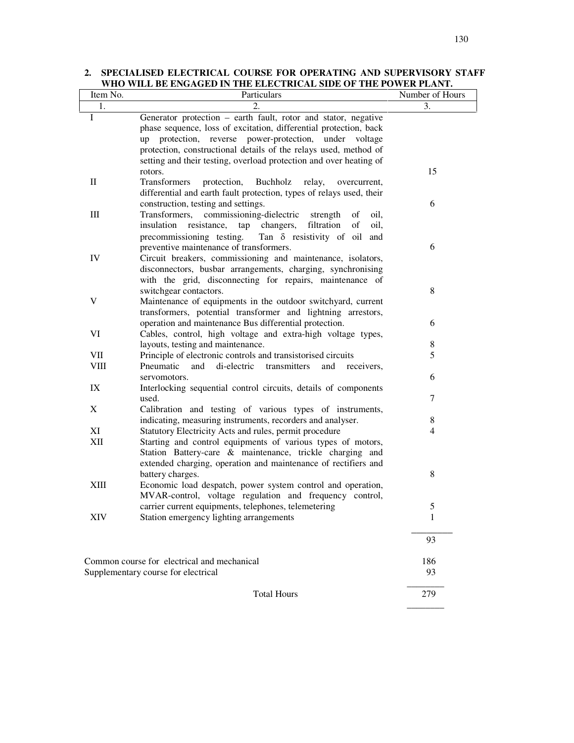## 2. SPECIALISED ELECTRICAL COURSE FOR OPERATING AND SUPERVISORY STAFF WHO WILL BE ENGAGED IN THE ELECTRICAL SIDE OF THE POWER PLANT.

| Item No. | Particulars | Number of Hours |
|---|---|---|
| 1. | 2. | 3. |
| I | Generator protection – earth fault, rotor and stator, negative phase sequence, loss of excitation, differential protection, back up protection, reverse power-protection, under voltage protection, constructional details of the relays used, method of setting and their testing, overload protection and over heating of rotors. | 15 |
| II | Transformers protection, Buchholz relay, overcurrent, differential and earth fault protection, types of relays used, their construction, testing and settings. | 6 |
| III | Transformers, commissioning-dielectric strength of oil, insulation resistance, tap changers, filtration of oil, precommissioning testing. Tan $\delta$ resistivity of oil and preventive maintenance of transformers. | 6 |
| IV | Circuit breakers, commissioning and maintenance, isolators, disconnectors, busbar arrangements, charging, synchronising with the grid, disconnecting for repairs, maintenance of switchgear contactors. | 8 |
| V | Maintenance of equipments in the outdoor switchyard, current transformers, potential transformer and lightning arrestors, operation and maintenance Bus differential protection. | 6 |
| VI | Cables, control, high voltage and extra-high voltage types, layouts, testing and maintenance. | 8 |
| VII | Principle of electronic controls and transistorised circuits | 5 |
| VIII | Pneumatic and di-electric transmitters and receivers, servomotors. | 6 |
| IX | Interlocking sequential control circuits, details of components used. | 7 |
| X | Calibration and testing of various types of instruments, indicating, measuring instruments, recorders and analyser. | 8 |
| XI | Statutory Electricity Acts and rules, permit procedure | 4 |
| XII | Starting and control equipments of various types of motors, Station Battery-care & maintenance, trickle charging and extended charging, operation and maintenance of rectifiers and battery charges. | 8 |
| XIII | Economic load despatch, power system control and operation, MVAR-control, voltage regulation and frequency control, carrier current equipments, telephones, telemetering | 5 |
| XIV | Station emergency lighting arrangements | 1 |
| | | 93 |

| | |
|---|---|
| Common course for electrical and mechanical | 186 |
| Supplementary course for electrical | 93 |
| Total Hours | 279 |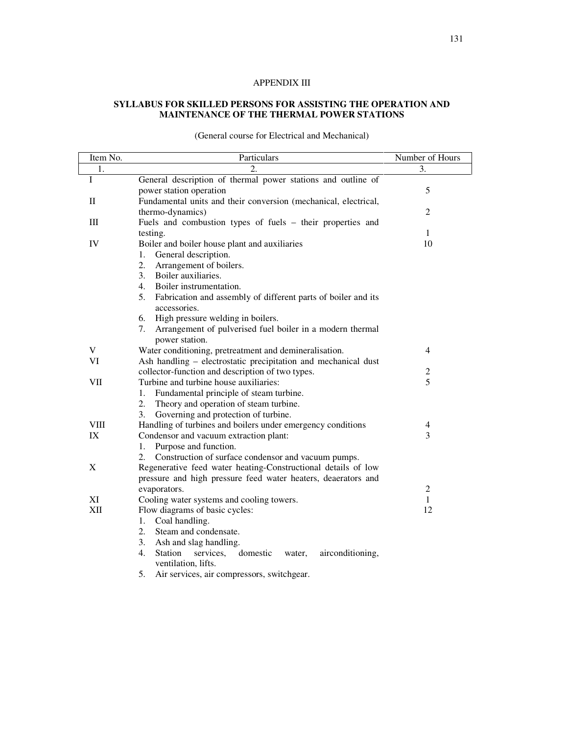# APPENDIX III

## SYLLABUS FOR SKILLED PERSONS FOR ASSISTING THE OPERATION AND MAINTENANCE OF THE THERMAL POWER STATIONS

(General course for Electrical and Mechanical)

| Item No. | Particulars | Number of Hours |
|---|---|---|
| 1. | 2. | 3. |
| I | General description of thermal power stations and outline of power station operation | 5 |
| II | Fundamental units and their conversion (mechanical, electrical, thermo-dynamics) | 2 |
| III | Fuels and combustion types of fuels – their properties and testing. | 1 |
| IV | Boiler and boiler house plant and auxiliaries<br>1. General description.<br>2. Arrangement of boilers.<br>3. Boiler auxiliaries.<br>4. Boiler instrumentation.<br>5. Fabrication and assembly of different parts of boiler and its accessories.<br>6. High pressure welding in boilers.<br>7. Arrangement of pulverised fuel boiler in a modern thermal power station. | 10 |
| V | Water conditioning, pretreatment and demineralisation. | 4 |
| VI | Ash handling – electrostatic precipitation and mechanical dust collector-function and description of two types. | 2 |
| VII | Turbine and turbine house auxiliaries:<br>1. Fundamental principle of steam turbine.<br>2. Theory and operation of steam turbine.<br>3. Governing and protection of turbine. | 5 |
| VIII | Handling of turbines and boilers under emergency conditions | 4 |
| IX | Condensor and vacuum extraction plant:<br>1. Purpose and function.<br>2. Construction of surface condensor and vacuum pumps. | 3 |
| X | Regenerative feed water heating-Constructional details of low pressure and high pressure feed water heaters, deaerators and evaporators. | 2 |
| XI | Cooling water systems and cooling towers. | 1 |
| XII | Flow diagrams of basic cycles:<br>1. Coal handling.<br>2. Steam and condensate.<br>3. Ash and slag handling.<br>4. Station services, domestic water, airconditioning, ventilation, lifts.<br>5. Air services, air compressors, switchgear. | 12 |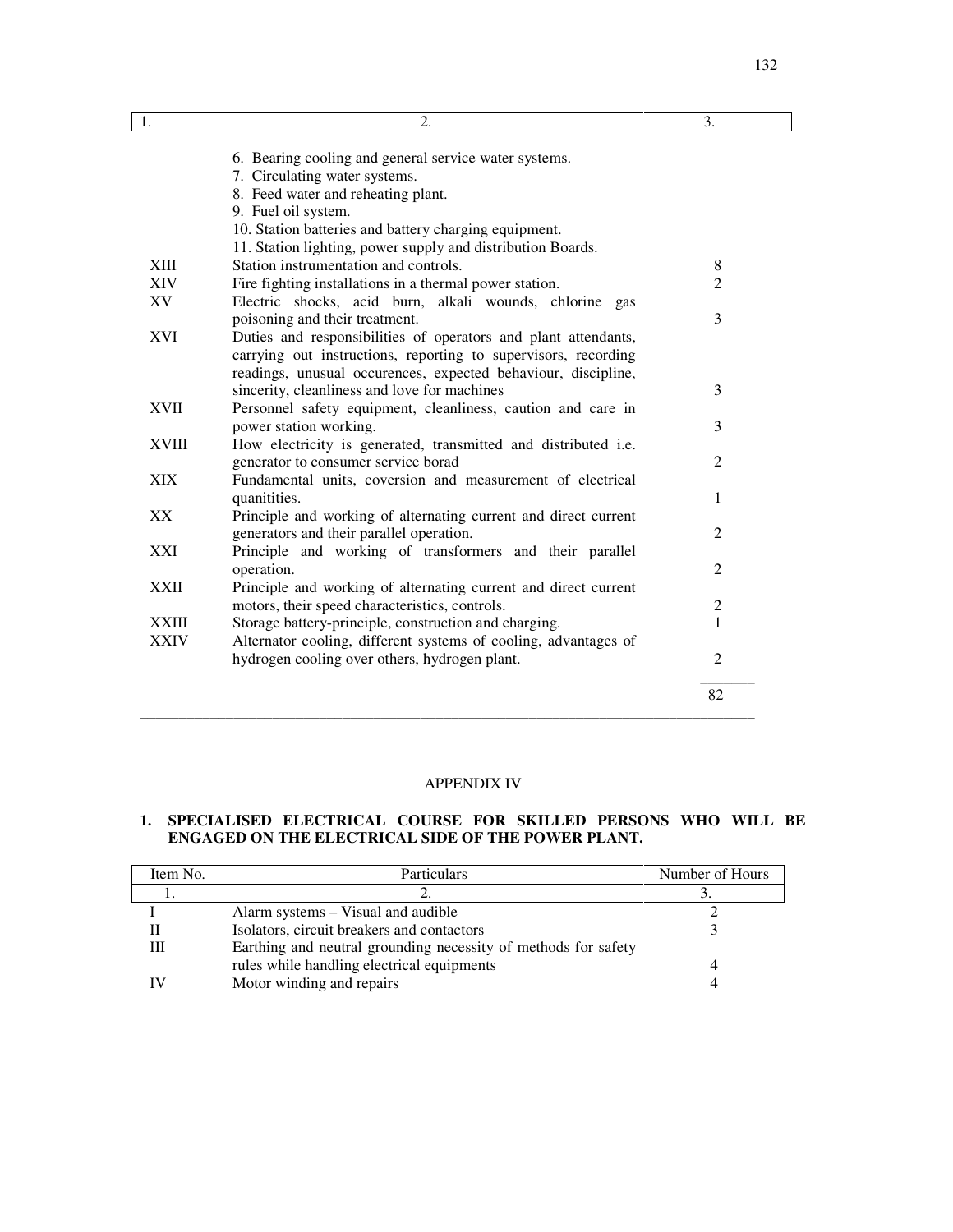| 1. | 2. | 3. |
|---|---|---|
| | 6. Bearing cooling and general service water systems. | |
| | 7. Circulating water systems. | |
| | 8. Feed water and reheating plant. | |
| | 9. Fuel oil system. | |
| | 10. Station batteries and battery charging equipment. | |
| | 11. Station lighting, power supply and distribution Boards. | |
| XIII | Station instrumentation and controls. | 8 |
| XIV | Fire fighting installations in a thermal power station. | 2 |
| XV | Electric shocks, acid burn, alkali wounds, chlorine gas poisoning and their treatment. | 3 |
| XVI | Duties and responsibilities of operators and plant attendants, carrying out instructions, reporting to supervisors, recording readings, unusual occurences, expected behaviour, discipline, sincerity, cleanliness and love for machines | 3 |
| XVII | Personnel safety equipment, cleanliness, caution and care in power station working. | 3 |
| XVIII | How electricity is generated, transmitted and distributed i.e. generator to consumer service borad | 2 |
| XIX | Fundamental units, coversion and measurement of electrical quanitities. | 1 |
| XX | Principle and working of alternating current and direct current generators and their parallel operation. | 2 |
| XXI | Principle and working of transformers and their parallel operation. | 2 |
| XXII | Principle and working of alternating current and direct current motors, their speed characteristics, controls. | 2 |
| XXIII | Storage battery-principle, construction and charging. | 1 |
| XXIV | Alternator cooling, different systems of cooling, advantages of hydrogen cooling over others, hydrogen plant. | 2 |
| | | 82 |

APPENDIX IV

**1. SPECIALISED ELECTRICAL COURSE FOR SKILLED PERSONS WHO WILL BE ENGAGED ON THE ELECTRICAL SIDE OF THE POWER PLANT.**

| Item No. | Particulars | Number of Hours |
|---|---|---|
| 1. | 2. | 3. |
| I | Alarm systems – Visual and audible | 2 |
| II | Isolators, circuit breakers and contactors | 3 |
| III | Earthing and neutral grounding necessity of methods for safety rules while handling electrical equipments | 4 |
| IV | Motor winding and repairs | 4 |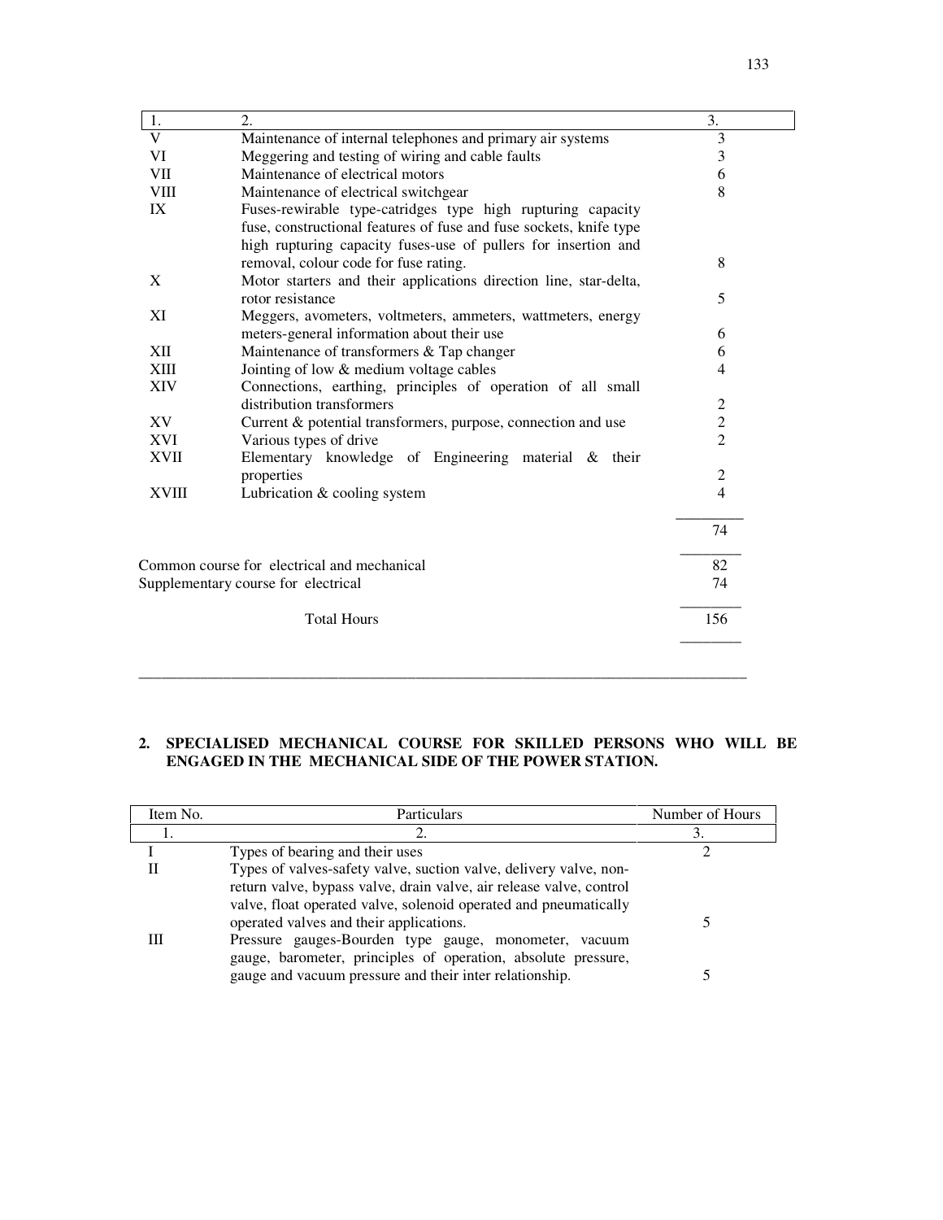| 1. | 2. | 3. |
|---|---|---|
| V | Maintenance of internal telephones and primary air systems | 3 |
| VI | Meggering and testing of wiring and cable faults | 3 |
| VII | Maintenance of electrical motors | 6 |
| VIII | Maintenance of electrical switchgear | 8 |
| IX | Fuses-rewirable type-catridges type high rupturing capacity fuse, constructional features of fuse and fuse sockets, knife type high rupturing capacity fuses-use of pullers for insertion and removal, colour code for fuse rating. | 8 |
| X | Motor starters and their applications direction line, star-delta, rotor resistance | 5 |
| XI | Meggers, avometers, voltmeters, ammeters, wattmeters, energy meters-general information about their use | 6 |
| XII | Maintenance of transformers & Tap changer | 6 |
| XIII | Jointing of low & medium voltage cables | 4 |
| XIV | Connections, earthing, principles of operation of all small distribution transformers | 2 |
| XV | Current & potential transformers, purpose, connection and use | 2 |
| XVI | Various types of drive | 2 |
| XVII | Elementary knowledge of Engineering material & their properties | 2 |
| XVIII | Lubrication & cooling system | 4 |
| | | 74 |

| | |
|---|---|
| Common course for electrical and mechanical | 82 |
| Supplementary course for electrical | 74 |
| Total Hours | 156 |

---

**2. SPECIALISED MECHANICAL COURSE FOR SKILLED PERSONS WHO WILL BE ENGAGED IN THE MECHANICAL SIDE OF THE POWER STATION.**

| Item No. | Particulars | Number of Hours |
|---|---|---|
| 1. | 2. | 3. |
| I | Types of bearing and their uses | 2 |
| II | Types of valves-safety valve, suction valve, delivery valve, non-return valve, bypass valve, drain valve, air release valve, control valve, float operated valve, solenoid operated and pneumatically operated valves and their applications. | 5 |
| III | Pressure gauges-Bourden type gauge, monometer, vacuum gauge, barometer, principles of operation, absolute pressure, gauge and vacuum pressure and their inter relationship. | 5 |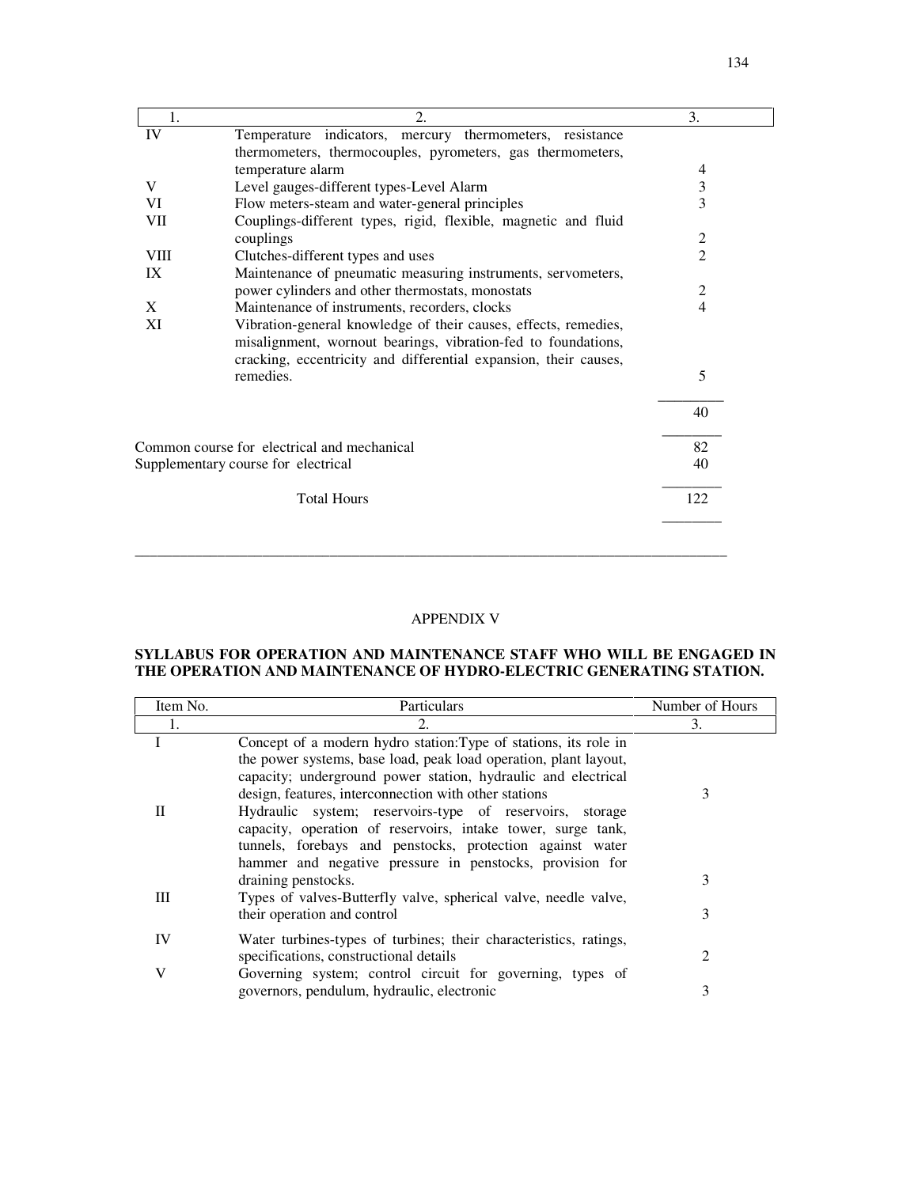| 1. | 2. | 3. |
|---|---|---|
| IV | Temperature indicators, mercury thermometers, resistance thermometers, thermocouples, pyrometers, gas thermometers, temperature alarm | 4 |
| V | Level gauges-different types-Level Alarm | 3 |
| VI | Flow meters-steam and water-general principles | 3 |
| VII | Couplings-different types, rigid, flexible, magnetic and fluid couplings | 2 |
| VIII | Clutches-different types and uses | 2 |
| IX | Maintenance of pneumatic measuring instruments, servometers, power cylinders and other thermostats, monostats | 2 |
| X | Maintenance of instruments, recorders, clocks | 4 |
| XI | Vibration-general knowledge of their causes, effects, remedies, misalignment, wornout bearings, vibration-fed to foundations, cracking, eccentricity and differential expansion, their causes, remedies. | 5 |
| | | 40 |

| | |
|---|---|
| Common course for electrical and mechanical | 82 |
| Supplementary course for electrical | 40 |
| Total Hours | 122 |

## APPENDIX V

**SYLLABUS FOR OPERATION AND MAINTENANCE STAFF WHO WILL BE ENGAGED IN THE OPERATION AND MAINTENANCE OF HYDRO-ELECTRIC GENERATING STATION.**

| Item No. | Particulars | Number of Hours |
|---|---|---|
| 1. | 2. | 3. |
| I | Concept of a modern hydro station:Type of stations, its role in the power systems, base load, peak load operation, plant layout, capacity; underground power station, hydraulic and electrical design, features, interconnection with other stations | 3 |
| II | Hydraulic system; reservoirs-type of reservoirs, storage capacity, operation of reservoirs, intake tower, surge tank, tunnels, forebays and penstocks, protection against water hammer and negative pressure in penstocks, provision for draining penstocks. | 3 |
| III | Types of valves-Butterfly valve, spherical valve, needle valve, their operation and control | 3 |
| IV | Water turbines-types of turbines; their characteristics, ratings, specifications, constructional details | 2 |
| V | Governing system; control circuit for governing, types of governors, pendulum, hydraulic, electronic | 3 |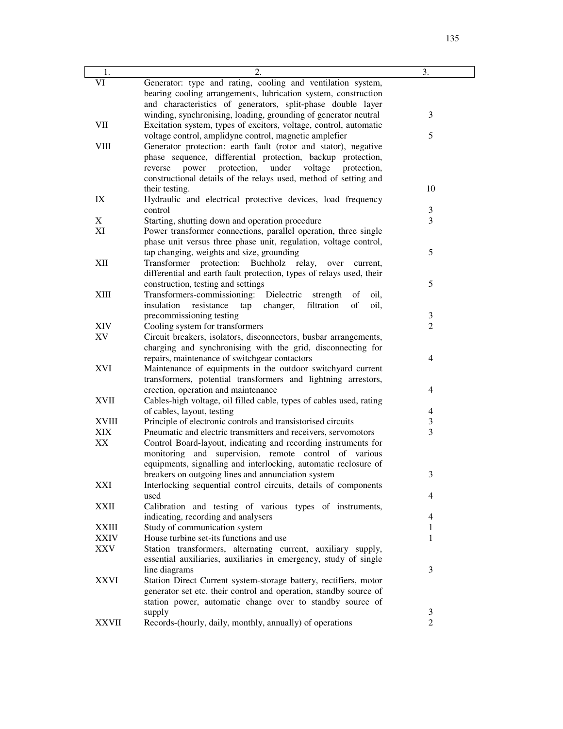| 1. | 2. | 3. |
|---|---|---|
| VI | Generator: type and rating, cooling and ventilation system, bearing cooling arrangements, lubrication system, construction and characteristics of generators, split-phase double layer winding, synchronising, loading, grounding of generator neutral | 3 |
| VII | Excitation system, types of excitors, voltage, control, automatic voltage control, amplidyne control, magnetic amplefier | 5 |
| VIII | Generator protection: earth fault (rotor and stator), negative phase sequence, differential protection, backup protection, reverse power protection, under voltage protection, constructional details of the relays used, method of setting and their testing. | 10 |
| IX | Hydraulic and electrical protective devices, load frequency control | 3 |
| X | Starting, shutting down and operation procedure | 3 |
| XI | Power transformer connections, parallel operation, three single phase unit versus three phase unit, regulation, voltage control, tap changing, weights and size, grounding | 5 |
| XII | Transformer protection: Buchholz relay, over current, differential and earth fault protection, types of relays used, their construction, testing and settings | 5 |
| XIII | Transformers-commissioning: Dielectric strength of oil, insulation resistance tap changer, filtration of oil, precommissioning testing | 3 |
| XIV | Cooling system for transformers | 2 |
| XV | Circuit breakers, isolators, disconnectors, busbar arrangements, charging and synchronising with the grid, disconnecting for repairs, maintenance of switchgear contactors | 4 |
| XVI | Maintenance of equipments in the outdoor switchyard current transformers, potential transformers and lightning arrestors, erection, operation and maintenance | 4 |
| XVII | Cables-high voltage, oil filled cable, types of cables used, rating of cables, layout, testing | 4 |
| XVIII | Principle of electronic controls and transistorised circuits | 3 |
| XIX | Pneumatic and electric transmitters and receivers, servomotors | 3 |
| XX | Control Board-layout, indicating and recording instruments for monitoring and supervision, remote control of various equipments, signalling and interlocking, automatic reclosure of breakers on outgoing lines and annunciation system | 3 |
| XXI | Interlocking sequential control circuits, details of components used | 4 |
| XXII | Calibration and testing of various types of instruments, indicating, recording and analysers | 4 |
| XXIII | Study of communication system | 1 |
| XXIV | House turbine set-its functions and use | 1 |
| XXV | Station transformers, alternating current, auxiliary supply, essential auxiliaries, auxiliaries in emergency, study of single line diagrams | 3 |
| XXVI | Station Direct Current system-storage battery, rectifiers, motor generator set etc. their control and operation, standby source of station power, automatic change over to standby source of supply | 3 |
| XXVII | Records-(hourly, daily, monthly, annually) of operations | 2 |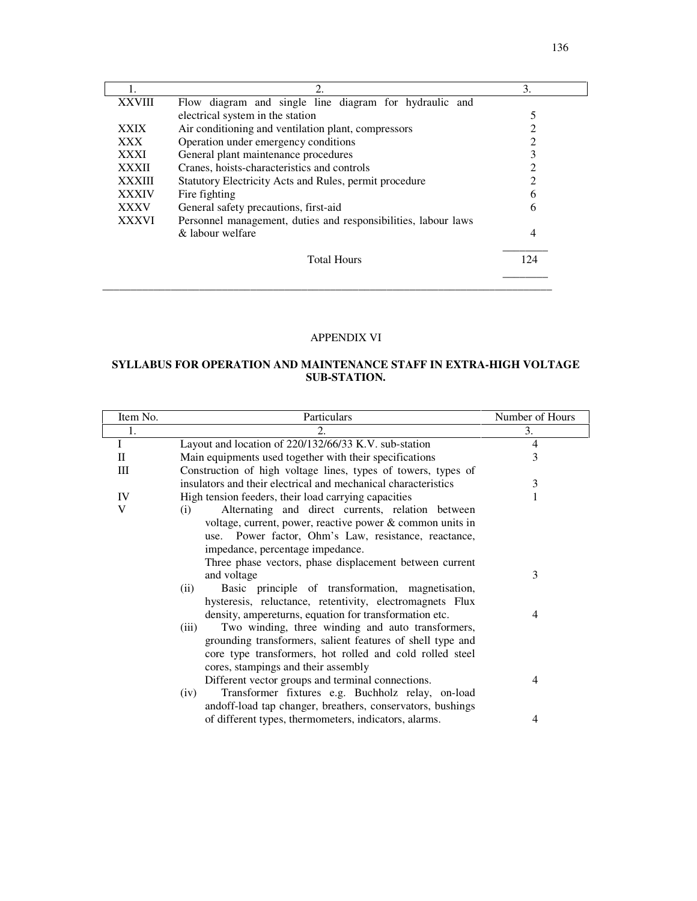| 1. | 2. | 3. |
|---|---|---|
| XXVIII | Flow diagram and single line diagram for hydraulic and electrical system in the station | 5 |
| XXIX | Air conditioning and ventilation plant, compressors | 2 |
| XXX | Operation under emergency conditions | 2 |
| XXXI | General plant maintenance procedures | 3 |
| XXXII | Cranes, hoists-characteristics and controls | 2 |
| XXXIII | Statutory Electricity Acts and Rules, permit procedure | 2 |
| XXXIV | Fire fighting | 6 |
| XXXV | General safety precautions, first-aid | 6 |
| XXXVI | Personnel management, duties and responsibilities, labour laws & labour welfare | 4 |
| | Total Hours | 124 |

APPENDIX VI

**SYLLABUS FOR OPERATION AND MAINTENANCE STAFF IN EXTRA-HIGH VOLTAGE SUB-STATION.**

| Item No. | Particulars | Number of Hours |
|---|---|---|
| 1. | 2. | 3. |
| I | Layout and location of 220/132/66/33 K.V. sub-station | 4 |
| II | Main equipments used together with their specifications | 3 |
| III | Construction of high voltage lines, types of towers, types of insulators and their electrical and mechanical characteristics | 3 |
| IV | High tension feeders, their load carrying capacities | 1 |
| V | (i) Alternating and direct currents, relation between voltage, current, power, reactive power & common units in use. Power factor, Ohm's Law, resistance, reactance, impedance, percentage impedance. Three phase vectors, phase displacement between current and voltage | 3 |
| | (ii) Basic principle of transformation, magnetisation, hysteresis, reluctance, retentivity, electromagnets Flux density, ampereturns, equation for transformation etc. | 4 |
| | (iii) Two winding, three winding and auto transformers, grounding transformers, salient features of shell type and core type transformers, hot rolled and cold rolled steel cores, stampings and their assembly Different vector groups and terminal connections. | 4 |
| | (iv) Transformer fixtures e.g. Buchholz relay, on-load andoff-load tap changer, breathers, conservators, bushings of different types, thermometers, indicators, alarms. | 4 |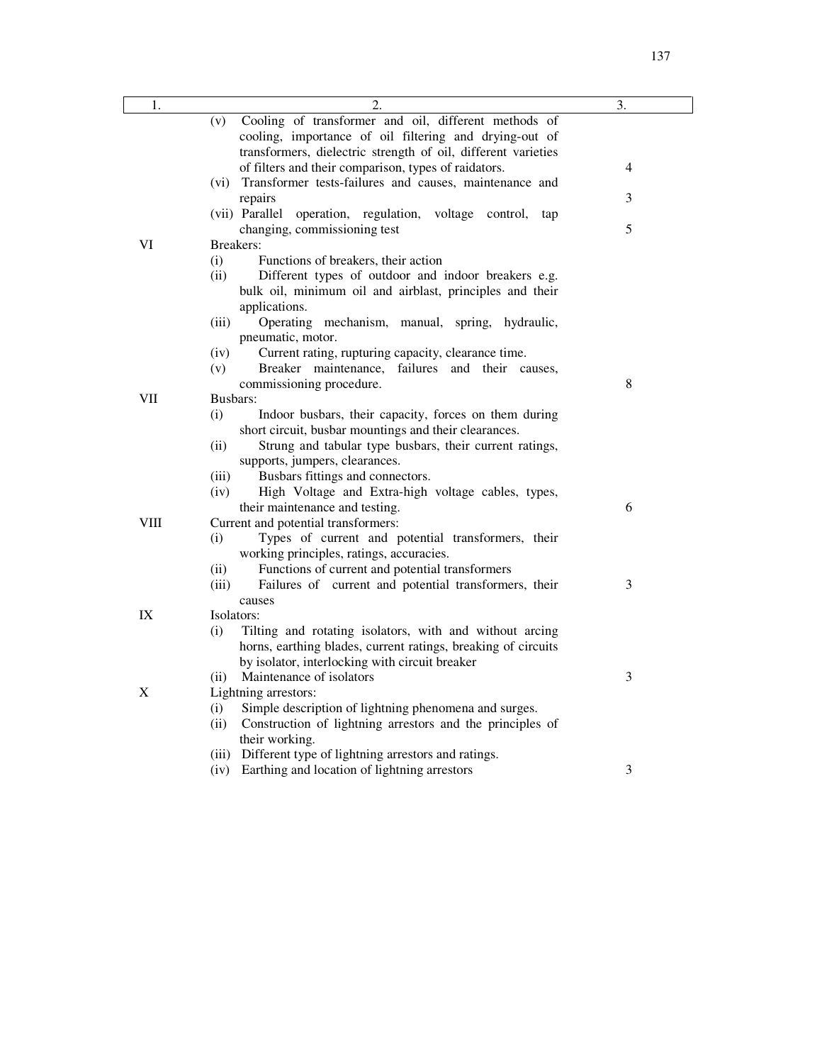| 1. | 2. | 3. |
|---|---|---|
| | (v) Cooling of transformer and oil, different methods of cooling, importance of oil filtering and drying-out of transformers, dielectric strength of oil, different varieties of filters and their comparison, types of raidators. | 4 |
| | (vi) Transformer tests-failures and causes, maintenance and repairs | 3 |
| | (vii) Parallel operation, regulation, voltage control, tap changing, commissioning test | 5 |
| VI | Breakers:<br>(i) Functions of breakers, their action<br>(ii) Different types of outdoor and indoor breakers e.g. bulk oil, minimum oil and airblast, principles and their applications.<br>(iii) Operating mechanism, manual, spring, hydraulic, pneumatic, motor.<br>(iv) Current rating, rupturing capacity, clearance time.<br>(v) Breaker maintenance, failures and their causes, commissioning procedure. | 8 |
| VII | Busbars:<br>(i) Indoor busbars, their capacity, forces on them during short circuit, busbar mountings and their clearances.<br>(ii) Strung and tabular type busbars, their current ratings, supports, jumpers, clearances.<br>(iii) Busbars fittings and connectors.<br>(iv) High Voltage and Extra-high voltage cables, types, their maintenance and testing. | 6 |
| VIII | Current and potential transformers:<br>(i) Types of current and potential transformers, their working principles, ratings, accuracies.<br>(ii) Functions of current and potential transformers<br>(iii) Failures of current and potential transformers, their causes | 3 |
| IX | Isolators:<br>(i) Tilting and rotating isolators, with and without arcing horns, earthing blades, current ratings, breaking of circuits by isolator, interlocking with circuit breaker<br>(ii) Maintenance of isolators | 3 |
| X | Lightning arrestors:<br>(i) Simple description of lightning phenomena and surges.<br>(ii) Construction of lightning arrestors and the principles of their working.<br>(iii) Different type of lightning arrestors and ratings.<br>(iv) Earthing and location of lightning arrestors | 3 |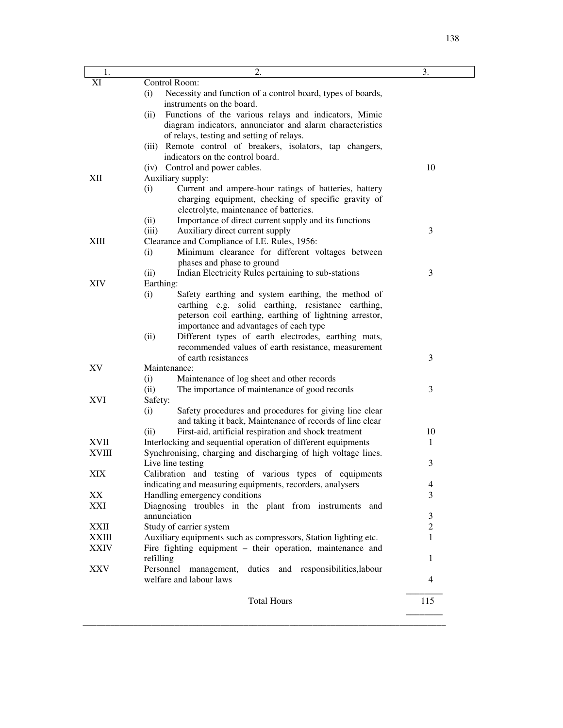| 1. | 2. | 3. |
|---|---|---|
| XI | Control Room:<br>(i) Necessity and function of a control board, types of boards, instruments on the board.<br>(ii) Functions of the various relays and indicators, Mimic diagram indicators, annunciator and alarm characteristics of relays, testing and setting of relays.<br>(iii) Remote control of breakers, isolators, tap changers, indicators on the control board.<br>(iv) Control and power cables. | 10 |
| XII | Auxiliary supply:<br>(i) Current and ampere-hour ratings of batteries, battery charging equipment, checking of specific gravity of electrolyte, maintenance of batteries.<br>(ii) Importance of direct current supply and its functions<br>(iii) Auxiliary direct current supply | 3 |
| XIII | Clearance and Compliance of I.E. Rules, 1956:<br>(i) Minimum clearance for different voltages between phases and phase to ground<br>(ii) Indian Electricity Rules pertaining to sub-stations | 3 |
| XIV | Earthing:<br>(i) Safety earthing and system earthing, the method of earthing e.g. solid earthing, resistance earthing, peterson coil earthing, earthing of lightning arrestor, importance and advantages of each type<br>(ii) Different types of earth electrodes, earthing mats, recommended values of earth resistance, measurement of earth resistances | 3 |
| XV | Maintenance:<br>(i) Maintenance of log sheet and other records<br>(ii) The importance of maintenance of good records | 3 |
| XVI | Safety:<br>(i) Safety procedures and procedures for giving line clear and taking it back, Maintenance of records of line clear<br>(ii) First-aid, artificial respiration and shock treatment | 10 |
| XVII | Interlocking and sequential operation of different equipments | 1 |
| XVIII | Synchronising, charging and discharging of high voltage lines. Live line testing | 3 |
| XIX | Calibration and testing of various types of equipments indicating and measuring equipments, recorders, analysers | 4 |
| XX | Handling emergency conditions | 3 |
| XXI | Diagnosing troubles in the plant from instruments and annunciation | 3 |
| XXII | Study of carrier system | 2 |
| XXIII | Auxiliary equipments such as compressors, Station lighting etc. | 1 |
| XXIV | Fire fighting equipment – their operation, maintenance and refilling | 1 |
| XXV | Personnel management, duties and responsibilities,labour welfare and labour laws | 4 |
| | Total Hours | 115 |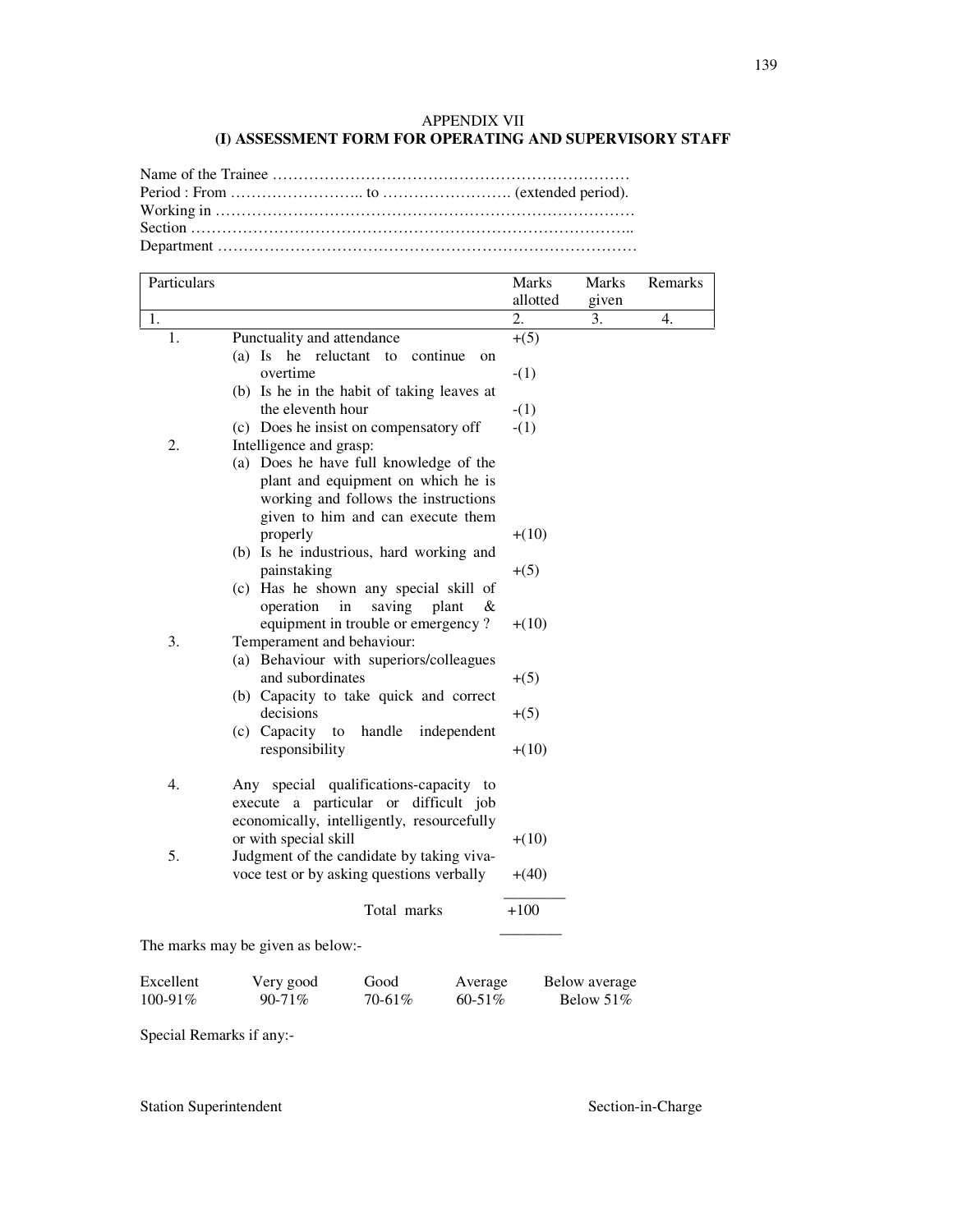# APPENDIX VII

## (I) ASSESSMENT FORM FOR OPERATING AND SUPERVISORY STAFF

Name of the Trainee ……………………………………………………………
Period : From …………………….. to ……………………. (extended period).
Working in ………………………………………………………………………
Section …………………………………………………………………………..
Department ………………………………………………………………………

| Particulars | | Marks allotted | Marks given | Remarks |
|---|---|---|---|---|
| 1. | | 2. | 3. | 4. |
| 1. | Punctuality and attendance | +(5) | | |
| | (a) Is he reluctant to continue on overtime | -(1) | | |
| | (b) Is he in the habit of taking leaves at the eleventh hour | -(1) | | |
| | (c) Does he insist on compensatory off | -(1) | | |
| 2. | Intelligence and grasp: | | | |
| | (a) Does he have full knowledge of the plant and equipment on which he is working and follows the instructions given to him and can execute them properly | +(10) | | |
| | (b) Is he industrious, hard working and painstaking | +(5) | | |
| | (c) Has he shown any special skill of operation in saving plant & equipment in trouble or emergency ? | +(10) | | |
| 3. | Temperament and behaviour: | | | |
| | (a) Behaviour with superiors/colleagues and subordinates | +(5) | | |
| | (b) Capacity to take quick and correct decisions | +(5) | | |
| | (c) Capacity to handle independent responsibility | +(10) | | |
| 4. | Any special qualifications-capacity to execute a particular or difficult job economically, intelligently, resourcefully or with special skill | +(10) | | |
| 5. | Judgment of the candidate by taking viva-voce test or by asking questions verbally | +(40) | | |
| | Total marks | +100 | | |

The marks may be given as below:-

| Excellent | Very good | Good | Average | Below average |
|---|---|---|---|---|
| 100-91% | 90-71% | 70-61% | 60-51% | Below 51% |

Special Remarks if any:-

Station Superintendent                                                                 Section-in-Charge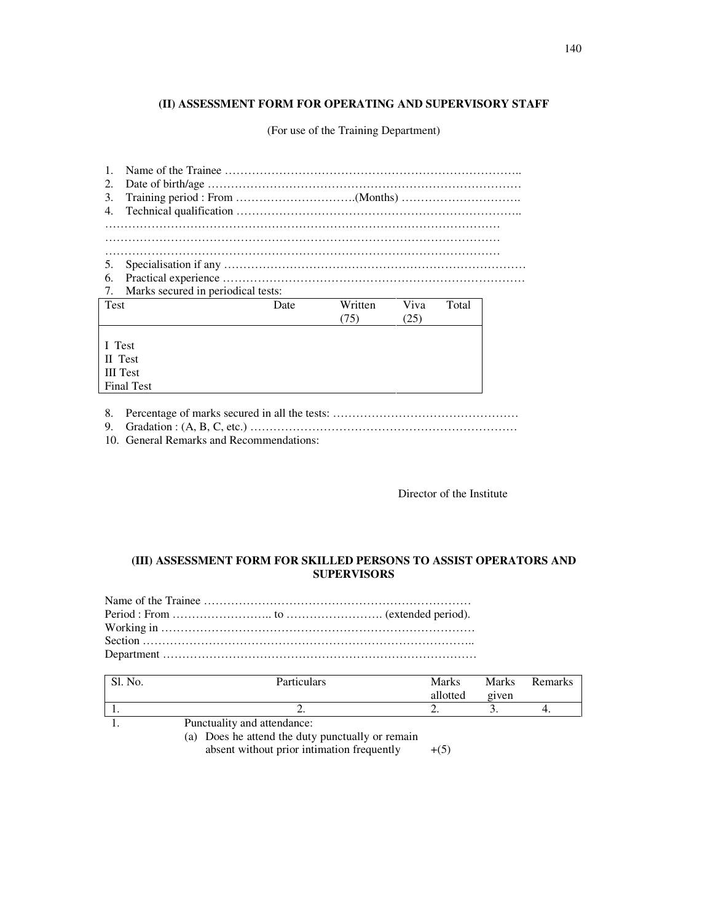### (II) ASSESSMENT FORM FOR OPERATING AND SUPERVISORY STAFF

(For use of the Training Department)

1. Name of the Trainee …………………………………………………………………..
2. Date of birth/age ………………………………………………………………………
3. Training period : From ………………………….(Months) ………………………….
4. Technical qualification ………………………………………………………………..
…………………………………………………………………………………………
…………………………………………………………………………………………
…………………………………………………………………………………………
5. Specialisation if any ……………………………………………………………………
6. Practical experience ……………………………………………………………………
7. Marks secured in periodical tests:

| Test | Date | Written (75) | Viva (25) | Total |
|---|---|---|---|---|
| I Test | | | | |
| II Test | | | | |
| III Test | | | | |
| Final Test | | | | |

8. Percentage of marks secured in all the tests: …………………………………………
9. Gradation : (A, B, C, etc.) ……………………………………………………………
10. General Remarks and Recommendations:

Director of the Institute

### (III) ASSESSMENT FORM FOR SKILLED PERSONS TO ASSIST OPERATORS AND SUPERVISORS

Name of the Trainee ……………………………………………………………
Period : From …………………….. to ……………………. (extended period).
Working in ………………………………………………………………………
Section …………………………………………………………………………..
Department ………………………………………………………………………

| Sl. No. | Particulars | Marks allotted | Marks given | Remarks |
|---|---|---|---|---|
| 1. | 2. | 2. | 3. | 4. |
| 1. | Punctuality and attendance: | | | |
| | (a) Does he attend the duty punctually or remain absent without prior intimation frequently | +(5) | | |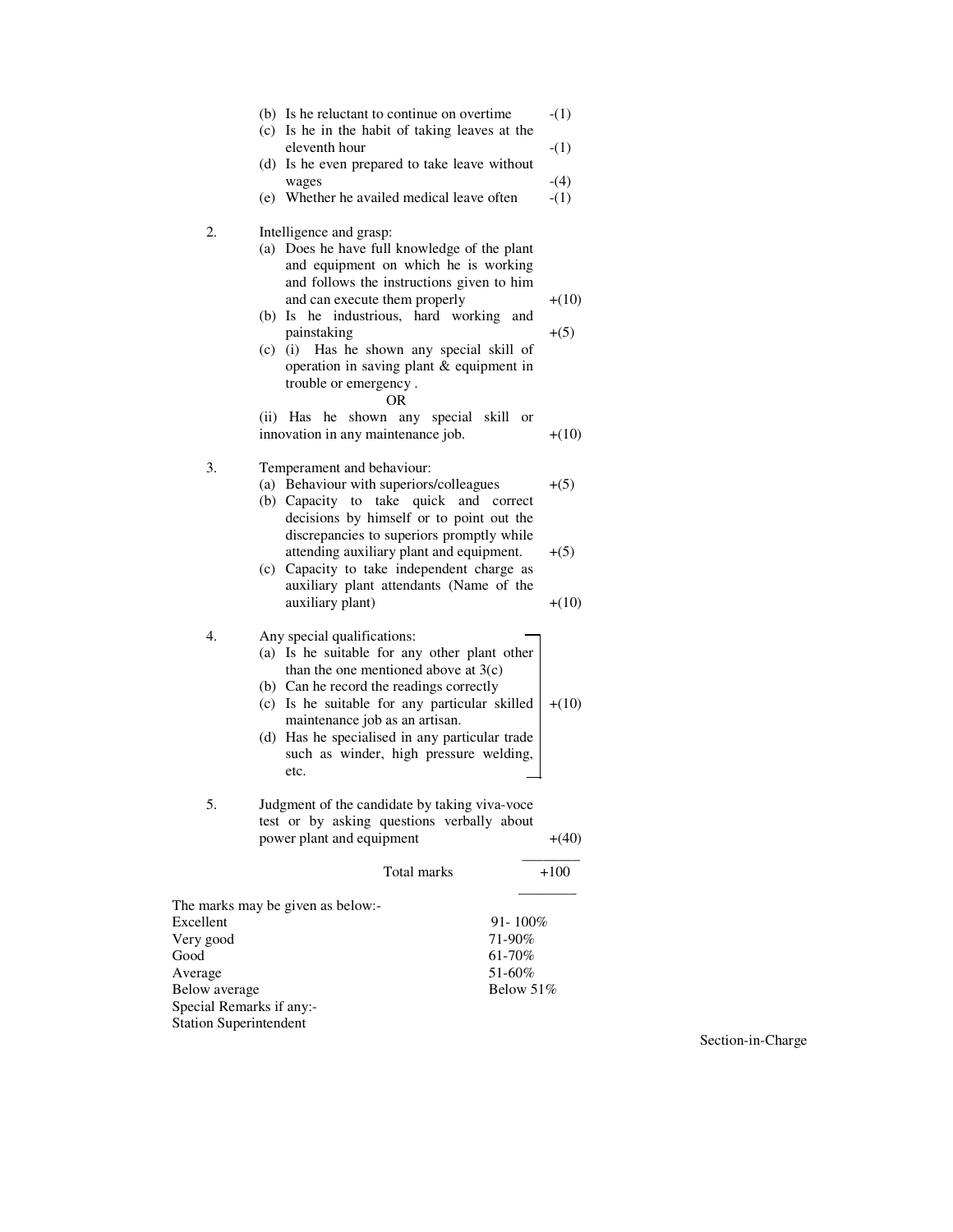| | | |
|---|---|---|
| | (b) Is he reluctant to continue on overtime | -(1) |
| | (c) Is he in the habit of taking leaves at the eleventh hour | -(1) |
| | (d) Is he even prepared to take leave without wages | -(4) |
| | (e) Whether he availed medical leave often | -(1) |
| 2. | Intelligence and grasp: | |
| | (a) Does he have full knowledge of the plant and equipment on which he is working and follows the instructions given to him and can execute them properly | +(10) |
| | (b) Is he industrious, hard working and painstaking | +(5) |
| | (c) (i) Has he shown any special skill of operation in saving plant & equipment in trouble or emergency .<br>OR<br>(ii) Has he shown any special skill or innovation in any maintenance job. | +(10) |
| 3. | Temperament and behaviour: | |
| | (a) Behaviour with superiors/colleagues | +(5) |
| | (b) Capacity to take quick and correct decisions by himself or to point out the discrepancies to superiors promptly while attending auxiliary plant and equipment. | +(5) |
| | (c) Capacity to take independent charge as auxiliary plant attendants (Name of the auxiliary plant) | +(10) |
| 4. | Any special qualifications:<br>(a) Is he suitable for any other plant other than the one mentioned above at 3(c)<br>(b) Can he record the readings correctly<br>(c) Is he suitable for any particular skilled maintenance job as an artisan.<br>(d) Has he specialised in any particular trade such as winder, high pressure welding, etc. | +(10) |
| 5. | Judgment of the candidate by taking viva-voce test or by asking questions verbally about power plant and equipment | +(40) |
| | Total marks | +100 |

The marks may be given as below:-

| | |
|---|---|
| Excellent | 91- 100% |
| Very good | 71-90% |
| Good | 61-70% |
| Average | 51-60% |
| Below average | Below 51% |

Special Remarks if any:-

Station Superintendent

Section-in-Charge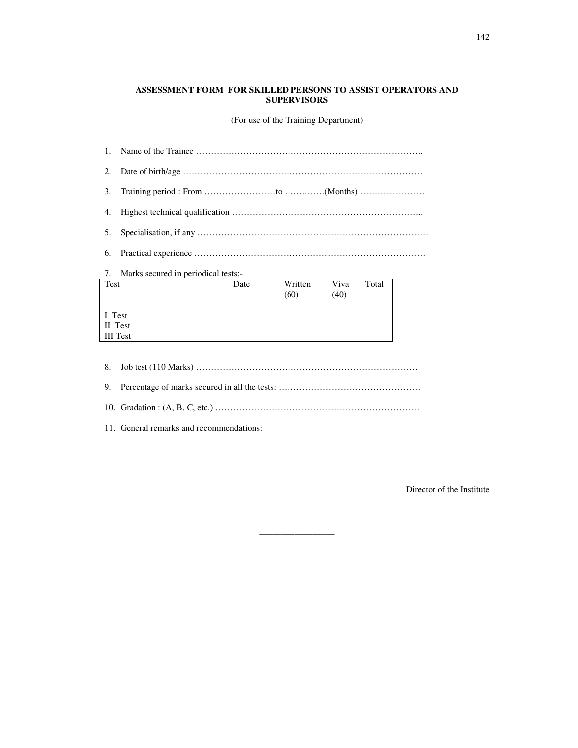## ASSESSMENT FORM FOR SKILLED PERSONS TO ASSIST OPERATORS AND SUPERVISORS

(For use of the Training Department)

1. Name of the Trainee ……………………………………………………………………..
2. Date of birth/age ………………………………………………………………………
3. Training period : From ……………………to ……..…….(Months) ………………….
4. Highest technical qualification ………………………………………………………..
5. Specialisation, if any ……………………………………………………………………
6. Practical experience ……………………………………………………………………
7. Marks secured in periodical tests:-

| Test | Date | Written (60) | Viva (40) | Total |
|---|---|---|---|---|
| I Test | | | | |
| II Test | | | | |
| III Test | | | | |

8. Job test (110 Marks) …………………………………………………………………
9. Percentage of marks secured in all the tests: …………………………………………
10. Gradation : (A, B, C, etc.) ……………………………………………………………
11. General remarks and recommendations:

Director of the Institute

\_\_\_\_\_\_\_\_\_\_\_\_\_\_\_\_